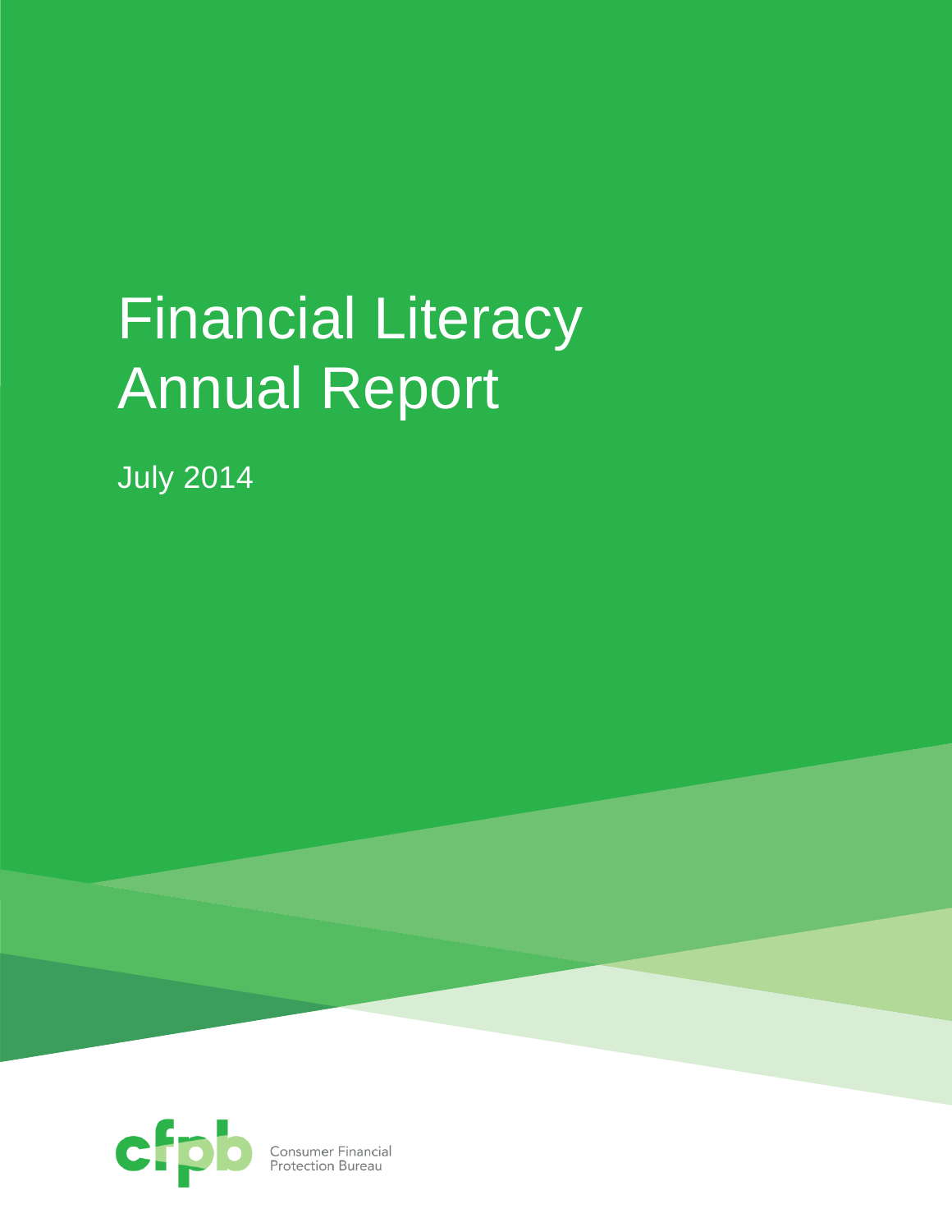# Financial Literacy Annual Report

July 2014

cfpb Consumer Financial Protection Bureau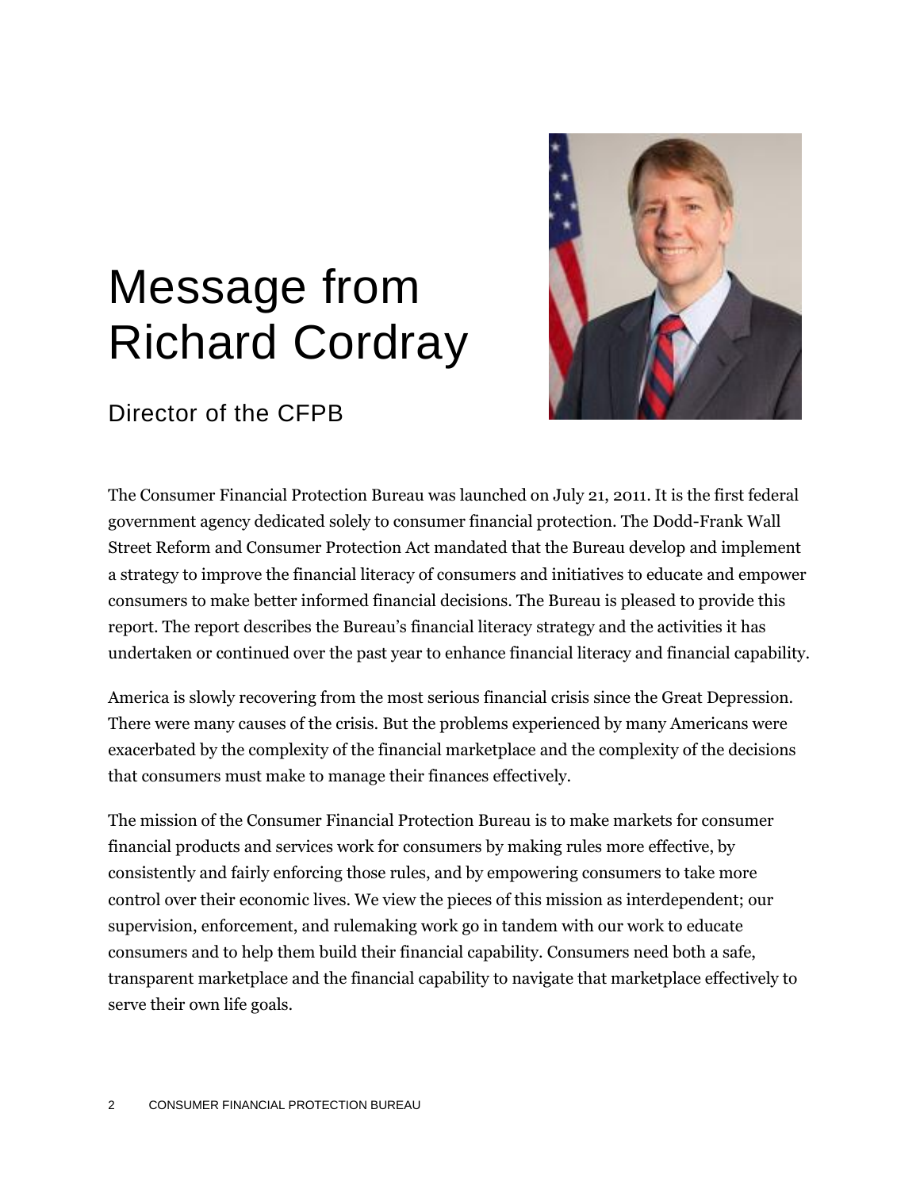# Message from Richard Cordray

## Director of the CFPB

The Consumer Financial Protection Bureau was launched on July 21, 2011. It is the first federal government agency dedicated solely to consumer financial protection. The Dodd-Frank Wall Street Reform and Consumer Protection Act mandated that the Bureau develop and implement a strategy to improve the financial literacy of consumers and initiatives to educate and empower consumers to make better informed financial decisions. The Bureau is pleased to provide this report. The report describes the Bureau's financial literacy strategy and the activities it has undertaken or continued over the past year to enhance financial literacy and financial capability.

America is slowly recovering from the most serious financial crisis since the Great Depression. There were many causes of the crisis. But the problems experienced by many Americans were exacerbated by the complexity of the financial marketplace and the complexity of the decisions that consumers must make to manage their finances effectively.

The mission of the Consumer Financial Protection Bureau is to make markets for consumer financial products and services work for consumers by making rules more effective, by consistently and fairly enforcing those rules, and by empowering consumers to take more control over their economic lives. We view the pieces of this mission as interdependent; our supervision, enforcement, and rulemaking work go in tandem with our work to educate consumers and to help them build their financial capability. Consumers need both a safe, transparent marketplace and the financial capability to navigate that marketplace effectively to serve their own life goals.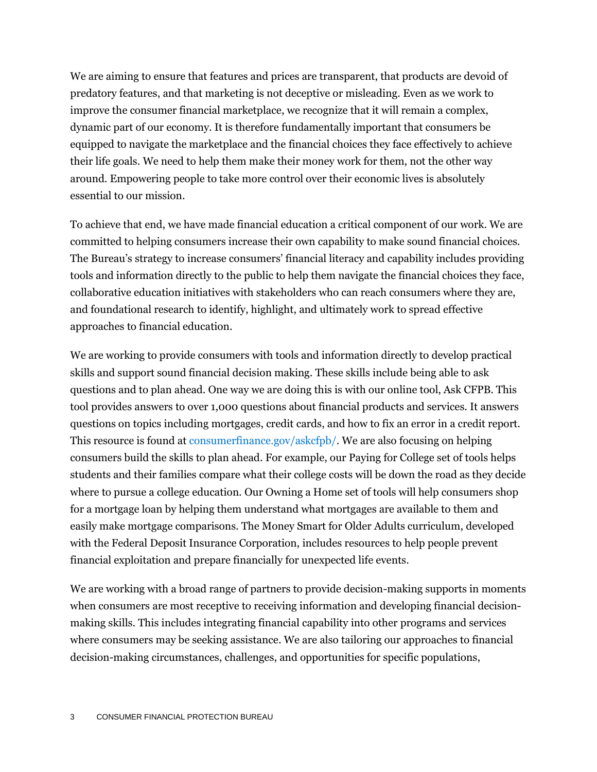We are aiming to ensure that features and prices are transparent, that products are devoid of predatory features, and that marketing is not deceptive or misleading. Even as we work to improve the consumer financial marketplace, we recognize that it will remain a complex, dynamic part of our economy. It is therefore fundamentally important that consumers be equipped to navigate the marketplace and the financial choices they face effectively to achieve their life goals. We need to help them make their money work for them, not the other way around. Empowering people to take more control over their economic lives is absolutely essential to our mission.

To achieve that end, we have made financial education a critical component of our work. We are committed to helping consumers increase their own capability to make sound financial choices. The Bureau's strategy to increase consumers' financial literacy and capability includes providing tools and information directly to the public to help them navigate the financial choices they face, collaborative education initiatives with stakeholders who can reach consumers where they are, and foundational research to identify, highlight, and ultimately work to spread effective approaches to financial education.

We are working to provide consumers with tools and information directly to develop practical skills and support sound financial decision making. These skills include being able to ask questions and to plan ahead. One way we are doing this is with our online tool, Ask CFPB. This tool provides answers to over 1,000 questions about financial products and services. It answers questions on topics including mortgages, credit cards, and how to fix an error in a credit report. This resource is found at consumerfinance.gov/askcfpb/. We are also focusing on helping consumers build the skills to plan ahead. For example, our Paying for College set of tools helps students and their families compare what their college costs will be down the road as they decide where to pursue a college education. Our Owning a Home set of tools will help consumers shop for a mortgage loan by helping them understand what mortgages are available to them and easily make mortgage comparisons. The Money Smart for Older Adults curriculum, developed with the Federal Deposit Insurance Corporation, includes resources to help people prevent financial exploitation and prepare financially for unexpected life events.

We are working with a broad range of partners to provide decision-making supports in moments when consumers are most receptive to receiving information and developing financial decision-making skills. This includes integrating financial capability into other programs and services where consumers may be seeking assistance. We are also tailoring our approaches to financial decision-making circumstances, challenges, and opportunities for specific populations,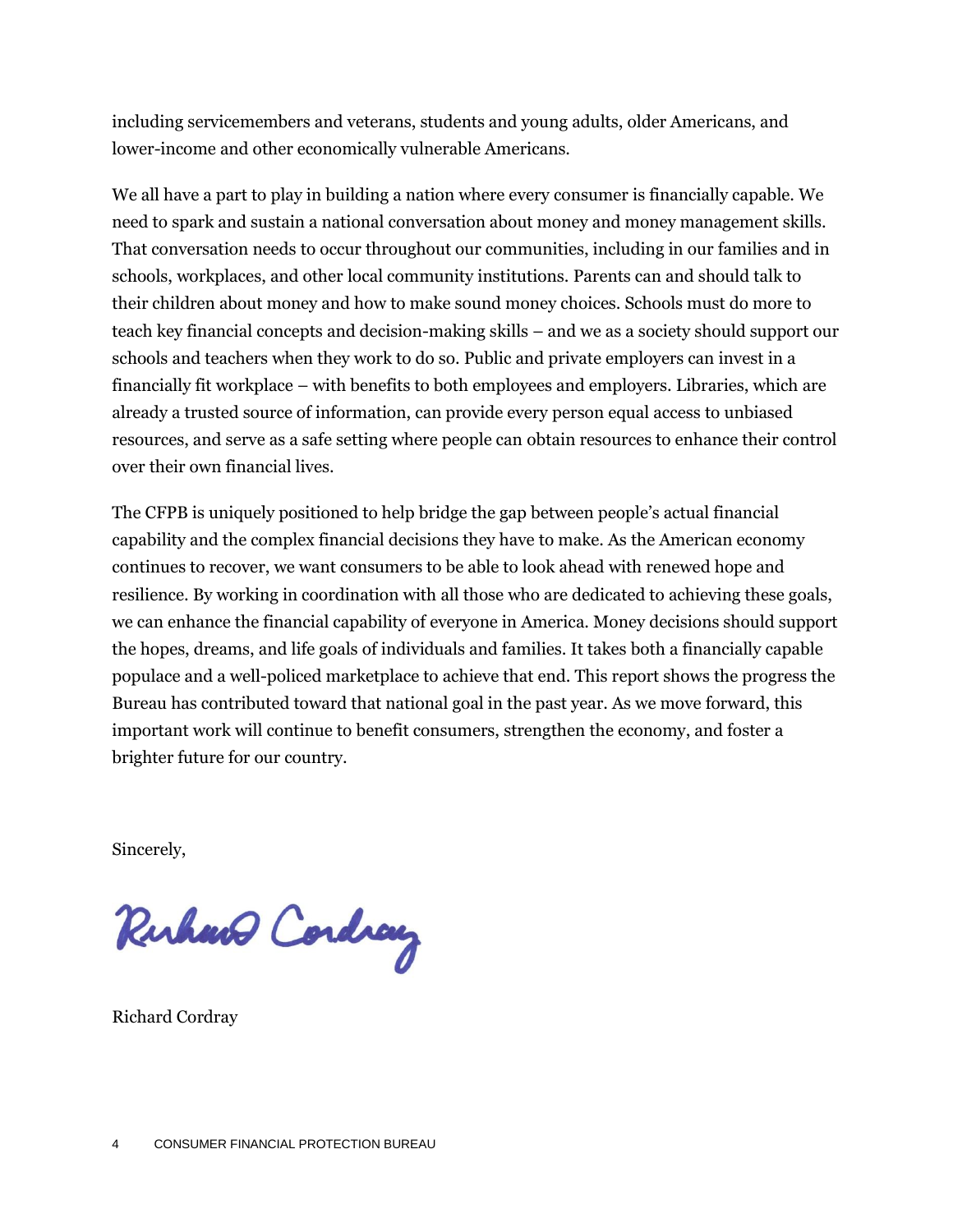including servicemembers and veterans, students and young adults, older Americans, and lower-income and other economically vulnerable Americans.

We all have a part to play in building a nation where every consumer is financially capable. We need to spark and sustain a national conversation about money and money management skills. That conversation needs to occur throughout our communities, including in our families and in schools, workplaces, and other local community institutions. Parents can and should talk to their children about money and how to make sound money choices. Schools must do more to teach key financial concepts and decision-making skills – and we as a society should support our schools and teachers when they work to do so. Public and private employers can invest in a financially fit workplace – with benefits to both employees and employers. Libraries, which are already a trusted source of information, can provide every person equal access to unbiased resources, and serve as a safe setting where people can obtain resources to enhance their control over their own financial lives.

The CFPB is uniquely positioned to help bridge the gap between people's actual financial capability and the complex financial decisions they have to make. As the American economy continues to recover, we want consumers to be able to look ahead with renewed hope and resilience. By working in coordination with all those who are dedicated to achieving these goals, we can enhance the financial capability of everyone in America. Money decisions should support the hopes, dreams, and life goals of individuals and families. It takes both a financially capable populace and a well-policed marketplace to achieve that end. This report shows the progress the Bureau has contributed toward that national goal in the past year. As we move forward, this important work will continue to benefit consumers, strengthen the economy, and foster a brighter future for our country.

Sincerely,

Richard Cordray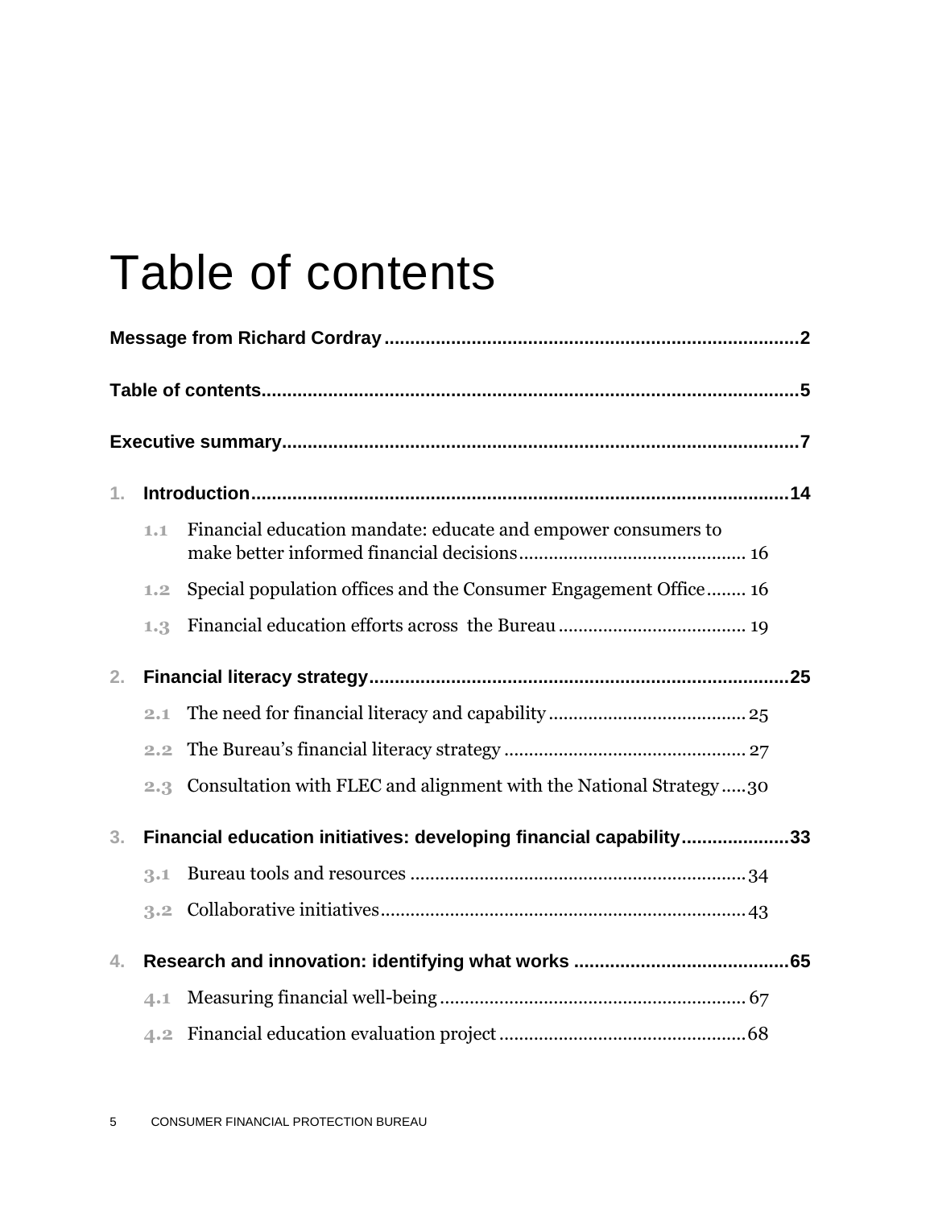# Table of contents

**Message from Richard Cordray** .......... **2**

**Table of contents** .......... **5**

**Executive summary** .......... **7**

**1. Introduction** .......... **14**

- 1.1 Financial education mandate: educate and empower consumers to make better informed financial decisions .......... 16
- 1.2 Special population offices and the Consumer Engagement Office .......... 16
- 1.3 Financial education efforts across the Bureau .......... 19

**2. Financial literacy strategy** .......... **25**

- 2.1 The need for financial literacy and capability .......... 25
- 2.2 The Bureau's financial literacy strategy .......... 27
- 2.3 Consultation with FLEC and alignment with the National Strategy .......... 30

**3. Financial education initiatives: developing financial capability** .......... **33**

- 3.1 Bureau tools and resources .......... 34
- 3.2 Collaborative initiatives .......... 43

**4. Research and innovation: identifying what works** .......... **65**

- 4.1 Measuring financial well-being .......... 67
- 4.2 Financial education evaluation project .......... 68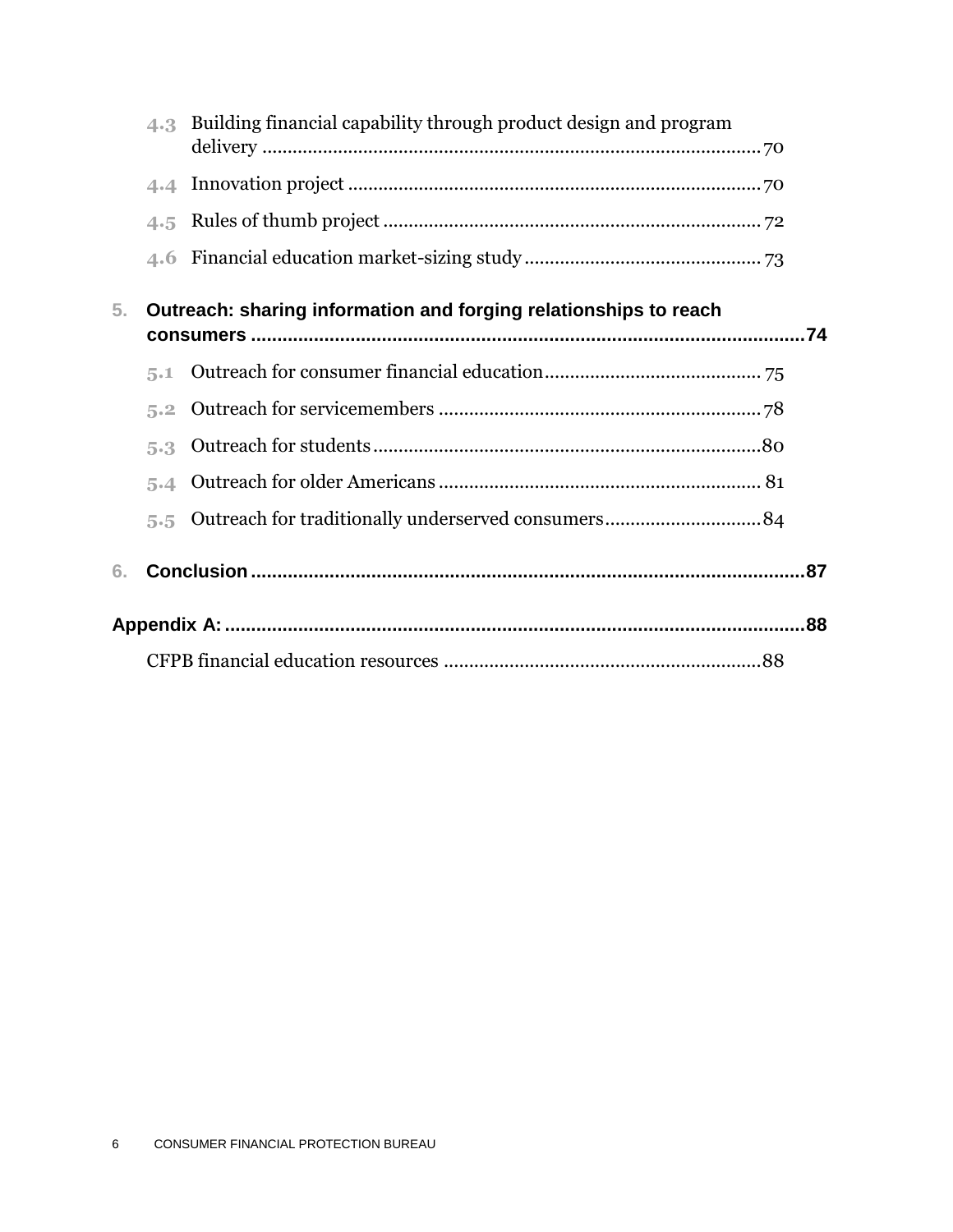4.3 Building financial capability through product design and program delivery ....................................................................................70

4.4 Innovation project ...............................................................................70

4.5 Rules of thumb project ........................................................................72

4.6 Financial education market-sizing study .............................................73

**5. Outreach: sharing information and forging relationships to reach consumers .......................................................................................................74**

5.1 Outreach for consumer financial education .........................................75

5.2 Outreach for servicemembers ..............................................................78

5.3 Outreach for students ..........................................................................80

5.4 Outreach for older Americans ..............................................................81

5.5 Outreach for traditionally underserved consumers .............................84

**6. Conclusion .......................................................................................................87**

**Appendix A: ..........................................................................................................88**

CFPB financial education resources .............................................................88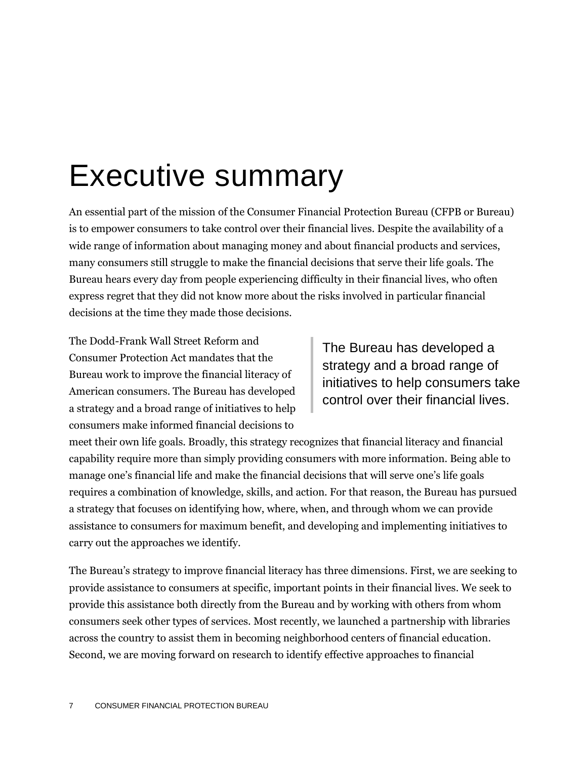# Executive summary

An essential part of the mission of the Consumer Financial Protection Bureau (CFPB or Bureau) is to empower consumers to take control over their financial lives. Despite the availability of a wide range of information about managing money and about financial products and services, many consumers still struggle to make the financial decisions that serve their life goals. The Bureau hears every day from people experiencing difficulty in their financial lives, who often express regret that they did not know more about the risks involved in particular financial decisions at the time they made those decisions.

The Dodd-Frank Wall Street Reform and Consumer Protection Act mandates that the Bureau work to improve the financial literacy of American consumers. The Bureau has developed a strategy and a broad range of initiatives to help consumers make informed financial decisions to meet their own life goals. Broadly, this strategy recognizes that financial literacy and financial capability require more than simply providing consumers with more information. Being able to manage one's financial life and make the financial decisions that will serve one's life goals requires a combination of knowledge, skills, and action. For that reason, the Bureau has pursued a strategy that focuses on identifying how, where, when, and through whom we can provide assistance to consumers for maximum benefit, and developing and implementing initiatives to carry out the approaches we identify.

> The Bureau has developed a strategy and a broad range of initiatives to help consumers take control over their financial lives.

The Bureau's strategy to improve financial literacy has three dimensions. First, we are seeking to provide assistance to consumers at specific, important points in their financial lives. We seek to provide this assistance both directly from the Bureau and by working with others from whom consumers seek other types of services. Most recently, we launched a partnership with libraries across the country to assist them in becoming neighborhood centers of financial education. Second, we are moving forward on research to identify effective approaches to financial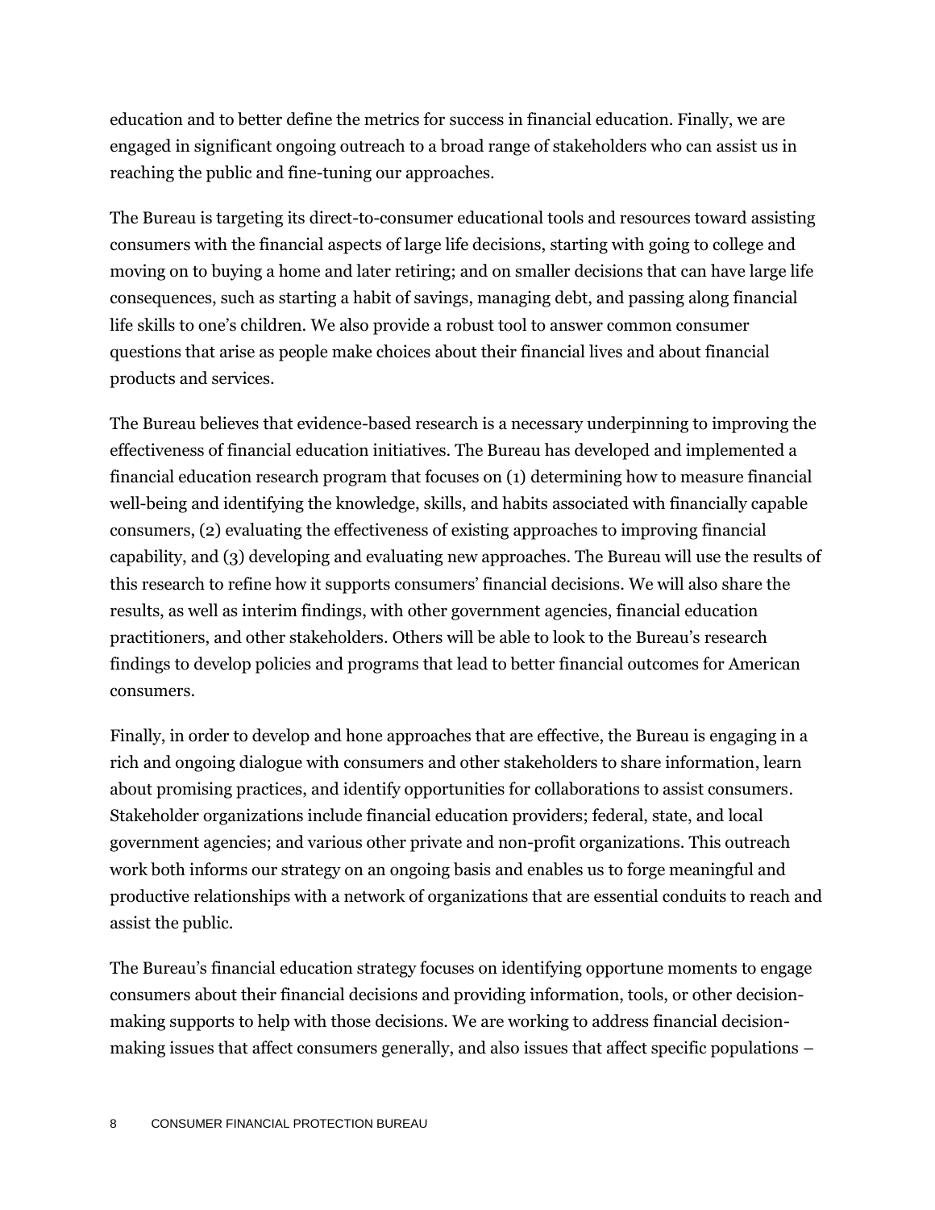education and to better define the metrics for success in financial education. Finally, we are engaged in significant ongoing outreach to a broad range of stakeholders who can assist us in reaching the public and fine-tuning our approaches.

The Bureau is targeting its direct-to-consumer educational tools and resources toward assisting consumers with the financial aspects of large life decisions, starting with going to college and moving on to buying a home and later retiring; and on smaller decisions that can have large life consequences, such as starting a habit of savings, managing debt, and passing along financial life skills to one's children. We also provide a robust tool to answer common consumer questions that arise as people make choices about their financial lives and about financial products and services.

The Bureau believes that evidence-based research is a necessary underpinning to improving the effectiveness of financial education initiatives. The Bureau has developed and implemented a financial education research program that focuses on (1) determining how to measure financial well-being and identifying the knowledge, skills, and habits associated with financially capable consumers, (2) evaluating the effectiveness of existing approaches to improving financial capability, and (3) developing and evaluating new approaches. The Bureau will use the results of this research to refine how it supports consumers' financial decisions. We will also share the results, as well as interim findings, with other government agencies, financial education practitioners, and other stakeholders. Others will be able to look to the Bureau's research findings to develop policies and programs that lead to better financial outcomes for American consumers.

Finally, in order to develop and hone approaches that are effective, the Bureau is engaging in a rich and ongoing dialogue with consumers and other stakeholders to share information, learn about promising practices, and identify opportunities for collaborations to assist consumers. Stakeholder organizations include financial education providers; federal, state, and local government agencies; and various other private and non-profit organizations. This outreach work both informs our strategy on an ongoing basis and enables us to forge meaningful and productive relationships with a network of organizations that are essential conduits to reach and assist the public.

The Bureau's financial education strategy focuses on identifying opportune moments to engage consumers about their financial decisions and providing information, tools, or other decision-making supports to help with those decisions. We are working to address financial decision-making issues that affect consumers generally, and also issues that affect specific populations –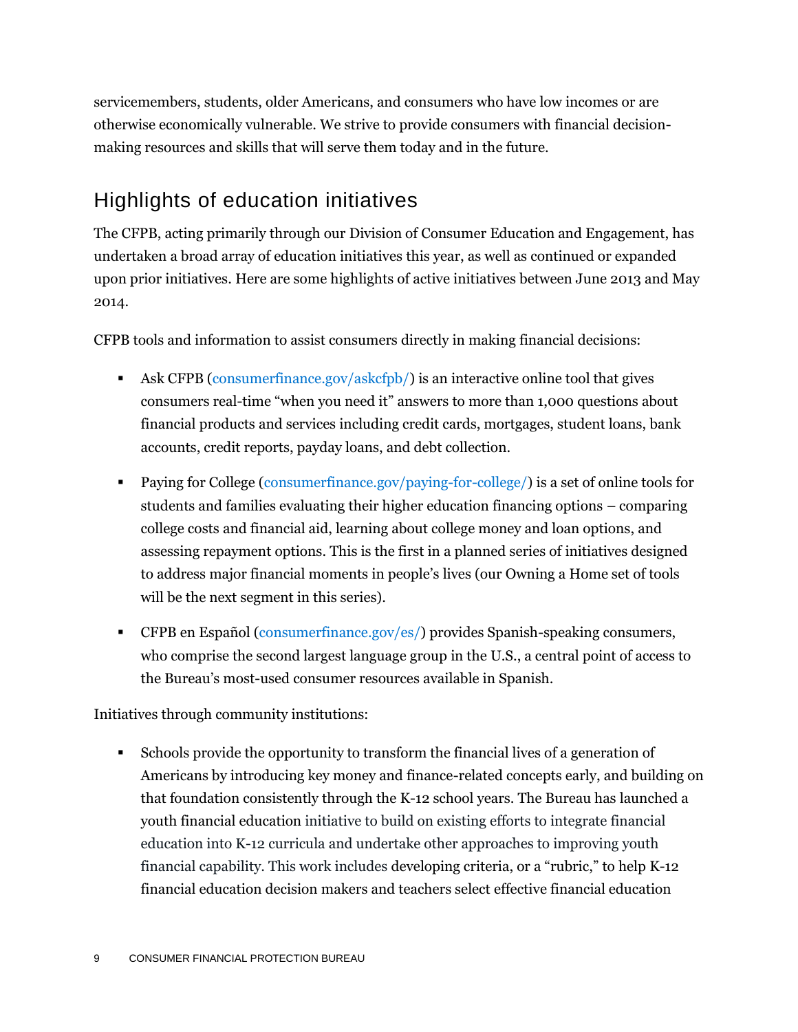servicemembers, students, older Americans, and consumers who have low incomes or are otherwise economically vulnerable. We strive to provide consumers with financial decision-making resources and skills that will serve them today and in the future.

## Highlights of education initiatives

The CFPB, acting primarily through our Division of Consumer Education and Engagement, has undertaken a broad array of education initiatives this year, as well as continued or expanded upon prior initiatives. Here are some highlights of active initiatives between June 2013 and May 2014.

CFPB tools and information to assist consumers directly in making financial decisions:

- Ask CFPB (consumerfinance.gov/askcfpb/) is an interactive online tool that gives consumers real-time "when you need it" answers to more than 1,000 questions about financial products and services including credit cards, mortgages, student loans, bank accounts, credit reports, payday loans, and debt collection.
- Paying for College (consumerfinance.gov/paying-for-college/) is a set of online tools for students and families evaluating their higher education financing options – comparing college costs and financial aid, learning about college money and loan options, and assessing repayment options. This is the first in a planned series of initiatives designed to address major financial moments in people's lives (our Owning a Home set of tools will be the next segment in this series).
- CFPB en Español (consumerfinance.gov/es/) provides Spanish-speaking consumers, who comprise the second largest language group in the U.S., a central point of access to the Bureau's most-used consumer resources available in Spanish.

Initiatives through community institutions:

- Schools provide the opportunity to transform the financial lives of a generation of Americans by introducing key money and finance-related concepts early, and building on that foundation consistently through the K-12 school years. The Bureau has launched a youth financial education initiative to build on existing efforts to integrate financial education into K-12 curricula and undertake other approaches to improving youth financial capability. This work includes developing criteria, or a "rubric," to help K-12 financial education decision makers and teachers select effective financial education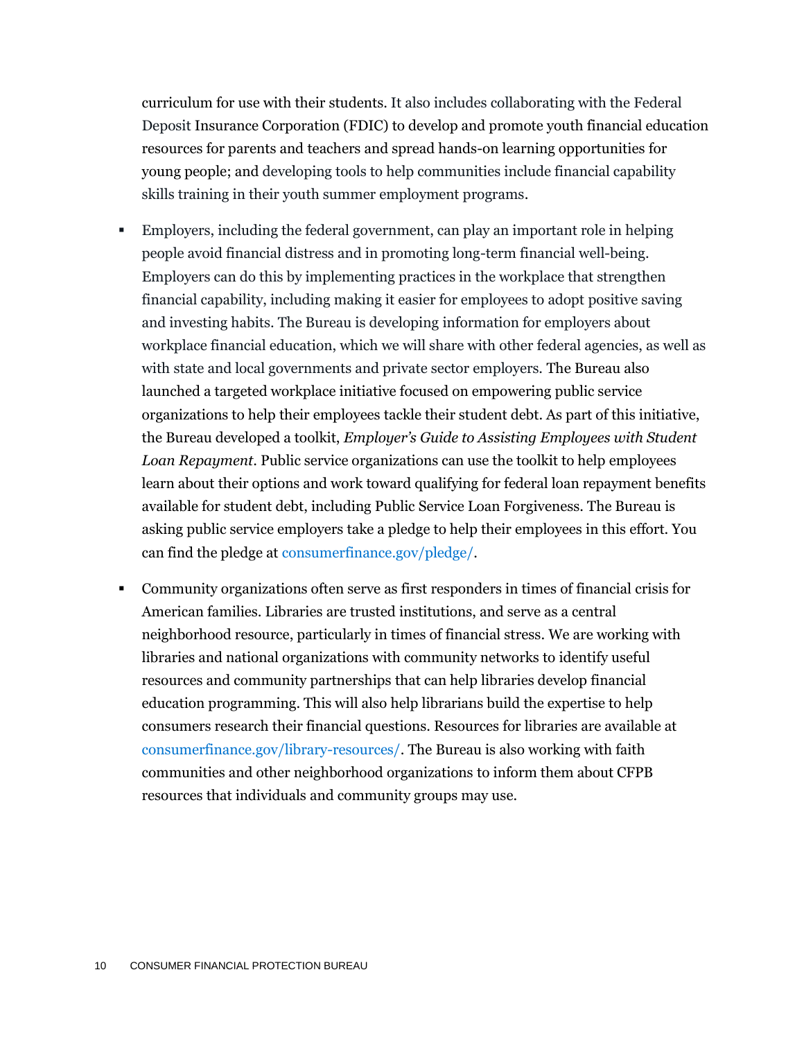curriculum for use with their students. It also includes collaborating with the Federal Deposit Insurance Corporation (FDIC) to develop and promote youth financial education resources for parents and teachers and spread hands-on learning opportunities for young people; and developing tools to help communities include financial capability skills training in their youth summer employment programs.

- Employers, including the federal government, can play an important role in helping people avoid financial distress and in promoting long-term financial well-being. Employers can do this by implementing practices in the workplace that strengthen financial capability, including making it easier for employees to adopt positive saving and investing habits. The Bureau is developing information for employers about workplace financial education, which we will share with other federal agencies, as well as with state and local governments and private sector employers. The Bureau also launched a targeted workplace initiative focused on empowering public service organizations to help their employees tackle their student debt. As part of this initiative, the Bureau developed a toolkit, *Employer's Guide to Assisting Employees with Student Loan Repayment*. Public service organizations can use the toolkit to help employees learn about their options and work toward qualifying for federal loan repayment benefits available for student debt, including Public Service Loan Forgiveness. The Bureau is asking public service employers take a pledge to help their employees in this effort. You can find the pledge at consumerfinance.gov/pledge/.

- Community organizations often serve as first responders in times of financial crisis for American families. Libraries are trusted institutions, and serve as a central neighborhood resource, particularly in times of financial stress. We are working with libraries and national organizations with community networks to identify useful resources and community partnerships that can help libraries develop financial education programming. This will also help librarians build the expertise to help consumers research their financial questions. Resources for libraries are available at consumerfinance.gov/library-resources/. The Bureau is also working with faith communities and other neighborhood organizations to inform them about CFPB resources that individuals and community groups may use.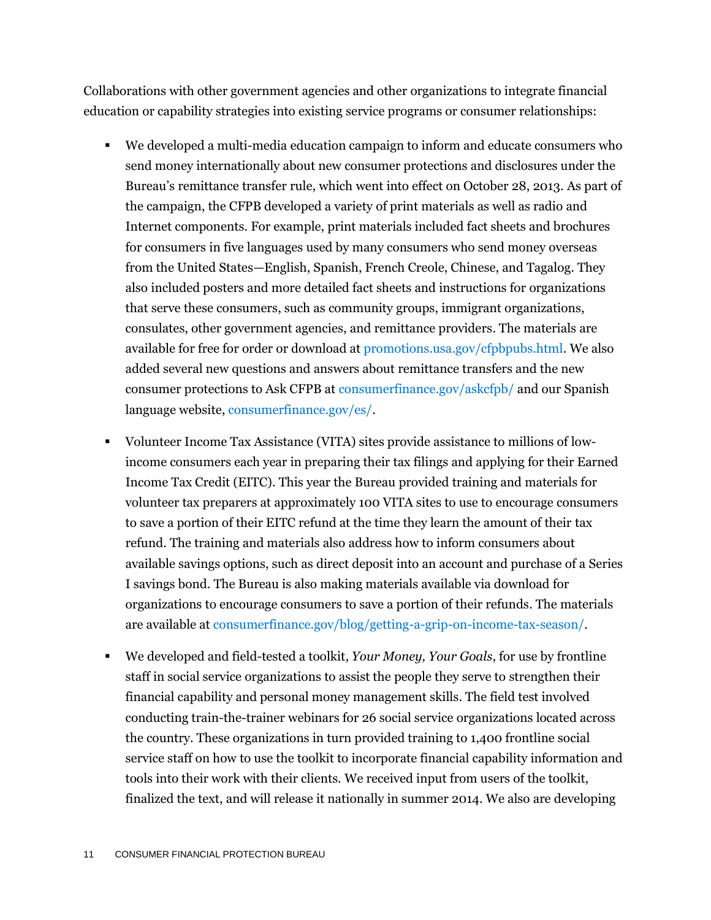Collaborations with other government agencies and other organizations to integrate financial education or capability strategies into existing service programs or consumer relationships:

- We developed a multi-media education campaign to inform and educate consumers who send money internationally about new consumer protections and disclosures under the Bureau's remittance transfer rule, which went into effect on October 28, 2013. As part of the campaign, the CFPB developed a variety of print materials as well as radio and Internet components. For example, print materials included fact sheets and brochures for consumers in five languages used by many consumers who send money overseas from the United States—English, Spanish, French Creole, Chinese, and Tagalog. They also included posters and more detailed fact sheets and instructions for organizations that serve these consumers, such as community groups, immigrant organizations, consulates, other government agencies, and remittance providers. The materials are available for free for order or download at promotions.usa.gov/cfpbpubs.html. We also added several new questions and answers about remittance transfers and the new consumer protections to Ask CFPB at consumerfinance.gov/askcfpb/ and our Spanish language website, consumerfinance.gov/es/.

- Volunteer Income Tax Assistance (VITA) sites provide assistance to millions of low-income consumers each year in preparing their tax filings and applying for their Earned Income Tax Credit (EITC). This year the Bureau provided training and materials for volunteer tax preparers at approximately 100 VITA sites to use to encourage consumers to save a portion of their EITC refund at the time they learn the amount of their tax refund. The training and materials also address how to inform consumers about available savings options, such as direct deposit into an account and purchase of a Series I savings bond. The Bureau is also making materials available via download for organizations to encourage consumers to save a portion of their refunds. The materials are available at consumerfinance.gov/blog/getting-a-grip-on-income-tax-season/.

- We developed and field-tested a toolkit, *Your Money, Your Goals*, for use by frontline staff in social service organizations to assist the people they serve to strengthen their financial capability and personal money management skills. The field test involved conducting train-the-trainer webinars for 26 social service organizations located across the country. These organizations in turn provided training to 1,400 frontline social service staff on how to use the toolkit to incorporate financial capability information and tools into their work with their clients. We received input from users of the toolkit, finalized the text, and will release it nationally in summer 2014. We also are developing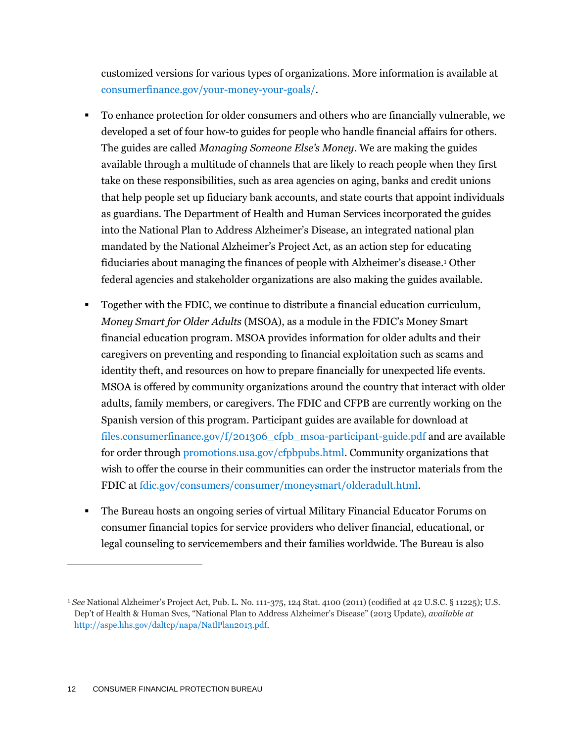customized versions for various types of organizations. More information is available at consumerfinance.gov/your-money-your-goals/.

- To enhance protection for older consumers and others who are financially vulnerable, we developed a set of four how-to guides for people who handle financial affairs for others. The guides are called *Managing Someone Else's Money*. We are making the guides available through a multitude of channels that are likely to reach people when they first take on these responsibilities, such as area agencies on aging, banks and credit unions that help people set up fiduciary bank accounts, and state courts that appoint individuals as guardians. The Department of Health and Human Services incorporated the guides into the National Plan to Address Alzheimer's Disease, an integrated national plan mandated by the National Alzheimer's Project Act, as an action step for educating fiduciaries about managing the finances of people with Alzheimer's disease.[1] Other federal agencies and stakeholder organizations are also making the guides available.

- Together with the FDIC, we continue to distribute a financial education curriculum, *Money Smart for Older Adults* (MSOA), as a module in the FDIC's Money Smart financial education program. MSOA provides information for older adults and their caregivers on preventing and responding to financial exploitation such as scams and identity theft, and resources on how to prepare financially for unexpected life events. MSOA is offered by community organizations around the country that interact with older adults, family members, or caregivers. The FDIC and CFPB are currently working on the Spanish version of this program. Participant guides are available for download at files.consumerfinance.gov/f/201306_cfpb_msoa-participant-guide.pdf and are available for order through promotions.usa.gov/cfpbpubs.html. Community organizations that wish to offer the course in their communities can order the instructor materials from the FDIC at fdic.gov/consumers/consumer/moneysmart/olderadult.html.

- The Bureau hosts an ongoing series of virtual Military Financial Educator Forums on consumer financial topics for service providers who deliver financial, educational, or legal counseling to servicemembers and their families worldwide. The Bureau is also

---

[1] *See* National Alzheimer's Project Act, Pub. L. No. 111-375, 124 Stat. 4100 (2011) (codified at 42 U.S.C. § 11225); U.S. Dep't of Health & Human Svcs, "National Plan to Address Alzheimer's Disease" (2013 Update), *available at* http://aspe.hhs.gov/daltcp/napa/NatlPlan2013.pdf.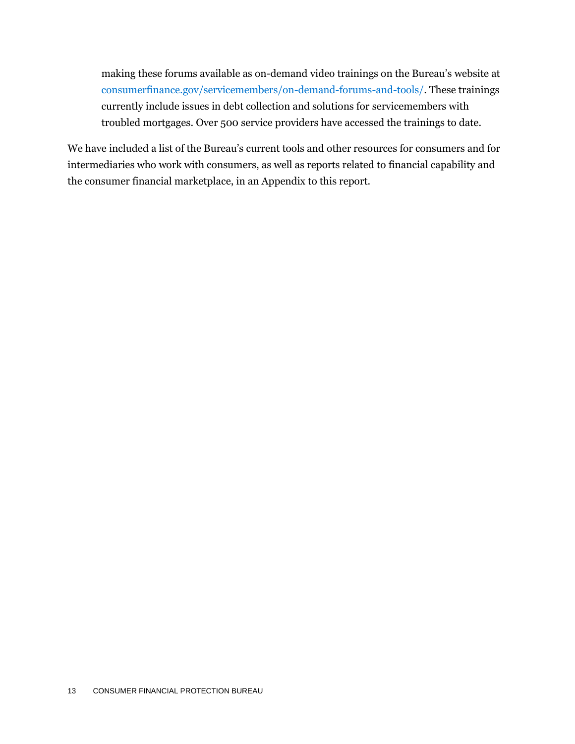making these forums available as on-demand video trainings on the Bureau's website at consumerfinance.gov/servicemembers/on-demand-forums-and-tools/. These trainings currently include issues in debt collection and solutions for servicemembers with troubled mortgages. Over 500 service providers have accessed the trainings to date.

We have included a list of the Bureau's current tools and other resources for consumers and for intermediaries who work with consumers, as well as reports related to financial capability and the consumer financial marketplace, in an Appendix to this report.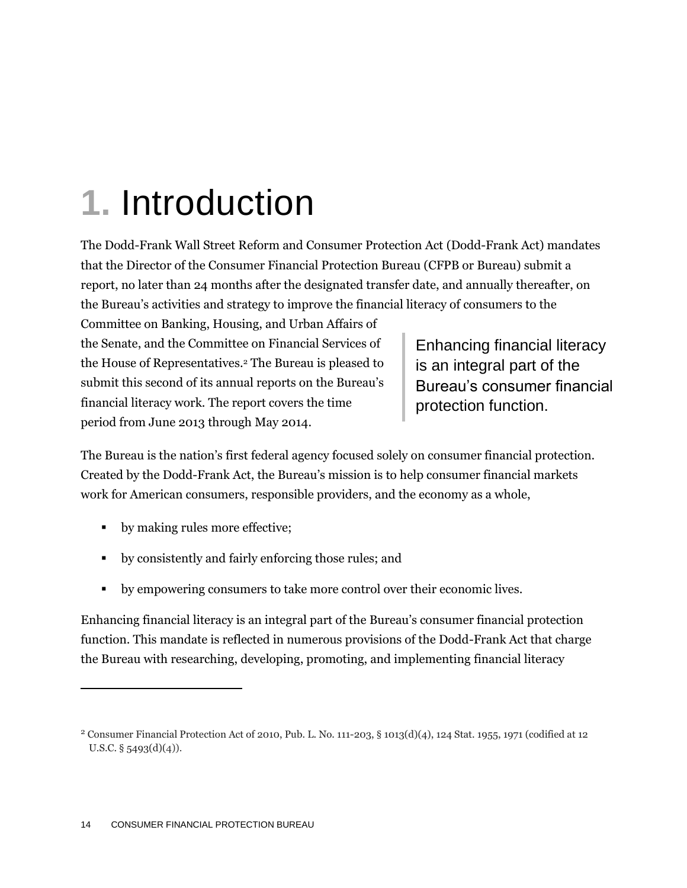# 1. Introduction

The Dodd-Frank Wall Street Reform and Consumer Protection Act (Dodd-Frank Act) mandates that the Director of the Consumer Financial Protection Bureau (CFPB or Bureau) submit a report, no later than 24 months after the designated transfer date, and annually thereafter, on the Bureau's activities and strategy to improve the financial literacy of consumers to the Committee on Banking, Housing, and Urban Affairs of the Senate, and the Committee on Financial Services of the House of Representatives.[2] The Bureau is pleased to submit this second of its annual reports on the Bureau's financial literacy work. The report covers the time period from June 2013 through May 2014.

> Enhancing financial literacy is an integral part of the Bureau's consumer financial protection function.

The Bureau is the nation's first federal agency focused solely on consumer financial protection. Created by the Dodd-Frank Act, the Bureau's mission is to help consumer financial markets work for American consumers, responsible providers, and the economy as a whole,

- by making rules more effective;
- by consistently and fairly enforcing those rules; and
- by empowering consumers to take more control over their economic lives.

Enhancing financial literacy is an integral part of the Bureau's consumer financial protection function. This mandate is reflected in numerous provisions of the Dodd-Frank Act that charge the Bureau with researching, developing, promoting, and implementing financial literacy

---

[2] Consumer Financial Protection Act of 2010, Pub. L. No. 111-203, § 1013(d)(4), 124 Stat. 1955, 1971 (codified at 12 U.S.C. § 5493(d)(4)).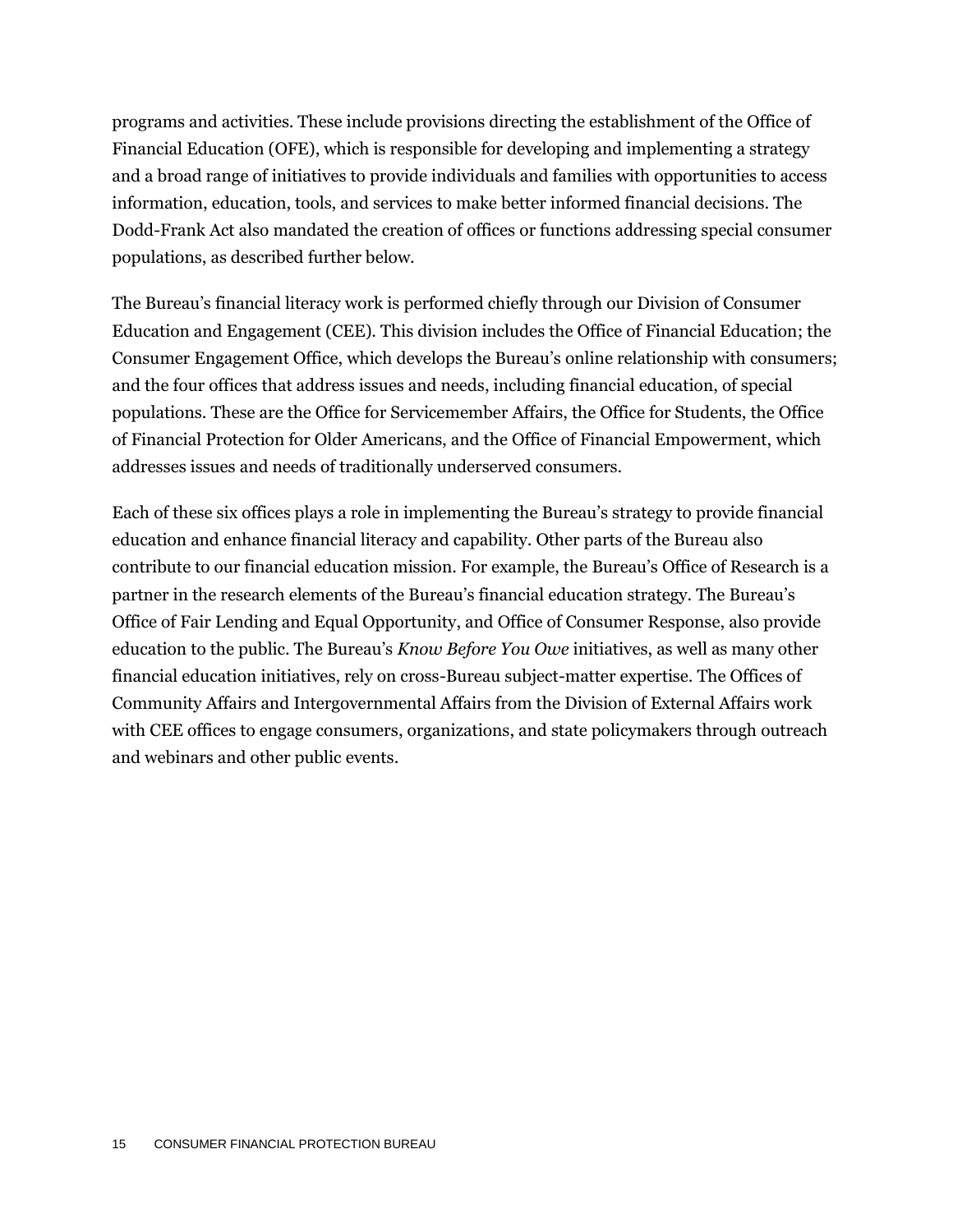programs and activities. These include provisions directing the establishment of the Office of Financial Education (OFE), which is responsible for developing and implementing a strategy and a broad range of initiatives to provide individuals and families with opportunities to access information, education, tools, and services to make better informed financial decisions. The Dodd-Frank Act also mandated the creation of offices or functions addressing special consumer populations, as described further below.

The Bureau's financial literacy work is performed chiefly through our Division of Consumer Education and Engagement (CEE). This division includes the Office of Financial Education; the Consumer Engagement Office, which develops the Bureau's online relationship with consumers; and the four offices that address issues and needs, including financial education, of special populations. These are the Office for Servicemember Affairs, the Office for Students, the Office of Financial Protection for Older Americans, and the Office of Financial Empowerment, which addresses issues and needs of traditionally underserved consumers.

Each of these six offices plays a role in implementing the Bureau's strategy to provide financial education and enhance financial literacy and capability. Other parts of the Bureau also contribute to our financial education mission. For example, the Bureau's Office of Research is a partner in the research elements of the Bureau's financial education strategy. The Bureau's Office of Fair Lending and Equal Opportunity, and Office of Consumer Response, also provide education to the public. The Bureau's *Know Before You Owe* initiatives, as well as many other financial education initiatives, rely on cross-Bureau subject-matter expertise. The Offices of Community Affairs and Intergovernmental Affairs from the Division of External Affairs work with CEE offices to engage consumers, organizations, and state policymakers through outreach and webinars and other public events.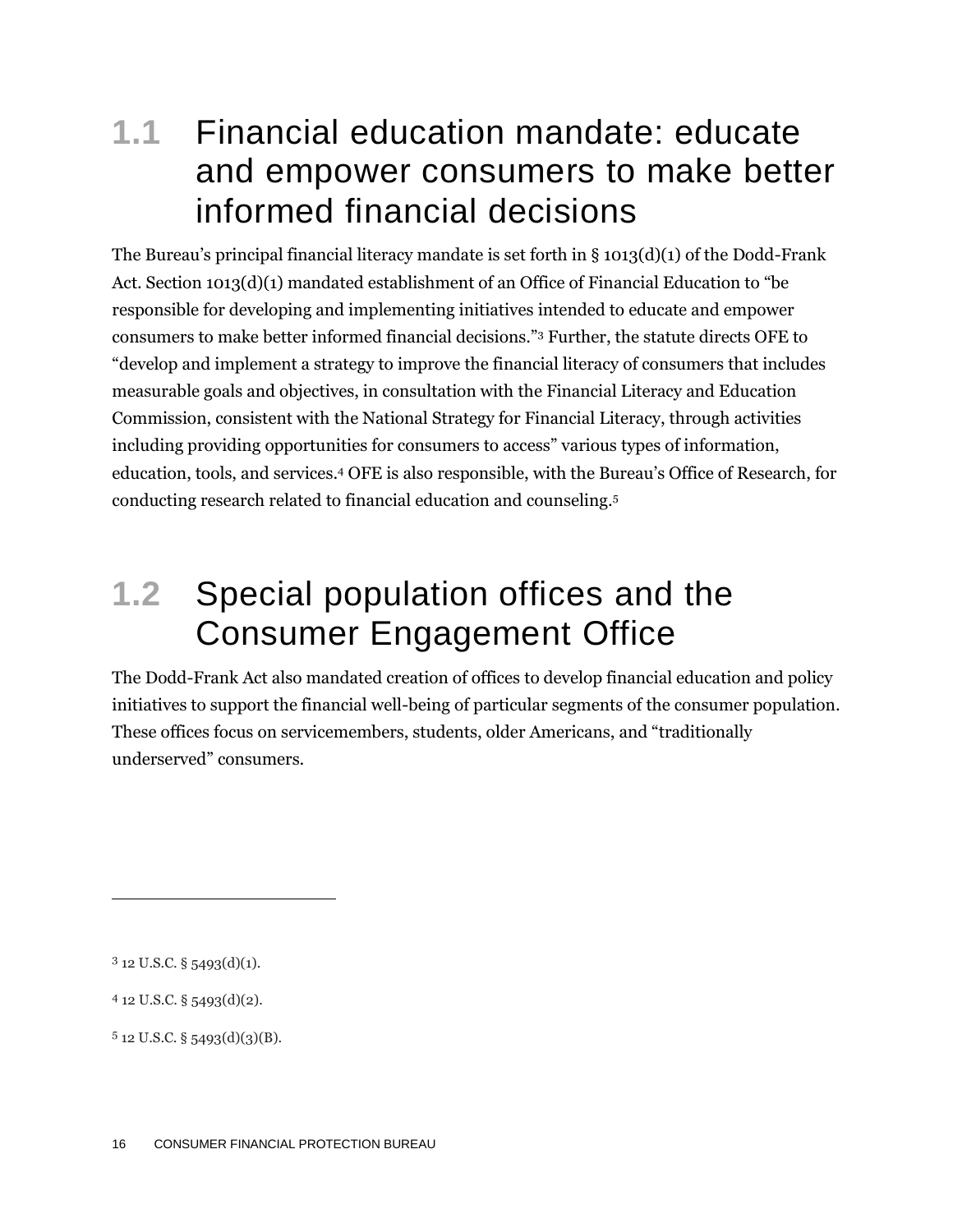## 1.1 Financial education mandate: educate and empower consumers to make better informed financial decisions

The Bureau's principal financial literacy mandate is set forth in § 1013(d)(1) of the Dodd-Frank Act. Section 1013(d)(1) mandated establishment of an Office of Financial Education to "be responsible for developing and implementing initiatives intended to educate and empower consumers to make better informed financial decisions."[3] Further, the statute directs OFE to "develop and implement a strategy to improve the financial literacy of consumers that includes measurable goals and objectives, in consultation with the Financial Literacy and Education Commission, consistent with the National Strategy for Financial Literacy, through activities including providing opportunities for consumers to access" various types of information, education, tools, and services.[4] OFE is also responsible, with the Bureau's Office of Research, for conducting research related to financial education and counseling.[5]

## 1.2 Special population offices and the Consumer Engagement Office

The Dodd-Frank Act also mandated creation of offices to develop financial education and policy initiatives to support the financial well-being of particular segments of the consumer population. These offices focus on servicemembers, students, older Americans, and "traditionally underserved" consumers.

---

[3] 12 U.S.C. § 5493(d)(1).

[4] 12 U.S.C. § 5493(d)(2).

[5] 12 U.S.C. § 5493(d)(3)(B).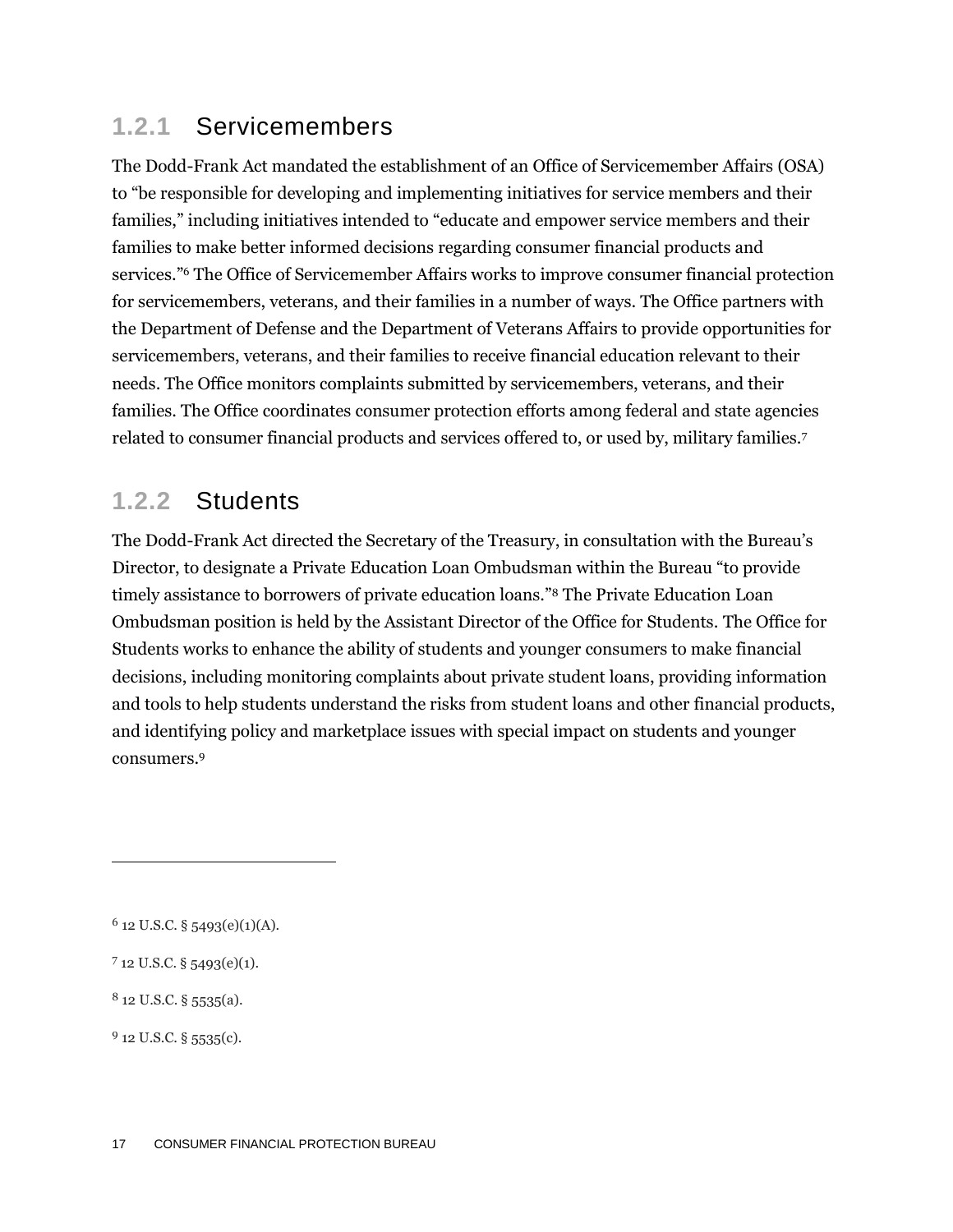### 1.2.1 Servicemembers

The Dodd-Frank Act mandated the establishment of an Office of Servicemember Affairs (OSA) to "be responsible for developing and implementing initiatives for service members and their families," including initiatives intended to "educate and empower service members and their families to make better informed decisions regarding consumer financial products and services."[6] The Office of Servicemember Affairs works to improve consumer financial protection for servicemembers, veterans, and their families in a number of ways. The Office partners with the Department of Defense and the Department of Veterans Affairs to provide opportunities for servicemembers, veterans, and their families to receive financial education relevant to their needs. The Office monitors complaints submitted by servicemembers, veterans, and their families. The Office coordinates consumer protection efforts among federal and state agencies related to consumer financial products and services offered to, or used by, military families.[7]

### 1.2.2 Students

The Dodd-Frank Act directed the Secretary of the Treasury, in consultation with the Bureau's Director, to designate a Private Education Loan Ombudsman within the Bureau "to provide timely assistance to borrowers of private education loans."[8] The Private Education Loan Ombudsman position is held by the Assistant Director of the Office for Students. The Office for Students works to enhance the ability of students and younger consumers to make financial decisions, including monitoring complaints about private student loans, providing information and tools to help students understand the risks from student loans and other financial products, and identifying policy and marketplace issues with special impact on students and younger consumers.[9]

---

[6] 12 U.S.C. § 5493(e)(1)(A).

[7] 12 U.S.C. § 5493(e)(1).

[8] 12 U.S.C. § 5535(a).

[9] 12 U.S.C. § 5535(c).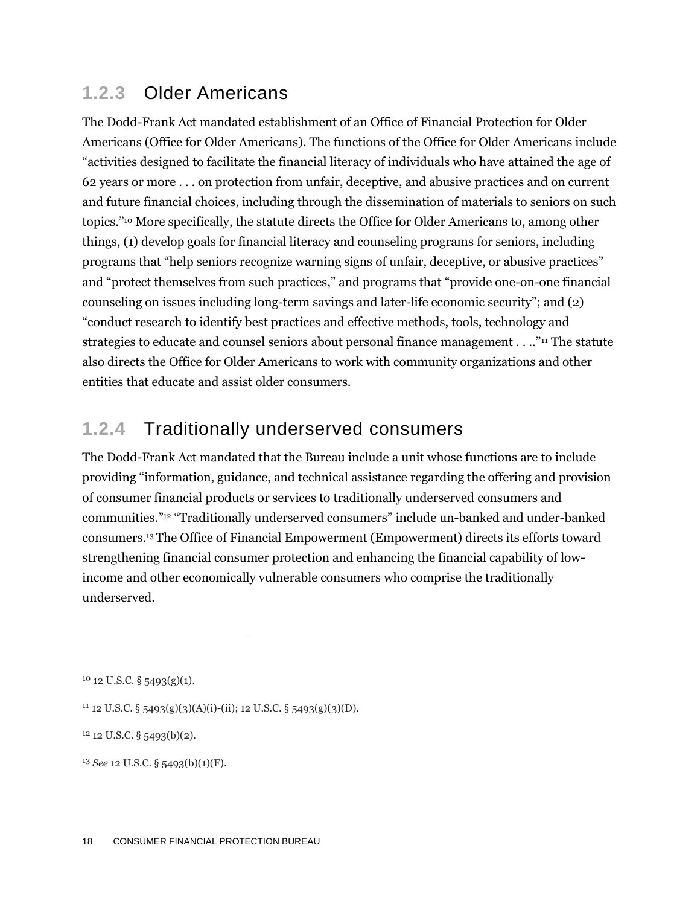### 1.2.3 Older Americans

The Dodd-Frank Act mandated establishment of an Office of Financial Protection for Older Americans (Office for Older Americans). The functions of the Office for Older Americans include "activities designed to facilitate the financial literacy of individuals who have attained the age of 62 years or more . . . on protection from unfair, deceptive, and abusive practices and on current and future financial choices, including through the dissemination of materials to seniors on such topics."[10] More specifically, the statute directs the Office for Older Americans to, among other things, (1) develop goals for financial literacy and counseling programs for seniors, including programs that "help seniors recognize warning signs of unfair, deceptive, or abusive practices" and "protect themselves from such practices," and programs that "provide one-on-one financial counseling on issues including long-term savings and later-life economic security"; and (2) "conduct research to identify best practices and effective methods, tools, technology and strategies to educate and counsel seniors about personal finance management . . .."[11] The statute also directs the Office for Older Americans to work with community organizations and other entities that educate and assist older consumers.

### 1.2.4 Traditionally underserved consumers

The Dodd-Frank Act mandated that the Bureau include a unit whose functions are to include providing "information, guidance, and technical assistance regarding the offering and provision of consumer financial products or services to traditionally underserved consumers and communities."[12] "Traditionally underserved consumers" include un-banked and under-banked consumers.[13] The Office of Financial Empowerment (Empowerment) directs its efforts toward strengthening financial consumer protection and enhancing the financial capability of low-income and other economically vulnerable consumers who comprise the traditionally underserved.

---

[10] 12 U.S.C. § 5493(g)(1).

[11] 12 U.S.C. § 5493(g)(3)(A)(i)-(ii); 12 U.S.C. § 5493(g)(3)(D).

[12] 12 U.S.C. § 5493(b)(2).

[13] *See* 12 U.S.C. § 5493(b)(1)(F).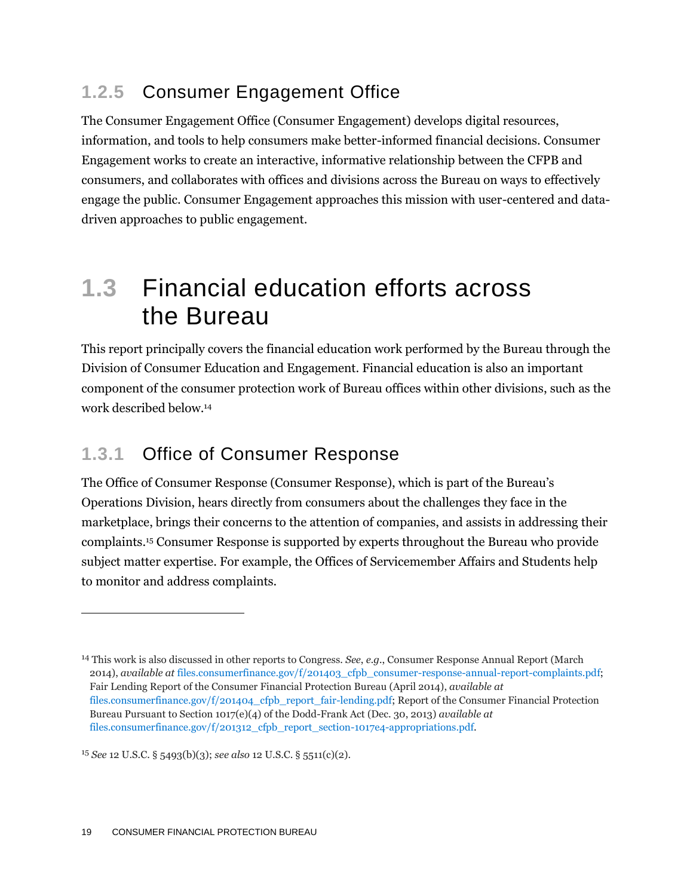### 1.2.5 Consumer Engagement Office

The Consumer Engagement Office (Consumer Engagement) develops digital resources, information, and tools to help consumers make better-informed financial decisions. Consumer Engagement works to create an interactive, informative relationship between the CFPB and consumers, and collaborates with offices and divisions across the Bureau on ways to effectively engage the public. Consumer Engagement approaches this mission with user-centered and data-driven approaches to public engagement.

## 1.3 Financial education efforts across the Bureau

This report principally covers the financial education work performed by the Bureau through the Division of Consumer Education and Engagement. Financial education is also an important component of the consumer protection work of Bureau offices within other divisions, such as the work described below.[14]

### 1.3.1 Office of Consumer Response

The Office of Consumer Response (Consumer Response), which is part of the Bureau's Operations Division, hears directly from consumers about the challenges they face in the marketplace, brings their concerns to the attention of companies, and assists in addressing their complaints.[15] Consumer Response is supported by experts throughout the Bureau who provide subject matter expertise. For example, the Offices of Servicemember Affairs and Students help to monitor and address complaints.

---

[14] This work is also discussed in other reports to Congress. *See*, *e.g.*, Consumer Response Annual Report (March 2014), *available at* files.consumerfinance.gov/f/201403_cfpb_consumer-response-annual-report-complaints.pdf; Fair Lending Report of the Consumer Financial Protection Bureau (April 2014), *available at* files.consumerfinance.gov/f/201404_cfpb_report_fair-lending.pdf; Report of the Consumer Financial Protection Bureau Pursuant to Section 1017(e)(4) of the Dodd-Frank Act (Dec. 30, 2013) *available at* files.consumerfinance.gov/f/201312_cfpb_report_section-1017e4-appropriations.pdf.

[15] *See* 12 U.S.C. § 5493(b)(3); *see also* 12 U.S.C. § 5511(c)(2).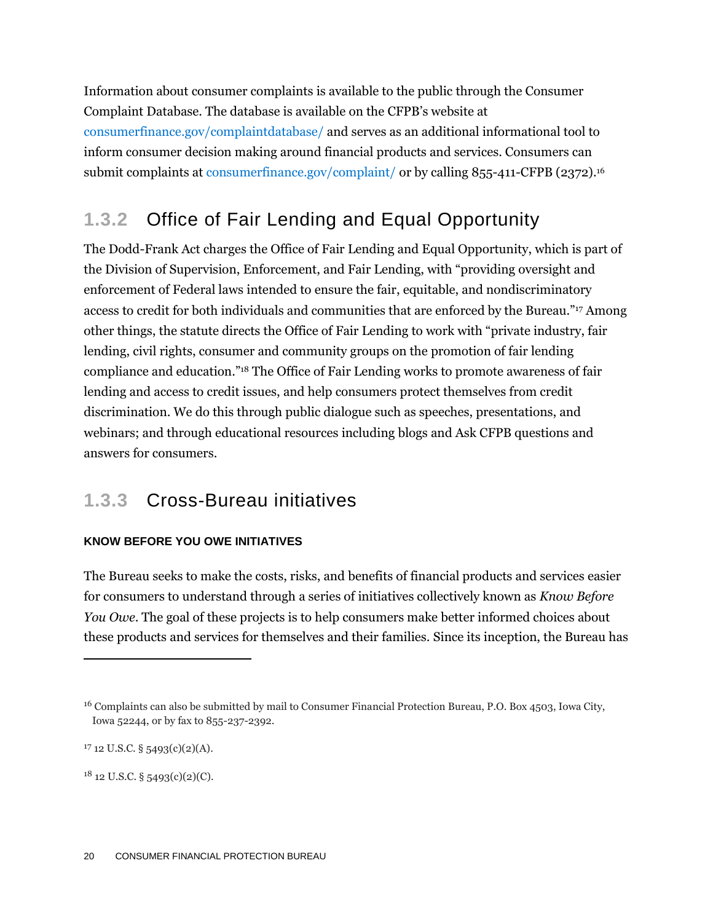Information about consumer complaints is available to the public through the Consumer Complaint Database. The database is available on the CFPB's website at consumerfinance.gov/complaintdatabase/ and serves as an additional informational tool to inform consumer decision making around financial products and services. Consumers can submit complaints at consumerfinance.gov/complaint/ or by calling 855-411-CFPB (2372).[16]

### 1.3.2 Office of Fair Lending and Equal Opportunity

The Dodd-Frank Act charges the Office of Fair Lending and Equal Opportunity, which is part of the Division of Supervision, Enforcement, and Fair Lending, with "providing oversight and enforcement of Federal laws intended to ensure the fair, equitable, and nondiscriminatory access to credit for both individuals and communities that are enforced by the Bureau."[17] Among other things, the statute directs the Office of Fair Lending to work with "private industry, fair lending, civil rights, consumer and community groups on the promotion of fair lending compliance and education."[18] The Office of Fair Lending works to promote awareness of fair lending and access to credit issues, and help consumers protect themselves from credit discrimination. We do this through public dialogue such as speeches, presentations, and webinars; and through educational resources including blogs and Ask CFPB questions and answers for consumers.

### 1.3.3 Cross-Bureau initiatives

#### KNOW BEFORE YOU OWE INITIATIVES

The Bureau seeks to make the costs, risks, and benefits of financial products and services easier for consumers to understand through a series of initiatives collectively known as *Know Before You Owe*. The goal of these projects is to help consumers make better informed choices about these products and services for themselves and their families. Since its inception, the Bureau has

---

[16] Complaints can also be submitted by mail to Consumer Financial Protection Bureau, P.O. Box 4503, Iowa City, Iowa 52244, or by fax to 855-237-2392.

[17] 12 U.S.C. § 5493(c)(2)(A).

[18] 12 U.S.C. § 5493(c)(2)(C).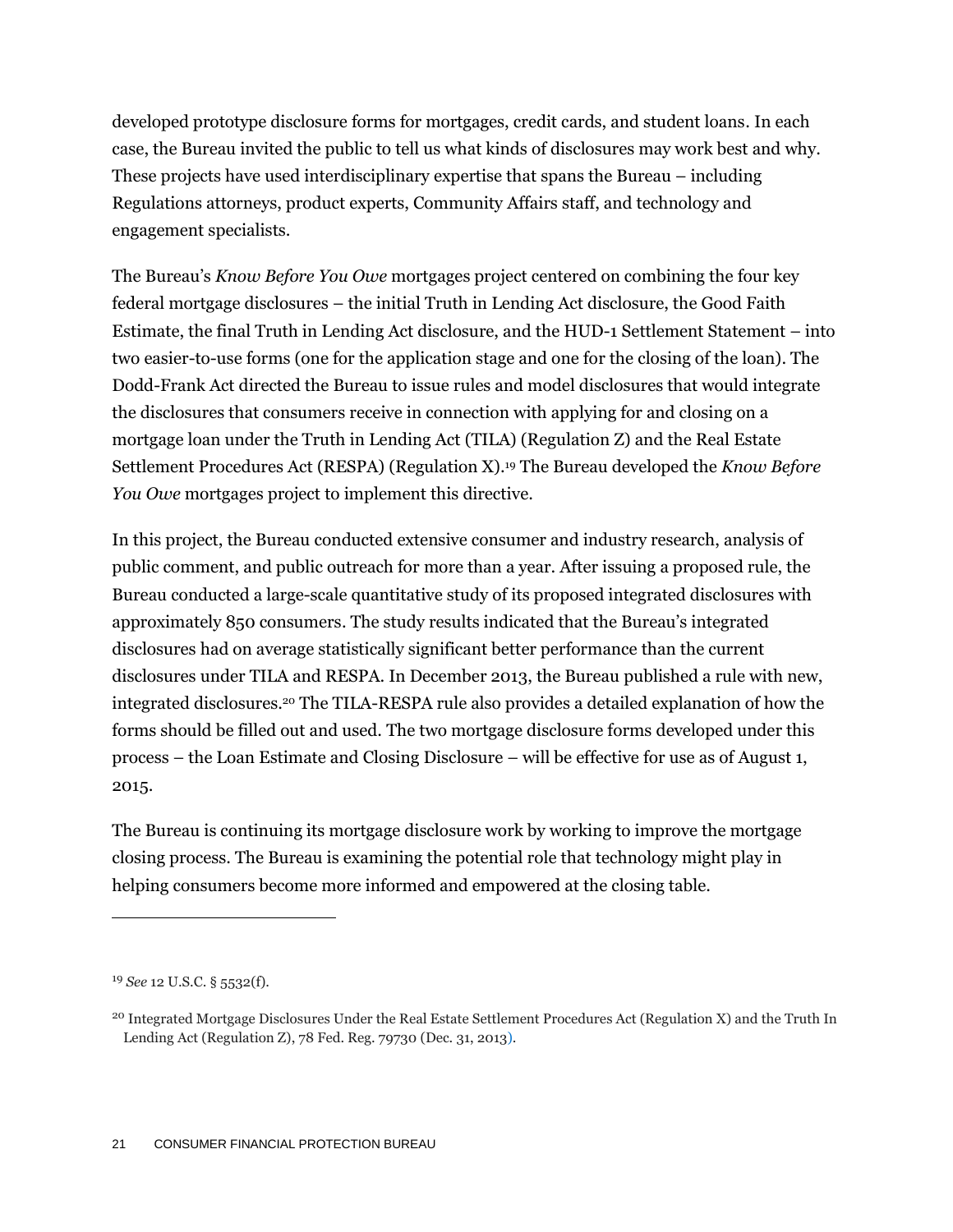developed prototype disclosure forms for mortgages, credit cards, and student loans. In each case, the Bureau invited the public to tell us what kinds of disclosures may work best and why. These projects have used interdisciplinary expertise that spans the Bureau – including Regulations attorneys, product experts, Community Affairs staff, and technology and engagement specialists.

The Bureau's *Know Before You Owe* mortgages project centered on combining the four key federal mortgage disclosures – the initial Truth in Lending Act disclosure, the Good Faith Estimate, the final Truth in Lending Act disclosure, and the HUD-1 Settlement Statement – into two easier-to-use forms (one for the application stage and one for the closing of the loan). The Dodd-Frank Act directed the Bureau to issue rules and model disclosures that would integrate the disclosures that consumers receive in connection with applying for and closing on a mortgage loan under the Truth in Lending Act (TILA) (Regulation Z) and the Real Estate Settlement Procedures Act (RESPA) (Regulation X).[19] The Bureau developed the *Know Before You Owe* mortgages project to implement this directive.

In this project, the Bureau conducted extensive consumer and industry research, analysis of public comment, and public outreach for more than a year. After issuing a proposed rule, the Bureau conducted a large-scale quantitative study of its proposed integrated disclosures with approximately 850 consumers. The study results indicated that the Bureau's integrated disclosures had on average statistically significant better performance than the current disclosures under TILA and RESPA. In December 2013, the Bureau published a rule with new, integrated disclosures.[20] The TILA-RESPA rule also provides a detailed explanation of how the forms should be filled out and used. The two mortgage disclosure forms developed under this process – the Loan Estimate and Closing Disclosure – will be effective for use as of August 1, 2015.

The Bureau is continuing its mortgage disclosure work by working to improve the mortgage closing process. The Bureau is examining the potential role that technology might play in helping consumers become more informed and empowered at the closing table.

---

[19] *See* 12 U.S.C. § 5532(f).

[20] Integrated Mortgage Disclosures Under the Real Estate Settlement Procedures Act (Regulation X) and the Truth In Lending Act (Regulation Z), 78 Fed. Reg. 79730 (Dec. 31, 2013).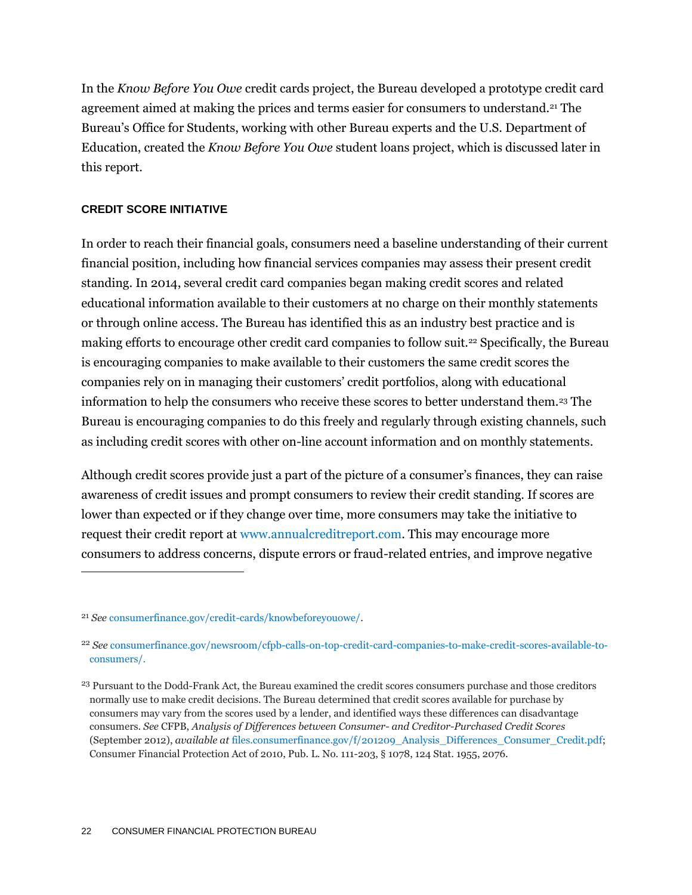In the *Know Before You Owe* credit cards project, the Bureau developed a prototype credit card agreement aimed at making the prices and terms easier for consumers to understand.[21] The Bureau's Office for Students, working with other Bureau experts and the U.S. Department of Education, created the *Know Before You Owe* student loans project, which is discussed later in this report.

### CREDIT SCORE INITIATIVE

In order to reach their financial goals, consumers need a baseline understanding of their current financial position, including how financial services companies may assess their present credit standing. In 2014, several credit card companies began making credit scores and related educational information available to their customers at no charge on their monthly statements or through online access. The Bureau has identified this as an industry best practice and is making efforts to encourage other credit card companies to follow suit.[22] Specifically, the Bureau is encouraging companies to make available to their customers the same credit scores the companies rely on in managing their customers' credit portfolios, along with educational information to help the consumers who receive these scores to better understand them.[23] The Bureau is encouraging companies to do this freely and regularly through existing channels, such as including credit scores with other on-line account information and on monthly statements.

Although credit scores provide just a part of the picture of a consumer's finances, they can raise awareness of credit issues and prompt consumers to review their credit standing. If scores are lower than expected or if they change over time, more consumers may take the initiative to request their credit report at www.annualcreditreport.com. This may encourage more consumers to address concerns, dispute errors or fraud-related entries, and improve negative

---

[21] *See* consumerfinance.gov/credit-cards/knowbeforeyouowe/.

[22] *See* consumerfinance.gov/newsroom/cfpb-calls-on-top-credit-card-companies-to-make-credit-scores-available-to-consumers/.

[23] Pursuant to the Dodd-Frank Act, the Bureau examined the credit scores consumers purchase and those creditors normally use to make credit decisions. The Bureau determined that credit scores available for purchase by consumers may vary from the scores used by a lender, and identified ways these differences can disadvantage consumers. *See* CFPB, *Analysis of Differences between Consumer- and Creditor-Purchased Credit Scores* (September 2012), *available at* files.consumerfinance.gov/f/201209_Analysis_Differences_Consumer_Credit.pdf; Consumer Financial Protection Act of 2010, Pub. L. No. 111-203, § 1078, 124 Stat. 1955, 2076.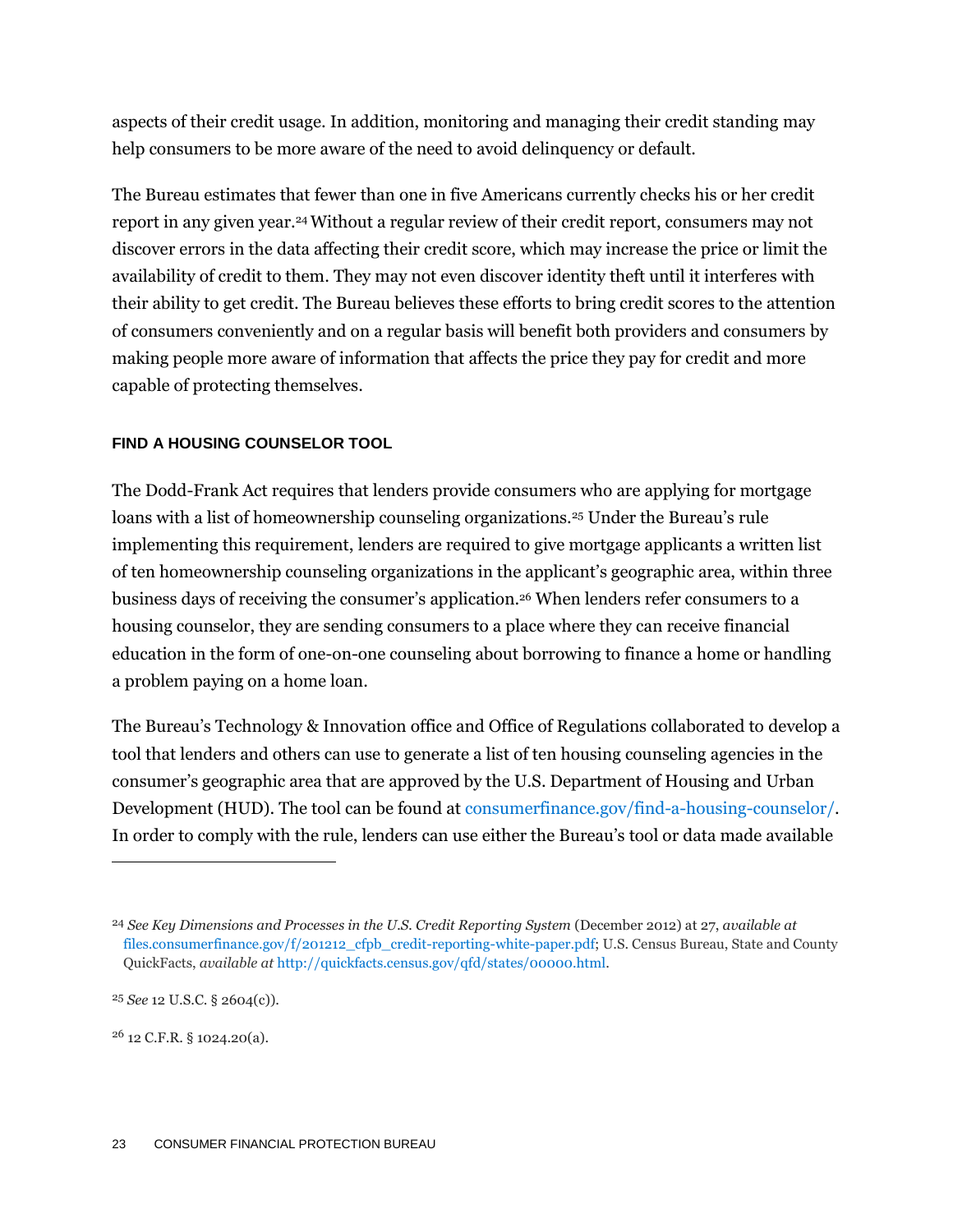aspects of their credit usage. In addition, monitoring and managing their credit standing may help consumers to be more aware of the need to avoid delinquency or default.

The Bureau estimates that fewer than one in five Americans currently checks his or her credit report in any given year.[24] Without a regular review of their credit report, consumers may not discover errors in the data affecting their credit score, which may increase the price or limit the availability of credit to them. They may not even discover identity theft until it interferes with their ability to get credit. The Bureau believes these efforts to bring credit scores to the attention of consumers conveniently and on a regular basis will benefit both providers and consumers by making people more aware of information that affects the price they pay for credit and more capable of protecting themselves.

#### FIND A HOUSING COUNSELOR TOOL

The Dodd-Frank Act requires that lenders provide consumers who are applying for mortgage loans with a list of homeownership counseling organizations.[25] Under the Bureau's rule implementing this requirement, lenders are required to give mortgage applicants a written list of ten homeownership counseling organizations in the applicant's geographic area, within three business days of receiving the consumer's application.[26] When lenders refer consumers to a housing counselor, they are sending consumers to a place where they can receive financial education in the form of one-on-one counseling about borrowing to finance a home or handling a problem paying on a home loan.

The Bureau's Technology & Innovation office and Office of Regulations collaborated to develop a tool that lenders and others can use to generate a list of ten housing counseling agencies in the consumer's geographic area that are approved by the U.S. Department of Housing and Urban Development (HUD). The tool can be found at consumerfinance.gov/find-a-housing-counselor/. In order to comply with the rule, lenders can use either the Bureau's tool or data made available

---

[24] *See Key Dimensions and Processes in the U.S. Credit Reporting System* (December 2012) at 27, *available at* files.consumerfinance.gov/f/201212_cfpb_credit-reporting-white-paper.pdf; U.S. Census Bureau, State and County QuickFacts, *available at* http://quickfacts.census.gov/qfd/states/00000.html.

[25] *See* 12 U.S.C. § 2604(c)).

[26] 12 C.F.R. § 1024.20(a).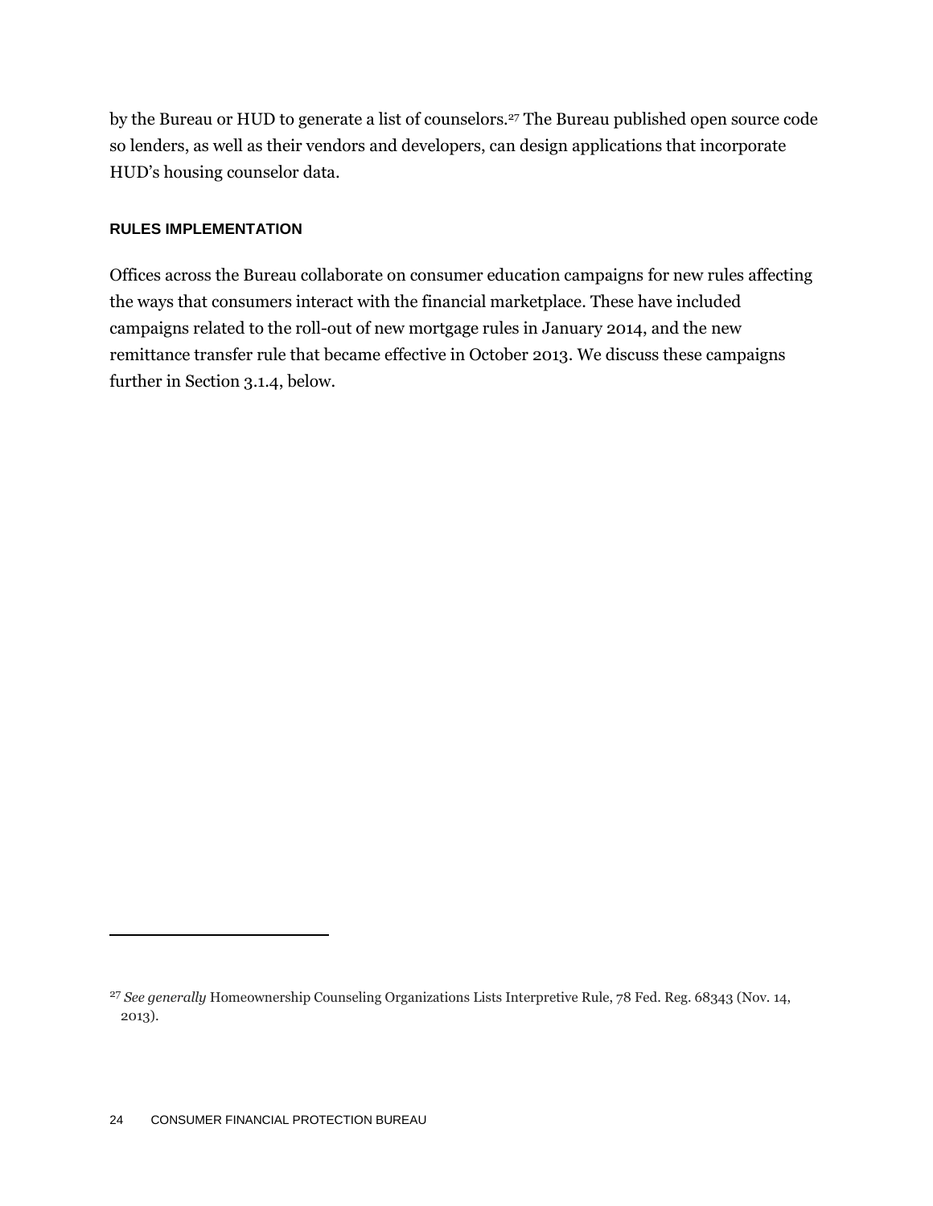by the Bureau or HUD to generate a list of counselors.[27] The Bureau published open source code so lenders, as well as their vendors and developers, can design applications that incorporate HUD's housing counselor data.

### RULES IMPLEMENTATION

Offices across the Bureau collaborate on consumer education campaigns for new rules affecting the ways that consumers interact with the financial marketplace. These have included campaigns related to the roll-out of new mortgage rules in January 2014, and the new remittance transfer rule that became effective in October 2013. We discuss these campaigns further in Section 3.1.4, below.

---

[27] *See generally* Homeownership Counseling Organizations Lists Interpretive Rule, 78 Fed. Reg. 68343 (Nov. 14, 2013).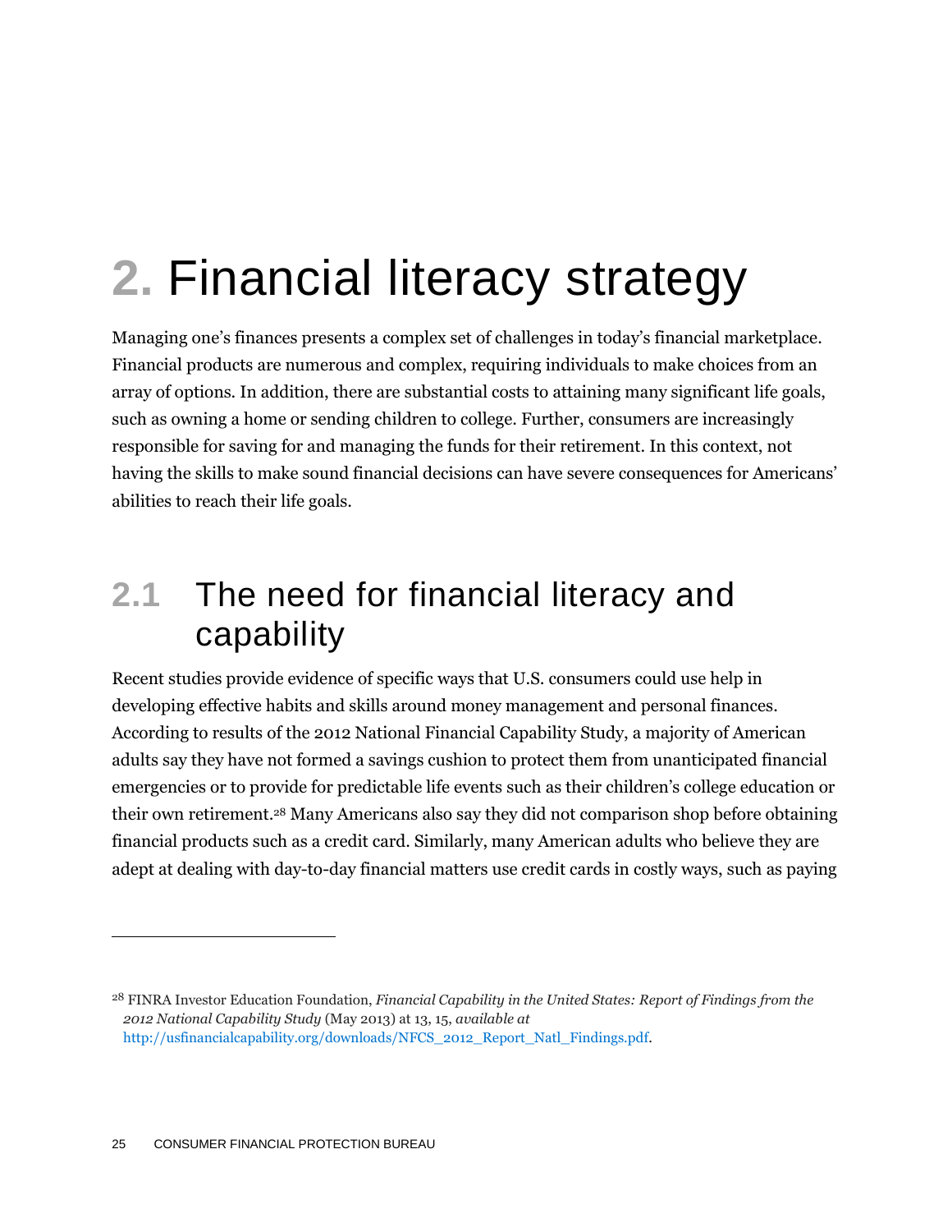# 2. Financial literacy strategy

Managing one's finances presents a complex set of challenges in today's financial marketplace. Financial products are numerous and complex, requiring individuals to make choices from an array of options. In addition, there are substantial costs to attaining many significant life goals, such as owning a home or sending children to college. Further, consumers are increasingly responsible for saving for and managing the funds for their retirement. In this context, not having the skills to make sound financial decisions can have severe consequences for Americans' abilities to reach their life goals.

## 2.1 The need for financial literacy and capability

Recent studies provide evidence of specific ways that U.S. consumers could use help in developing effective habits and skills around money management and personal finances. According to results of the 2012 National Financial Capability Study, a majority of American adults say they have not formed a savings cushion to protect them from unanticipated financial emergencies or to provide for predictable life events such as their children's college education or their own retirement.[28] Many Americans also say they did not comparison shop before obtaining financial products such as a credit card. Similarly, many American adults who believe they are adept at dealing with day-to-day financial matters use credit cards in costly ways, such as paying

---

[28] FINRA Investor Education Foundation, *Financial Capability in the United States: Report of Findings from the 2012 National Capability Study* (May 2013) at 13, 15, *available at* http://usfinancialcapability.org/downloads/NFCS_2012_Report_Natl_Findings.pdf.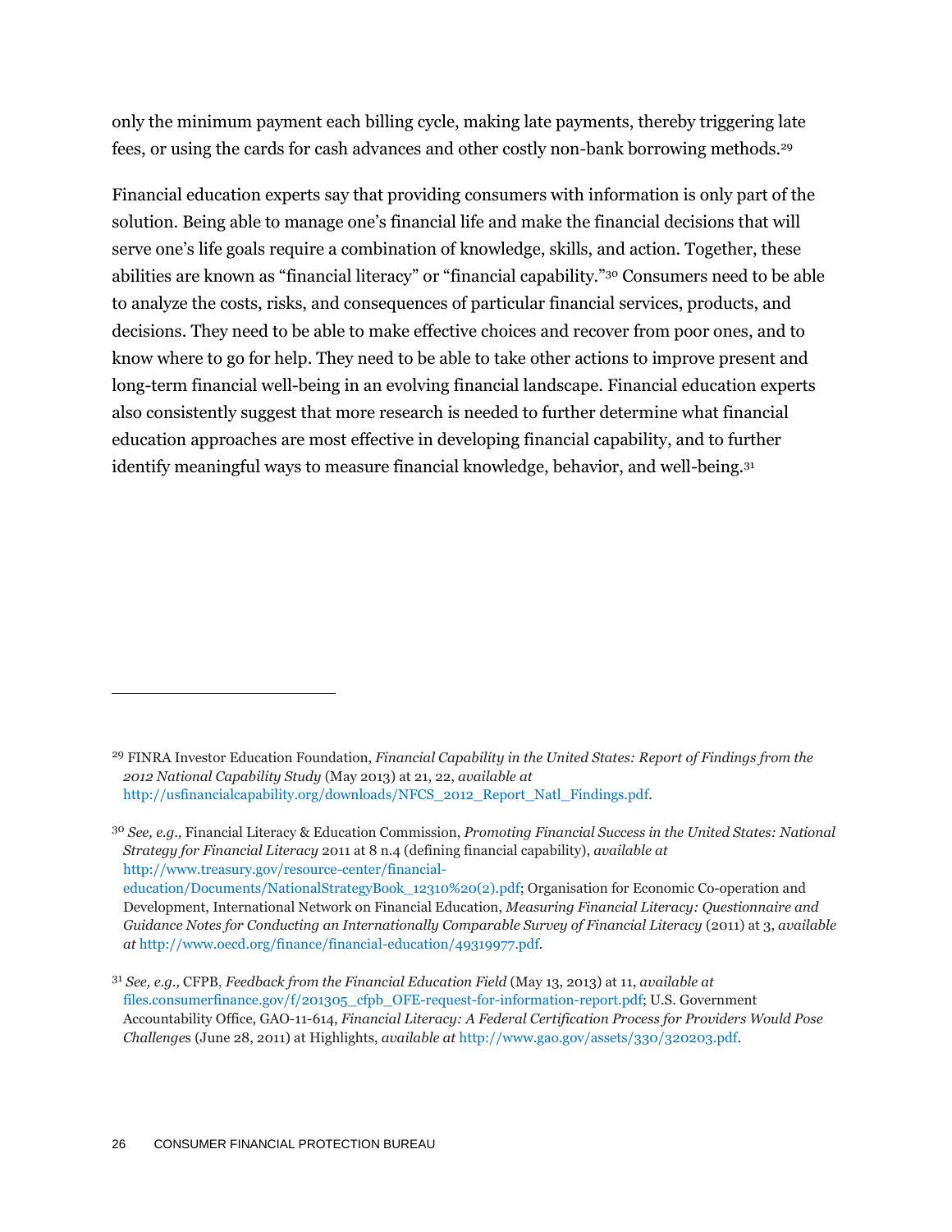only the minimum payment each billing cycle, making late payments, thereby triggering late fees, or using the cards for cash advances and other costly non-bank borrowing methods.[29]

Financial education experts say that providing consumers with information is only part of the solution. Being able to manage one's financial life and make the financial decisions that will serve one's life goals require a combination of knowledge, skills, and action. Together, these abilities are known as "financial literacy" or "financial capability."[30] Consumers need to be able to analyze the costs, risks, and consequences of particular financial services, products, and decisions. They need to be able to make effective choices and recover from poor ones, and to know where to go for help. They need to be able to take other actions to improve present and long-term financial well-being in an evolving financial landscape. Financial education experts also consistently suggest that more research is needed to further determine what financial education approaches are most effective in developing financial capability, and to further identify meaningful ways to measure financial knowledge, behavior, and well-being.[31]

---

[29] FINRA Investor Education Foundation, *Financial Capability in the United States: Report of Findings from the 2012 National Capability Study* (May 2013) at 21, 22, *available at* http://usfinancialcapability.org/downloads/NFCS_2012_Report_Natl_Findings.pdf.

[30] *See, e.g.,* Financial Literacy & Education Commission, *Promoting Financial Success in the United States: National Strategy for Financial Literacy* 2011 at 8 n.4 (defining financial capability), *available at* http://www.treasury.gov/resource-center/financial-education/Documents/NationalStrategyBook_12310%20(2).pdf; Organisation for Economic Co-operation and Development, International Network on Financial Education, *Measuring Financial Literacy: Questionnaire and Guidance Notes for Conducting an Internationally Comparable Survey of Financial Literacy* (2011) at 3, *available at* http://www.oecd.org/finance/financial-education/49319977.pdf.

[31] *See, e.g.,* CFPB, *Feedback from the Financial Education Field* (May 13, 2013) at 11, *available at* files.consumerfinance.gov/f/201305_cfpb_OFE-request-for-information-report.pdf; U.S. Government Accountability Office, GAO-11-614, *Financial Literacy: A Federal Certification Process for Providers Would Pose Challenges* (June 28, 2011) at Highlights, *available at* http://www.gao.gov/assets/330/320203.pdf.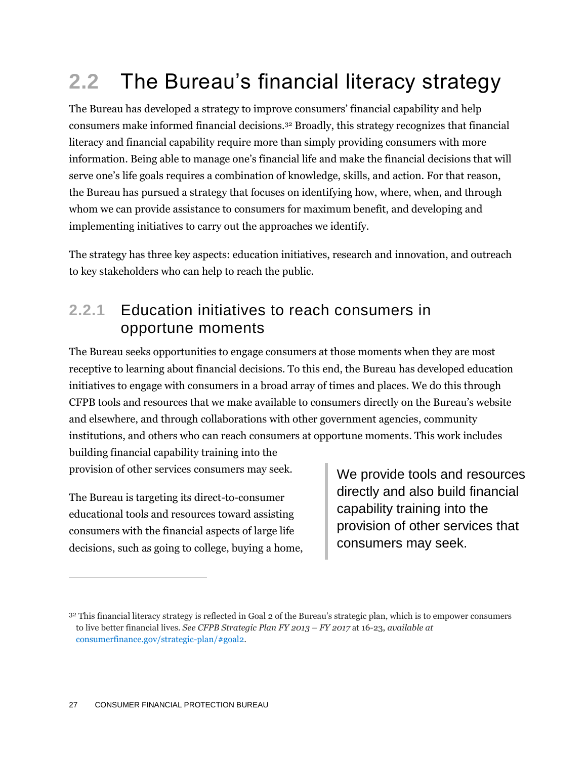## 2.2 The Bureau's financial literacy strategy

The Bureau has developed a strategy to improve consumers' financial capability and help consumers make informed financial decisions.[32] Broadly, this strategy recognizes that financial literacy and financial capability require more than simply providing consumers with more information. Being able to manage one's financial life and make the financial decisions that will serve one's life goals requires a combination of knowledge, skills, and action. For that reason, the Bureau has pursued a strategy that focuses on identifying how, where, when, and through whom we can provide assistance to consumers for maximum benefit, and developing and implementing initiatives to carry out the approaches we identify.

The strategy has three key aspects: education initiatives, research and innovation, and outreach to key stakeholders who can help to reach the public.

### 2.2.1 Education initiatives to reach consumers in opportune moments

The Bureau seeks opportunities to engage consumers at those moments when they are most receptive to learning about financial decisions. To this end, the Bureau has developed education initiatives to engage with consumers in a broad array of times and places. We do this through CFPB tools and resources that we make available to consumers directly on the Bureau's website and elsewhere, and through collaborations with other government agencies, community institutions, and others who can reach consumers at opportune moments. This work includes building financial capability training into the provision of other services consumers may seek.

> We provide tools and resources directly and also build financial capability training into the provision of other services that consumers may seek.

The Bureau is targeting its direct-to-consumer educational tools and resources toward assisting consumers with the financial aspects of large life decisions, such as going to college, buying a home,

---

[32] This financial literacy strategy is reflected in Goal 2 of the Bureau's strategic plan, which is to empower consumers to live better financial lives. *See CFPB Strategic Plan FY 2013 – FY 2017* at 16-23, *available at* consumerfinance.gov/strategic-plan/#goal2.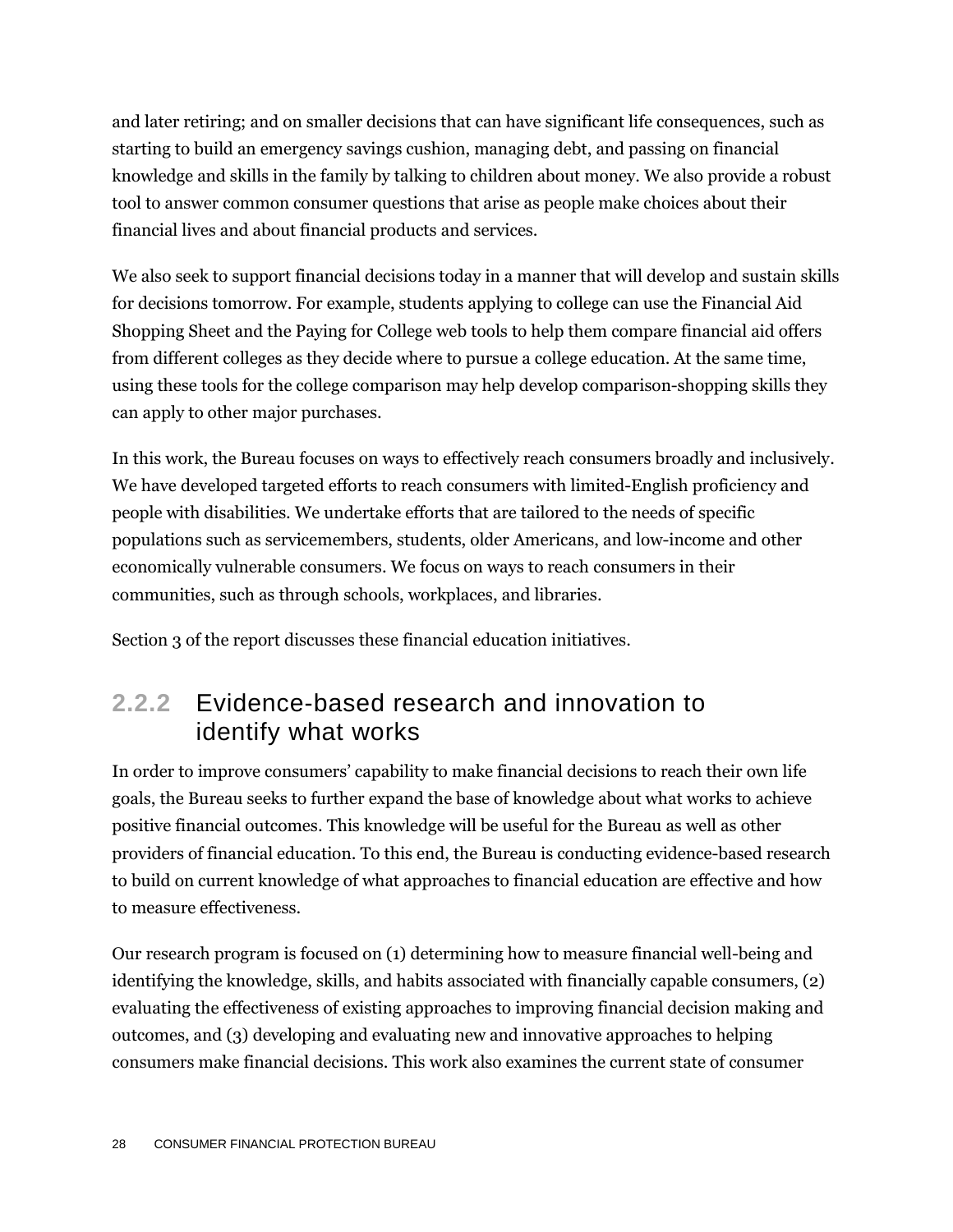and later retiring; and on smaller decisions that can have significant life consequences, such as starting to build an emergency savings cushion, managing debt, and passing on financial knowledge and skills in the family by talking to children about money. We also provide a robust tool to answer common consumer questions that arise as people make choices about their financial lives and about financial products and services.

We also seek to support financial decisions today in a manner that will develop and sustain skills for decisions tomorrow. For example, students applying to college can use the Financial Aid Shopping Sheet and the Paying for College web tools to help them compare financial aid offers from different colleges as they decide where to pursue a college education. At the same time, using these tools for the college comparison may help develop comparison-shopping skills they can apply to other major purchases.

In this work, the Bureau focuses on ways to effectively reach consumers broadly and inclusively. We have developed targeted efforts to reach consumers with limited-English proficiency and people with disabilities. We undertake efforts that are tailored to the needs of specific populations such as servicemembers, students, older Americans, and low-income and other economically vulnerable consumers. We focus on ways to reach consumers in their communities, such as through schools, workplaces, and libraries.

Section 3 of the report discusses these financial education initiatives.

### 2.2.2 Evidence-based research and innovation to identify what works

In order to improve consumers' capability to make financial decisions to reach their own life goals, the Bureau seeks to further expand the base of knowledge about what works to achieve positive financial outcomes. This knowledge will be useful for the Bureau as well as other providers of financial education. To this end, the Bureau is conducting evidence-based research to build on current knowledge of what approaches to financial education are effective and how to measure effectiveness.

Our research program is focused on (1) determining how to measure financial well-being and identifying the knowledge, skills, and habits associated with financially capable consumers, (2) evaluating the effectiveness of existing approaches to improving financial decision making and outcomes, and (3) developing and evaluating new and innovative approaches to helping consumers make financial decisions. This work also examines the current state of consumer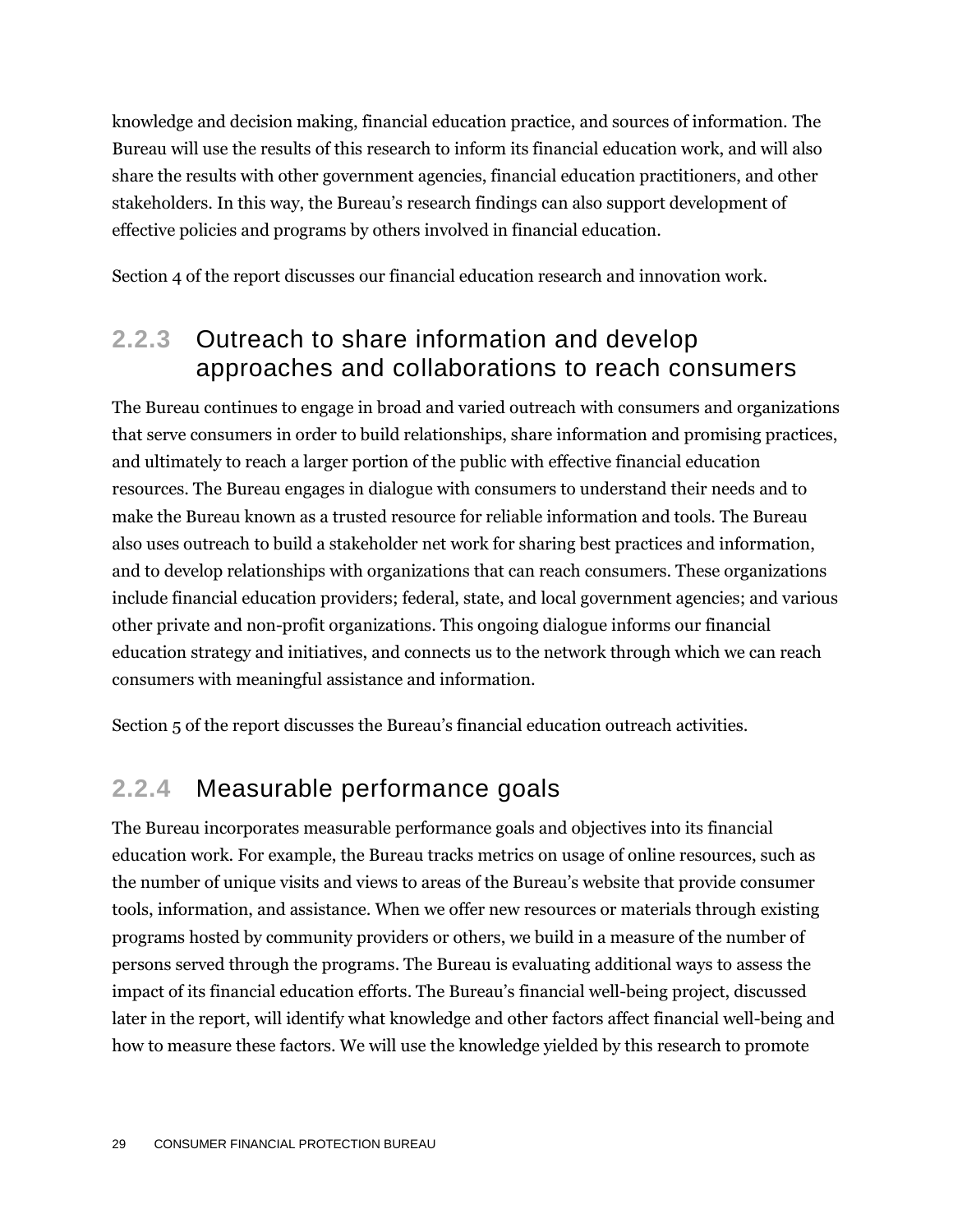knowledge and decision making, financial education practice, and sources of information. The Bureau will use the results of this research to inform its financial education work, and will also share the results with other government agencies, financial education practitioners, and other stakeholders. In this way, the Bureau's research findings can also support development of effective policies and programs by others involved in financial education.

Section 4 of the report discusses our financial education research and innovation work.

### 2.2.3 Outreach to share information and develop approaches and collaborations to reach consumers

The Bureau continues to engage in broad and varied outreach with consumers and organizations that serve consumers in order to build relationships, share information and promising practices, and ultimately to reach a larger portion of the public with effective financial education resources. The Bureau engages in dialogue with consumers to understand their needs and to make the Bureau known as a trusted resource for reliable information and tools. The Bureau also uses outreach to build a stakeholder net work for sharing best practices and information, and to develop relationships with organizations that can reach consumers. These organizations include financial education providers; federal, state, and local government agencies; and various other private and non-profit organizations. This ongoing dialogue informs our financial education strategy and initiatives, and connects us to the network through which we can reach consumers with meaningful assistance and information.

Section 5 of the report discusses the Bureau's financial education outreach activities.

### 2.2.4 Measurable performance goals

The Bureau incorporates measurable performance goals and objectives into its financial education work. For example, the Bureau tracks metrics on usage of online resources, such as the number of unique visits and views to areas of the Bureau's website that provide consumer tools, information, and assistance. When we offer new resources or materials through existing programs hosted by community providers or others, we build in a measure of the number of persons served through the programs. The Bureau is evaluating additional ways to assess the impact of its financial education efforts. The Bureau's financial well-being project, discussed later in the report, will identify what knowledge and other factors affect financial well-being and how to measure these factors. We will use the knowledge yielded by this research to promote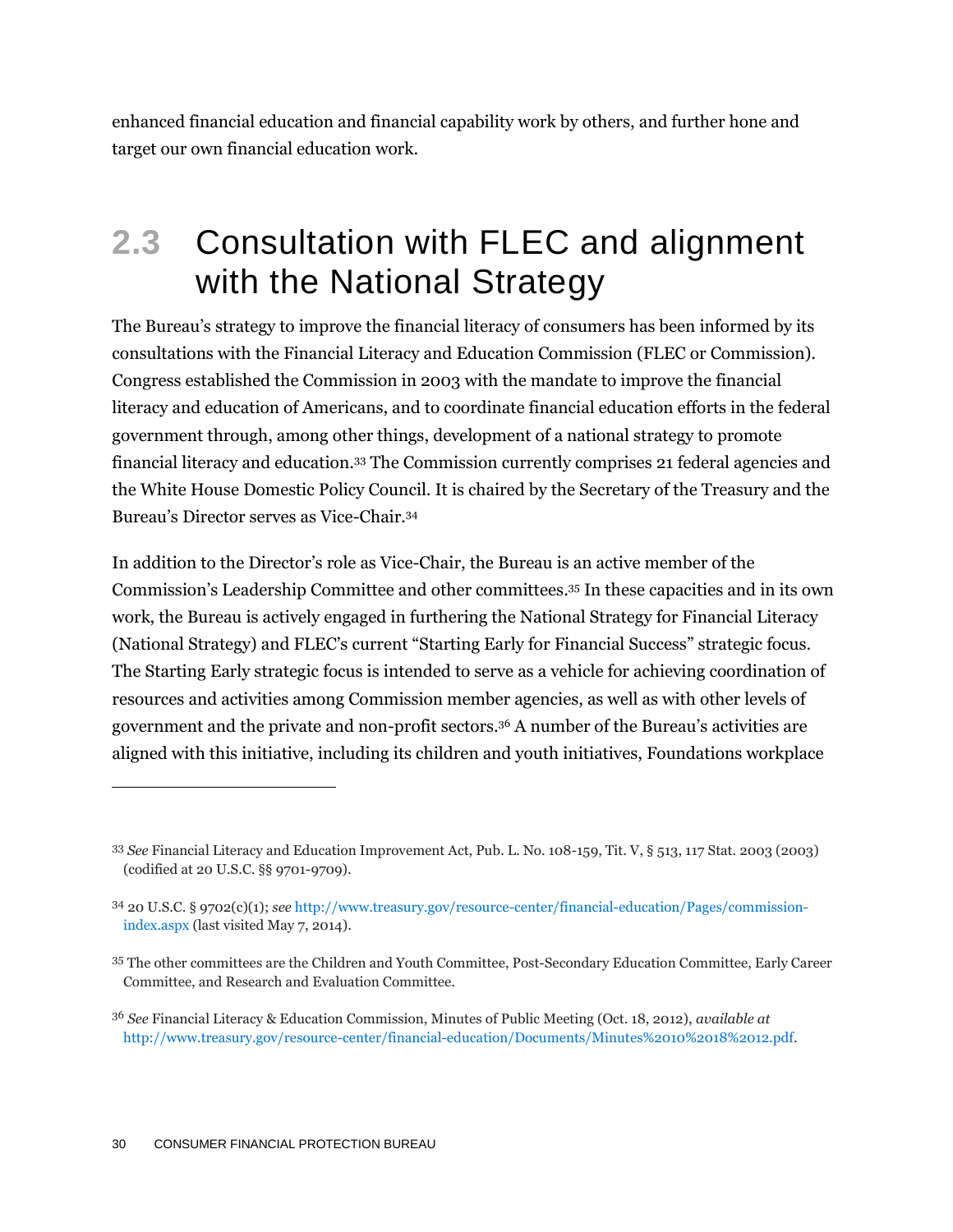enhanced financial education and financial capability work by others, and further hone and target our own financial education work.

## 2.3 Consultation with FLEC and alignment with the National Strategy

The Bureau's strategy to improve the financial literacy of consumers has been informed by its consultations with the Financial Literacy and Education Commission (FLEC or Commission). Congress established the Commission in 2003 with the mandate to improve the financial literacy and education of Americans, and to coordinate financial education efforts in the federal government through, among other things, development of a national strategy to promote financial literacy and education.[33] The Commission currently comprises 21 federal agencies and the White House Domestic Policy Council. It is chaired by the Secretary of the Treasury and the Bureau's Director serves as Vice-Chair.[34]

In addition to the Director's role as Vice-Chair, the Bureau is an active member of the Commission's Leadership Committee and other committees.[35] In these capacities and in its own work, the Bureau is actively engaged in furthering the National Strategy for Financial Literacy (National Strategy) and FLEC's current "Starting Early for Financial Success" strategic focus. The Starting Early strategic focus is intended to serve as a vehicle for achieving coordination of resources and activities among Commission member agencies, as well as with other levels of government and the private and non-profit sectors.[36] A number of the Bureau's activities are aligned with this initiative, including its children and youth initiatives, Foundations workplace

---

[33] *See* Financial Literacy and Education Improvement Act, Pub. L. No. 108-159, Tit. V, § 513, 117 Stat. 2003 (2003) (codified at 20 U.S.C. §§ 9701-9709).

[34] 20 U.S.C. § 9702(c)(1); *see* http://www.treasury.gov/resource-center/financial-education/Pages/commission-index.aspx (last visited May 7, 2014).

[35] The other committees are the Children and Youth Committee, Post-Secondary Education Committee, Early Career Committee, and Research and Evaluation Committee.

[36] *See* Financial Literacy & Education Commission, Minutes of Public Meeting (Oct. 18, 2012), *available at* http://www.treasury.gov/resource-center/financial-education/Documents/Minutes%2010%2018%2012.pdf.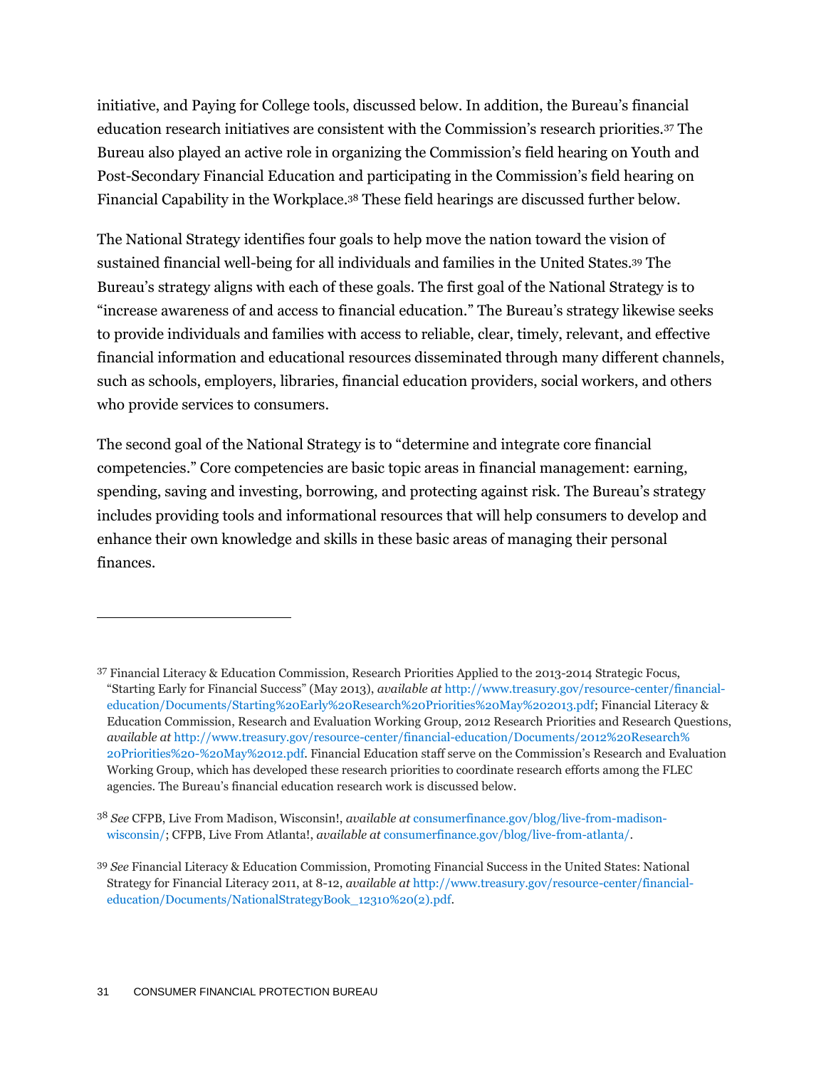initiative, and Paying for College tools, discussed below. In addition, the Bureau's financial education research initiatives are consistent with the Commission's research priorities.[37] The Bureau also played an active role in organizing the Commission's field hearing on Youth and Post-Secondary Financial Education and participating in the Commission's field hearing on Financial Capability in the Workplace.[38] These field hearings are discussed further below.

The National Strategy identifies four goals to help move the nation toward the vision of sustained financial well-being for all individuals and families in the United States.[39] The Bureau's strategy aligns with each of these goals. The first goal of the National Strategy is to "increase awareness of and access to financial education." The Bureau's strategy likewise seeks to provide individuals and families with access to reliable, clear, timely, relevant, and effective financial information and educational resources disseminated through many different channels, such as schools, employers, libraries, financial education providers, social workers, and others who provide services to consumers.

The second goal of the National Strategy is to "determine and integrate core financial competencies." Core competencies are basic topic areas in financial management: earning, spending, saving and investing, borrowing, and protecting against risk. The Bureau's strategy includes providing tools and informational resources that will help consumers to develop and enhance their own knowledge and skills in these basic areas of managing their personal finances.

---

[37] Financial Literacy & Education Commission, Research Priorities Applied to the 2013-2014 Strategic Focus, "Starting Early for Financial Success" (May 2013), *available at* http://www.treasury.gov/resource-center/financial-education/Documents/Starting%20Early%20Research%20Priorities%20May%202013.pdf; Financial Literacy & Education Commission, Research and Evaluation Working Group, 2012 Research Priorities and Research Questions, *available at* http://www.treasury.gov/resource-center/financial-education/Documents/2012%20Research%20Priorities%20-%20May%2012.pdf. Financial Education staff serve on the Commission's Research and Evaluation Working Group, which has developed these research priorities to coordinate research efforts among the FLEC agencies. The Bureau's financial education research work is discussed below.

[38] *See* CFPB, Live From Madison, Wisconsin!, *available at* consumerfinance.gov/blog/live-from-madison-wisconsin/; CFPB, Live From Atlanta!, *available at* consumerfinance.gov/blog/live-from-atlanta/.

[39] *See* Financial Literacy & Education Commission, Promoting Financial Success in the United States: National Strategy for Financial Literacy 2011, at 8-12, *available at* http://www.treasury.gov/resource-center/financial-education/Documents/NationalStrategyBook_12310%20(2).pdf.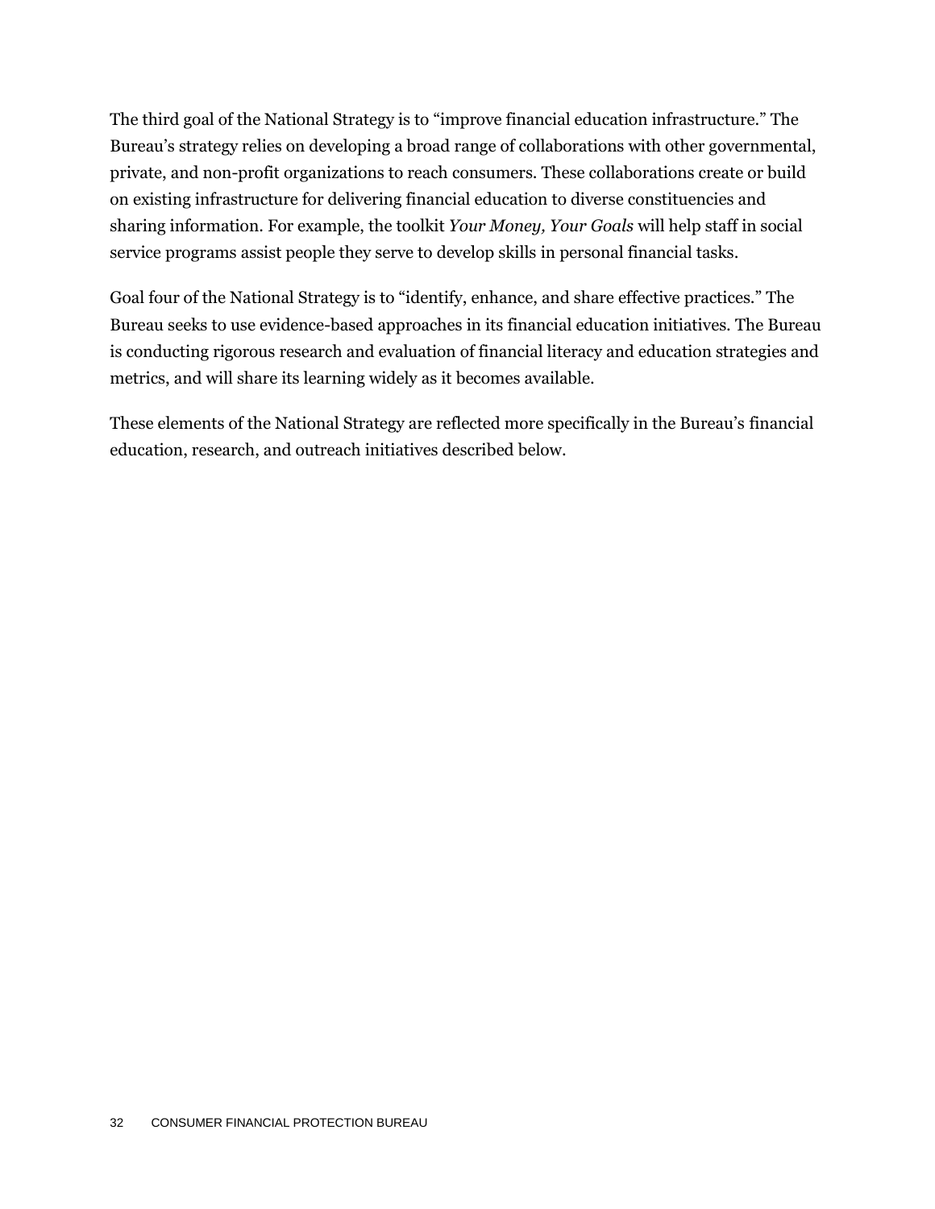The third goal of the National Strategy is to "improve financial education infrastructure." The Bureau's strategy relies on developing a broad range of collaborations with other governmental, private, and non-profit organizations to reach consumers. These collaborations create or build on existing infrastructure for delivering financial education to diverse constituencies and sharing information. For example, the toolkit *Your Money, Your Goals* will help staff in social service programs assist people they serve to develop skills in personal financial tasks.

Goal four of the National Strategy is to "identify, enhance, and share effective practices." The Bureau seeks to use evidence-based approaches in its financial education initiatives. The Bureau is conducting rigorous research and evaluation of financial literacy and education strategies and metrics, and will share its learning widely as it becomes available.

These elements of the National Strategy are reflected more specifically in the Bureau's financial education, research, and outreach initiatives described below.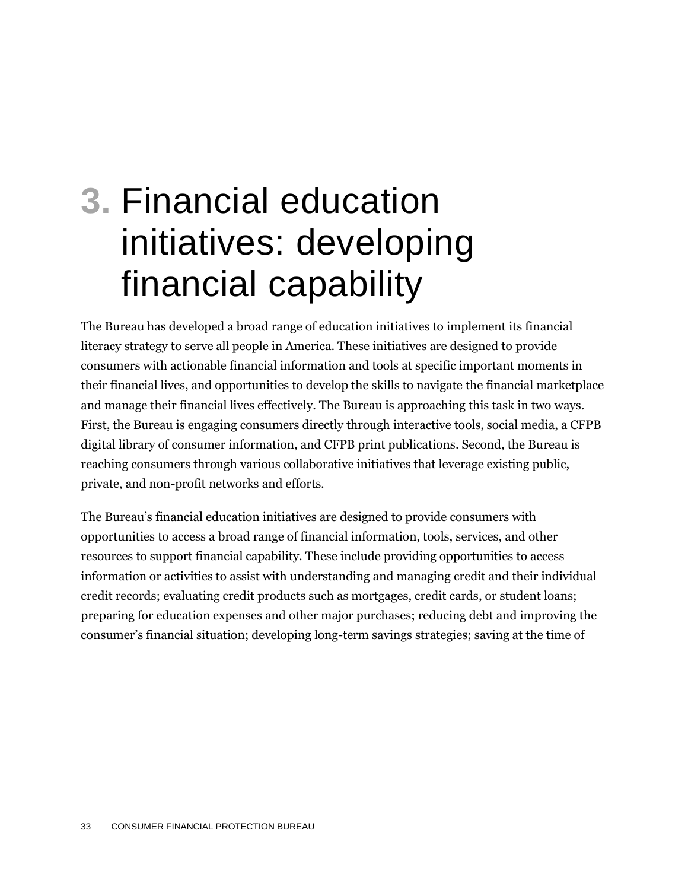# 3. Financial education initiatives: developing financial capability

The Bureau has developed a broad range of education initiatives to implement its financial literacy strategy to serve all people in America. These initiatives are designed to provide consumers with actionable financial information and tools at specific important moments in their financial lives, and opportunities to develop the skills to navigate the financial marketplace and manage their financial lives effectively. The Bureau is approaching this task in two ways. First, the Bureau is engaging consumers directly through interactive tools, social media, a CFPB digital library of consumer information, and CFPB print publications. Second, the Bureau is reaching consumers through various collaborative initiatives that leverage existing public, private, and non-profit networks and efforts.

The Bureau's financial education initiatives are designed to provide consumers with opportunities to access a broad range of financial information, tools, services, and other resources to support financial capability. These include providing opportunities to access information or activities to assist with understanding and managing credit and their individual credit records; evaluating credit products such as mortgages, credit cards, or student loans; preparing for education expenses and other major purchases; reducing debt and improving the consumer's financial situation; developing long-term savings strategies; saving at the time of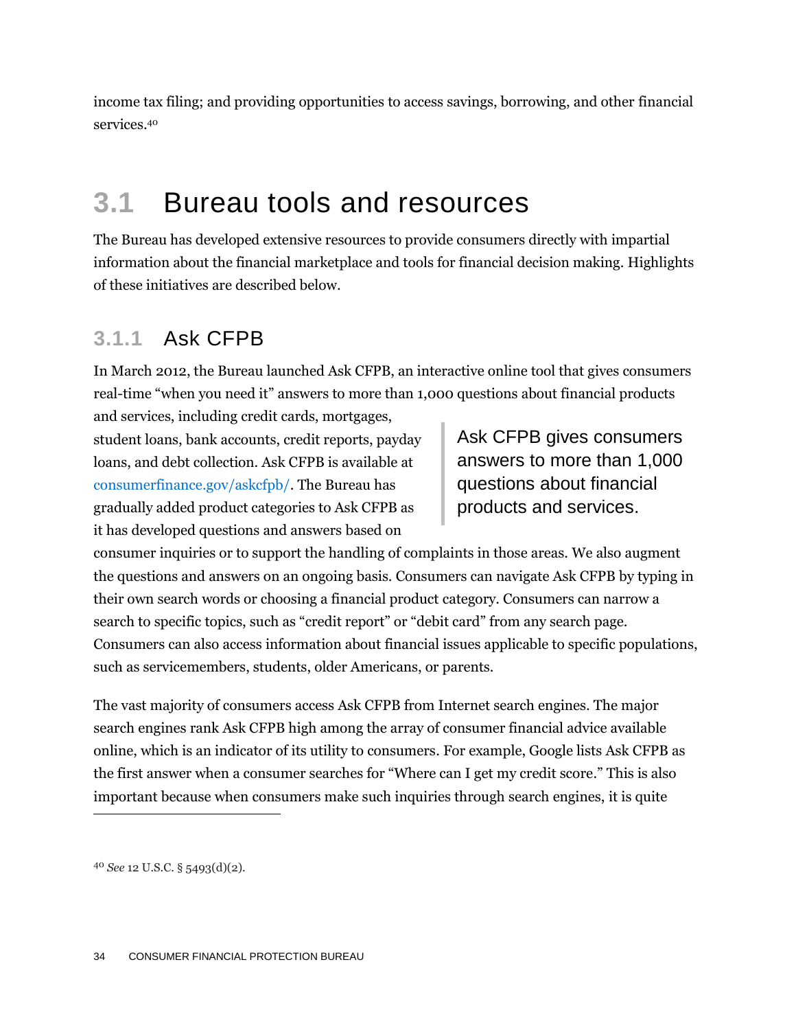income tax filing; and providing opportunities to access savings, borrowing, and other financial services.[40]

## 3.1 Bureau tools and resources

The Bureau has developed extensive resources to provide consumers directly with impartial information about the financial marketplace and tools for financial decision making. Highlights of these initiatives are described below.

### 3.1.1 Ask CFPB

In March 2012, the Bureau launched Ask CFPB, an interactive online tool that gives consumers real-time "when you need it" answers to more than 1,000 questions about financial products and services, including credit cards, mortgages, student loans, bank accounts, credit reports, payday loans, and debt collection. Ask CFPB is available at consumerfinance.gov/askcfpb/. The Bureau has gradually added product categories to Ask CFPB as it has developed questions and answers based on consumer inquiries or to support the handling of complaints in those areas. We also augment the questions and answers on an ongoing basis. Consumers can navigate Ask CFPB by typing in their own search words or choosing a financial product category. Consumers can narrow a search to specific topics, such as "credit report" or "debit card" from any search page. Consumers can also access information about financial issues applicable to specific populations, such as servicemembers, students, older Americans, or parents.

> Ask CFPB gives consumers answers to more than 1,000 questions about financial products and services.

The vast majority of consumers access Ask CFPB from Internet search engines. The major search engines rank Ask CFPB high among the array of consumer financial advice available online, which is an indicator of its utility to consumers. For example, Google lists Ask CFPB as the first answer when a consumer searches for "Where can I get my credit score." This is also important because when consumers make such inquiries through search engines, it is quite

[40] *See* 12 U.S.C. § 5493(d)(2).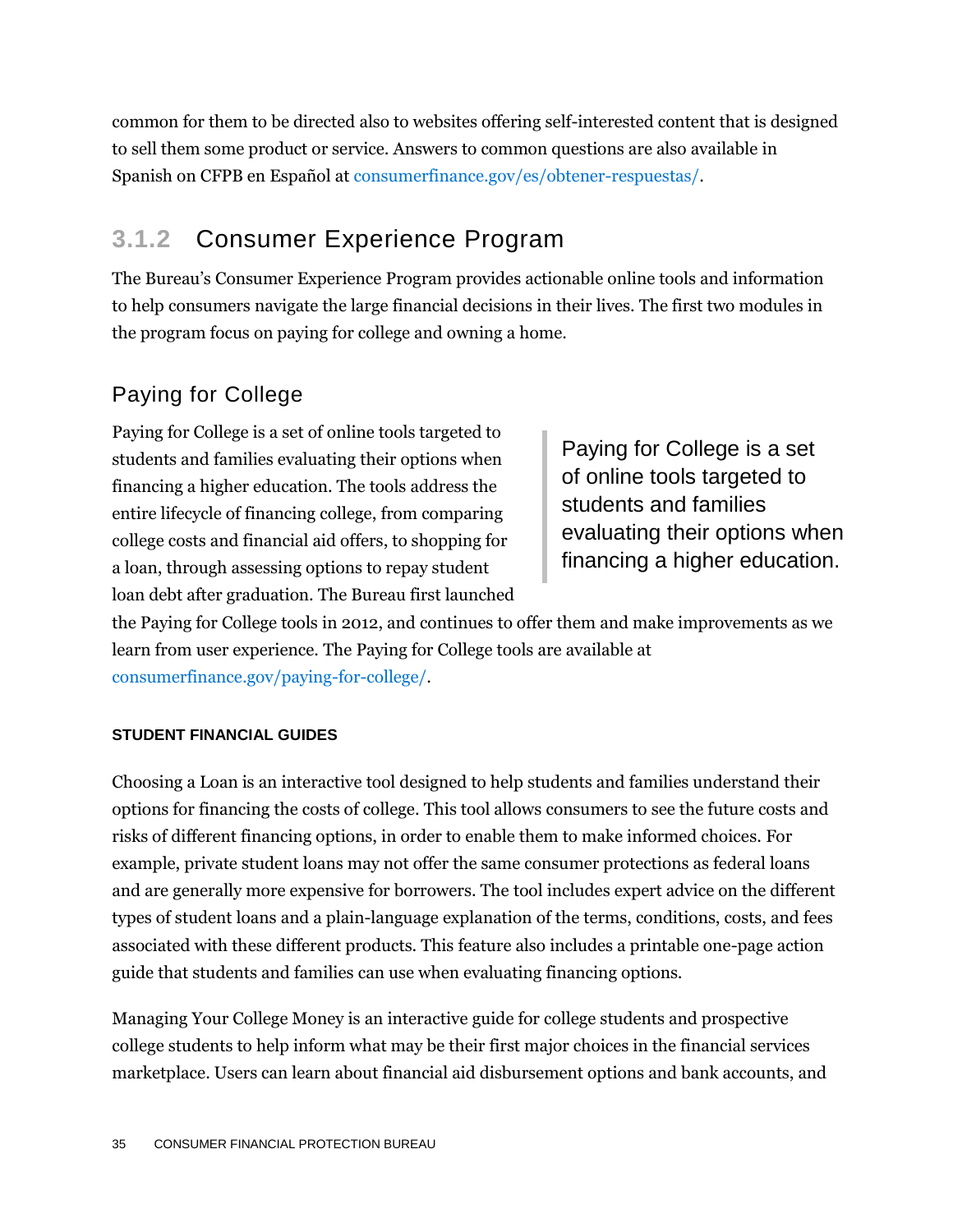common for them to be directed also to websites offering self-interested content that is designed to sell them some product or service. Answers to common questions are also available in Spanish on CFPB en Español at consumerfinance.gov/es/obtener-respuestas/.

## 3.1.2 Consumer Experience Program

The Bureau's Consumer Experience Program provides actionable online tools and information to help consumers navigate the large financial decisions in their lives. The first two modules in the program focus on paying for college and owning a home.

### Paying for College

Paying for College is a set of online tools targeted to students and families evaluating their options when financing a higher education. The tools address the entire lifecycle of financing college, from comparing college costs and financial aid offers, to shopping for a loan, through assessing options to repay student loan debt after graduation. The Bureau first launched the Paying for College tools in 2012, and continues to offer them and make improvements as we learn from user experience. The Paying for College tools are available at consumerfinance.gov/paying-for-college/.

> Paying for College is a set of online tools targeted to students and families evaluating their options when financing a higher education.

#### STUDENT FINANCIAL GUIDES

Choosing a Loan is an interactive tool designed to help students and families understand their options for financing the costs of college. This tool allows consumers to see the future costs and risks of different financing options, in order to enable them to make informed choices. For example, private student loans may not offer the same consumer protections as federal loans and are generally more expensive for borrowers. The tool includes expert advice on the different types of student loans and a plain-language explanation of the terms, conditions, costs, and fees associated with these different products. This feature also includes a printable one-page action guide that students and families can use when evaluating financing options.

Managing Your College Money is an interactive guide for college students and prospective college students to help inform what may be their first major choices in the financial services marketplace. Users can learn about financial aid disbursement options and bank accounts, and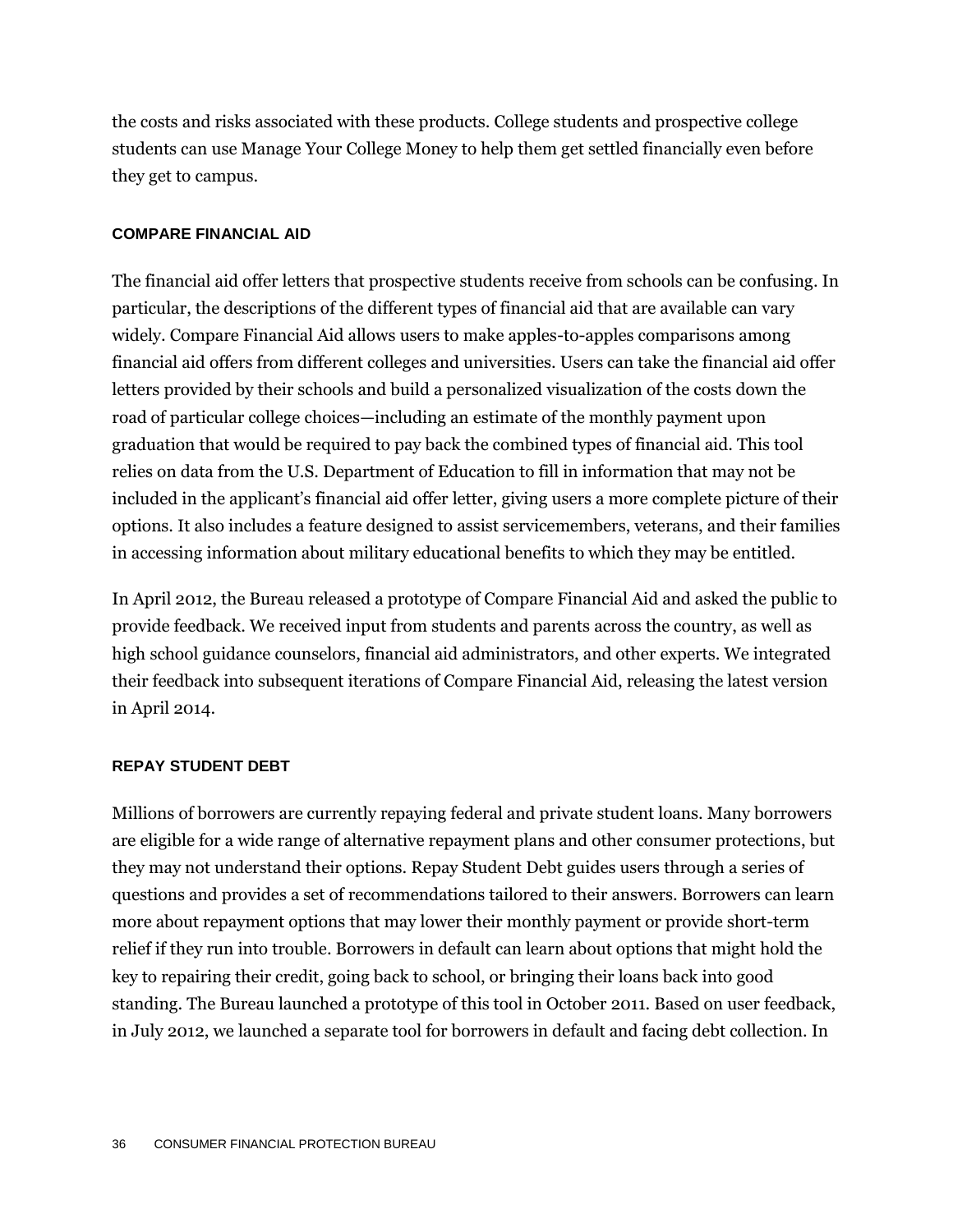the costs and risks associated with these products. College students and prospective college students can use Manage Your College Money to help them get settled financially even before they get to campus.

### COMPARE FINANCIAL AID

The financial aid offer letters that prospective students receive from schools can be confusing. In particular, the descriptions of the different types of financial aid that are available can vary widely. Compare Financial Aid allows users to make apples-to-apples comparisons among financial aid offers from different colleges and universities. Users can take the financial aid offer letters provided by their schools and build a personalized visualization of the costs down the road of particular college choices—including an estimate of the monthly payment upon graduation that would be required to pay back the combined types of financial aid. This tool relies on data from the U.S. Department of Education to fill in information that may not be included in the applicant's financial aid offer letter, giving users a more complete picture of their options. It also includes a feature designed to assist servicemembers, veterans, and their families in accessing information about military educational benefits to which they may be entitled.

In April 2012, the Bureau released a prototype of Compare Financial Aid and asked the public to provide feedback. We received input from students and parents across the country, as well as high school guidance counselors, financial aid administrators, and other experts. We integrated their feedback into subsequent iterations of Compare Financial Aid, releasing the latest version in April 2014.

### REPAY STUDENT DEBT

Millions of borrowers are currently repaying federal and private student loans. Many borrowers are eligible for a wide range of alternative repayment plans and other consumer protections, but they may not understand their options. Repay Student Debt guides users through a series of questions and provides a set of recommendations tailored to their answers. Borrowers can learn more about repayment options that may lower their monthly payment or provide short-term relief if they run into trouble. Borrowers in default can learn about options that might hold the key to repairing their credit, going back to school, or bringing their loans back into good standing. The Bureau launched a prototype of this tool in October 2011. Based on user feedback, in July 2012, we launched a separate tool for borrowers in default and facing debt collection. In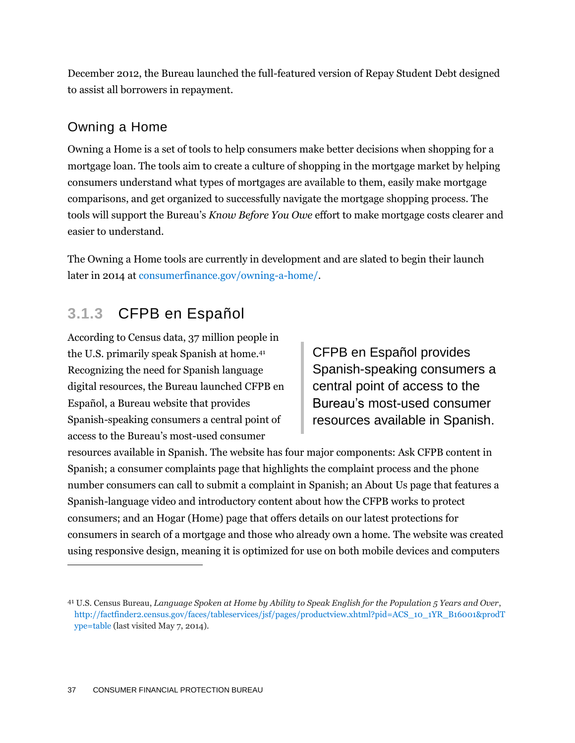December 2012, the Bureau launched the full-featured version of Repay Student Debt designed to assist all borrowers in repayment.

### Owning a Home

Owning a Home is a set of tools to help consumers make better decisions when shopping for a mortgage loan. The tools aim to create a culture of shopping in the mortgage market by helping consumers understand what types of mortgages are available to them, easily make mortgage comparisons, and get organized to successfully navigate the mortgage shopping process. The tools will support the Bureau's *Know Before You Owe* effort to make mortgage costs clearer and easier to understand.

The Owning a Home tools are currently in development and are slated to begin their launch later in 2014 at consumerfinance.gov/owning-a-home/.

## 3.1.3 CFPB en Español

According to Census data, 37 million people in the U.S. primarily speak Spanish at home.[41] Recognizing the need for Spanish language digital resources, the Bureau launched CFPB en Español, a Bureau website that provides Spanish-speaking consumers a central point of access to the Bureau's most-used consumer resources available in Spanish. The website has four major components: Ask CFPB content in Spanish; a consumer complaints page that highlights the complaint process and the phone number consumers can call to submit a complaint in Spanish; an About Us page that features a Spanish-language video and introductory content about how the CFPB works to protect consumers; and an Hogar (Home) page that offers details on our latest protections for consumers in search of a mortgage and those who already own a home. The website was created using responsive design, meaning it is optimized for use on both mobile devices and computers

> CFPB en Español provides Spanish-speaking consumers a central point of access to the Bureau's most-used consumer resources available in Spanish.

[41] U.S. Census Bureau, *Language Spoken at Home by Ability to Speak English for the Population 5 Years and Over*, http://factfinder2.census.gov/faces/tableservices/jsf/pages/productview.xhtml?pid=ACS_10_1YR_B16001&prodType=table (last visited May 7, 2014).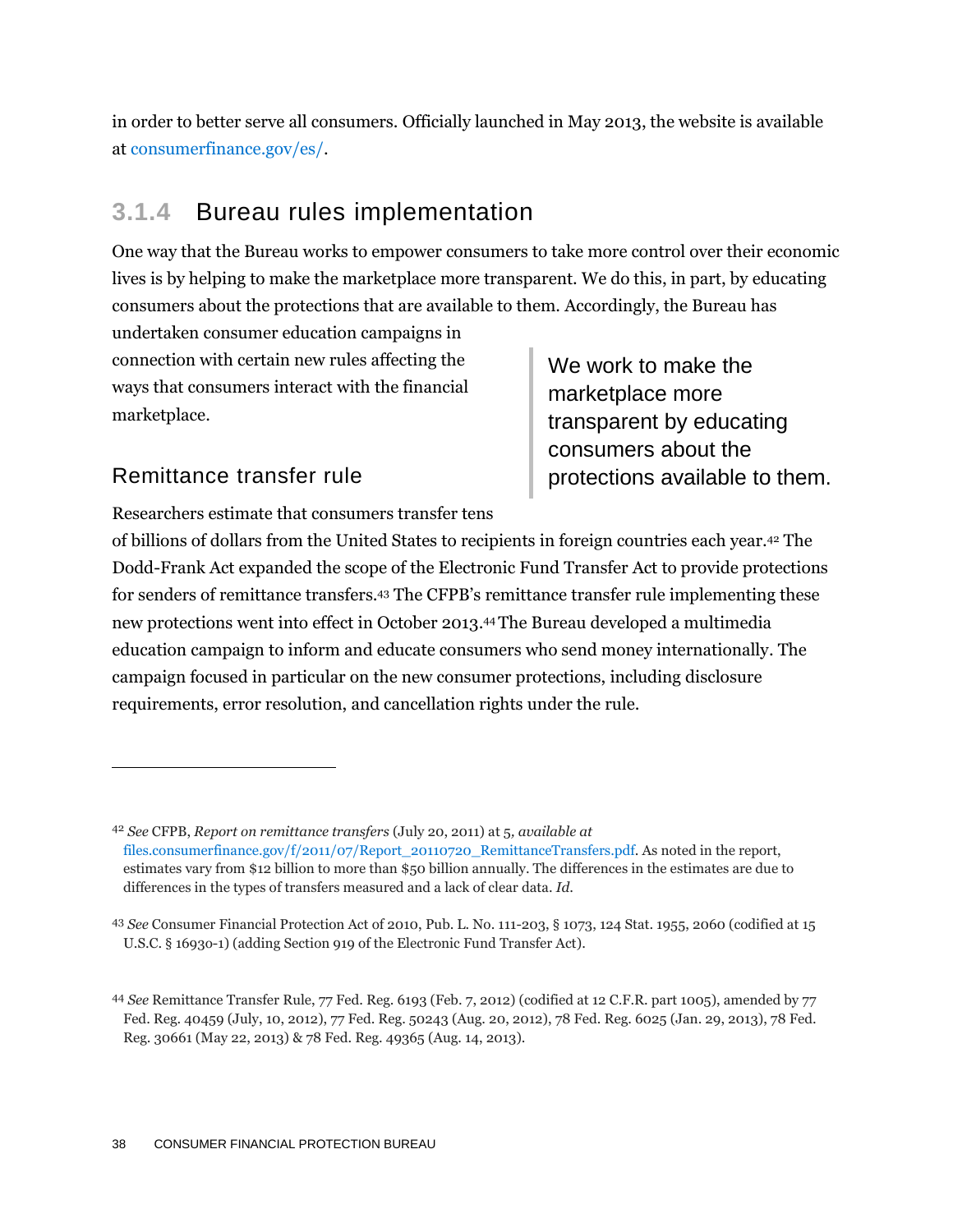in order to better serve all consumers. Officially launched in May 2013, the website is available at consumerfinance.gov/es/.

### 3.1.4 Bureau rules implementation

One way that the Bureau works to empower consumers to take more control over their economic lives is by helping to make the marketplace more transparent. We do this, in part, by educating consumers about the protections that are available to them. Accordingly, the Bureau has undertaken consumer education campaigns in connection with certain new rules affecting the ways that consumers interact with the financial marketplace.

> We work to make the marketplace more transparent by educating consumers about the protections available to them.

#### Remittance transfer rule

Researchers estimate that consumers transfer tens of billions of dollars from the United States to recipients in foreign countries each year.[42] The Dodd-Frank Act expanded the scope of the Electronic Fund Transfer Act to provide protections for senders of remittance transfers.[43] The CFPB's remittance transfer rule implementing these new protections went into effect in October 2013.[44] The Bureau developed a multimedia education campaign to inform and educate consumers who send money internationally. The campaign focused in particular on the new consumer protections, including disclosure requirements, error resolution, and cancellation rights under the rule.

---

[42] *See* CFPB, *Report on remittance transfers* (July 20, 2011) at 5*, available at* files.consumerfinance.gov/f/2011/07/Report_20110720_RemittanceTransfers.pdf. As noted in the report, estimates vary from $12 billion to more than $50 billion annually. The differences in the estimates are due to differences in the types of transfers measured and a lack of clear data. *Id.*

[43] *See* Consumer Financial Protection Act of 2010, Pub. L. No. 111-203, § 1073, 124 Stat. 1955, 2060 (codified at 15 U.S.C. § 1693o-1) (adding Section 919 of the Electronic Fund Transfer Act).

[44] *See* Remittance Transfer Rule, 77 Fed. Reg. 6193 (Feb. 7, 2012) (codified at 12 C.F.R. part 1005), amended by 77 Fed. Reg. 40459 (July, 10, 2012), 77 Fed. Reg. 50243 (Aug. 20, 2012), 78 Fed. Reg. 6025 (Jan. 29, 2013), 78 Fed. Reg. 30661 (May 22, 2013) & 78 Fed. Reg. 49365 (Aug. 14, 2013).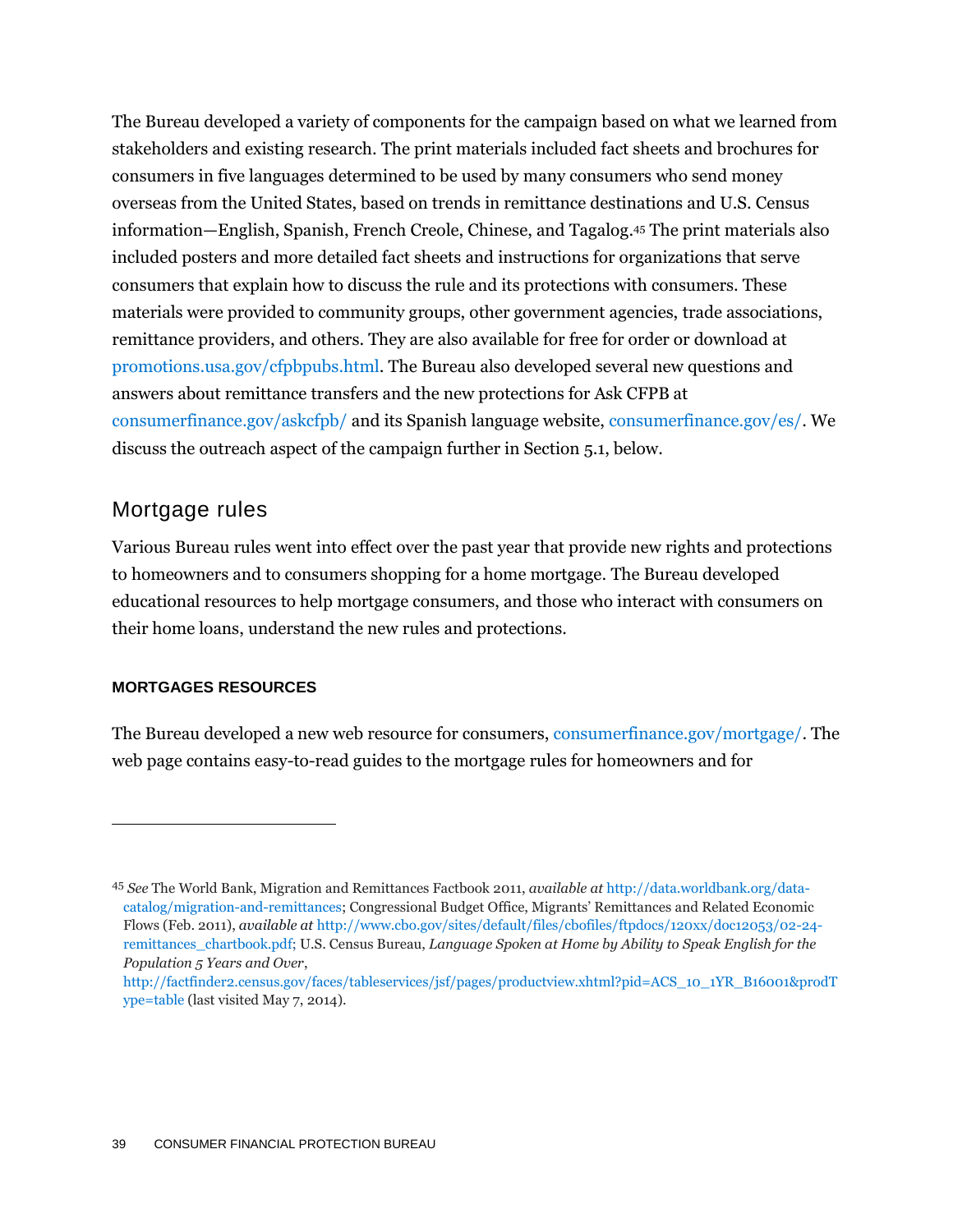The Bureau developed a variety of components for the campaign based on what we learned from stakeholders and existing research. The print materials included fact sheets and brochures for consumers in five languages determined to be used by many consumers who send money overseas from the United States, based on trends in remittance destinations and U.S. Census information—English, Spanish, French Creole, Chinese, and Tagalog.[45] The print materials also included posters and more detailed fact sheets and instructions for organizations that serve consumers that explain how to discuss the rule and its protections with consumers. These materials were provided to community groups, other government agencies, trade associations, remittance providers, and others. They are also available for free for order or download at promotions.usa.gov/cfpbpubs.html. The Bureau also developed several new questions and answers about remittance transfers and the new protections for Ask CFPB at consumerfinance.gov/askcfpb/ and its Spanish language website, consumerfinance.gov/es/. We discuss the outreach aspect of the campaign further in Section 5.1, below.

## Mortgage rules

Various Bureau rules went into effect over the past year that provide new rights and protections to homeowners and to consumers shopping for a home mortgage. The Bureau developed educational resources to help mortgage consumers, and those who interact with consumers on their home loans, understand the new rules and protections.

#### MORTGAGES RESOURCES

The Bureau developed a new web resource for consumers, consumerfinance.gov/mortgage/. The web page contains easy-to-read guides to the mortgage rules for homeowners and for

---

[45] *See* The World Bank, Migration and Remittances Factbook 2011, *available at* http://data.worldbank.org/data-catalog/migration-and-remittances; Congressional Budget Office, Migrants' Remittances and Related Economic Flows (Feb. 2011), *available at* http://www.cbo.gov/sites/default/files/cbofiles/ftpdocs/120xx/doc12053/02-24-remittances_chartbook.pdf; U.S. Census Bureau, *Language Spoken at Home by Ability to Speak English for the Population 5 Years and Over*, http://factfinder2.census.gov/faces/tableservices/jsf/pages/productview.xhtml?pid=ACS_10_1YR_B16001&prodType=table (last visited May 7, 2014).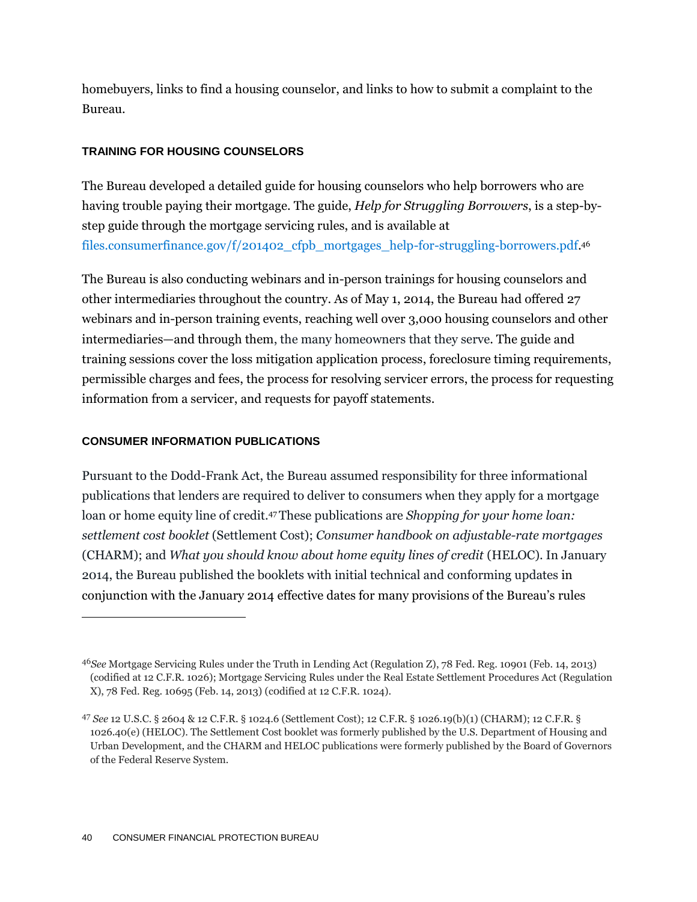homebuyers, links to find a housing counselor, and links to how to submit a complaint to the Bureau.

### TRAINING FOR HOUSING COUNSELORS

The Bureau developed a detailed guide for housing counselors who help borrowers who are having trouble paying their mortgage. The guide, *Help for Struggling Borrowers*, is a step-by-step guide through the mortgage servicing rules, and is available at files.consumerfinance.gov/f/201402_cfpb_mortgages_help-for-struggling-borrowers.pdf.[46]

The Bureau is also conducting webinars and in-person trainings for housing counselors and other intermediaries throughout the country. As of May 1, 2014, the Bureau had offered 27 webinars and in-person training events, reaching well over 3,000 housing counselors and other intermediaries—and through them, the many homeowners that they serve. The guide and training sessions cover the loss mitigation application process, foreclosure timing requirements, permissible charges and fees, the process for resolving servicer errors, the process for requesting information from a servicer, and requests for payoff statements.

### CONSUMER INFORMATION PUBLICATIONS

Pursuant to the Dodd-Frank Act, the Bureau assumed responsibility for three informational publications that lenders are required to deliver to consumers when they apply for a mortgage loan or home equity line of credit.[47] These publications are *Shopping for your home loan: settlement cost booklet* (Settlement Cost); *Consumer handbook on adjustable-rate mortgages* (CHARM); and *What you should know about home equity lines of credit* (HELOC). In January 2014, the Bureau published the booklets with initial technical and conforming updates in conjunction with the January 2014 effective dates for many provisions of the Bureau's rules

---

[46] *See* Mortgage Servicing Rules under the Truth in Lending Act (Regulation Z), 78 Fed. Reg. 10901 (Feb. 14, 2013) (codified at 12 C.F.R. 1026); Mortgage Servicing Rules under the Real Estate Settlement Procedures Act (Regulation X), 78 Fed. Reg. 10695 (Feb. 14, 2013) (codified at 12 C.F.R. 1024).

[47] *See* 12 U.S.C. § 2604 & 12 C.F.R. § 1024.6 (Settlement Cost); 12 C.F.R. § 1026.19(b)(1) (CHARM); 12 C.F.R. § 1026.40(e) (HELOC). The Settlement Cost booklet was formerly published by the U.S. Department of Housing and Urban Development, and the CHARM and HELOC publications were formerly published by the Board of Governors of the Federal Reserve System.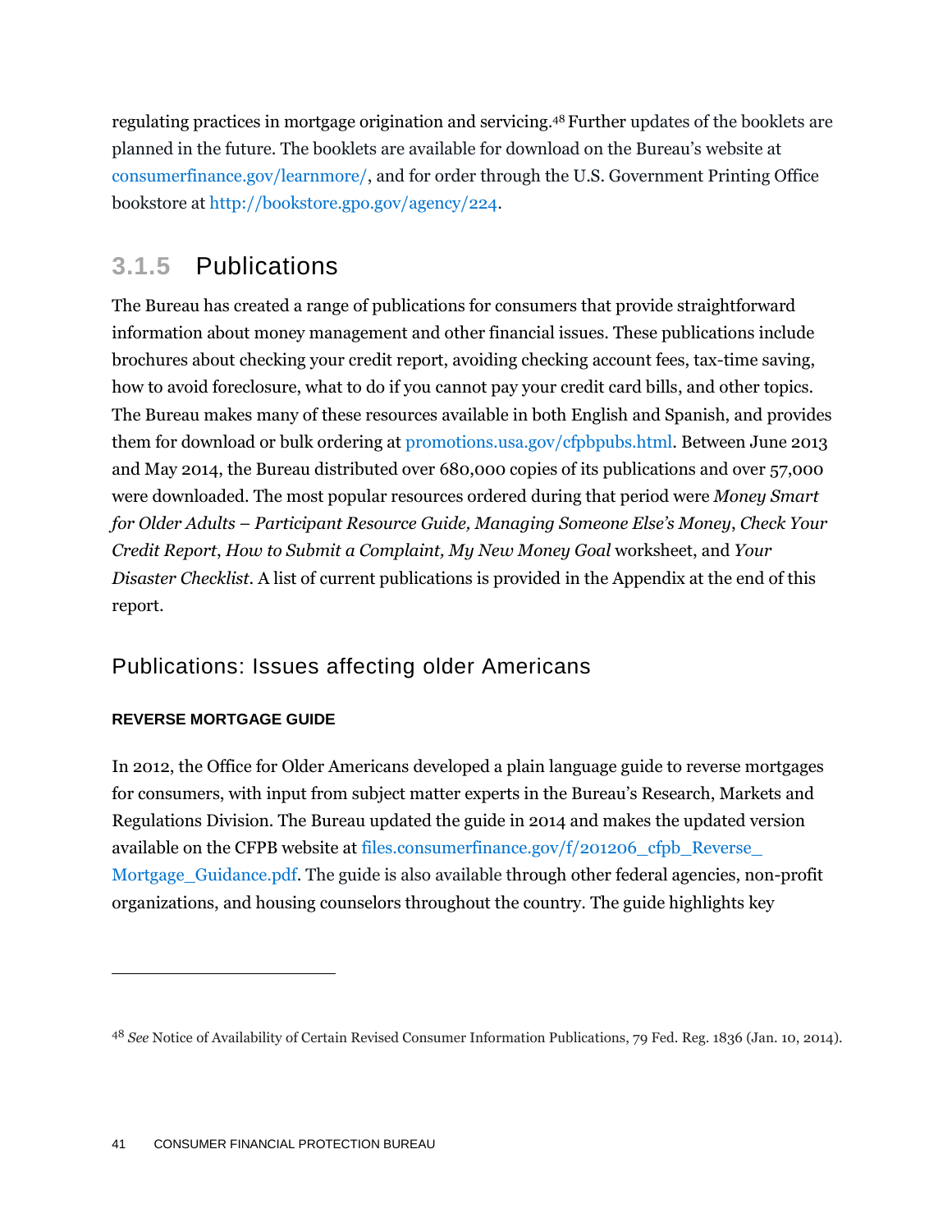regulating practices in mortgage origination and servicing.[48] Further updates of the booklets are planned in the future. The booklets are available for download on the Bureau's website at consumerfinance.gov/learnmore/, and for order through the U.S. Government Printing Office bookstore at http://bookstore.gpo.gov/agency/224.

### 3.1.5 Publications

The Bureau has created a range of publications for consumers that provide straightforward information about money management and other financial issues. These publications include brochures about checking your credit report, avoiding checking account fees, tax-time saving, how to avoid foreclosure, what to do if you cannot pay your credit card bills, and other topics. The Bureau makes many of these resources available in both English and Spanish, and provides them for download or bulk ordering at promotions.usa.gov/cfpbpubs.html. Between June 2013 and May 2014, the Bureau distributed over 680,000 copies of its publications and over 57,000 were downloaded. The most popular resources ordered during that period were *Money Smart for Older Adults – Participant Resource Guide, Managing Someone Else's Money*, *Check Your Credit Report*, *How to Submit a Complaint, My New Money Goal* worksheet, and *Your Disaster Checklist*. A list of current publications is provided in the Appendix at the end of this report.

#### Publications: Issues affecting older Americans

**REVERSE MORTGAGE GUIDE**

In 2012, the Office for Older Americans developed a plain language guide to reverse mortgages for consumers, with input from subject matter experts in the Bureau's Research, Markets and Regulations Division. The Bureau updated the guide in 2014 and makes the updated version available on the CFPB website at files.consumerfinance.gov/f/201206_cfpb_Reverse_Mortgage_Guidance.pdf. The guide is also available through other federal agencies, non-profit organizations, and housing counselors throughout the country. The guide highlights key

---

[48] *See* Notice of Availability of Certain Revised Consumer Information Publications, 79 Fed. Reg. 1836 (Jan. 10, 2014).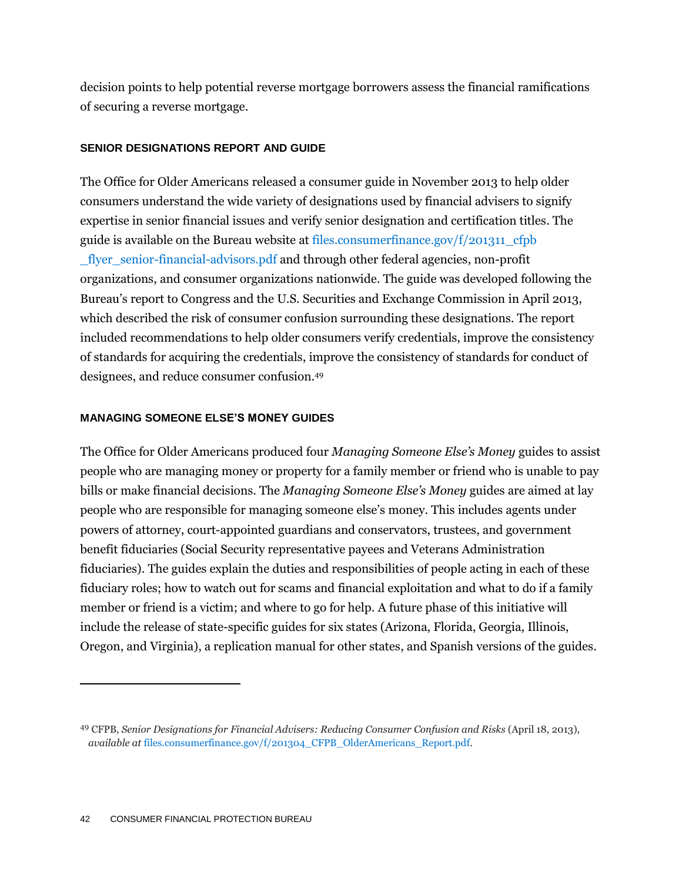decision points to help potential reverse mortgage borrowers assess the financial ramifications of securing a reverse mortgage.

### SENIOR DESIGNATIONS REPORT AND GUIDE

The Office for Older Americans released a consumer guide in November 2013 to help older consumers understand the wide variety of designations used by financial advisers to signify expertise in senior financial issues and verify senior designation and certification titles. The guide is available on the Bureau website at files.consumerfinance.gov/f/201311_cfpb_flyer_senior-financial-advisors.pdf and through other federal agencies, non-profit organizations, and consumer organizations nationwide. The guide was developed following the Bureau's report to Congress and the U.S. Securities and Exchange Commission in April 2013, which described the risk of consumer confusion surrounding these designations. The report included recommendations to help older consumers verify credentials, improve the consistency of standards for acquiring the credentials, improve the consistency of standards for conduct of designees, and reduce consumer confusion.[49]

### MANAGING SOMEONE ELSE'S MONEY GUIDES

The Office for Older Americans produced four *Managing Someone Else's Money* guides to assist people who are managing money or property for a family member or friend who is unable to pay bills or make financial decisions. The *Managing Someone Else's Money* guides are aimed at lay people who are responsible for managing someone else's money. This includes agents under powers of attorney, court-appointed guardians and conservators, trustees, and government benefit fiduciaries (Social Security representative payees and Veterans Administration fiduciaries). The guides explain the duties and responsibilities of people acting in each of these fiduciary roles; how to watch out for scams and financial exploitation and what to do if a family member or friend is a victim; and where to go for help. A future phase of this initiative will include the release of state-specific guides for six states (Arizona, Florida, Georgia, Illinois, Oregon, and Virginia), a replication manual for other states, and Spanish versions of the guides.

---

[49] CFPB, *Senior Designations for Financial Advisers: Reducing Consumer Confusion and Risks* (April 18, 2013), *available at* files.consumerfinance.gov/f/201304_CFPB_OlderAmericans_Report.pdf.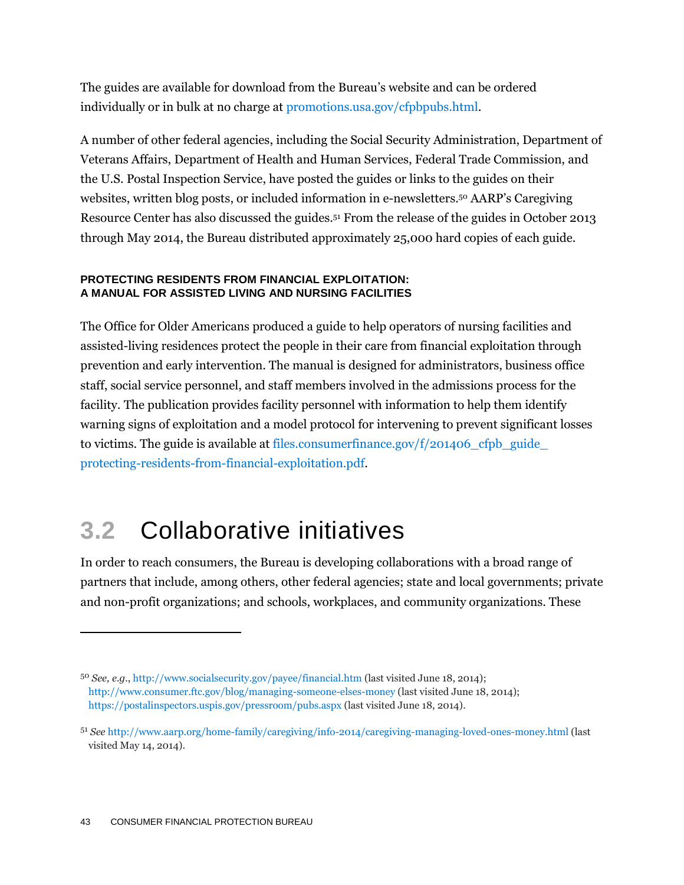The guides are available for download from the Bureau's website and can be ordered individually or in bulk at no charge at promotions.usa.gov/cfpbpubs.html.

A number of other federal agencies, including the Social Security Administration, Department of Veterans Affairs, Department of Health and Human Services, Federal Trade Commission, and the U.S. Postal Inspection Service, have posted the guides or links to the guides on their websites, written blog posts, or included information in e-newsletters.[50] AARP's Caregiving Resource Center has also discussed the guides.[51] From the release of the guides in October 2013 through May 2014, the Bureau distributed approximately 25,000 hard copies of each guide.

#### PROTECTING RESIDENTS FROM FINANCIAL EXPLOITATION: A MANUAL FOR ASSISTED LIVING AND NURSING FACILITIES

The Office for Older Americans produced a guide to help operators of nursing facilities and assisted-living residences protect the people in their care from financial exploitation through prevention and early intervention. The manual is designed for administrators, business office staff, social service personnel, and staff members involved in the admissions process for the facility. The publication provides facility personnel with information to help them identify warning signs of exploitation and a model protocol for intervening to prevent significant losses to victims. The guide is available at files.consumerfinance.gov/f/201406_cfpb_guide_protecting-residents-from-financial-exploitation.pdf.

## 3.2 Collaborative initiatives

In order to reach consumers, the Bureau is developing collaborations with a broad range of partners that include, among others, other federal agencies; state and local governments; private and non-profit organizations; and schools, workplaces, and community organizations. These

---

[50] *See, e.g.*, http://www.socialsecurity.gov/payee/financial.htm (last visited June 18, 2014); http://www.consumer.ftc.gov/blog/managing-someone-elses-money (last visited June 18, 2014); https://postalinspectors.uspis.gov/pressroom/pubs.aspx (last visited June 18, 2014).

[51] *See* http://www.aarp.org/home-family/caregiving/info-2014/caregiving-managing-loved-ones-money.html (last visited May 14, 2014).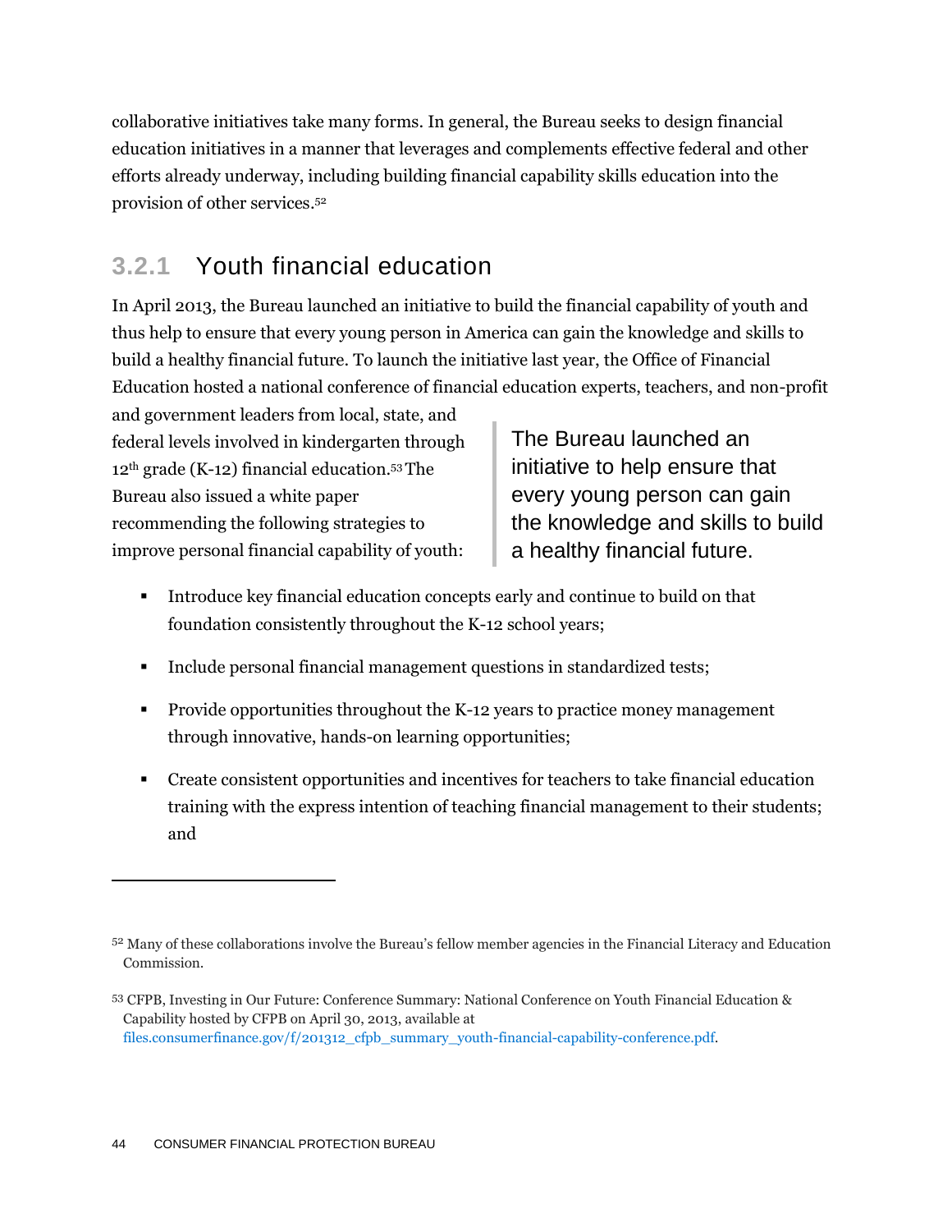collaborative initiatives take many forms. In general, the Bureau seeks to design financial education initiatives in a manner that leverages and complements effective federal and other efforts already underway, including building financial capability skills education into the provision of other services.[52]

### 3.2.1 Youth financial education

In April 2013, the Bureau launched an initiative to build the financial capability of youth and thus help to ensure that every young person in America can gain the knowledge and skills to build a healthy financial future. To launch the initiative last year, the Office of Financial Education hosted a national conference of financial education experts, teachers, and non-profit and government leaders from local, state, and federal levels involved in kindergarten through 12th grade (K-12) financial education.[53] The Bureau also issued a white paper recommending the following strategies to improve personal financial capability of youth:

> The Bureau launched an initiative to help ensure that every young person can gain the knowledge and skills to build a healthy financial future.

- Introduce key financial education concepts early and continue to build on that foundation consistently throughout the K-12 school years;
- Include personal financial management questions in standardized tests;
- Provide opportunities throughout the K-12 years to practice money management through innovative, hands-on learning opportunities;
- Create consistent opportunities and incentives for teachers to take financial education training with the express intention of teaching financial management to their students; and

---

[52] Many of these collaborations involve the Bureau's fellow member agencies in the Financial Literacy and Education Commission.

[53] CFPB, Investing in Our Future: Conference Summary: National Conference on Youth Financial Education & Capability hosted by CFPB on April 30, 2013, available at files.consumerfinance.gov/f/201312_cfpb_summary_youth-financial-capability-conference.pdf.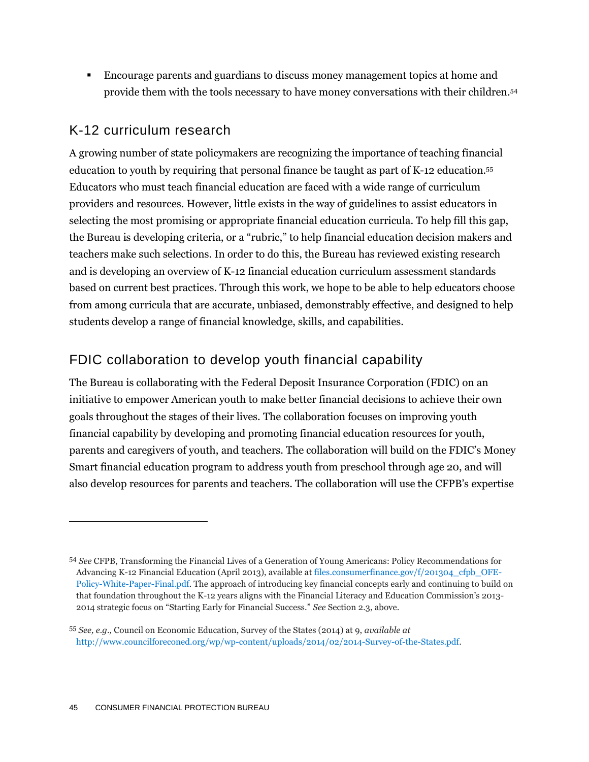- Encourage parents and guardians to discuss money management topics at home and provide them with the tools necessary to have money conversations with their children.[54]

## K-12 curriculum research

A growing number of state policymakers are recognizing the importance of teaching financial education to youth by requiring that personal finance be taught as part of K-12 education.[55] Educators who must teach financial education are faced with a wide range of curriculum providers and resources. However, little exists in the way of guidelines to assist educators in selecting the most promising or appropriate financial education curricula. To help fill this gap, the Bureau is developing criteria, or a "rubric," to help financial education decision makers and teachers make such selections. In order to do this, the Bureau has reviewed existing research and is developing an overview of K-12 financial education curriculum assessment standards based on current best practices. Through this work, we hope to be able to help educators choose from among curricula that are accurate, unbiased, demonstrably effective, and designed to help students develop a range of financial knowledge, skills, and capabilities.

## FDIC collaboration to develop youth financial capability

The Bureau is collaborating with the Federal Deposit Insurance Corporation (FDIC) on an initiative to empower American youth to make better financial decisions to achieve their own goals throughout the stages of their lives. The collaboration focuses on improving youth financial capability by developing and promoting financial education resources for youth, parents and caregivers of youth, and teachers. The collaboration will build on the FDIC's Money Smart financial education program to address youth from preschool through age 20, and will also develop resources for parents and teachers. The collaboration will use the CFPB's expertise

---

[54] *See* CFPB, Transforming the Financial Lives of a Generation of Young Americans: Policy Recommendations for Advancing K-12 Financial Education (April 2013), available at files.consumerfinance.gov/f/201304_cfpb_OFE-Policy-White-Paper-Final.pdf. The approach of introducing key financial concepts early and continuing to build on that foundation throughout the K-12 years aligns with the Financial Literacy and Education Commission's 2013-2014 strategic focus on "Starting Early for Financial Success." *See* Section 2.3, above.

[55] *See, e.g.,* Council on Economic Education, Survey of the States (2014) at 9, *available at* http://www.councilforeconed.org/wp/wp-content/uploads/2014/02/2014-Survey-of-the-States.pdf.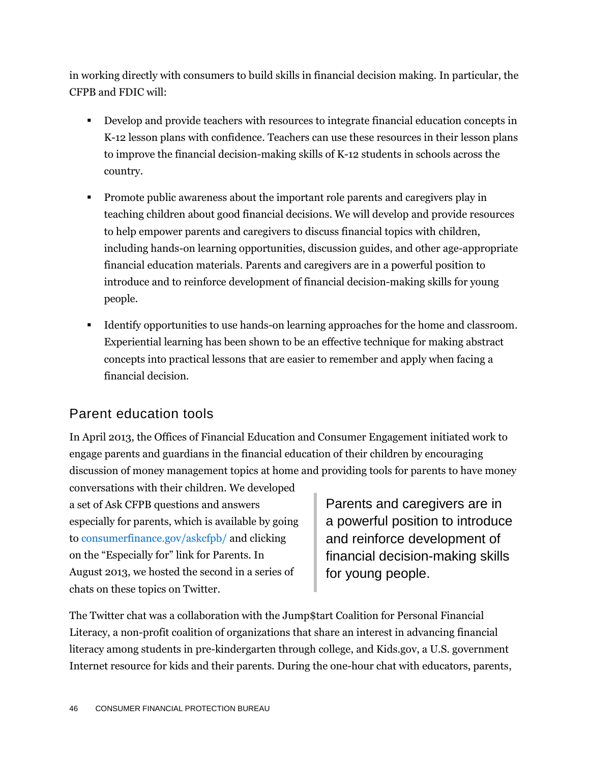in working directly with consumers to build skills in financial decision making. In particular, the CFPB and FDIC will:

- Develop and provide teachers with resources to integrate financial education concepts in K-12 lesson plans with confidence. Teachers can use these resources in their lesson plans to improve the financial decision-making skills of K-12 students in schools across the country.
- Promote public awareness about the important role parents and caregivers play in teaching children about good financial decisions. We will develop and provide resources to help empower parents and caregivers to discuss financial topics with children, including hands-on learning opportunities, discussion guides, and other age-appropriate financial education materials. Parents and caregivers are in a powerful position to introduce and to reinforce development of financial decision-making skills for young people.
- Identify opportunities to use hands-on learning approaches for the home and classroom. Experiential learning has been shown to be an effective technique for making abstract concepts into practical lessons that are easier to remember and apply when facing a financial decision.

## Parent education tools

In April 2013, the Offices of Financial Education and Consumer Engagement initiated work to engage parents and guardians in the financial education of their children by encouraging discussion of money management topics at home and providing tools for parents to have money conversations with their children. We developed a set of Ask CFPB questions and answers especially for parents, which is available by going to consumerfinance.gov/askcfpb/ and clicking on the "Especially for" link for Parents. In August 2013, we hosted the second in a series of chats on these topics on Twitter.

> Parents and caregivers are in a powerful position to introduce and reinforce development of financial decision-making skills for young people.

The Twitter chat was a collaboration with the Jump$tart Coalition for Personal Financial Literacy, a non-profit coalition of organizations that share an interest in advancing financial literacy among students in pre-kindergarten through college, and Kids.gov, a U.S. government Internet resource for kids and their parents. During the one-hour chat with educators, parents,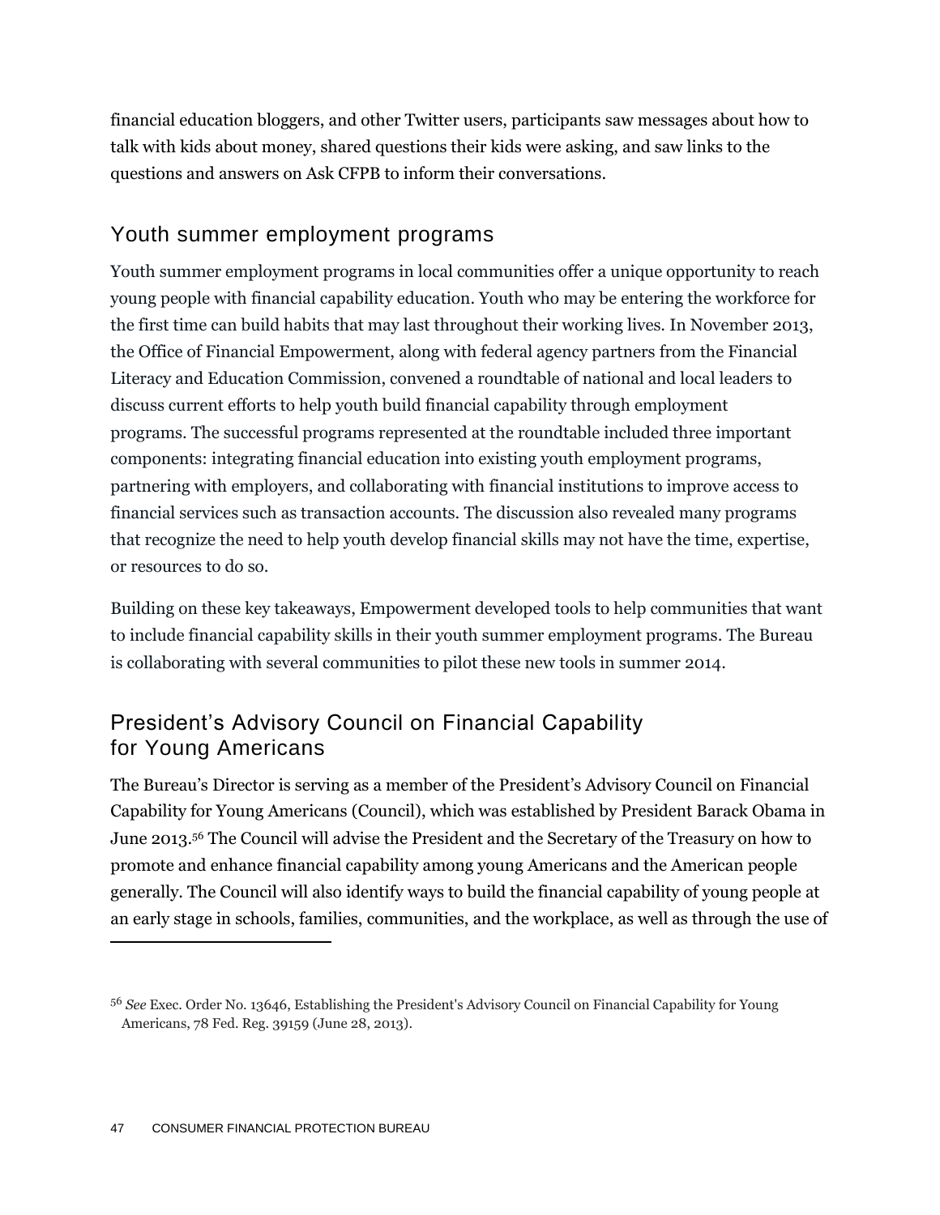financial education bloggers, and other Twitter users, participants saw messages about how to talk with kids about money, shared questions their kids were asking, and saw links to the questions and answers on Ask CFPB to inform their conversations.

## Youth summer employment programs

Youth summer employment programs in local communities offer a unique opportunity to reach young people with financial capability education. Youth who may be entering the workforce for the first time can build habits that may last throughout their working lives. In November 2013, the Office of Financial Empowerment, along with federal agency partners from the Financial Literacy and Education Commission, convened a roundtable of national and local leaders to discuss current efforts to help youth build financial capability through employment programs. The successful programs represented at the roundtable included three important components: integrating financial education into existing youth employment programs, partnering with employers, and collaborating with financial institutions to improve access to financial services such as transaction accounts. The discussion also revealed many programs that recognize the need to help youth develop financial skills may not have the time, expertise, or resources to do so.

Building on these key takeaways, Empowerment developed tools to help communities that want to include financial capability skills in their youth summer employment programs. The Bureau is collaborating with several communities to pilot these new tools in summer 2014.

## President's Advisory Council on Financial Capability for Young Americans

The Bureau's Director is serving as a member of the President's Advisory Council on Financial Capability for Young Americans (Council), which was established by President Barack Obama in June 2013.[56] The Council will advise the President and the Secretary of the Treasury on how to promote and enhance financial capability among young Americans and the American people generally. The Council will also identify ways to build the financial capability of young people at an early stage in schools, families, communities, and the workplace, as well as through the use of

---

[56] *See* Exec. Order No. 13646, Establishing the President's Advisory Council on Financial Capability for Young Americans, 78 Fed. Reg. 39159 (June 28, 2013).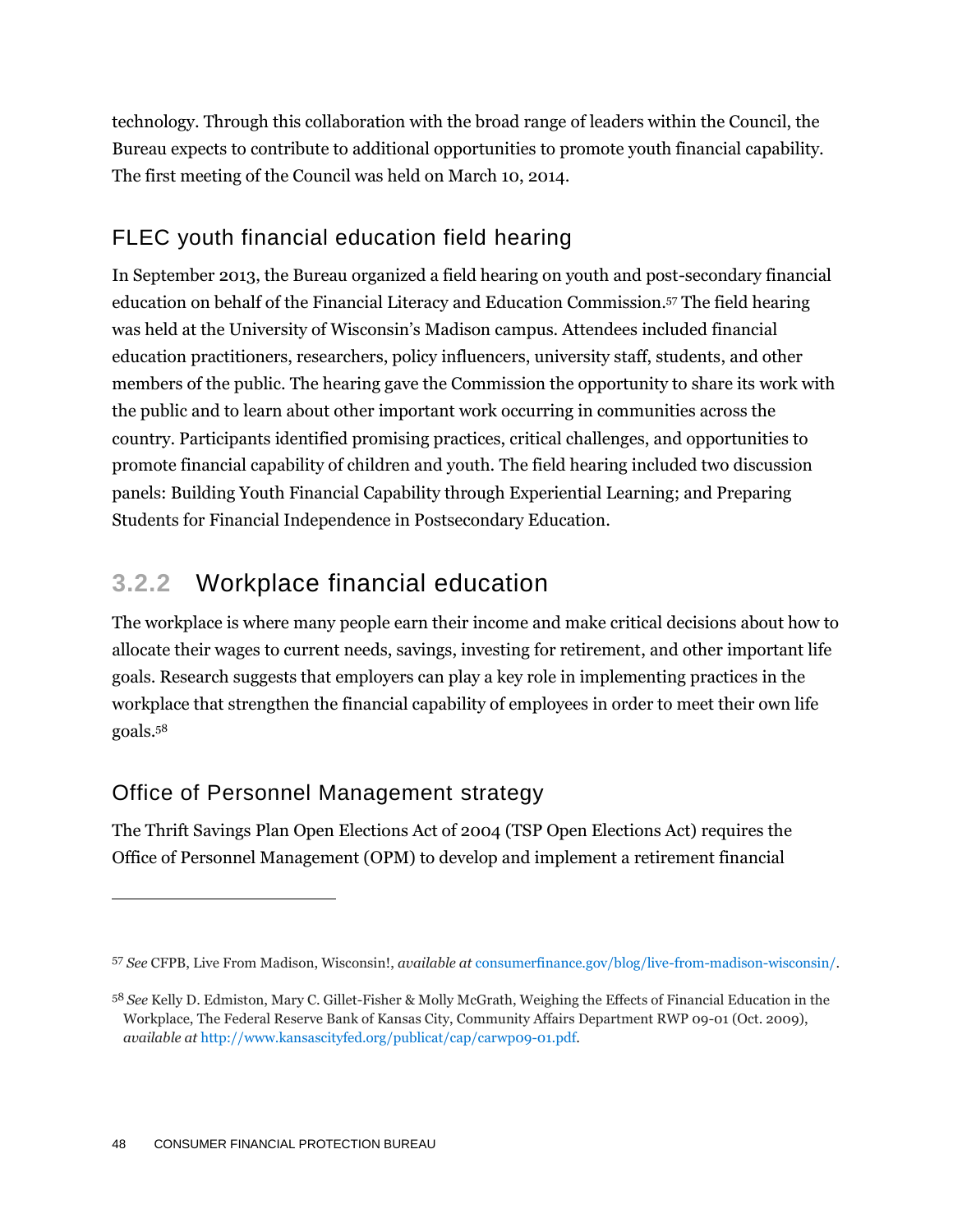technology. Through this collaboration with the broad range of leaders within the Council, the Bureau expects to contribute to additional opportunities to promote youth financial capability. The first meeting of the Council was held on March 10, 2014.

### FLEC youth financial education field hearing

In September 2013, the Bureau organized a field hearing on youth and post-secondary financial education on behalf of the Financial Literacy and Education Commission.[57] The field hearing was held at the University of Wisconsin's Madison campus. Attendees included financial education practitioners, researchers, policy influencers, university staff, students, and other members of the public. The hearing gave the Commission the opportunity to share its work with the public and to learn about other important work occurring in communities across the country. Participants identified promising practices, critical challenges, and opportunities to promote financial capability of children and youth. The field hearing included two discussion panels: Building Youth Financial Capability through Experiential Learning; and Preparing Students for Financial Independence in Postsecondary Education.

## 3.2.2 Workplace financial education

The workplace is where many people earn their income and make critical decisions about how to allocate their wages to current needs, savings, investing for retirement, and other important life goals. Research suggests that employers can play a key role in implementing practices in the workplace that strengthen the financial capability of employees in order to meet their own life goals.[58]

### Office of Personnel Management strategy

The Thrift Savings Plan Open Elections Act of 2004 (TSP Open Elections Act) requires the Office of Personnel Management (OPM) to develop and implement a retirement financial

---

[57] *See* CFPB, Live From Madison, Wisconsin!, *available at* consumerfinance.gov/blog/live-from-madison-wisconsin/.

[58] *See* Kelly D. Edmiston, Mary C. Gillet-Fisher & Molly McGrath, Weighing the Effects of Financial Education in the Workplace, The Federal Reserve Bank of Kansas City, Community Affairs Department RWP 09-01 (Oct. 2009), *available at* http://www.kansascityfed.org/publicat/cap/carwp09-01.pdf.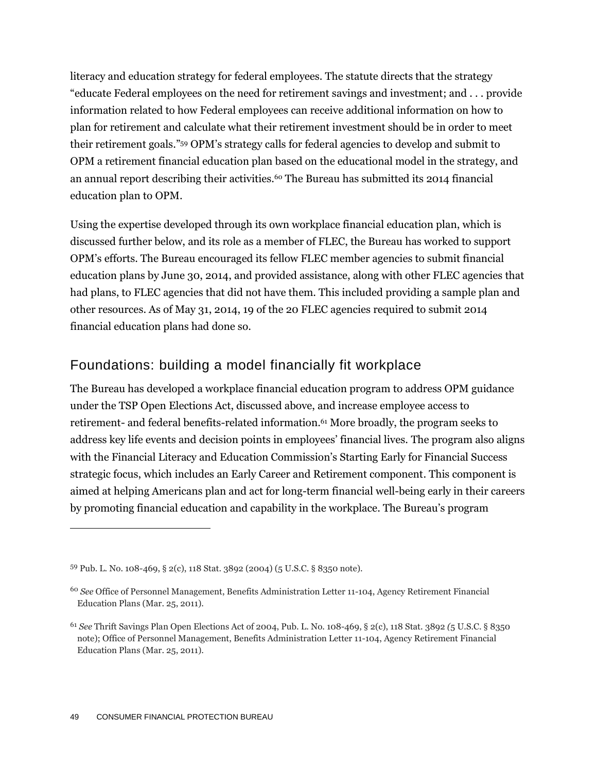literacy and education strategy for federal employees. The statute directs that the strategy "educate Federal employees on the need for retirement savings and investment; and . . . provide information related to how Federal employees can receive additional information on how to plan for retirement and calculate what their retirement investment should be in order to meet their retirement goals."[59] OPM's strategy calls for federal agencies to develop and submit to OPM a retirement financial education plan based on the educational model in the strategy, and an annual report describing their activities.[60] The Bureau has submitted its 2014 financial education plan to OPM.

Using the expertise developed through its own workplace financial education plan, which is discussed further below, and its role as a member of FLEC, the Bureau has worked to support OPM's efforts. The Bureau encouraged its fellow FLEC member agencies to submit financial education plans by June 30, 2014, and provided assistance, along with other FLEC agencies that had plans, to FLEC agencies that did not have them. This included providing a sample plan and other resources. As of May 31, 2014, 19 of the 20 FLEC agencies required to submit 2014 financial education plans had done so.

## Foundations: building a model financially fit workplace

The Bureau has developed a workplace financial education program to address OPM guidance under the TSP Open Elections Act, discussed above, and increase employee access to retirement- and federal benefits-related information.[61] More broadly, the program seeks to address key life events and decision points in employees' financial lives. The program also aligns with the Financial Literacy and Education Commission's Starting Early for Financial Success strategic focus, which includes an Early Career and Retirement component. This component is aimed at helping Americans plan and act for long-term financial well-being early in their careers by promoting financial education and capability in the workplace. The Bureau's program

---

[59] Pub. L. No. 108-469, § 2(c), 118 Stat. 3892 (2004) (5 U.S.C. § 8350 note).

[60] *See* Office of Personnel Management, Benefits Administration Letter 11-104, Agency Retirement Financial Education Plans (Mar. 25, 2011).

[61] *See* Thrift Savings Plan Open Elections Act of 2004, Pub. L. No. 108-469, § 2(c), 118 Stat. 3892 (5 U.S.C. § 8350 note); Office of Personnel Management, Benefits Administration Letter 11-104, Agency Retirement Financial Education Plans (Mar. 25, 2011).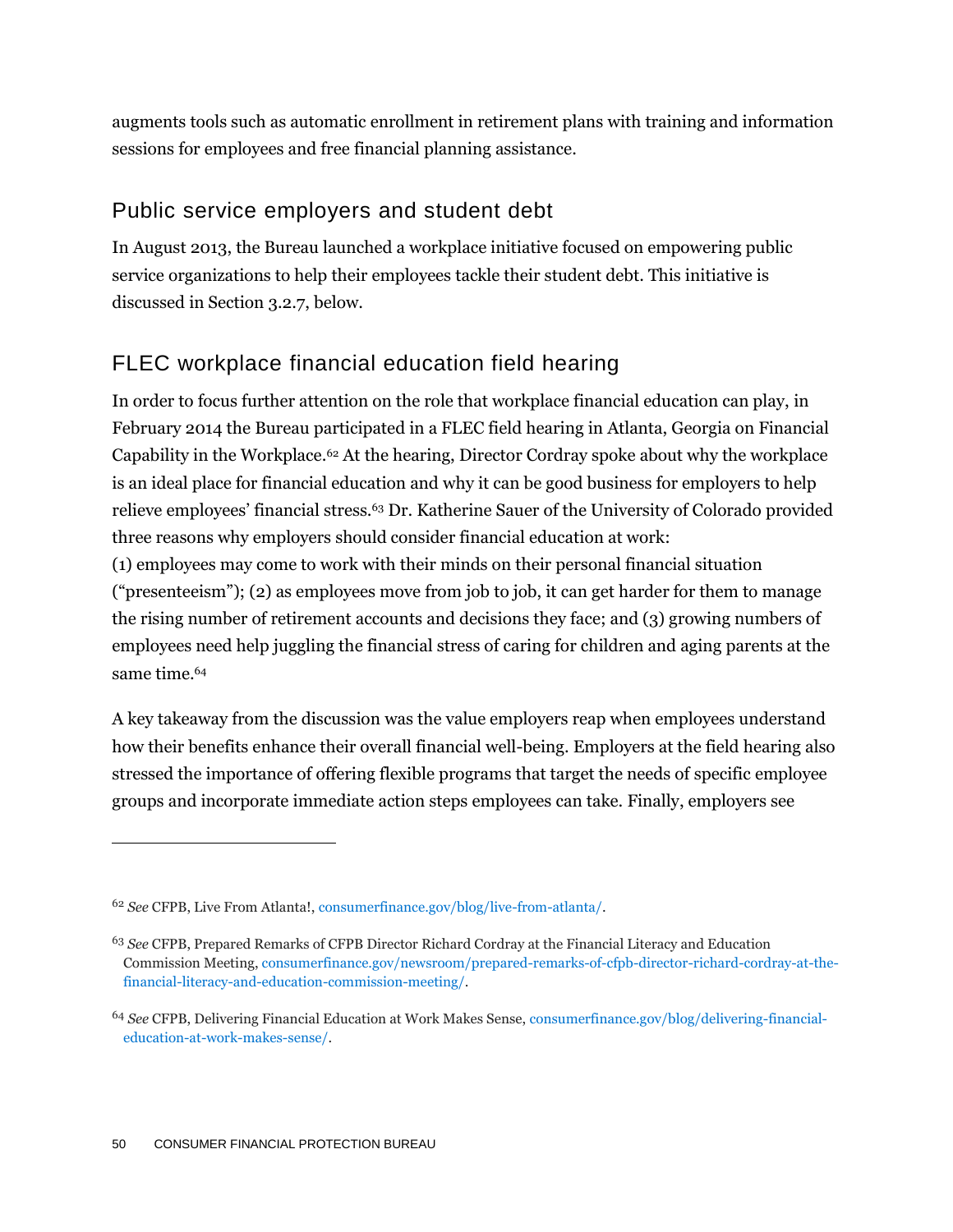augments tools such as automatic enrollment in retirement plans with training and information sessions for employees and free financial planning assistance.

## Public service employers and student debt

In August 2013, the Bureau launched a workplace initiative focused on empowering public service organizations to help their employees tackle their student debt. This initiative is discussed in Section 3.2.7, below.

## FLEC workplace financial education field hearing

In order to focus further attention on the role that workplace financial education can play, in February 2014 the Bureau participated in a FLEC field hearing in Atlanta, Georgia on Financial Capability in the Workplace.[62] At the hearing, Director Cordray spoke about why the workplace is an ideal place for financial education and why it can be good business for employers to help relieve employees' financial stress.[63] Dr. Katherine Sauer of the University of Colorado provided three reasons why employers should consider financial education at work:
(1) employees may come to work with their minds on their personal financial situation ("presenteeism"); (2) as employees move from job to job, it can get harder for them to manage the rising number of retirement accounts and decisions they face; and (3) growing numbers of employees need help juggling the financial stress of caring for children and aging parents at the same time.[64]

A key takeaway from the discussion was the value employers reap when employees understand how their benefits enhance their overall financial well-being. Employers at the field hearing also stressed the importance of offering flexible programs that target the needs of specific employee groups and incorporate immediate action steps employees can take. Finally, employers see

---

[62] *See* CFPB, Live From Atlanta!, consumerfinance.gov/blog/live-from-atlanta/.

[63] *See* CFPB, Prepared Remarks of CFPB Director Richard Cordray at the Financial Literacy and Education Commission Meeting, consumerfinance.gov/newsroom/prepared-remarks-of-cfpb-director-richard-cordray-at-the-financial-literacy-and-education-commission-meeting/.

[64] *See* CFPB, Delivering Financial Education at Work Makes Sense, consumerfinance.gov/blog/delivering-financial-education-at-work-makes-sense/.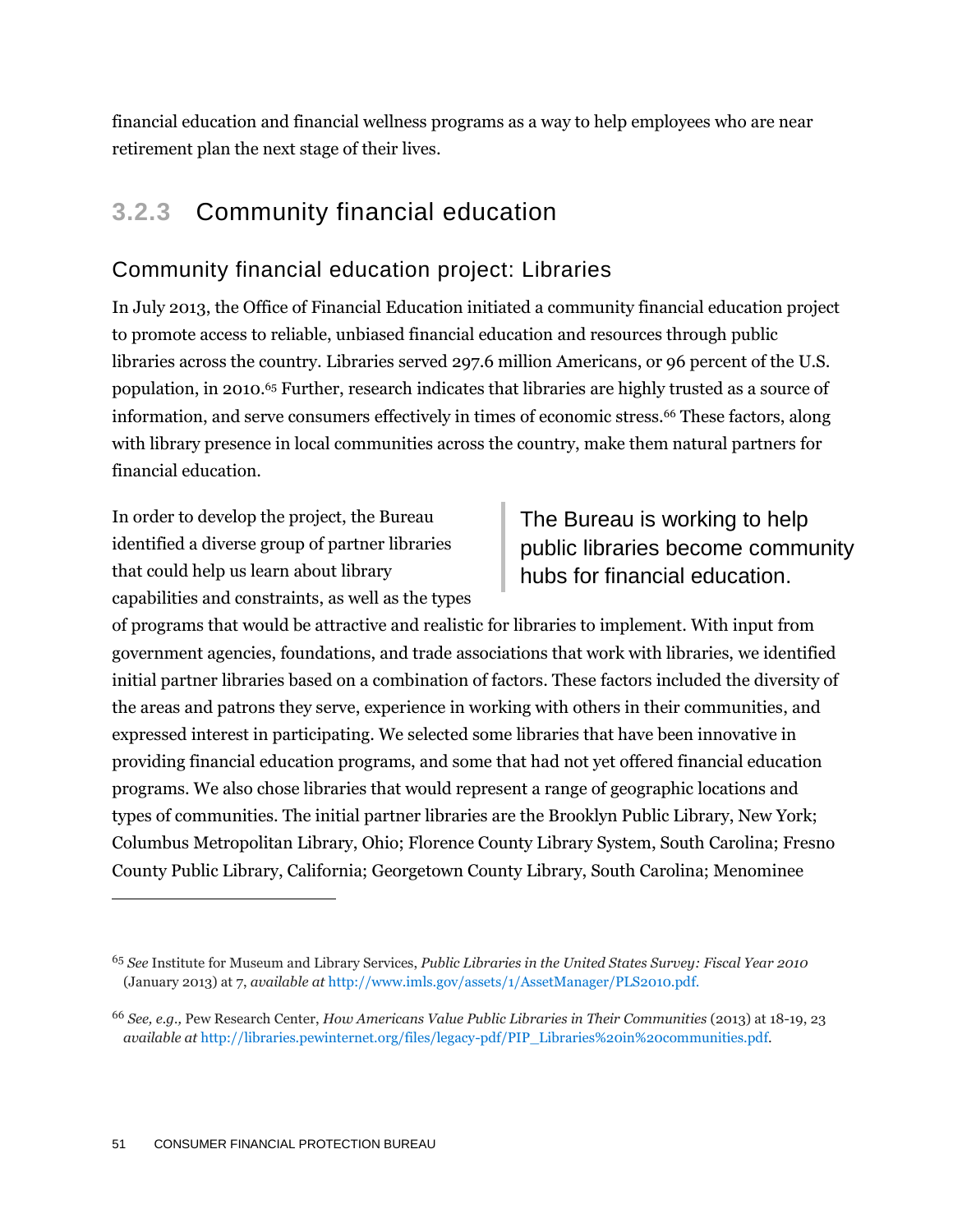financial education and financial wellness programs as a way to help employees who are near retirement plan the next stage of their lives.

## 3.2.3 Community financial education

### Community financial education project: Libraries

In July 2013, the Office of Financial Education initiated a community financial education project to promote access to reliable, unbiased financial education and resources through public libraries across the country. Libraries served 297.6 million Americans, or 96 percent of the U.S. population, in 2010.[65] Further, research indicates that libraries are highly trusted as a source of information, and serve consumers effectively in times of economic stress.[66] These factors, along with library presence in local communities across the country, make them natural partners for financial education.

> The Bureau is working to help public libraries become community hubs for financial education.

In order to develop the project, the Bureau identified a diverse group of partner libraries that could help us learn about library capabilities and constraints, as well as the types of programs that would be attractive and realistic for libraries to implement. With input from government agencies, foundations, and trade associations that work with libraries, we identified initial partner libraries based on a combination of factors. These factors included the diversity of the areas and patrons they serve, experience in working with others in their communities, and expressed interest in participating. We selected some libraries that have been innovative in providing financial education programs, and some that had not yet offered financial education programs. We also chose libraries that would represent a range of geographic locations and types of communities. The initial partner libraries are the Brooklyn Public Library, New York; Columbus Metropolitan Library, Ohio; Florence County Library System, South Carolina; Fresno County Public Library, California; Georgetown County Library, South Carolina; Menominee

---

[65] *See* Institute for Museum and Library Services, *Public Libraries in the United States Survey: Fiscal Year 2010* (January 2013) at 7, *available at* http://www.imls.gov/assets/1/AssetManager/PLS2010.pdf.

[66] *See, e.g.,* Pew Research Center, *How Americans Value Public Libraries in Their Communities* (2013) at 18-19, 23 *available at* http://libraries.pewinternet.org/files/legacy-pdf/PIP_Libraries%20in%20communities.pdf.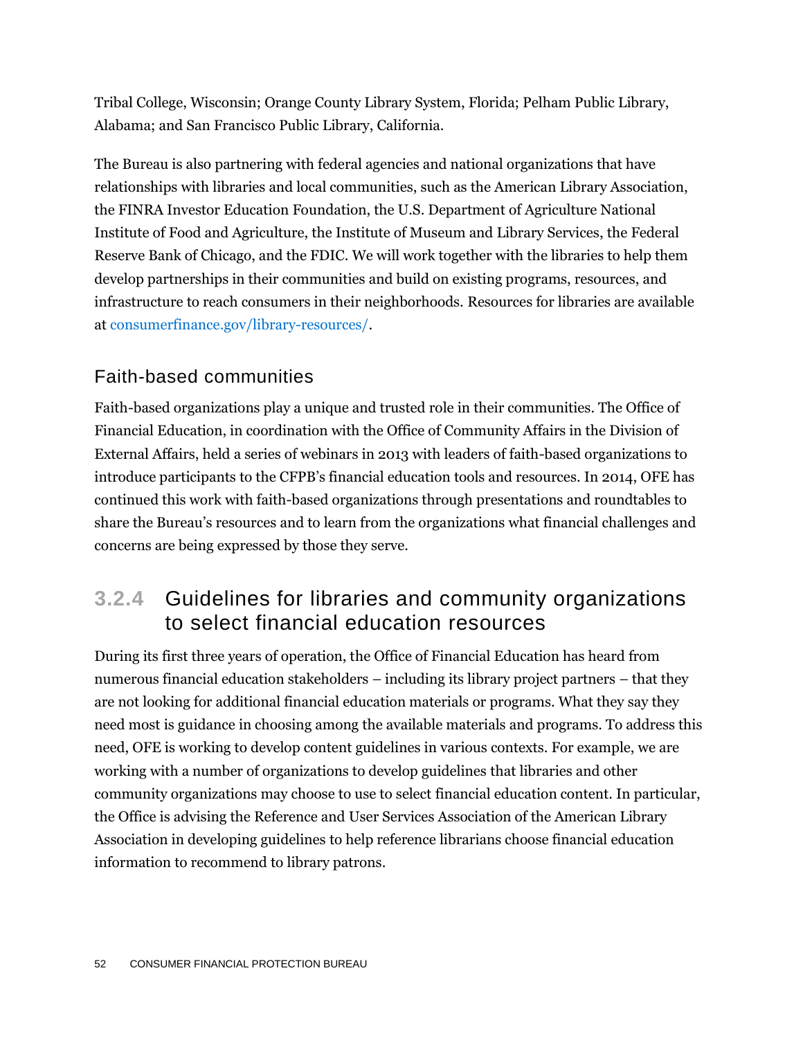Tribal College, Wisconsin; Orange County Library System, Florida; Pelham Public Library, Alabama; and San Francisco Public Library, California.

The Bureau is also partnering with federal agencies and national organizations that have relationships with libraries and local communities, such as the American Library Association, the FINRA Investor Education Foundation, the U.S. Department of Agriculture National Institute of Food and Agriculture, the Institute of Museum and Library Services, the Federal Reserve Bank of Chicago, and the FDIC. We will work together with the libraries to help them develop partnerships in their communities and build on existing programs, resources, and infrastructure to reach consumers in their neighborhoods. Resources for libraries are available at consumerfinance.gov/library-resources/.

### Faith-based communities

Faith-based organizations play a unique and trusted role in their communities. The Office of Financial Education, in coordination with the Office of Community Affairs in the Division of External Affairs, held a series of webinars in 2013 with leaders of faith-based organizations to introduce participants to the CFPB's financial education tools and resources. In 2014, OFE has continued this work with faith-based organizations through presentations and roundtables to share the Bureau's resources and to learn from the organizations what financial challenges and concerns are being expressed by those they serve.

## 3.2.4 Guidelines for libraries and community organizations to select financial education resources

During its first three years of operation, the Office of Financial Education has heard from numerous financial education stakeholders – including its library project partners – that they are not looking for additional financial education materials or programs. What they say they need most is guidance in choosing among the available materials and programs. To address this need, OFE is working to develop content guidelines in various contexts. For example, we are working with a number of organizations to develop guidelines that libraries and other community organizations may choose to use to select financial education content. In particular, the Office is advising the Reference and User Services Association of the American Library Association in developing guidelines to help reference librarians choose financial education information to recommend to library patrons.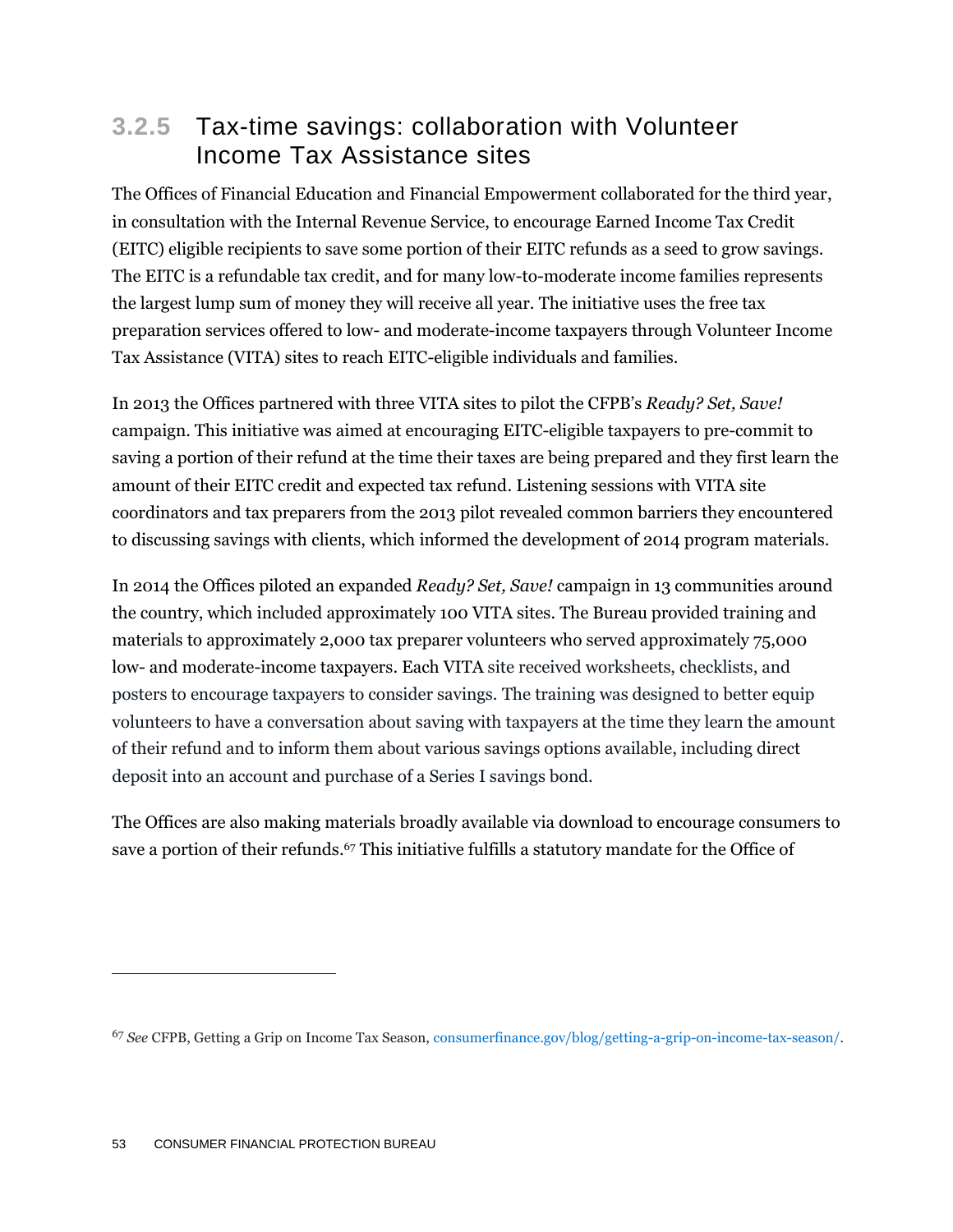### 3.2.5 Tax-time savings: collaboration with Volunteer Income Tax Assistance sites

The Offices of Financial Education and Financial Empowerment collaborated for the third year, in consultation with the Internal Revenue Service, to encourage Earned Income Tax Credit (EITC) eligible recipients to save some portion of their EITC refunds as a seed to grow savings. The EITC is a refundable tax credit, and for many low-to-moderate income families represents the largest lump sum of money they will receive all year. The initiative uses the free tax preparation services offered to low- and moderate-income taxpayers through Volunteer Income Tax Assistance (VITA) sites to reach EITC-eligible individuals and families.

In 2013 the Offices partnered with three VITA sites to pilot the CFPB's *Ready? Set, Save!* campaign. This initiative was aimed at encouraging EITC-eligible taxpayers to pre-commit to saving a portion of their refund at the time their taxes are being prepared and they first learn the amount of their EITC credit and expected tax refund. Listening sessions with VITA site coordinators and tax preparers from the 2013 pilot revealed common barriers they encountered to discussing savings with clients, which informed the development of 2014 program materials.

In 2014 the Offices piloted an expanded *Ready? Set, Save!* campaign in 13 communities around the country, which included approximately 100 VITA sites. The Bureau provided training and materials to approximately 2,000 tax preparer volunteers who served approximately 75,000 low- and moderate-income taxpayers. Each VITA site received worksheets, checklists, and posters to encourage taxpayers to consider savings. The training was designed to better equip volunteers to have a conversation about saving with taxpayers at the time they learn the amount of their refund and to inform them about various savings options available, including direct deposit into an account and purchase of a Series I savings bond.

The Offices are also making materials broadly available via download to encourage consumers to save a portion of their refunds.[67] This initiative fulfills a statutory mandate for the Office of

[67] *See* CFPB, Getting a Grip on Income Tax Season, consumerfinance.gov/blog/getting-a-grip-on-income-tax-season/.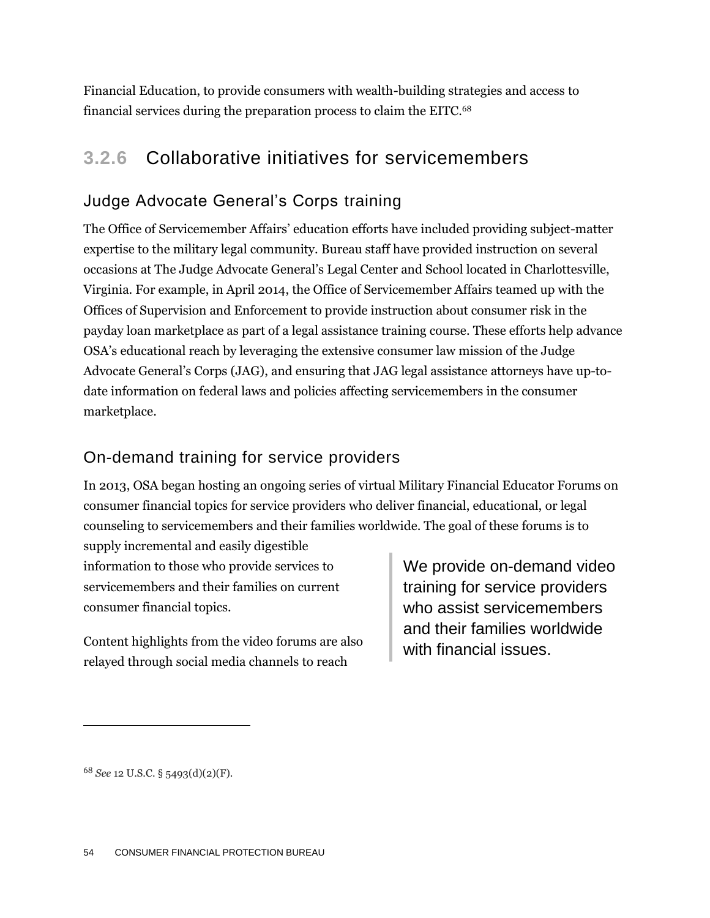Financial Education, to provide consumers with wealth-building strategies and access to financial services during the preparation process to claim the EITC.[68]

## 3.2.6 Collaborative initiatives for servicemembers

### Judge Advocate General's Corps training

The Office of Servicemember Affairs' education efforts have included providing subject-matter expertise to the military legal community. Bureau staff have provided instruction on several occasions at The Judge Advocate General's Legal Center and School located in Charlottesville, Virginia. For example, in April 2014, the Office of Servicemember Affairs teamed up with the Offices of Supervision and Enforcement to provide instruction about consumer risk in the payday loan marketplace as part of a legal assistance training course. These efforts help advance OSA's educational reach by leveraging the extensive consumer law mission of the Judge Advocate General's Corps (JAG), and ensuring that JAG legal assistance attorneys have up-to-date information on federal laws and policies affecting servicemembers in the consumer marketplace.

### On-demand training for service providers

In 2013, OSA began hosting an ongoing series of virtual Military Financial Educator Forums on consumer financial topics for service providers who deliver financial, educational, or legal counseling to servicemembers and their families worldwide. The goal of these forums is to supply incremental and easily digestible information to those who provide services to servicemembers and their families on current consumer financial topics.

> We provide on-demand video training for service providers who assist servicemembers and their families worldwide with financial issues.

Content highlights from the video forums are also relayed through social media channels to reach

---

[68] *See* 12 U.S.C. § 5493(d)(2)(F).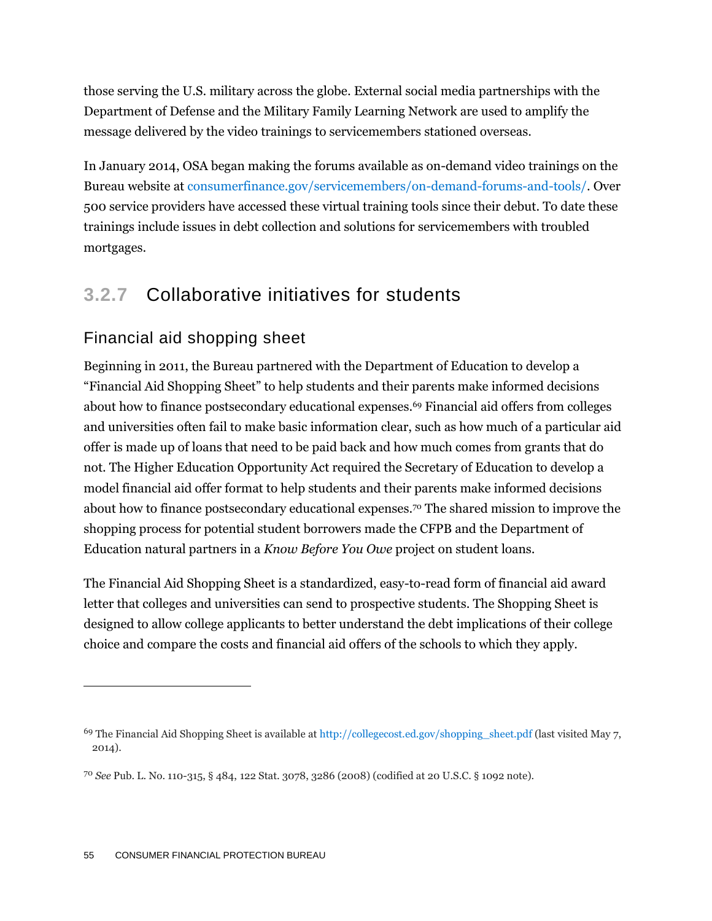those serving the U.S. military across the globe. External social media partnerships with the Department of Defense and the Military Family Learning Network are used to amplify the message delivered by the video trainings to servicemembers stationed overseas.

In January 2014, OSA began making the forums available as on-demand video trainings on the Bureau website at consumerfinance.gov/servicemembers/on-demand-forums-and-tools/. Over 500 service providers have accessed these virtual training tools since their debut. To date these trainings include issues in debt collection and solutions for servicemembers with troubled mortgages.

### 3.2.7 Collaborative initiatives for students

#### Financial aid shopping sheet

Beginning in 2011, the Bureau partnered with the Department of Education to develop a "Financial Aid Shopping Sheet" to help students and their parents make informed decisions about how to finance postsecondary educational expenses.[69] Financial aid offers from colleges and universities often fail to make basic information clear, such as how much of a particular aid offer is made up of loans that need to be paid back and how much comes from grants that do not. The Higher Education Opportunity Act required the Secretary of Education to develop a model financial aid offer format to help students and their parents make informed decisions about how to finance postsecondary educational expenses.[70] The shared mission to improve the shopping process for potential student borrowers made the CFPB and the Department of Education natural partners in a *Know Before You Owe* project on student loans.

The Financial Aid Shopping Sheet is a standardized, easy-to-read form of financial aid award letter that colleges and universities can send to prospective students. The Shopping Sheet is designed to allow college applicants to better understand the debt implications of their college choice and compare the costs and financial aid offers of the schools to which they apply.

---

[69] The Financial Aid Shopping Sheet is available at http://collegecost.ed.gov/shopping_sheet.pdf (last visited May 7, 2014).

[70] *See* Pub. L. No. 110-315, § 484, 122 Stat. 3078, 3286 (2008) (codified at 20 U.S.C. § 1092 note).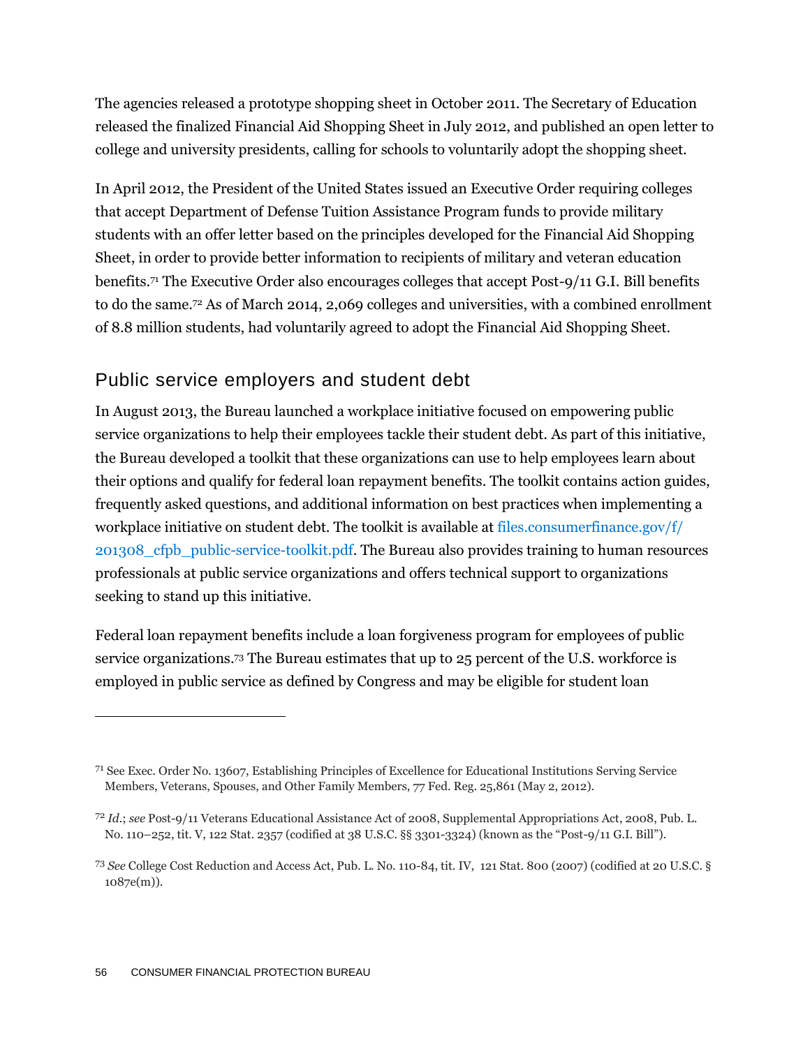The agencies released a prototype shopping sheet in October 2011. The Secretary of Education released the finalized Financial Aid Shopping Sheet in July 2012, and published an open letter to college and university presidents, calling for schools to voluntarily adopt the shopping sheet.

In April 2012, the President of the United States issued an Executive Order requiring colleges that accept Department of Defense Tuition Assistance Program funds to provide military students with an offer letter based on the principles developed for the Financial Aid Shopping Sheet, in order to provide better information to recipients of military and veteran education benefits.[71] The Executive Order also encourages colleges that accept Post-9/11 G.I. Bill benefits to do the same.[72] As of March 2014, 2,069 colleges and universities, with a combined enrollment of 8.8 million students, had voluntarily agreed to adopt the Financial Aid Shopping Sheet.

## Public service employers and student debt

In August 2013, the Bureau launched a workplace initiative focused on empowering public service organizations to help their employees tackle their student debt. As part of this initiative, the Bureau developed a toolkit that these organizations can use to help employees learn about their options and qualify for federal loan repayment benefits. The toolkit contains action guides, frequently asked questions, and additional information on best practices when implementing a workplace initiative on student debt. The toolkit is available at files.consumerfinance.gov/f/201308_cfpb_public-service-toolkit.pdf. The Bureau also provides training to human resources professionals at public service organizations and offers technical support to organizations seeking to stand up this initiative.

Federal loan repayment benefits include a loan forgiveness program for employees of public service organizations.[73] The Bureau estimates that up to 25 percent of the U.S. workforce is employed in public service as defined by Congress and may be eligible for student loan

---

[71] See Exec. Order No. 13607, Establishing Principles of Excellence for Educational Institutions Serving Service Members, Veterans, Spouses, and Other Family Members, 77 Fed. Reg. 25,861 (May 2, 2012).

[72] *Id.*; *see* Post-9/11 Veterans Educational Assistance Act of 2008, Supplemental Appropriations Act, 2008, Pub. L. No. 110–252, tit. V, 122 Stat. 2357 (codified at 38 U.S.C. §§ 3301-3324) (known as the "Post-9/11 G.I. Bill").

[73] *See* College Cost Reduction and Access Act, Pub. L. No. 110-84, tit. IV, 121 Stat. 800 (2007) (codified at 20 U.S.C. § 1087e(m)).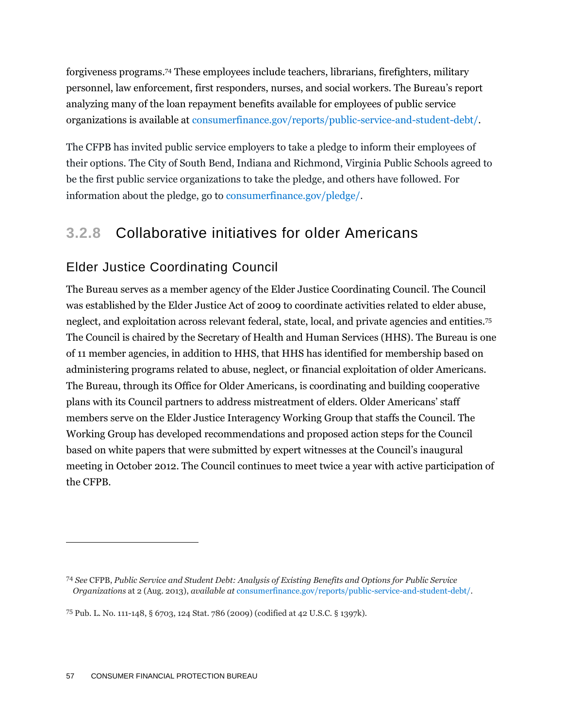forgiveness programs.[74] These employees include teachers, librarians, firefighters, military personnel, law enforcement, first responders, nurses, and social workers. The Bureau's report analyzing many of the loan repayment benefits available for employees of public service organizations is available at consumerfinance.gov/reports/public-service-and-student-debt/.

The CFPB has invited public service employers to take a pledge to inform their employees of their options. The City of South Bend, Indiana and Richmond, Virginia Public Schools agreed to be the first public service organizations to take the pledge, and others have followed. For information about the pledge, go to consumerfinance.gov/pledge/.

### 3.2.8 Collaborative initiatives for older Americans

#### Elder Justice Coordinating Council

The Bureau serves as a member agency of the Elder Justice Coordinating Council. The Council was established by the Elder Justice Act of 2009 to coordinate activities related to elder abuse, neglect, and exploitation across relevant federal, state, local, and private agencies and entities.[75] The Council is chaired by the Secretary of Health and Human Services (HHS). The Bureau is one of 11 member agencies, in addition to HHS, that HHS has identified for membership based on administering programs related to abuse, neglect, or financial exploitation of older Americans. The Bureau, through its Office for Older Americans, is coordinating and building cooperative plans with its Council partners to address mistreatment of elders. Older Americans' staff members serve on the Elder Justice Interagency Working Group that staffs the Council. The Working Group has developed recommendations and proposed action steps for the Council based on white papers that were submitted by expert witnesses at the Council's inaugural meeting in October 2012. The Council continues to meet twice a year with active participation of the CFPB.

---

[74] *See* CFPB, *Public Service and Student Debt: Analysis of Existing Benefits and Options for Public Service Organizations* at 2 (Aug. 2013), *available at* consumerfinance.gov/reports/public-service-and-student-debt/.

[75] Pub. L. No. 111-148, § 6703, 124 Stat. 786 (2009) (codified at 42 U.S.C. § 1397k).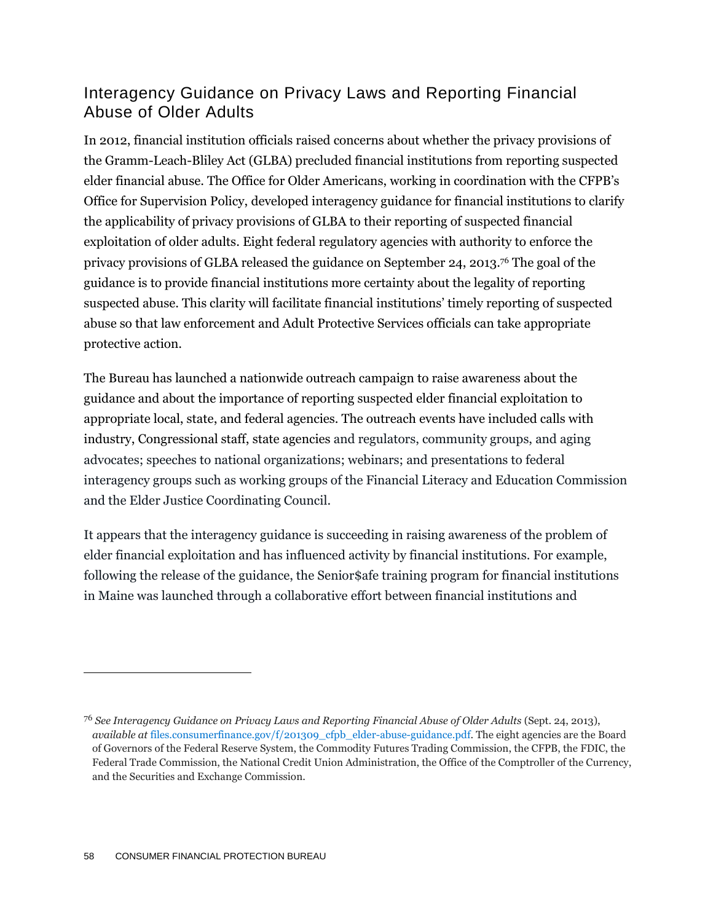## Interagency Guidance on Privacy Laws and Reporting Financial Abuse of Older Adults

In 2012, financial institution officials raised concerns about whether the privacy provisions of the Gramm-Leach-Bliley Act (GLBA) precluded financial institutions from reporting suspected elder financial abuse. The Office for Older Americans, working in coordination with the CFPB's Office for Supervision Policy, developed interagency guidance for financial institutions to clarify the applicability of privacy provisions of GLBA to their reporting of suspected financial exploitation of older adults. Eight federal regulatory agencies with authority to enforce the privacy provisions of GLBA released the guidance on September 24, 2013.[76] The goal of the guidance is to provide financial institutions more certainty about the legality of reporting suspected abuse. This clarity will facilitate financial institutions' timely reporting of suspected abuse so that law enforcement and Adult Protective Services officials can take appropriate protective action.

The Bureau has launched a nationwide outreach campaign to raise awareness about the guidance and about the importance of reporting suspected elder financial exploitation to appropriate local, state, and federal agencies. The outreach events have included calls with industry, Congressional staff, state agencies and regulators, community groups, and aging advocates; speeches to national organizations; webinars; and presentations to federal interagency groups such as working groups of the Financial Literacy and Education Commission and the Elder Justice Coordinating Council.

It appears that the interagency guidance is succeeding in raising awareness of the problem of elder financial exploitation and has influenced activity by financial institutions. For example, following the release of the guidance, the Senior$afe training program for financial institutions in Maine was launched through a collaborative effort between financial institutions and

---

[76] *See Interagency Guidance on Privacy Laws and Reporting Financial Abuse of Older Adults* (Sept. 24, 2013), *available at* files.consumerfinance.gov/f/201309_cfpb_elder-abuse-guidance.pdf. The eight agencies are the Board of Governors of the Federal Reserve System, the Commodity Futures Trading Commission, the CFPB, the FDIC, the Federal Trade Commission, the National Credit Union Administration, the Office of the Comptroller of the Currency, and the Securities and Exchange Commission.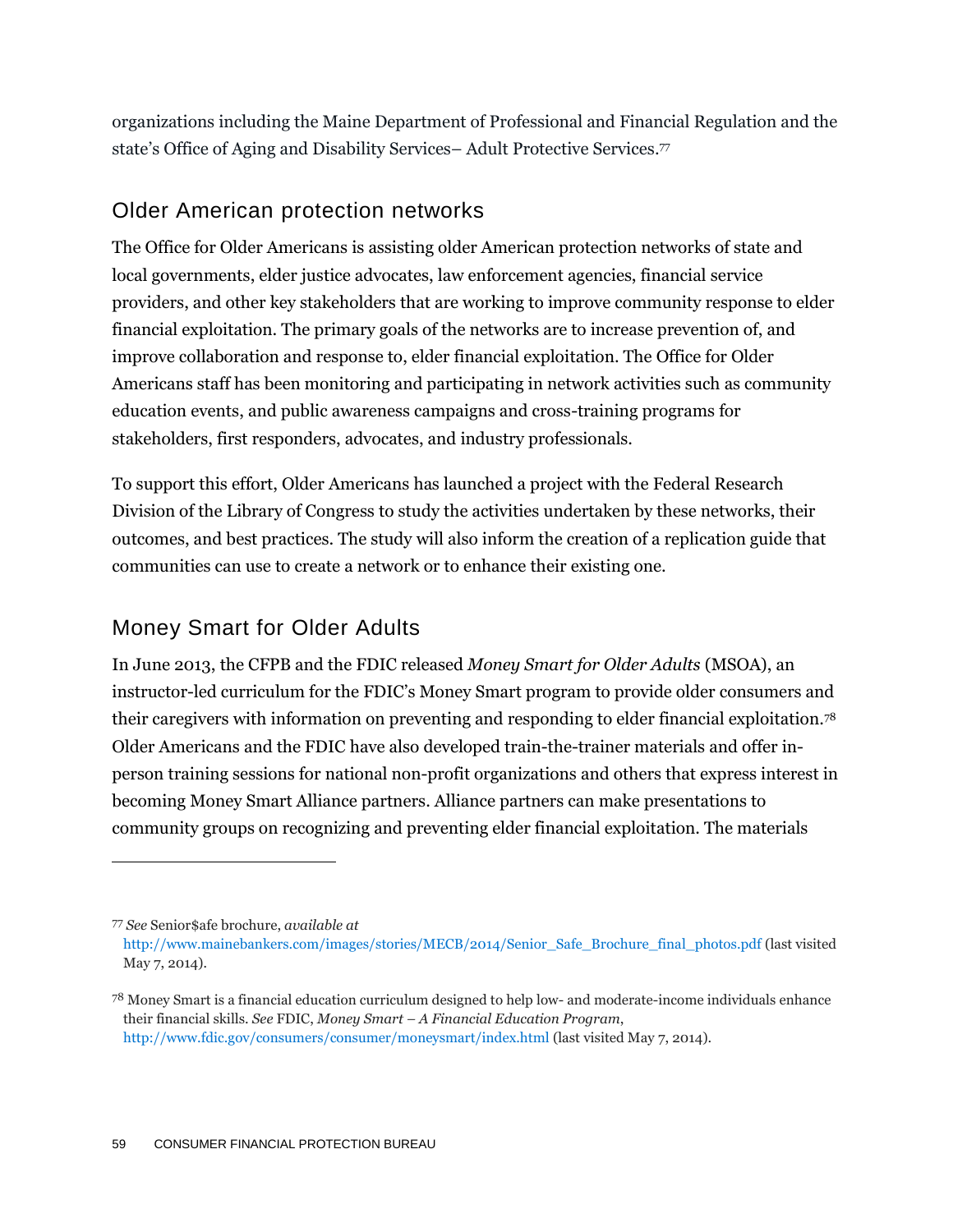organizations including the Maine Department of Professional and Financial Regulation and the state's Office of Aging and Disability Services– Adult Protective Services.[77]

## Older American protection networks

The Office for Older Americans is assisting older American protection networks of state and local governments, elder justice advocates, law enforcement agencies, financial service providers, and other key stakeholders that are working to improve community response to elder financial exploitation. The primary goals of the networks are to increase prevention of, and improve collaboration and response to, elder financial exploitation. The Office for Older Americans staff has been monitoring and participating in network activities such as community education events, and public awareness campaigns and cross-training programs for stakeholders, first responders, advocates, and industry professionals.

To support this effort, Older Americans has launched a project with the Federal Research Division of the Library of Congress to study the activities undertaken by these networks, their outcomes, and best practices. The study will also inform the creation of a replication guide that communities can use to create a network or to enhance their existing one.

## Money Smart for Older Adults

In June 2013, the CFPB and the FDIC released *Money Smart for Older Adults* (MSOA), an instructor-led curriculum for the FDIC's Money Smart program to provide older consumers and their caregivers with information on preventing and responding to elder financial exploitation.[78] Older Americans and the FDIC have also developed train-the-trainer materials and offer in-person training sessions for national non-profit organizations and others that express interest in becoming Money Smart Alliance partners. Alliance partners can make presentations to community groups on recognizing and preventing elder financial exploitation. The materials

---

[77] *See* Senior$afe brochure, *available at* http://www.mainebankers.com/images/stories/MECB/2014/Senior_Safe_Brochure_final_photos.pdf (last visited May 7, 2014).

[78] Money Smart is a financial education curriculum designed to help low- and moderate-income individuals enhance their financial skills. *See* FDIC, *Money Smart – A Financial Education Program*, http://www.fdic.gov/consumers/consumer/moneysmart/index.html (last visited May 7, 2014).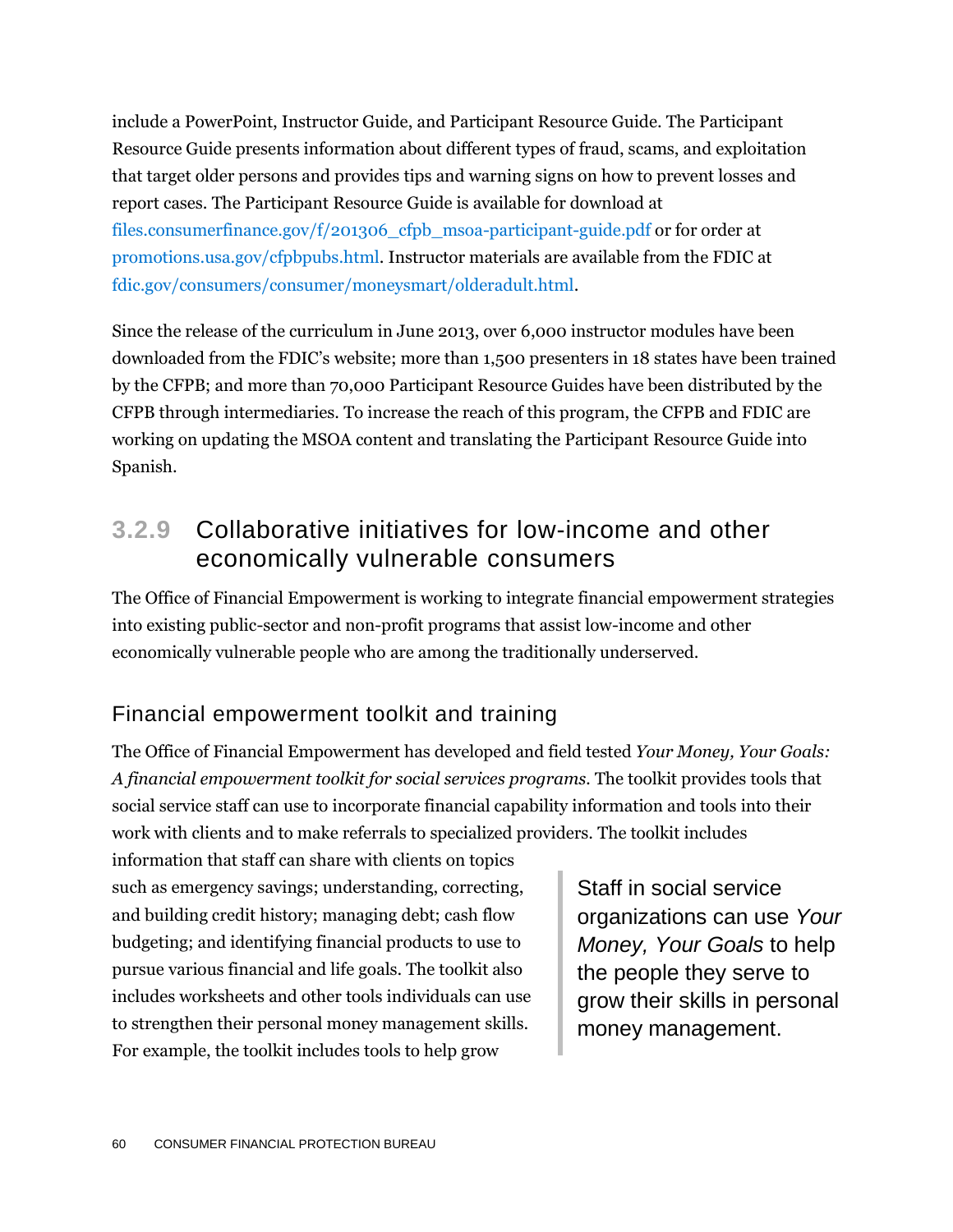include a PowerPoint, Instructor Guide, and Participant Resource Guide. The Participant Resource Guide presents information about different types of fraud, scams, and exploitation that target older persons and provides tips and warning signs on how to prevent losses and report cases. The Participant Resource Guide is available for download at files.consumerfinance.gov/f/201306_cfpb_msoa-participant-guide.pdf or for order at promotions.usa.gov/cfpbpubs.html. Instructor materials are available from the FDIC at fdic.gov/consumers/consumer/moneysmart/olderadult.html.

Since the release of the curriculum in June 2013, over 6,000 instructor modules have been downloaded from the FDIC's website; more than 1,500 presenters in 18 states have been trained by the CFPB; and more than 70,000 Participant Resource Guides have been distributed by the CFPB through intermediaries. To increase the reach of this program, the CFPB and FDIC are working on updating the MSOA content and translating the Participant Resource Guide into Spanish.

### 3.2.9 Collaborative initiatives for low-income and other economically vulnerable consumers

The Office of Financial Empowerment is working to integrate financial empowerment strategies into existing public-sector and non-profit programs that assist low-income and other economically vulnerable people who are among the traditionally underserved.

#### Financial empowerment toolkit and training

The Office of Financial Empowerment has developed and field tested *Your Money, Your Goals: A financial empowerment toolkit for social services programs*. The toolkit provides tools that social service staff can use to incorporate financial capability information and tools into their work with clients and to make referrals to specialized providers. The toolkit includes information that staff can share with clients on topics such as emergency savings; understanding, correcting, and building credit history; managing debt; cash flow budgeting; and identifying financial products to use to pursue various financial and life goals. The toolkit also includes worksheets and other tools individuals can use to strengthen their personal money management skills. For example, the toolkit includes tools to help grow

> Staff in social service organizations can use *Your Money, Your Goals* to help the people they serve to grow their skills in personal money management.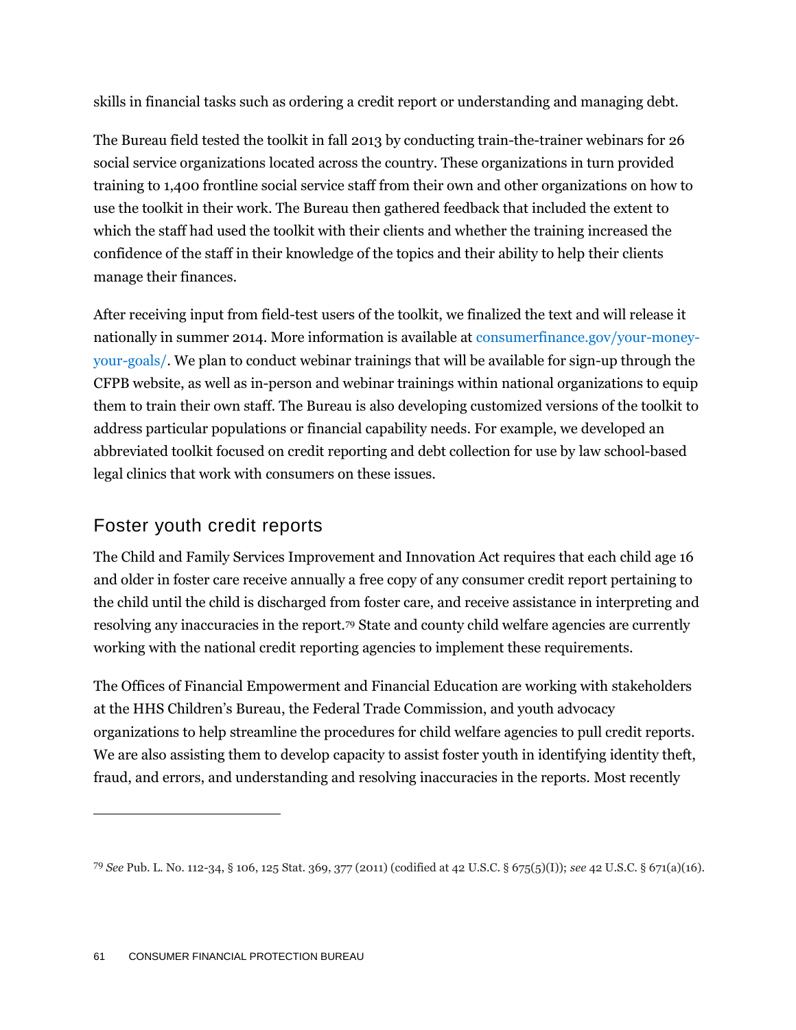skills in financial tasks such as ordering a credit report or understanding and managing debt.

The Bureau field tested the toolkit in fall 2013 by conducting train-the-trainer webinars for 26 social service organizations located across the country. These organizations in turn provided training to 1,400 frontline social service staff from their own and other organizations on how to use the toolkit in their work. The Bureau then gathered feedback that included the extent to which the staff had used the toolkit with their clients and whether the training increased the confidence of the staff in their knowledge of the topics and their ability to help their clients manage their finances.

After receiving input from field-test users of the toolkit, we finalized the text and will release it nationally in summer 2014. More information is available at consumerfinance.gov/your-money-your-goals/. We plan to conduct webinar trainings that will be available for sign-up through the CFPB website, as well as in-person and webinar trainings within national organizations to equip them to train their own staff. The Bureau is also developing customized versions of the toolkit to address particular populations or financial capability needs. For example, we developed an abbreviated toolkit focused on credit reporting and debt collection for use by law school-based legal clinics that work with consumers on these issues.

## Foster youth credit reports

The Child and Family Services Improvement and Innovation Act requires that each child age 16 and older in foster care receive annually a free copy of any consumer credit report pertaining to the child until the child is discharged from foster care, and receive assistance in interpreting and resolving any inaccuracies in the report.[79] State and county child welfare agencies are currently working with the national credit reporting agencies to implement these requirements.

The Offices of Financial Empowerment and Financial Education are working with stakeholders at the HHS Children's Bureau, the Federal Trade Commission, and youth advocacy organizations to help streamline the procedures for child welfare agencies to pull credit reports. We are also assisting them to develop capacity to assist foster youth in identifying identity theft, fraud, and errors, and understanding and resolving inaccuracies in the reports. Most recently

---

[79] *See* Pub. L. No. 112-34, § 106, 125 Stat. 369, 377 (2011) (codified at 42 U.S.C. § 675(5)(I)); *see* 42 U.S.C. § 671(a)(16).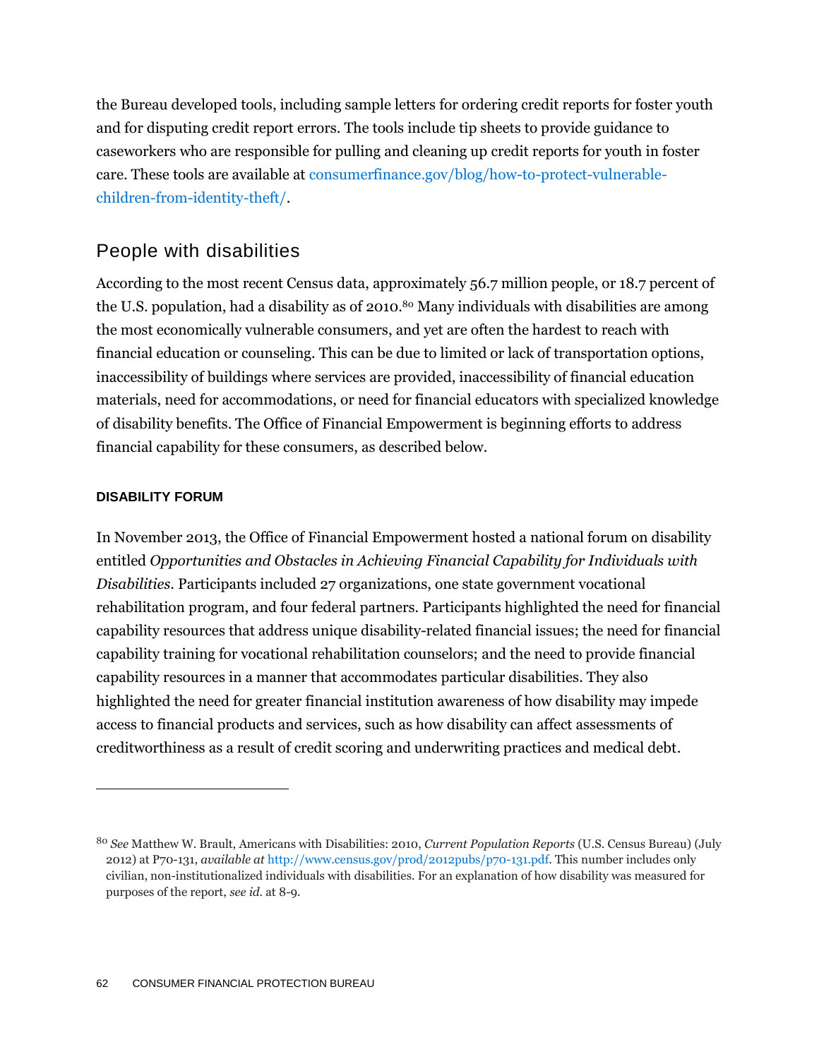the Bureau developed tools, including sample letters for ordering credit reports for foster youth and for disputing credit report errors. The tools include tip sheets to provide guidance to caseworkers who are responsible for pulling and cleaning up credit reports for youth in foster care. These tools are available at consumerfinance.gov/blog/how-to-protect-vulnerable-children-from-identity-theft/.

## People with disabilities

According to the most recent Census data, approximately 56.7 million people, or 18.7 percent of the U.S. population, had a disability as of 2010.[80] Many individuals with disabilities are among the most economically vulnerable consumers, and yet are often the hardest to reach with financial education or counseling. This can be due to limited or lack of transportation options, inaccessibility of buildings where services are provided, inaccessibility of financial education materials, need for accommodations, or need for financial educators with specialized knowledge of disability benefits. The Office of Financial Empowerment is beginning efforts to address financial capability for these consumers, as described below.

### DISABILITY FORUM

In November 2013, the Office of Financial Empowerment hosted a national forum on disability entitled *Opportunities and Obstacles in Achieving Financial Capability for Individuals with Disabilities*. Participants included 27 organizations, one state government vocational rehabilitation program, and four federal partners. Participants highlighted the need for financial capability resources that address unique disability-related financial issues; the need for financial capability training for vocational rehabilitation counselors; and the need to provide financial capability resources in a manner that accommodates particular disabilities. They also highlighted the need for greater financial institution awareness of how disability may impede access to financial products and services, such as how disability can affect assessments of creditworthiness as a result of credit scoring and underwriting practices and medical debt.

---

[80] *See* Matthew W. Brault, Americans with Disabilities: 2010, *Current Population Reports* (U.S. Census Bureau) (July 2012) at P70-131, *available at* http://www.census.gov/prod/2012pubs/p70-131.pdf. This number includes only civilian, non-institutionalized individuals with disabilities. For an explanation of how disability was measured for purposes of the report, *see id.* at 8-9.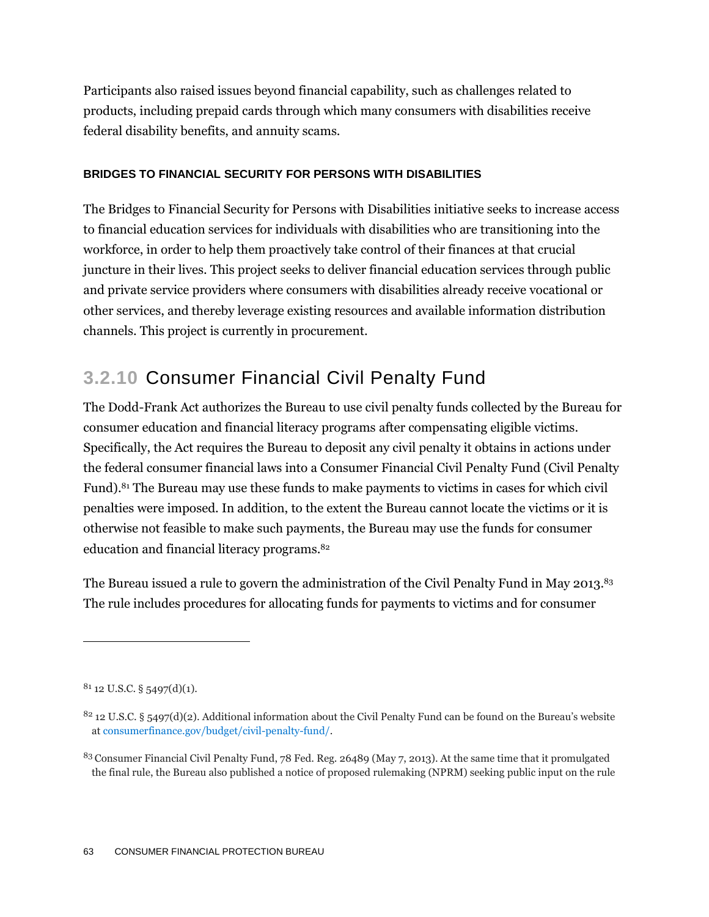Participants also raised issues beyond financial capability, such as challenges related to products, including prepaid cards through which many consumers with disabilities receive federal disability benefits, and annuity scams.

#### BRIDGES TO FINANCIAL SECURITY FOR PERSONS WITH DISABILITIES

The Bridges to Financial Security for Persons with Disabilities initiative seeks to increase access to financial education services for individuals with disabilities who are transitioning into the workforce, in order to help them proactively take control of their finances at that crucial juncture in their lives. This project seeks to deliver financial education services through public and private service providers where consumers with disabilities already receive vocational or other services, and thereby leverage existing resources and available information distribution channels. This project is currently in procurement.

### 3.2.10 Consumer Financial Civil Penalty Fund

The Dodd-Frank Act authorizes the Bureau to use civil penalty funds collected by the Bureau for consumer education and financial literacy programs after compensating eligible victims. Specifically, the Act requires the Bureau to deposit any civil penalty it obtains in actions under the federal consumer financial laws into a Consumer Financial Civil Penalty Fund (Civil Penalty Fund).[81] The Bureau may use these funds to make payments to victims in cases for which civil penalties were imposed. In addition, to the extent the Bureau cannot locate the victims or it is otherwise not feasible to make such payments, the Bureau may use the funds for consumer education and financial literacy programs.[82]

The Bureau issued a rule to govern the administration of the Civil Penalty Fund in May 2013.[83] The rule includes procedures for allocating funds for payments to victims and for consumer

---

[81] 12 U.S.C. § 5497(d)(1).

[82] 12 U.S.C. § 5497(d)(2). Additional information about the Civil Penalty Fund can be found on the Bureau's website at consumerfinance.gov/budget/civil-penalty-fund/.

[83] Consumer Financial Civil Penalty Fund, 78 Fed. Reg. 26489 (May 7, 2013). At the same time that it promulgated the final rule, the Bureau also published a notice of proposed rulemaking (NPRM) seeking public input on the rule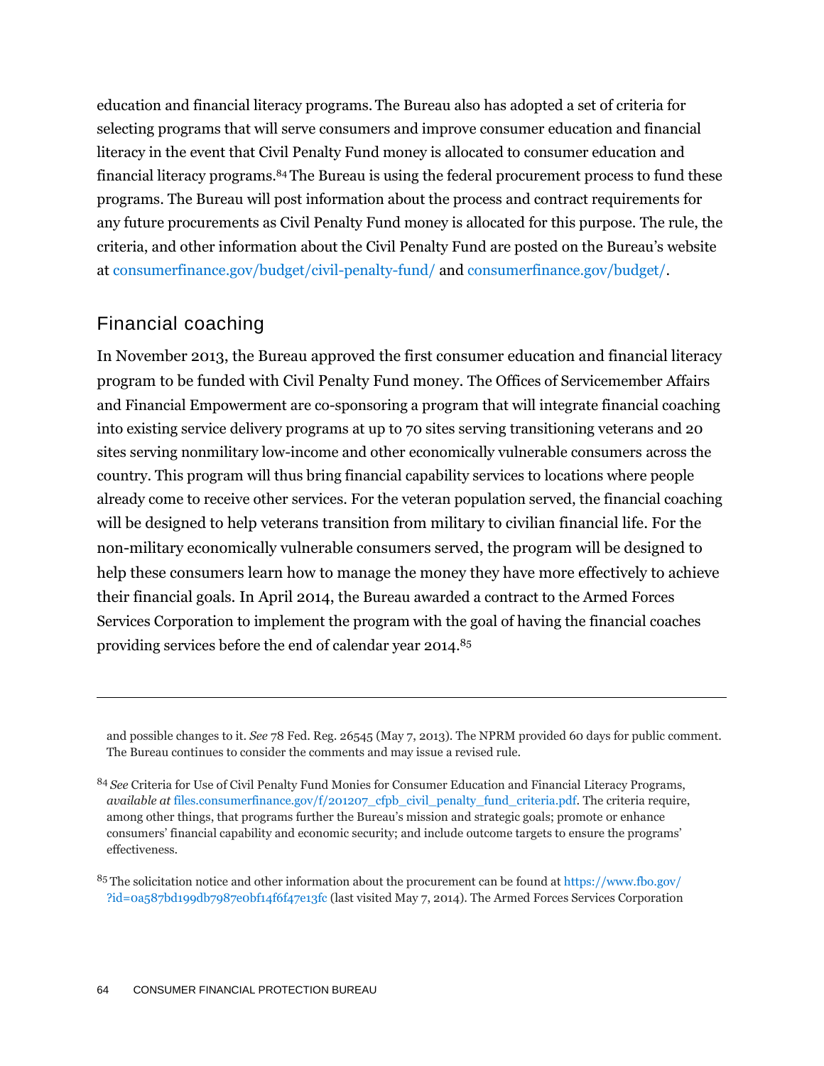education and financial literacy programs. The Bureau also has adopted a set of criteria for selecting programs that will serve consumers and improve consumer education and financial literacy in the event that Civil Penalty Fund money is allocated to consumer education and financial literacy programs.[84] The Bureau is using the federal procurement process to fund these programs. The Bureau will post information about the process and contract requirements for any future procurements as Civil Penalty Fund money is allocated for this purpose. The rule, the criteria, and other information about the Civil Penalty Fund are posted on the Bureau's website at consumerfinance.gov/budget/civil-penalty-fund/ and consumerfinance.gov/budget/.

## Financial coaching

In November 2013, the Bureau approved the first consumer education and financial literacy program to be funded with Civil Penalty Fund money. The Offices of Servicemember Affairs and Financial Empowerment are co-sponsoring a program that will integrate financial coaching into existing service delivery programs at up to 70 sites serving transitioning veterans and 20 sites serving nonmilitary low-income and other economically vulnerable consumers across the country. This program will thus bring financial capability services to locations where people already come to receive other services. For the veteran population served, the financial coaching will be designed to help veterans transition from military to civilian financial life. For the non-military economically vulnerable consumers served, the program will be designed to help these consumers learn how to manage the money they have more effectively to achieve their financial goals. In April 2014, the Bureau awarded a contract to the Armed Forces Services Corporation to implement the program with the goal of having the financial coaches providing services before the end of calendar year 2014.[85]

---

and possible changes to it. *See* 78 Fed. Reg. 26545 (May 7, 2013). The NPRM provided 60 days for public comment. The Bureau continues to consider the comments and may issue a revised rule.

[84] *See* Criteria for Use of Civil Penalty Fund Monies for Consumer Education and Financial Literacy Programs, *available at* files.consumerfinance.gov/f/201207_cfpb_civil_penalty_fund_criteria.pdf. The criteria require, among other things, that programs further the Bureau's mission and strategic goals; promote or enhance consumers' financial capability and economic security; and include outcome targets to ensure the programs' effectiveness.

[85] The solicitation notice and other information about the procurement can be found at https://www.fbo.gov/?id=0a587bd199db7987e0bf14f6f47e13fc (last visited May 7, 2014). The Armed Forces Services Corporation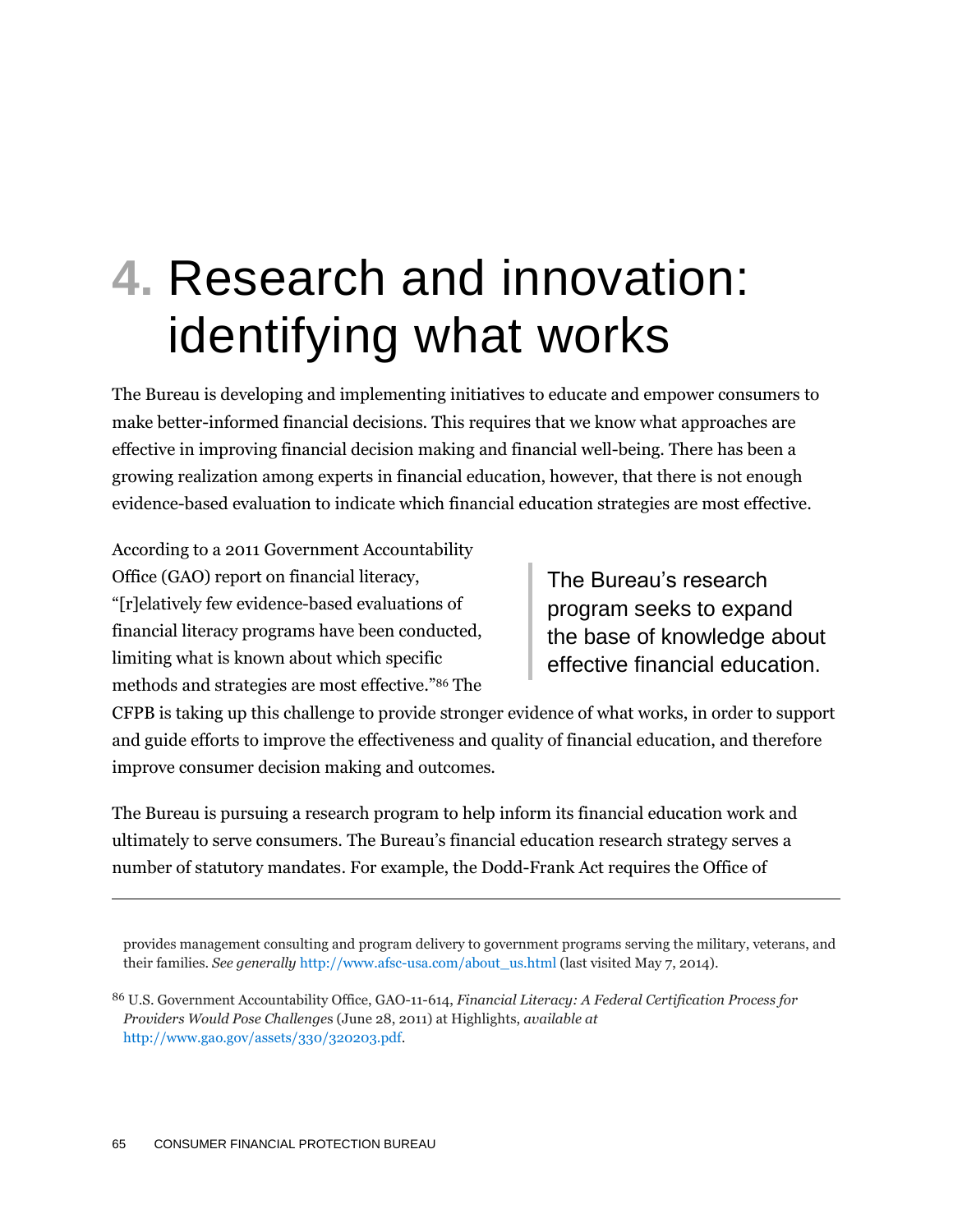# 4. Research and innovation: identifying what works

The Bureau is developing and implementing initiatives to educate and empower consumers to make better-informed financial decisions. This requires that we know what approaches are effective in improving financial decision making and financial well-being. There has been a growing realization among experts in financial education, however, that there is not enough evidence-based evaluation to indicate which financial education strategies are most effective.

> The Bureau's research program seeks to expand the base of knowledge about effective financial education.

According to a 2011 Government Accountability Office (GAO) report on financial literacy, "[r]elatively few evidence-based evaluations of financial literacy programs have been conducted, limiting what is known about which specific methods and strategies are most effective."[86] The CFPB is taking up this challenge to provide stronger evidence of what works, in order to support and guide efforts to improve the effectiveness and quality of financial education, and therefore improve consumer decision making and outcomes.

The Bureau is pursuing a research program to help inform its financial education work and ultimately to serve consumers. The Bureau's financial education research strategy serves a number of statutory mandates. For example, the Dodd-Frank Act requires the Office of

---

provides management consulting and program delivery to government programs serving the military, veterans, and their families. *See generally* http://www.afsc-usa.com/about_us.html (last visited May 7, 2014).

[86] U.S. Government Accountability Office, GAO-11-614, *Financial Literacy: A Federal Certification Process for Providers Would Pose Challenges* (June 28, 2011) at Highlights, *available at* http://www.gao.gov/assets/330/320203.pdf.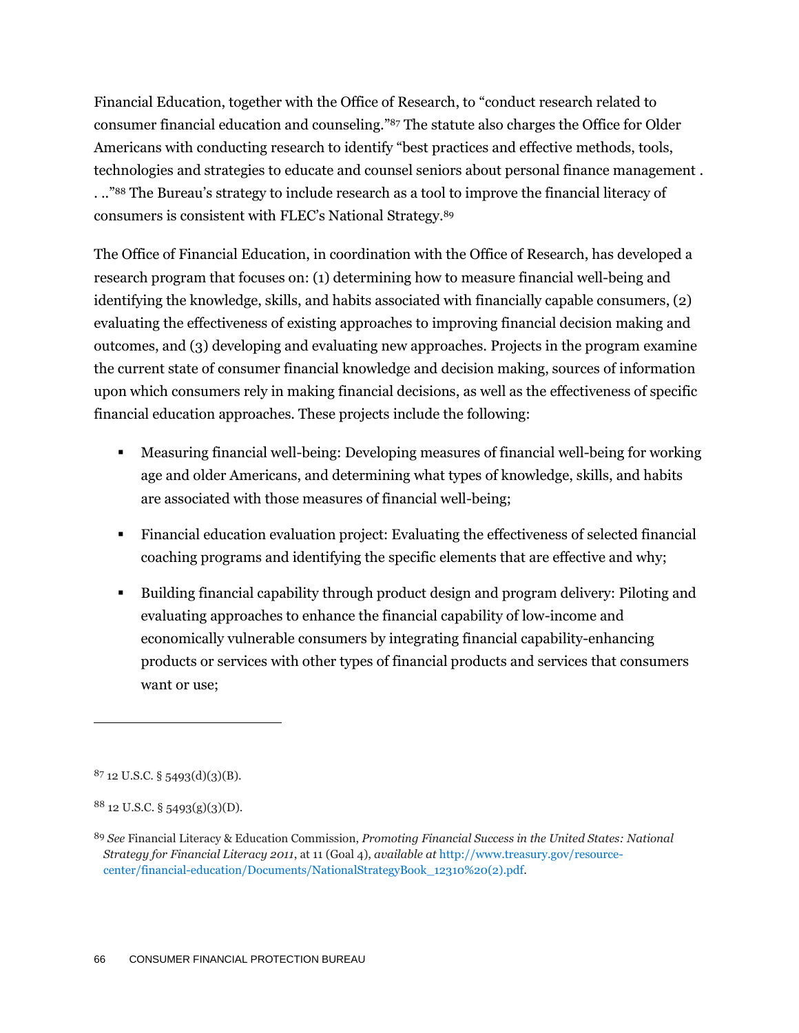Financial Education, together with the Office of Research, to "conduct research related to consumer financial education and counseling."[87] The statute also charges the Office for Older Americans with conducting research to identify "best practices and effective methods, tools, technologies and strategies to educate and counsel seniors about personal finance management . . .."[88] The Bureau's strategy to include research as a tool to improve the financial literacy of consumers is consistent with FLEC's National Strategy.[89]

The Office of Financial Education, in coordination with the Office of Research, has developed a research program that focuses on: (1) determining how to measure financial well-being and identifying the knowledge, skills, and habits associated with financially capable consumers, (2) evaluating the effectiveness of existing approaches to improving financial decision making and outcomes, and (3) developing and evaluating new approaches. Projects in the program examine the current state of consumer financial knowledge and decision making, sources of information upon which consumers rely in making financial decisions, as well as the effectiveness of specific financial education approaches. These projects include the following:

- Measuring financial well-being: Developing measures of financial well-being for working age and older Americans, and determining what types of knowledge, skills, and habits are associated with those measures of financial well-being;
- Financial education evaluation project: Evaluating the effectiveness of selected financial coaching programs and identifying the specific elements that are effective and why;
- Building financial capability through product design and program delivery: Piloting and evaluating approaches to enhance the financial capability of low-income and economically vulnerable consumers by integrating financial capability-enhancing products or services with other types of financial products and services that consumers want or use;

---

[87] 12 U.S.C. § 5493(d)(3)(B).

[88] 12 U.S.C. § 5493(g)(3)(D).

[89] *See* Financial Literacy & Education Commission, *Promoting Financial Success in the United States: National Strategy for Financial Literacy 2011*, at 11 (Goal 4), *available at* http://www.treasury.gov/resource-center/financial-education/Documents/NationalStrategyBook_12310%20(2).pdf.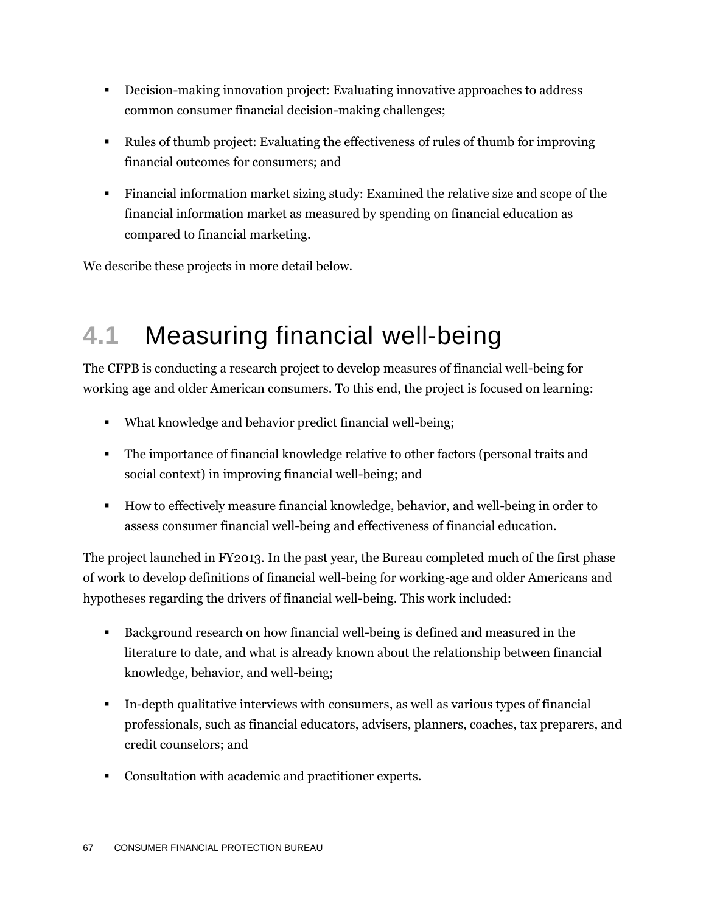- Decision-making innovation project: Evaluating innovative approaches to address common consumer financial decision-making challenges;
- Rules of thumb project: Evaluating the effectiveness of rules of thumb for improving financial outcomes for consumers; and
- Financial information market sizing study: Examined the relative size and scope of the financial information market as measured by spending on financial education as compared to financial marketing.

We describe these projects in more detail below.

## 4.1 Measuring financial well-being

The CFPB is conducting a research project to develop measures of financial well-being for working age and older American consumers. To this end, the project is focused on learning:

- What knowledge and behavior predict financial well-being;
- The importance of financial knowledge relative to other factors (personal traits and social context) in improving financial well-being; and
- How to effectively measure financial knowledge, behavior, and well-being in order to assess consumer financial well-being and effectiveness of financial education.

The project launched in FY2013. In the past year, the Bureau completed much of the first phase of work to develop definitions of financial well-being for working-age and older Americans and hypotheses regarding the drivers of financial well-being. This work included:

- Background research on how financial well-being is defined and measured in the literature to date, and what is already known about the relationship between financial knowledge, behavior, and well-being;
- In-depth qualitative interviews with consumers, as well as various types of financial professionals, such as financial educators, advisers, planners, coaches, tax preparers, and credit counselors; and
- Consultation with academic and practitioner experts.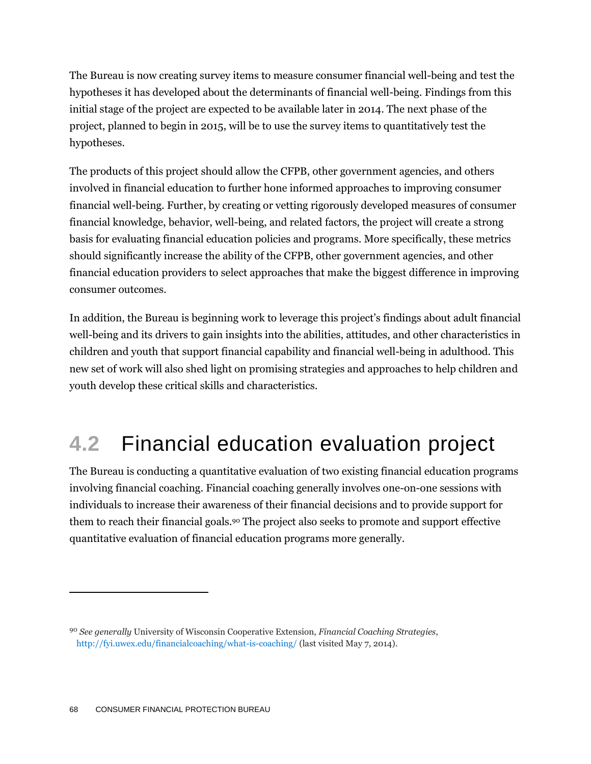The Bureau is now creating survey items to measure consumer financial well-being and test the hypotheses it has developed about the determinants of financial well-being. Findings from this initial stage of the project are expected to be available later in 2014. The next phase of the project, planned to begin in 2015, will be to use the survey items to quantitatively test the hypotheses.

The products of this project should allow the CFPB, other government agencies, and others involved in financial education to further hone informed approaches to improving consumer financial well-being. Further, by creating or vetting rigorously developed measures of consumer financial knowledge, behavior, well-being, and related factors, the project will create a strong basis for evaluating financial education policies and programs. More specifically, these metrics should significantly increase the ability of the CFPB, other government agencies, and other financial education providers to select approaches that make the biggest difference in improving consumer outcomes.

In addition, the Bureau is beginning work to leverage this project's findings about adult financial well-being and its drivers to gain insights into the abilities, attitudes, and other characteristics in children and youth that support financial capability and financial well-being in adulthood. This new set of work will also shed light on promising strategies and approaches to help children and youth develop these critical skills and characteristics.

## 4.2 Financial education evaluation project

The Bureau is conducting a quantitative evaluation of two existing financial education programs involving financial coaching. Financial coaching generally involves one-on-one sessions with individuals to increase their awareness of their financial decisions and to provide support for them to reach their financial goals.[90] The project also seeks to promote and support effective quantitative evaluation of financial education programs more generally.

---

[90] *See generally* University of Wisconsin Cooperative Extension, *Financial Coaching Strategies*, http://fyi.uwex.edu/financialcoaching/what-is-coaching/ (last visited May 7, 2014).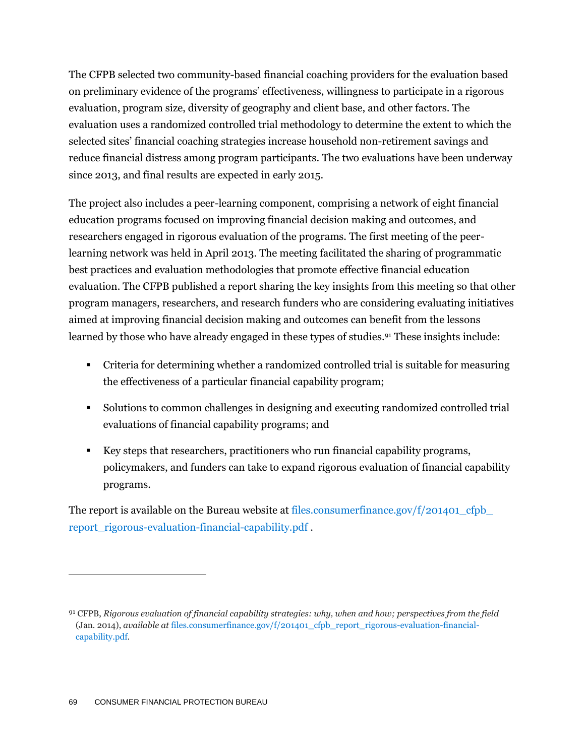The CFPB selected two community-based financial coaching providers for the evaluation based on preliminary evidence of the programs' effectiveness, willingness to participate in a rigorous evaluation, program size, diversity of geography and client base, and other factors. The evaluation uses a randomized controlled trial methodology to determine the extent to which the selected sites' financial coaching strategies increase household non-retirement savings and reduce financial distress among program participants. The two evaluations have been underway since 2013, and final results are expected in early 2015.

The project also includes a peer-learning component, comprising a network of eight financial education programs focused on improving financial decision making and outcomes, and researchers engaged in rigorous evaluation of the programs. The first meeting of the peer-learning network was held in April 2013. The meeting facilitated the sharing of programmatic best practices and evaluation methodologies that promote effective financial education evaluation. The CFPB published a report sharing the key insights from this meeting so that other program managers, researchers, and research funders who are considering evaluating initiatives aimed at improving financial decision making and outcomes can benefit from the lessons learned by those who have already engaged in these types of studies.[91] These insights include:

- Criteria for determining whether a randomized controlled trial is suitable for measuring the effectiveness of a particular financial capability program;
- Solutions to common challenges in designing and executing randomized controlled trial evaluations of financial capability programs; and
- Key steps that researchers, practitioners who run financial capability programs, policymakers, and funders can take to expand rigorous evaluation of financial capability programs.

The report is available on the Bureau website at files.consumerfinance.gov/f/201401_cfpb_report_rigorous-evaluation-financial-capability.pdf .

---

[91] CFPB, *Rigorous evaluation of financial capability strategies: why, when and how; perspectives from the field* (Jan. 2014), *available at* files.consumerfinance.gov/f/201401_cfpb_report_rigorous-evaluation-financial-capability.pdf.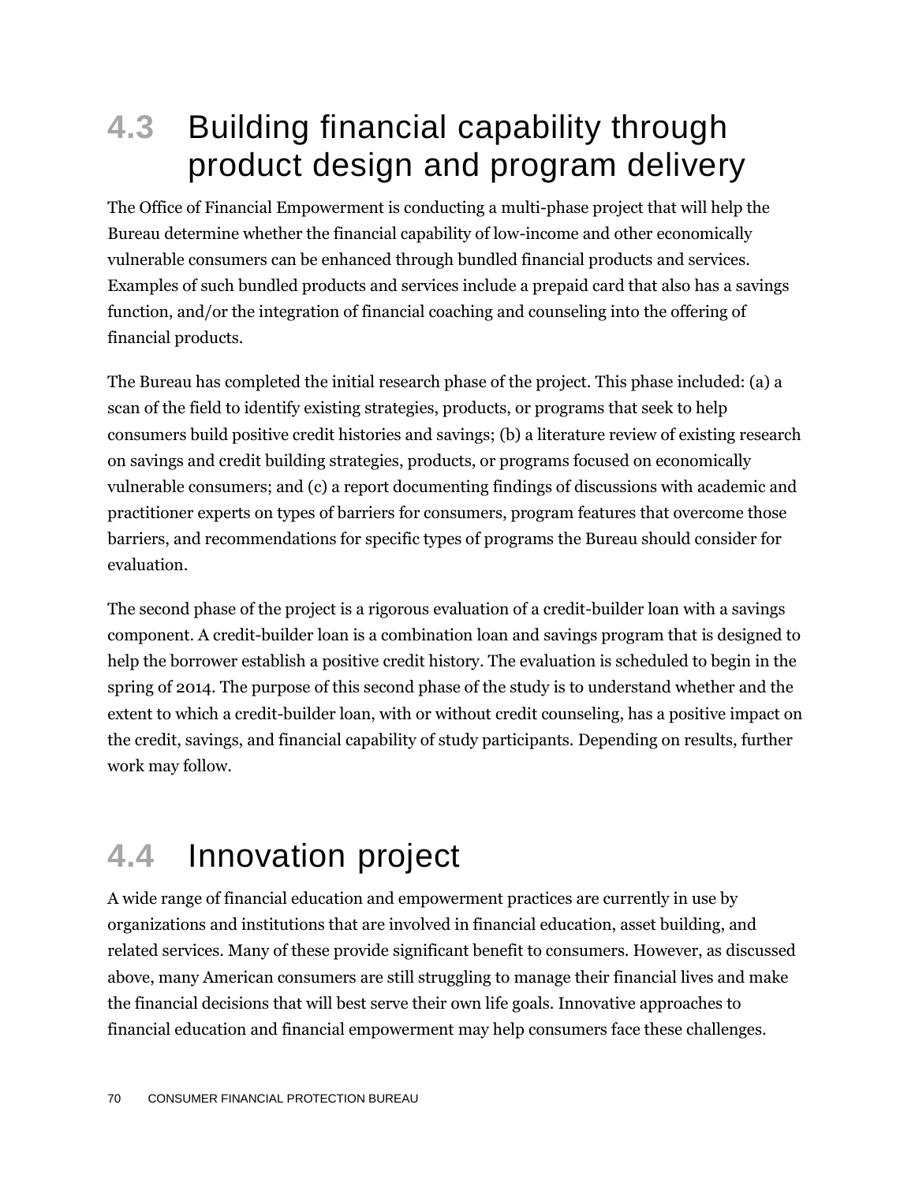## 4.3 Building financial capability through product design and program delivery

The Office of Financial Empowerment is conducting a multi-phase project that will help the Bureau determine whether the financial capability of low-income and other economically vulnerable consumers can be enhanced through bundled financial products and services. Examples of such bundled products and services include a prepaid card that also has a savings function, and/or the integration of financial coaching and counseling into the offering of financial products.

The Bureau has completed the initial research phase of the project. This phase included: (a) a scan of the field to identify existing strategies, products, or programs that seek to help consumers build positive credit histories and savings; (b) a literature review of existing research on savings and credit building strategies, products, or programs focused on economically vulnerable consumers; and (c) a report documenting findings of discussions with academic and practitioner experts on types of barriers for consumers, program features that overcome those barriers, and recommendations for specific types of programs the Bureau should consider for evaluation.

The second phase of the project is a rigorous evaluation of a credit-builder loan with a savings component. A credit-builder loan is a combination loan and savings program that is designed to help the borrower establish a positive credit history. The evaluation is scheduled to begin in the spring of 2014. The purpose of this second phase of the study is to understand whether and the extent to which a credit-builder loan, with or without credit counseling, has a positive impact on the credit, savings, and financial capability of study participants. Depending on results, further work may follow.

## 4.4 Innovation project

A wide range of financial education and empowerment practices are currently in use by organizations and institutions that are involved in financial education, asset building, and related services. Many of these provide significant benefit to consumers. However, as discussed above, many American consumers are still struggling to manage their financial lives and make the financial decisions that will best serve their own life goals. Innovative approaches to financial education and financial empowerment may help consumers face these challenges.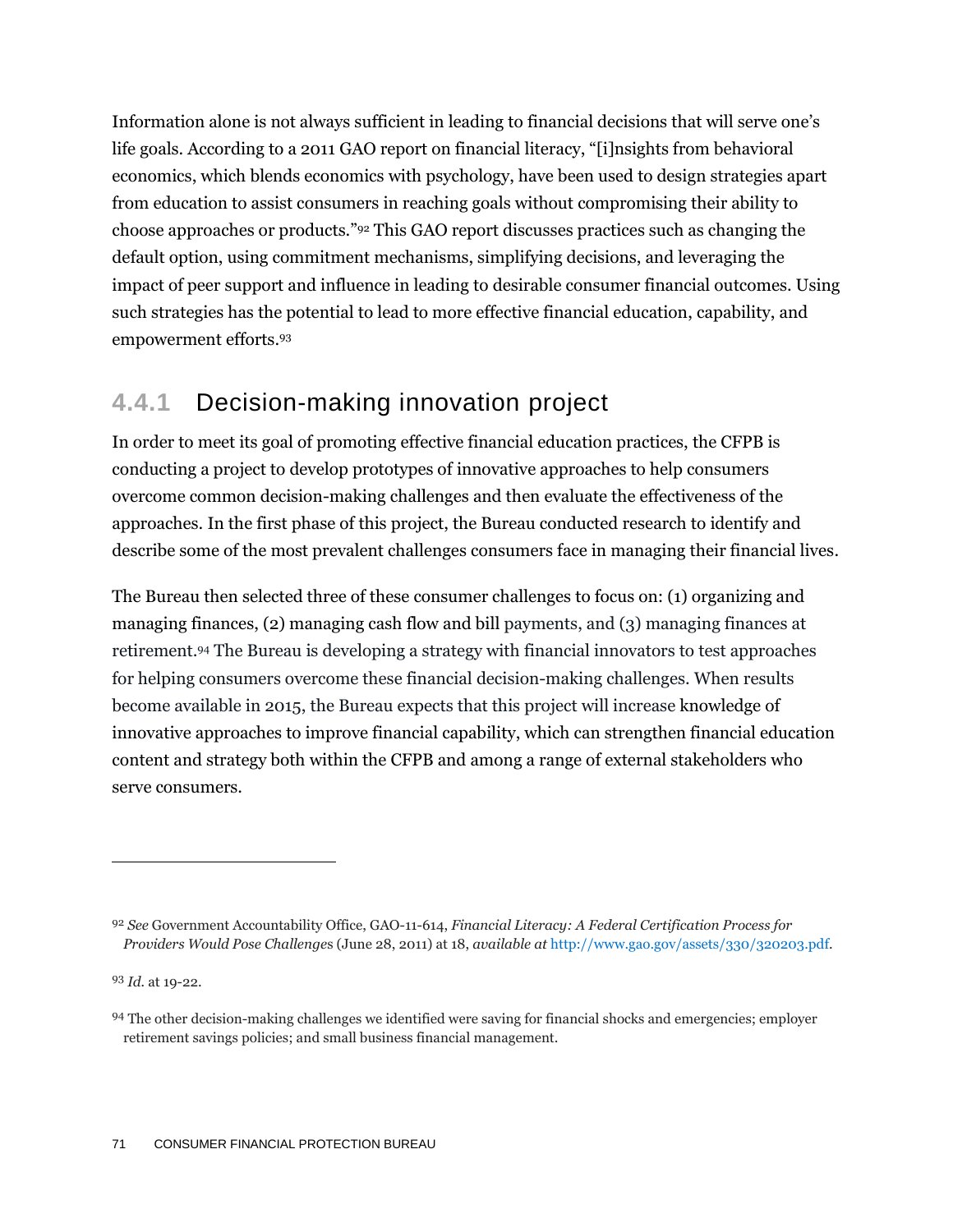Information alone is not always sufficient in leading to financial decisions that will serve one's life goals. According to a 2011 GAO report on financial literacy, "[i]nsights from behavioral economics, which blends economics with psychology, have been used to design strategies apart from education to assist consumers in reaching goals without compromising their ability to choose approaches or products."[92] This GAO report discusses practices such as changing the default option, using commitment mechanisms, simplifying decisions, and leveraging the impact of peer support and influence in leading to desirable consumer financial outcomes. Using such strategies has the potential to lead to more effective financial education, capability, and empowerment efforts.[93]

### 4.4.1 Decision-making innovation project

In order to meet its goal of promoting effective financial education practices, the CFPB is conducting a project to develop prototypes of innovative approaches to help consumers overcome common decision-making challenges and then evaluate the effectiveness of the approaches. In the first phase of this project, the Bureau conducted research to identify and describe some of the most prevalent challenges consumers face in managing their financial lives.

The Bureau then selected three of these consumer challenges to focus on: (1) organizing and managing finances, (2) managing cash flow and bill payments, and (3) managing finances at retirement.[94] The Bureau is developing a strategy with financial innovators to test approaches for helping consumers overcome these financial decision-making challenges. When results become available in 2015, the Bureau expects that this project will increase knowledge of innovative approaches to improve financial capability, which can strengthen financial education content and strategy both within the CFPB and among a range of external stakeholders who serve consumers.

---

[92] *See* Government Accountability Office, GAO-11-614, *Financial Literacy: A Federal Certification Process for Providers Would Pose Challenges* (June 28, 2011) at 18, *available at* http://www.gao.gov/assets/330/320203.pdf.

[93] *Id.* at 19-22.

[94] The other decision-making challenges we identified were saving for financial shocks and emergencies; employer retirement savings policies; and small business financial management.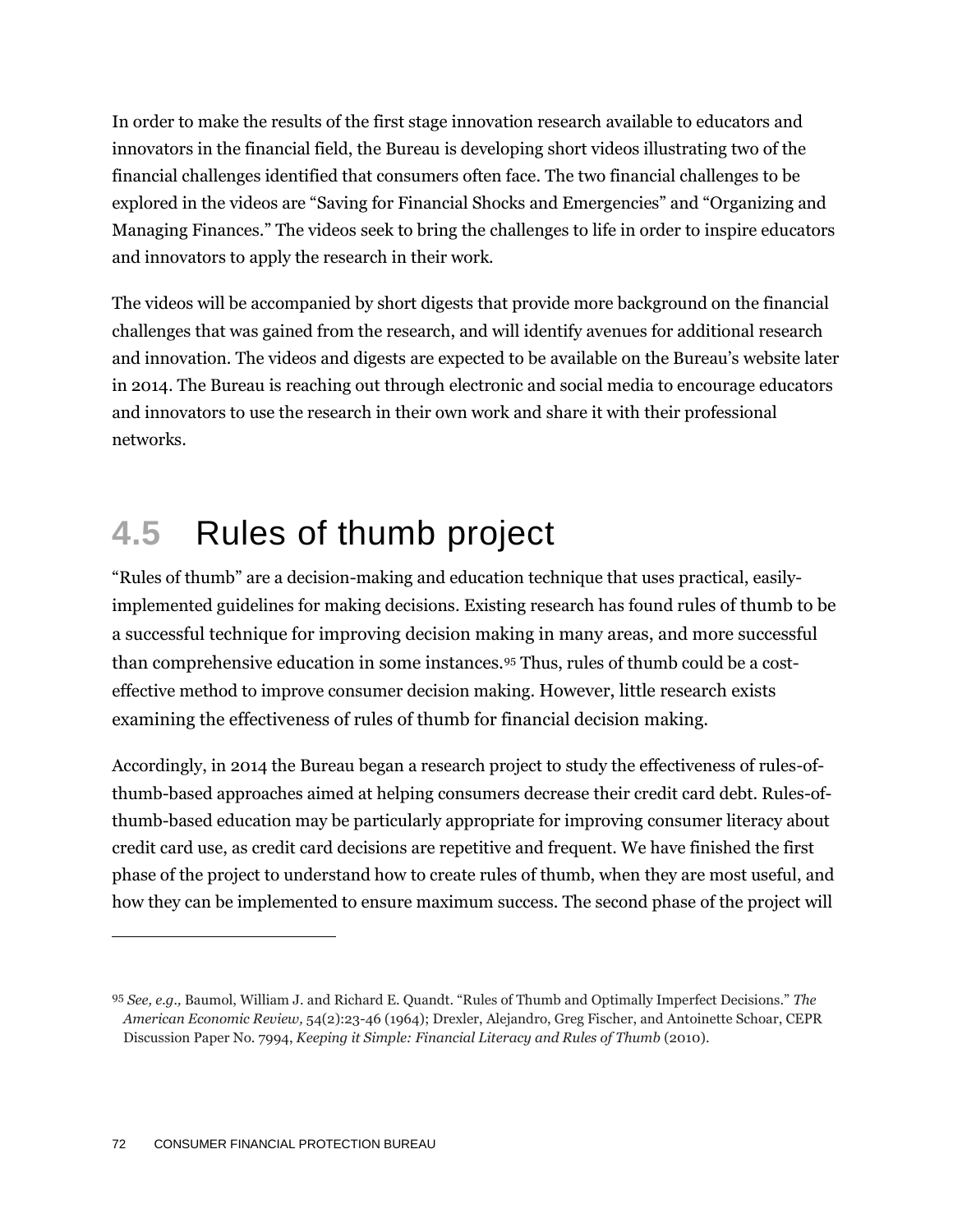In order to make the results of the first stage innovation research available to educators and innovators in the financial field, the Bureau is developing short videos illustrating two of the financial challenges identified that consumers often face. The two financial challenges to be explored in the videos are "Saving for Financial Shocks and Emergencies" and "Organizing and Managing Finances." The videos seek to bring the challenges to life in order to inspire educators and innovators to apply the research in their work.

The videos will be accompanied by short digests that provide more background on the financial challenges that was gained from the research, and will identify avenues for additional research and innovation. The videos and digests are expected to be available on the Bureau's website later in 2014. The Bureau is reaching out through electronic and social media to encourage educators and innovators to use the research in their own work and share it with their professional networks.

## 4.5 Rules of thumb project

"Rules of thumb" are a decision-making and education technique that uses practical, easily-implemented guidelines for making decisions. Existing research has found rules of thumb to be a successful technique for improving decision making in many areas, and more successful than comprehensive education in some instances.[95] Thus, rules of thumb could be a cost-effective method to improve consumer decision making. However, little research exists examining the effectiveness of rules of thumb for financial decision making.

Accordingly, in 2014 the Bureau began a research project to study the effectiveness of rules-of-thumb-based approaches aimed at helping consumers decrease their credit card debt. Rules-of-thumb-based education may be particularly appropriate for improving consumer literacy about credit card use, as credit card decisions are repetitive and frequent. We have finished the first phase of the project to understand how to create rules of thumb, when they are most useful, and how they can be implemented to ensure maximum success. The second phase of the project will

---

[95] *See, e.g.,* Baumol, William J. and Richard E. Quandt. "Rules of Thumb and Optimally Imperfect Decisions." *The American Economic Review,* 54(2):23-46 (1964); Drexler, Alejandro, Greg Fischer, and Antoinette Schoar, CEPR Discussion Paper No. 7994, *Keeping it Simple: Financial Literacy and Rules of Thumb* (2010).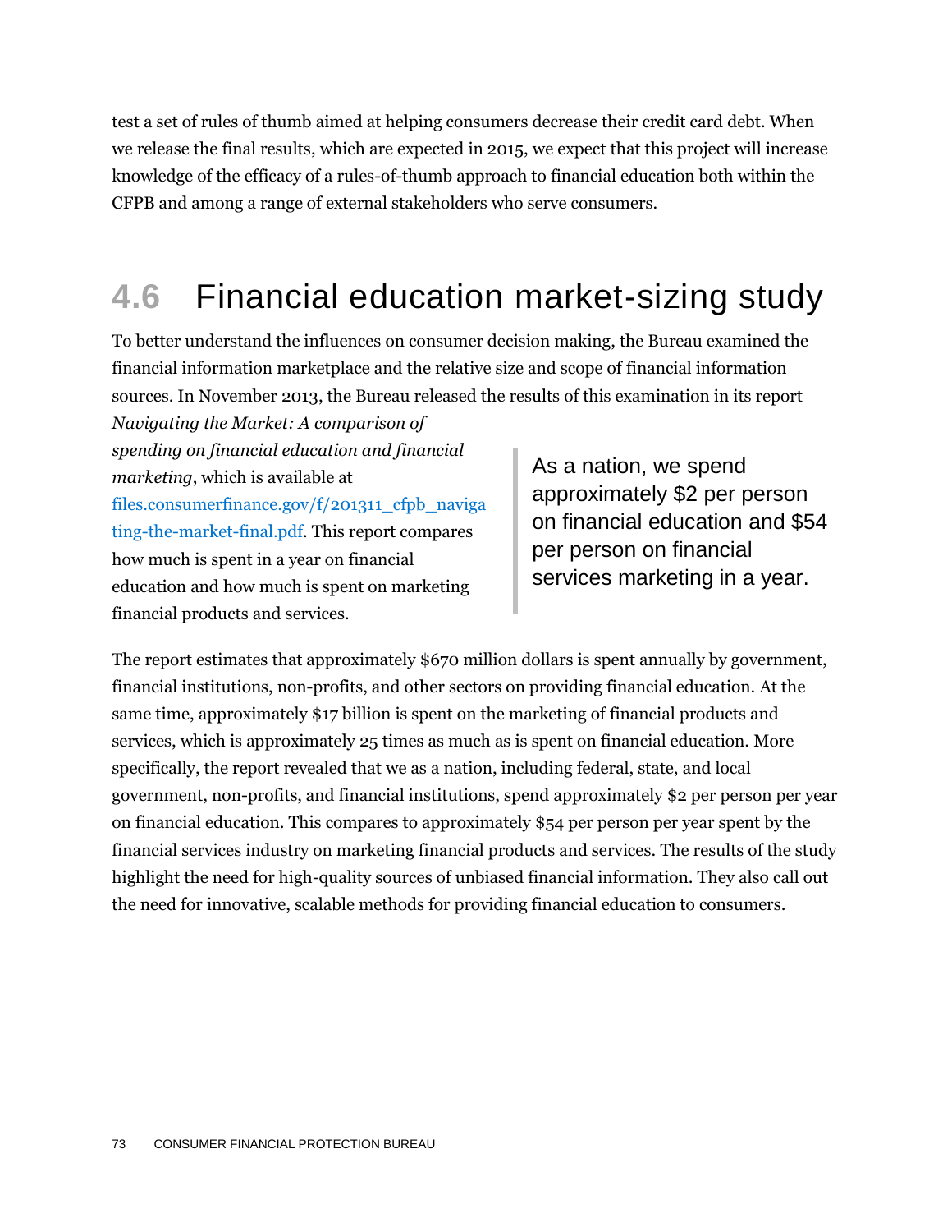test a set of rules of thumb aimed at helping consumers decrease their credit card debt. When we release the final results, which are expected in 2015, we expect that this project will increase knowledge of the efficacy of a rules-of-thumb approach to financial education both within the CFPB and among a range of external stakeholders who serve consumers.

## 4.6 Financial education market-sizing study

To better understand the influences on consumer decision making, the Bureau examined the financial information marketplace and the relative size and scope of financial information sources. In November 2013, the Bureau released the results of this examination in its report *Navigating the Market: A comparison of spending on financial education and financial marketing*, which is available at files.consumerfinance.gov/f/201311_cfpb_navigating-the-market-final.pdf. This report compares how much is spent in a year on financial education and how much is spent on marketing financial products and services.

> As a nation, we spend approximately $2 per person on financial education and $54 per person on financial services marketing in a year.

The report estimates that approximately $670 million dollars is spent annually by government, financial institutions, non-profits, and other sectors on providing financial education. At the same time, approximately $17 billion is spent on the marketing of financial products and services, which is approximately 25 times as much as is spent on financial education. More specifically, the report revealed that we as a nation, including federal, state, and local government, non-profits, and financial institutions, spend approximately $2 per person per year on financial education. This compares to approximately $54 per person per year spent by the financial services industry on marketing financial products and services. The results of the study highlight the need for high-quality sources of unbiased financial information. They also call out the need for innovative, scalable methods for providing financial education to consumers.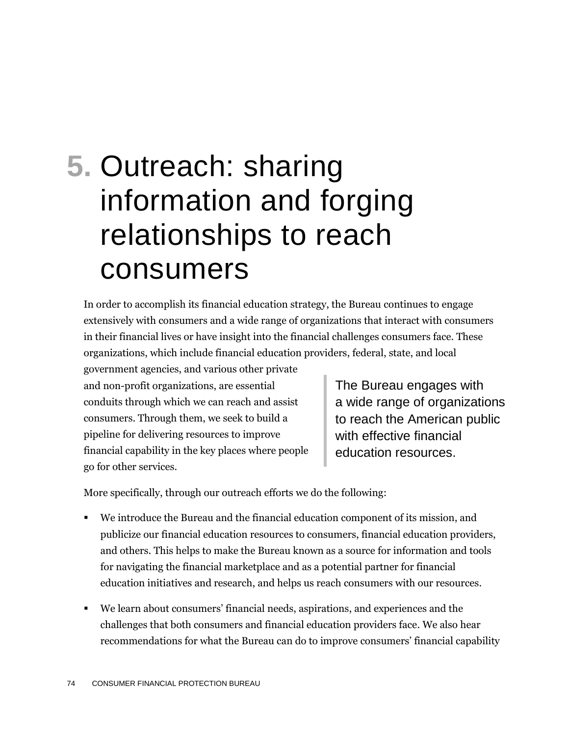# 5. Outreach: sharing information and forging relationships to reach consumers

In order to accomplish its financial education strategy, the Bureau continues to engage extensively with consumers and a wide range of organizations that interact with consumers in their financial lives or have insight into the financial challenges consumers face. These organizations, which include financial education providers, federal, state, and local government agencies, and various other private and non-profit organizations, are essential conduits through which we can reach and assist consumers. Through them, we seek to build a pipeline for delivering resources to improve financial capability in the key places where people go for other services.

> The Bureau engages with a wide range of organizations to reach the American public with effective financial education resources.

More specifically, through our outreach efforts we do the following:

- We introduce the Bureau and the financial education component of its mission, and publicize our financial education resources to consumers, financial education providers, and others. This helps to make the Bureau known as a source for information and tools for navigating the financial marketplace and as a potential partner for financial education initiatives and research, and helps us reach consumers with our resources.
- We learn about consumers' financial needs, aspirations, and experiences and the challenges that both consumers and financial education providers face. We also hear recommendations for what the Bureau can do to improve consumers' financial capability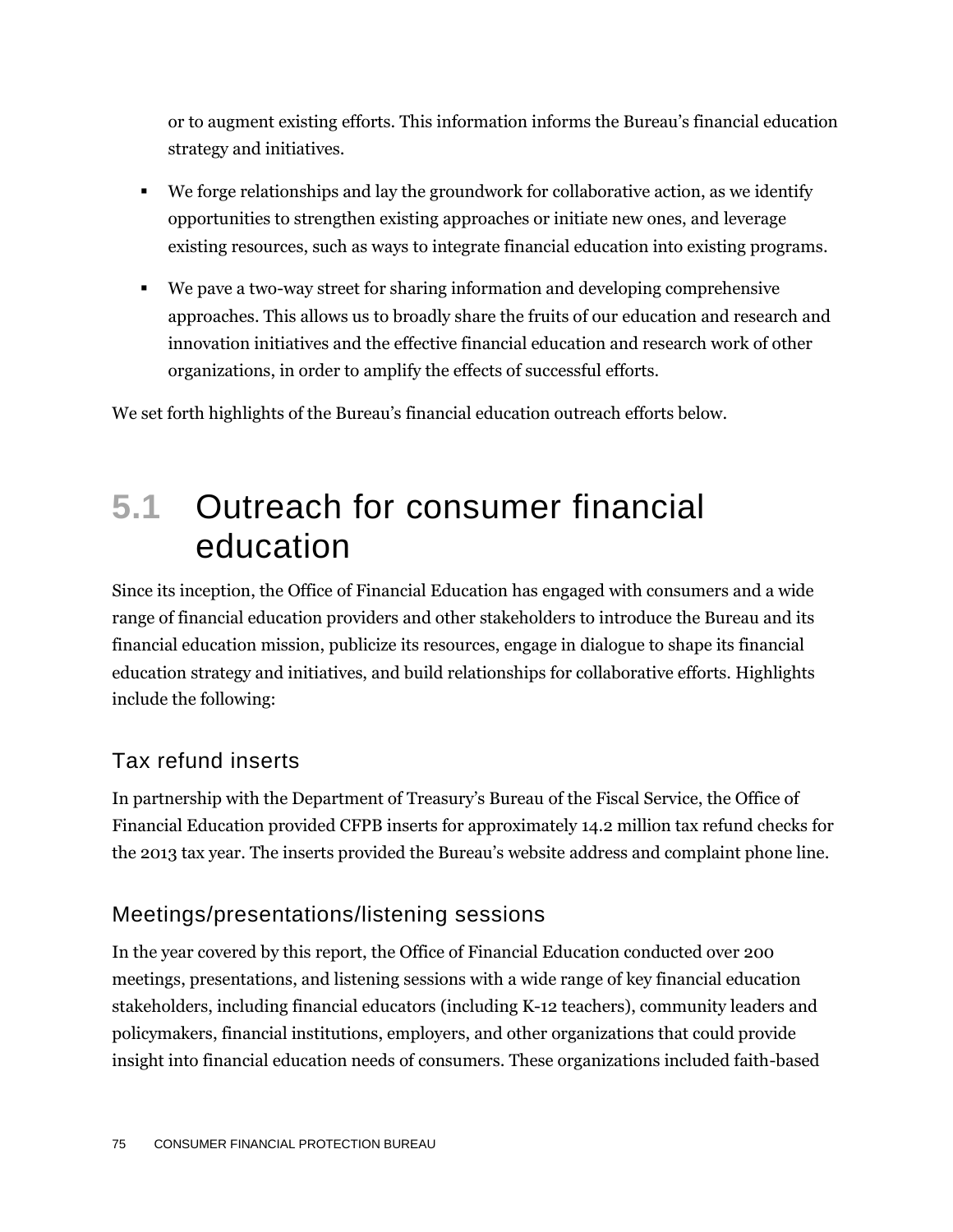or to augment existing efforts. This information informs the Bureau's financial education strategy and initiatives.

- We forge relationships and lay the groundwork for collaborative action, as we identify opportunities to strengthen existing approaches or initiate new ones, and leverage existing resources, such as ways to integrate financial education into existing programs.
- We pave a two-way street for sharing information and developing comprehensive approaches. This allows us to broadly share the fruits of our education and research and innovation initiatives and the effective financial education and research work of other organizations, in order to amplify the effects of successful efforts.

We set forth highlights of the Bureau's financial education outreach efforts below.

## 5.1 Outreach for consumer financial education

Since its inception, the Office of Financial Education has engaged with consumers and a wide range of financial education providers and other stakeholders to introduce the Bureau and its financial education mission, publicize its resources, engage in dialogue to shape its financial education strategy and initiatives, and build relationships for collaborative efforts. Highlights include the following:

### Tax refund inserts

In partnership with the Department of Treasury's Bureau of the Fiscal Service, the Office of Financial Education provided CFPB inserts for approximately 14.2 million tax refund checks for the 2013 tax year. The inserts provided the Bureau's website address and complaint phone line.

### Meetings/presentations/listening sessions

In the year covered by this report, the Office of Financial Education conducted over 200 meetings, presentations, and listening sessions with a wide range of key financial education stakeholders, including financial educators (including K-12 teachers), community leaders and policymakers, financial institutions, employers, and other organizations that could provide insight into financial education needs of consumers. These organizations included faith-based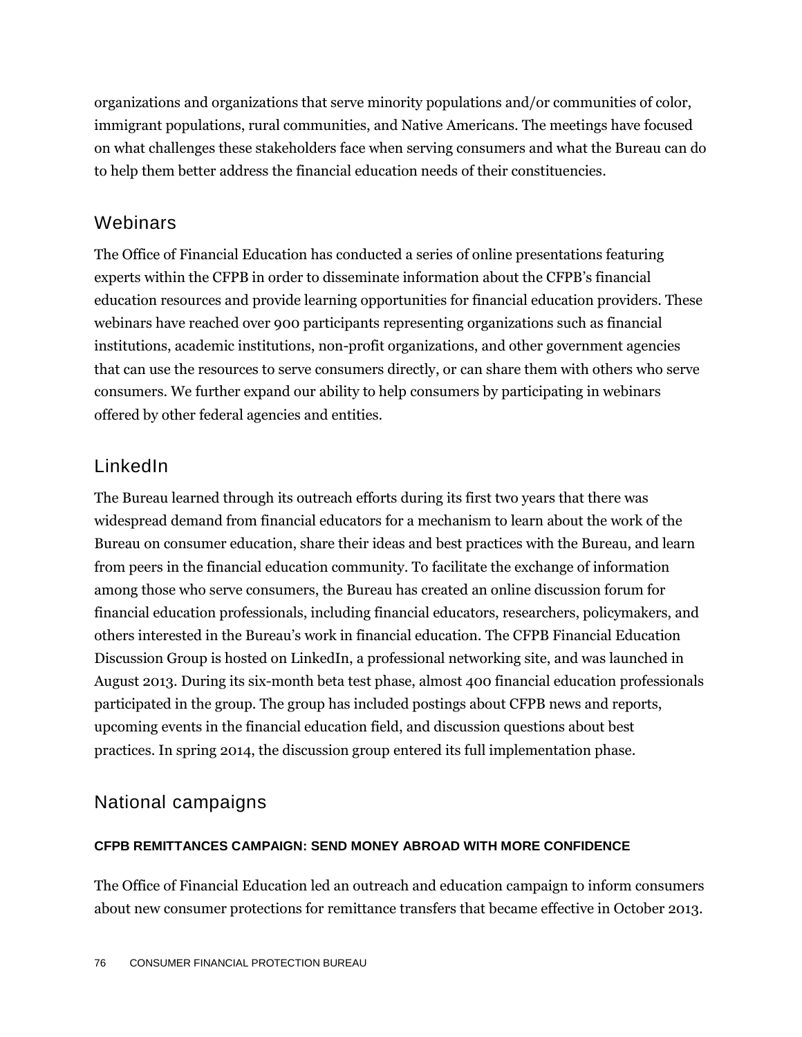organizations and organizations that serve minority populations and/or communities of color, immigrant populations, rural communities, and Native Americans. The meetings have focused on what challenges these stakeholders face when serving consumers and what the Bureau can do to help them better address the financial education needs of their constituencies.

## Webinars

The Office of Financial Education has conducted a series of online presentations featuring experts within the CFPB in order to disseminate information about the CFPB's financial education resources and provide learning opportunities for financial education providers. These webinars have reached over 900 participants representing organizations such as financial institutions, academic institutions, non-profit organizations, and other government agencies that can use the resources to serve consumers directly, or can share them with others who serve consumers. We further expand our ability to help consumers by participating in webinars offered by other federal agencies and entities.

## LinkedIn

The Bureau learned through its outreach efforts during its first two years that there was widespread demand from financial educators for a mechanism to learn about the work of the Bureau on consumer education, share their ideas and best practices with the Bureau, and learn from peers in the financial education community. To facilitate the exchange of information among those who serve consumers, the Bureau has created an online discussion forum for financial education professionals, including financial educators, researchers, policymakers, and others interested in the Bureau's work in financial education. The CFPB Financial Education Discussion Group is hosted on LinkedIn, a professional networking site, and was launched in August 2013. During its six-month beta test phase, almost 400 financial education professionals participated in the group. The group has included postings about CFPB news and reports, upcoming events in the financial education field, and discussion questions about best practices. In spring 2014, the discussion group entered its full implementation phase.

## National campaigns

### CFPB REMITTANCES CAMPAIGN: SEND MONEY ABROAD WITH MORE CONFIDENCE

The Office of Financial Education led an outreach and education campaign to inform consumers about new consumer protections for remittance transfers that became effective in October 2013.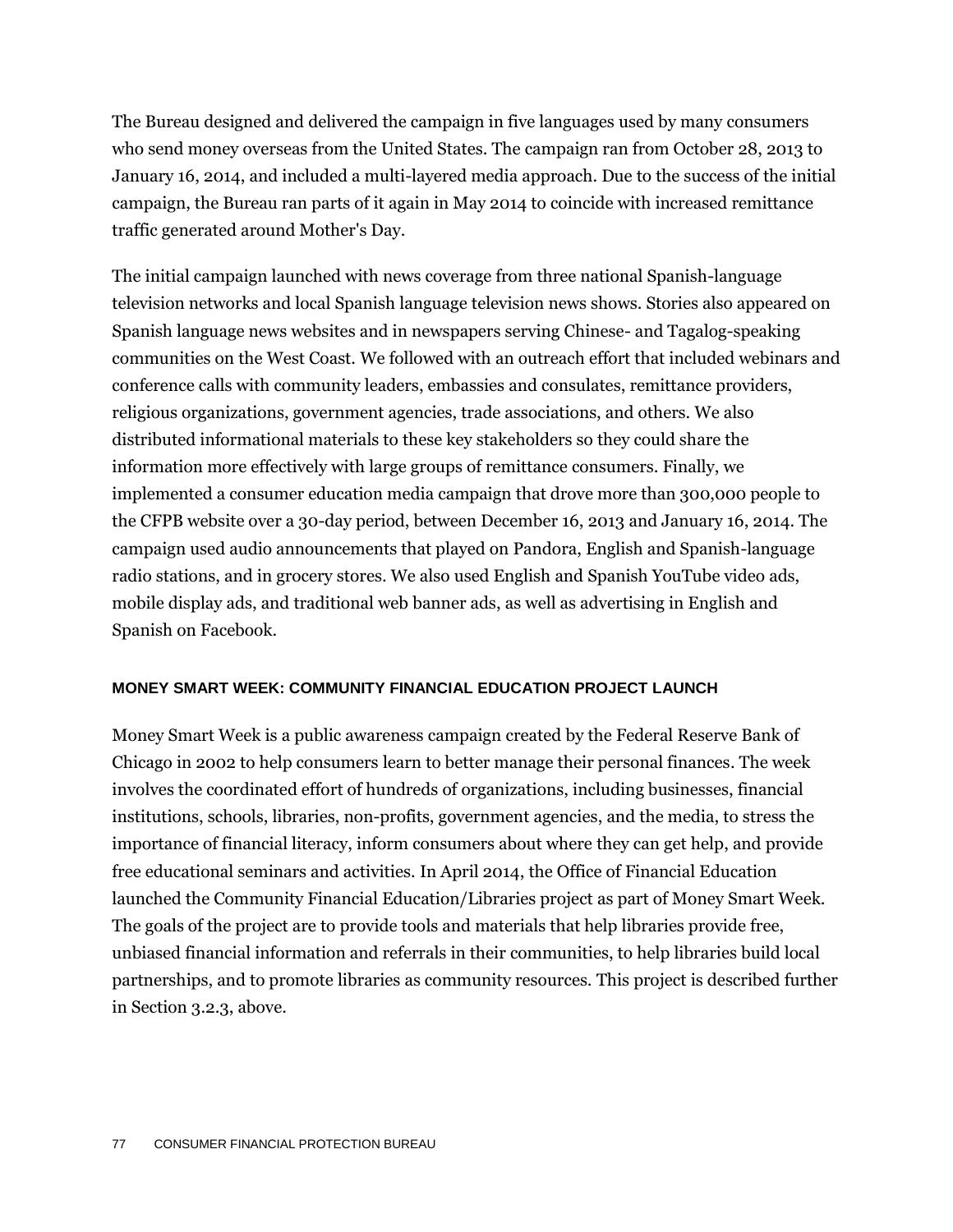The Bureau designed and delivered the campaign in five languages used by many consumers who send money overseas from the United States. The campaign ran from October 28, 2013 to January 16, 2014, and included a multi-layered media approach. Due to the success of the initial campaign, the Bureau ran parts of it again in May 2014 to coincide with increased remittance traffic generated around Mother's Day.

The initial campaign launched with news coverage from three national Spanish-language television networks and local Spanish language television news shows. Stories also appeared on Spanish language news websites and in newspapers serving Chinese- and Tagalog-speaking communities on the West Coast. We followed with an outreach effort that included webinars and conference calls with community leaders, embassies and consulates, remittance providers, religious organizations, government agencies, trade associations, and others. We also distributed informational materials to these key stakeholders so they could share the information more effectively with large groups of remittance consumers. Finally, we implemented a consumer education media campaign that drove more than 300,000 people to the CFPB website over a 30-day period, between December 16, 2013 and January 16, 2014. The campaign used audio announcements that played on Pandora, English and Spanish-language radio stations, and in grocery stores. We also used English and Spanish YouTube video ads, mobile display ads, and traditional web banner ads, as well as advertising in English and Spanish on Facebook.

#### MONEY SMART WEEK: COMMUNITY FINANCIAL EDUCATION PROJECT LAUNCH

Money Smart Week is a public awareness campaign created by the Federal Reserve Bank of Chicago in 2002 to help consumers learn to better manage their personal finances. The week involves the coordinated effort of hundreds of organizations, including businesses, financial institutions, schools, libraries, non-profits, government agencies, and the media, to stress the importance of financial literacy, inform consumers about where they can get help, and provide free educational seminars and activities. In April 2014, the Office of Financial Education launched the Community Financial Education/Libraries project as part of Money Smart Week. The goals of the project are to provide tools and materials that help libraries provide free, unbiased financial information and referrals in their communities, to help libraries build local partnerships, and to promote libraries as community resources. This project is described further in Section 3.2.3, above.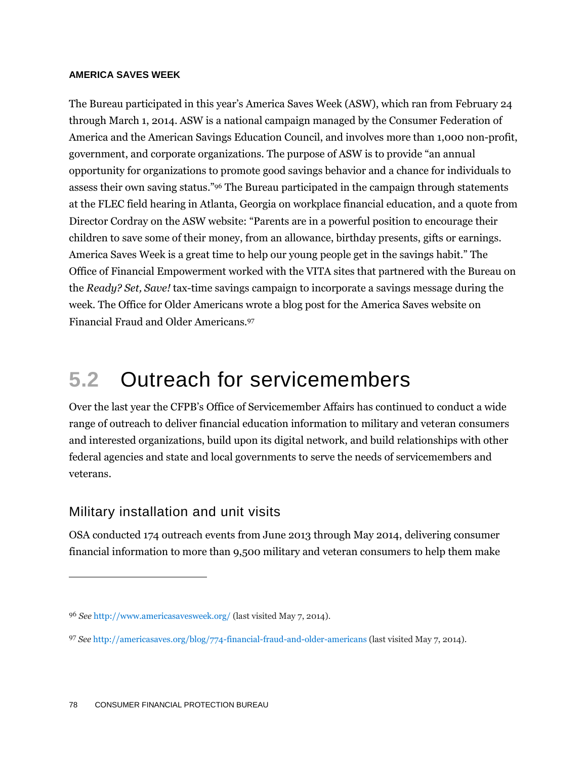#### AMERICA SAVES WEEK

The Bureau participated in this year's America Saves Week (ASW), which ran from February 24 through March 1, 2014. ASW is a national campaign managed by the Consumer Federation of America and the American Savings Education Council, and involves more than 1,000 non-profit, government, and corporate organizations. The purpose of ASW is to provide "an annual opportunity for organizations to promote good savings behavior and a chance for individuals to assess their own saving status."[96] The Bureau participated in the campaign through statements at the FLEC field hearing in Atlanta, Georgia on workplace financial education, and a quote from Director Cordray on the ASW website: "Parents are in a powerful position to encourage their children to save some of their money, from an allowance, birthday presents, gifts or earnings. America Saves Week is a great time to help our young people get in the savings habit." The Office of Financial Empowerment worked with the VITA sites that partnered with the Bureau on the *Ready? Set, Save!* tax-time savings campaign to incorporate a savings message during the week. The Office for Older Americans wrote a blog post for the America Saves website on Financial Fraud and Older Americans.[97]

## 5.2 Outreach for servicemembers

Over the last year the CFPB's Office of Servicemember Affairs has continued to conduct a wide range of outreach to deliver financial education information to military and veteran consumers and interested organizations, build upon its digital network, and build relationships with other federal agencies and state and local governments to serve the needs of servicemembers and veterans.

### Military installation and unit visits

OSA conducted 174 outreach events from June 2013 through May 2014, delivering consumer financial information to more than 9,500 military and veteran consumers to help them make

---

[96] *See* http://www.americasavesweek.org/ (last visited May 7, 2014).

[97] *See* http://americasaves.org/blog/774-financial-fraud-and-older-americans (last visited May 7, 2014).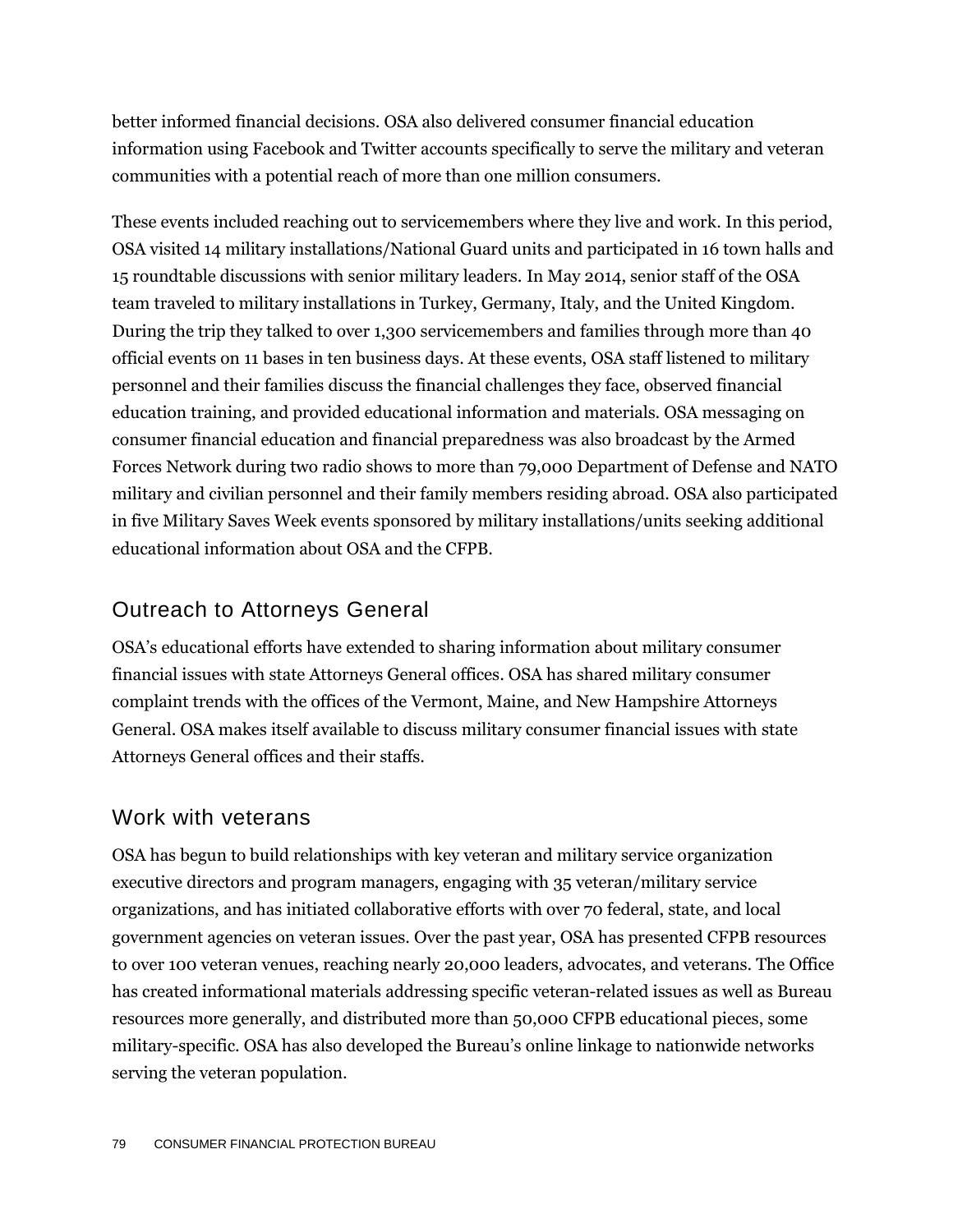better informed financial decisions. OSA also delivered consumer financial education information using Facebook and Twitter accounts specifically to serve the military and veteran communities with a potential reach of more than one million consumers.

These events included reaching out to servicemembers where they live and work. In this period, OSA visited 14 military installations/National Guard units and participated in 16 town halls and 15 roundtable discussions with senior military leaders. In May 2014, senior staff of the OSA team traveled to military installations in Turkey, Germany, Italy, and the United Kingdom. During the trip they talked to over 1,300 servicemembers and families through more than 40 official events on 11 bases in ten business days. At these events, OSA staff listened to military personnel and their families discuss the financial challenges they face, observed financial education training, and provided educational information and materials. OSA messaging on consumer financial education and financial preparedness was also broadcast by the Armed Forces Network during two radio shows to more than 79,000 Department of Defense and NATO military and civilian personnel and their family members residing abroad. OSA also participated in five Military Saves Week events sponsored by military installations/units seeking additional educational information about OSA and the CFPB.

## Outreach to Attorneys General

OSA's educational efforts have extended to sharing information about military consumer financial issues with state Attorneys General offices. OSA has shared military consumer complaint trends with the offices of the Vermont, Maine, and New Hampshire Attorneys General. OSA makes itself available to discuss military consumer financial issues with state Attorneys General offices and their staffs.

## Work with veterans

OSA has begun to build relationships with key veteran and military service organization executive directors and program managers, engaging with 35 veteran/military service organizations, and has initiated collaborative efforts with over 70 federal, state, and local government agencies on veteran issues. Over the past year, OSA has presented CFPB resources to over 100 veteran venues, reaching nearly 20,000 leaders, advocates, and veterans. The Office has created informational materials addressing specific veteran-related issues as well as Bureau resources more generally, and distributed more than 50,000 CFPB educational pieces, some military-specific. OSA has also developed the Bureau's online linkage to nationwide networks serving the veteran population.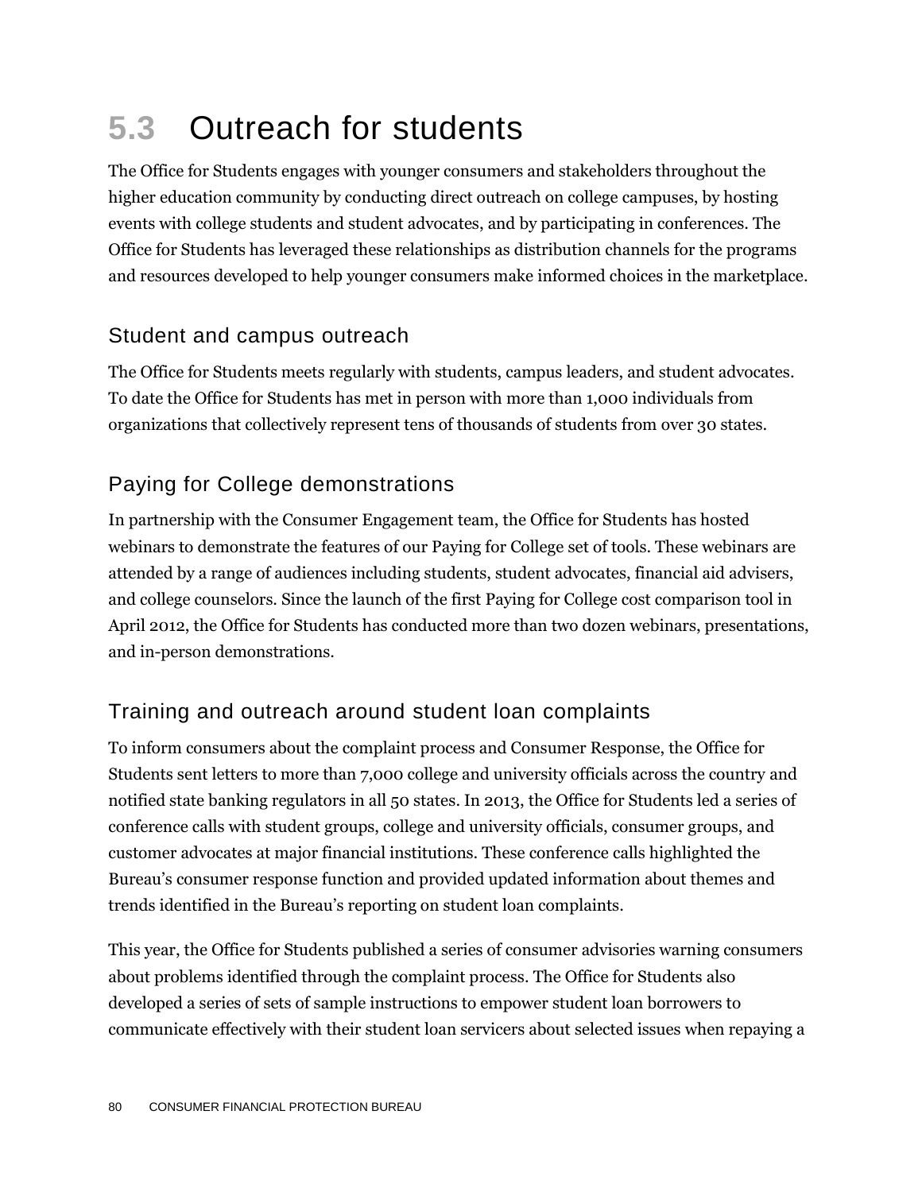## 5.3 Outreach for students

The Office for Students engages with younger consumers and stakeholders throughout the higher education community by conducting direct outreach on college campuses, by hosting events with college students and student advocates, and by participating in conferences. The Office for Students has leveraged these relationships as distribution channels for the programs and resources developed to help younger consumers make informed choices in the marketplace.

### Student and campus outreach

The Office for Students meets regularly with students, campus leaders, and student advocates. To date the Office for Students has met in person with more than 1,000 individuals from organizations that collectively represent tens of thousands of students from over 30 states.

### Paying for College demonstrations

In partnership with the Consumer Engagement team, the Office for Students has hosted webinars to demonstrate the features of our Paying for College set of tools. These webinars are attended by a range of audiences including students, student advocates, financial aid advisers, and college counselors. Since the launch of the first Paying for College cost comparison tool in April 2012, the Office for Students has conducted more than two dozen webinars, presentations, and in-person demonstrations.

### Training and outreach around student loan complaints

To inform consumers about the complaint process and Consumer Response, the Office for Students sent letters to more than 7,000 college and university officials across the country and notified state banking regulators in all 50 states. In 2013, the Office for Students led a series of conference calls with student groups, college and university officials, consumer groups, and customer advocates at major financial institutions. These conference calls highlighted the Bureau's consumer response function and provided updated information about themes and trends identified in the Bureau's reporting on student loan complaints.

This year, the Office for Students published a series of consumer advisories warning consumers about problems identified through the complaint process. The Office for Students also developed a series of sets of sample instructions to empower student loan borrowers to communicate effectively with their student loan servicers about selected issues when repaying a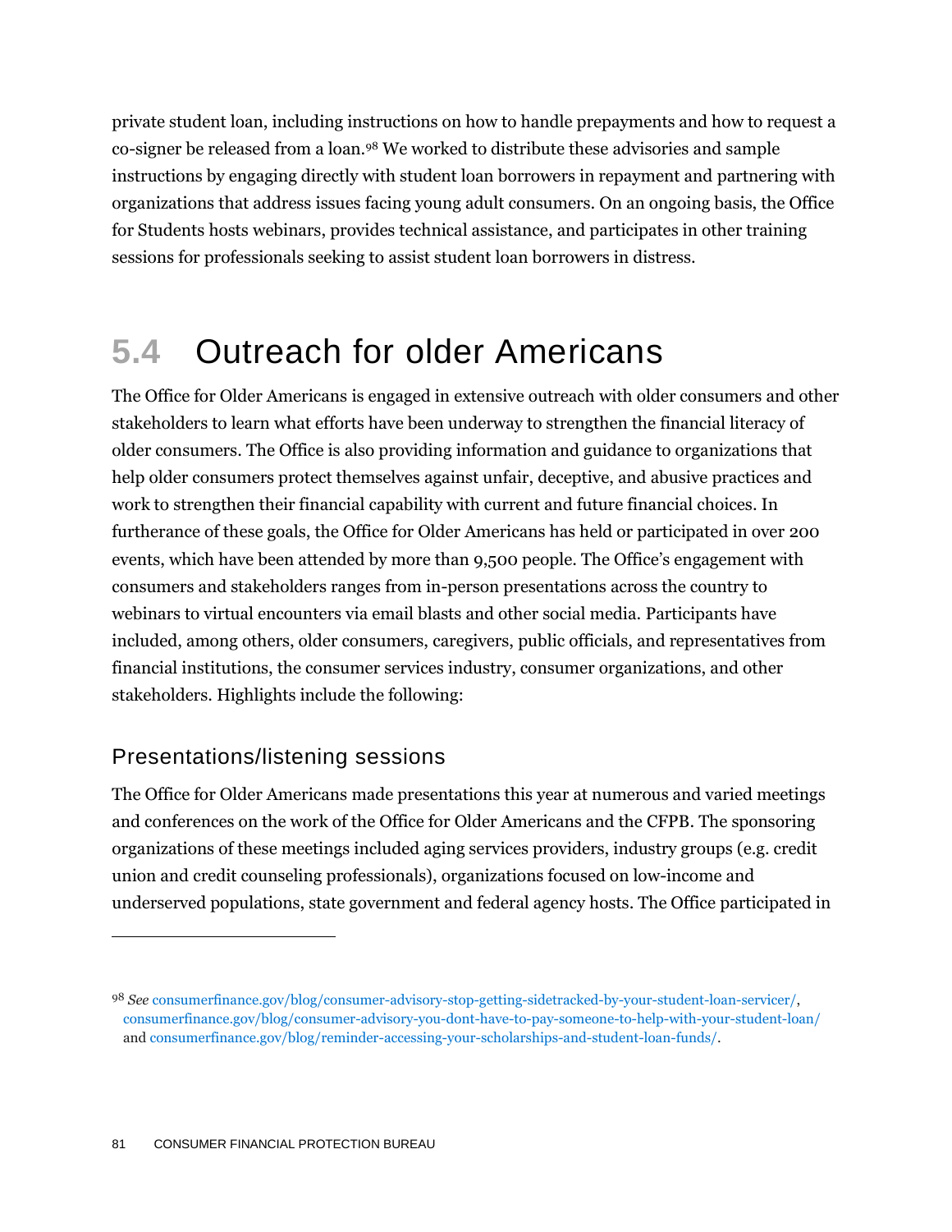private student loan, including instructions on how to handle prepayments and how to request a co-signer be released from a loan.[98] We worked to distribute these advisories and sample instructions by engaging directly with student loan borrowers in repayment and partnering with organizations that address issues facing young adult consumers. On an ongoing basis, the Office for Students hosts webinars, provides technical assistance, and participates in other training sessions for professionals seeking to assist student loan borrowers in distress.

## 5.4 Outreach for older Americans

The Office for Older Americans is engaged in extensive outreach with older consumers and other stakeholders to learn what efforts have been underway to strengthen the financial literacy of older consumers. The Office is also providing information and guidance to organizations that help older consumers protect themselves against unfair, deceptive, and abusive practices and work to strengthen their financial capability with current and future financial choices. In furtherance of these goals, the Office for Older Americans has held or participated in over 200 events, which have been attended by more than 9,500 people. The Office's engagement with consumers and stakeholders ranges from in-person presentations across the country to webinars to virtual encounters via email blasts and other social media. Participants have included, among others, older consumers, caregivers, public officials, and representatives from financial institutions, the consumer services industry, consumer organizations, and other stakeholders. Highlights include the following:

### Presentations/listening sessions

The Office for Older Americans made presentations this year at numerous and varied meetings and conferences on the work of the Office for Older Americans and the CFPB. The sponsoring organizations of these meetings included aging services providers, industry groups (e.g. credit union and credit counseling professionals), organizations focused on low-income and underserved populations, state government and federal agency hosts. The Office participated in

---

[98] *See* consumerfinance.gov/blog/consumer-advisory-stop-getting-sidetracked-by-your-student-loan-servicer/, consumerfinance.gov/blog/consumer-advisory-you-dont-have-to-pay-someone-to-help-with-your-student-loan/ and consumerfinance.gov/blog/reminder-accessing-your-scholarships-and-student-loan-funds/.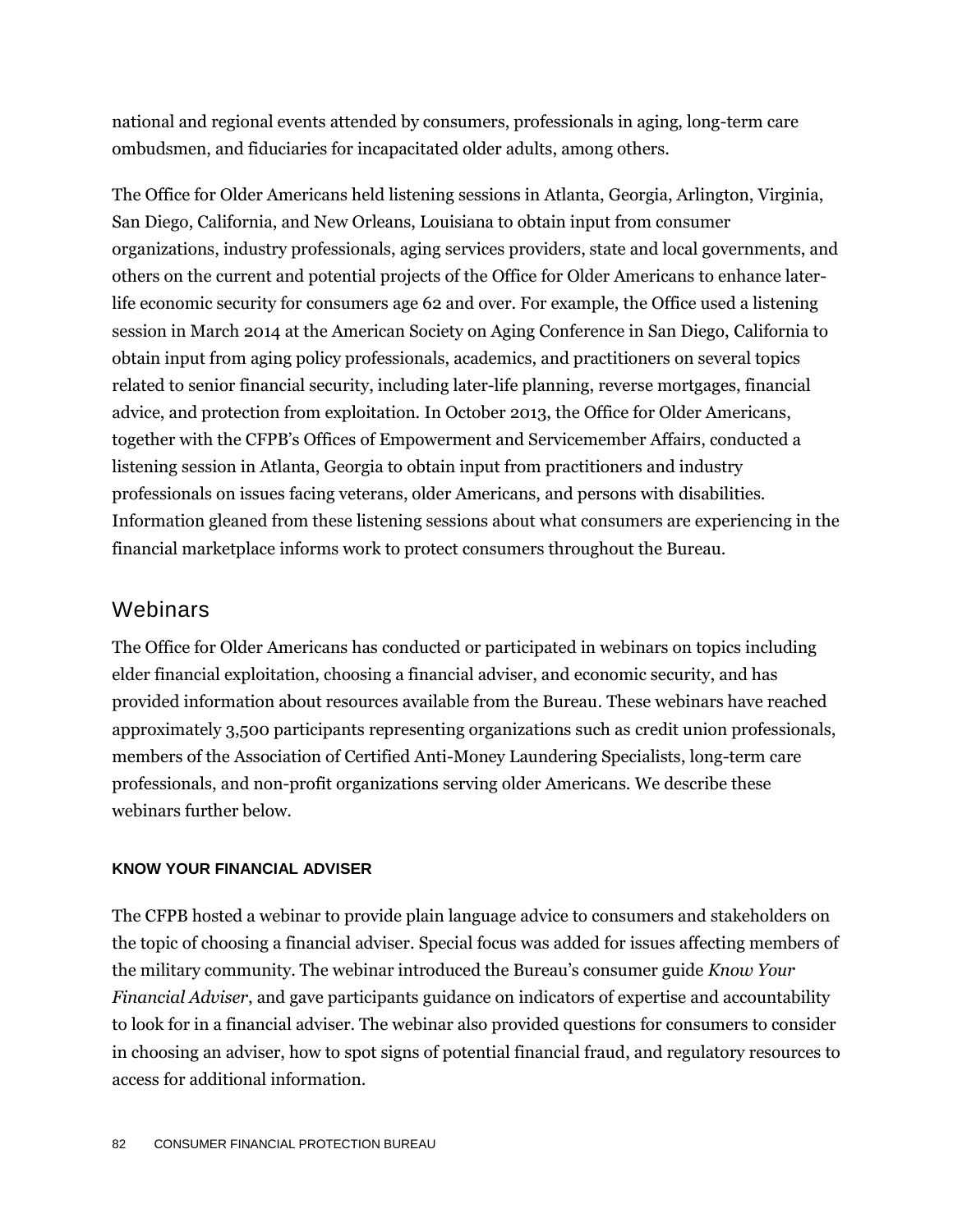national and regional events attended by consumers, professionals in aging, long-term care ombudsmen, and fiduciaries for incapacitated older adults, among others.

The Office for Older Americans held listening sessions in Atlanta, Georgia, Arlington, Virginia, San Diego, California, and New Orleans, Louisiana to obtain input from consumer organizations, industry professionals, aging services providers, state and local governments, and others on the current and potential projects of the Office for Older Americans to enhance later-life economic security for consumers age 62 and over. For example, the Office used a listening session in March 2014 at the American Society on Aging Conference in San Diego, California to obtain input from aging policy professionals, academics, and practitioners on several topics related to senior financial security, including later-life planning, reverse mortgages, financial advice, and protection from exploitation. In October 2013, the Office for Older Americans, together with the CFPB's Offices of Empowerment and Servicemember Affairs, conducted a listening session in Atlanta, Georgia to obtain input from practitioners and industry professionals on issues facing veterans, older Americans, and persons with disabilities. Information gleaned from these listening sessions about what consumers are experiencing in the financial marketplace informs work to protect consumers throughout the Bureau.

## Webinars

The Office for Older Americans has conducted or participated in webinars on topics including elder financial exploitation, choosing a financial adviser, and economic security, and has provided information about resources available from the Bureau. These webinars have reached approximately 3,500 participants representing organizations such as credit union professionals, members of the Association of Certified Anti-Money Laundering Specialists, long-term care professionals, and non-profit organizations serving older Americans. We describe these webinars further below.

#### KNOW YOUR FINANCIAL ADVISER

The CFPB hosted a webinar to provide plain language advice to consumers and stakeholders on the topic of choosing a financial adviser. Special focus was added for issues affecting members of the military community. The webinar introduced the Bureau's consumer guide *Know Your Financial Adviser*, and gave participants guidance on indicators of expertise and accountability to look for in a financial adviser. The webinar also provided questions for consumers to consider in choosing an adviser, how to spot signs of potential financial fraud, and regulatory resources to access for additional information.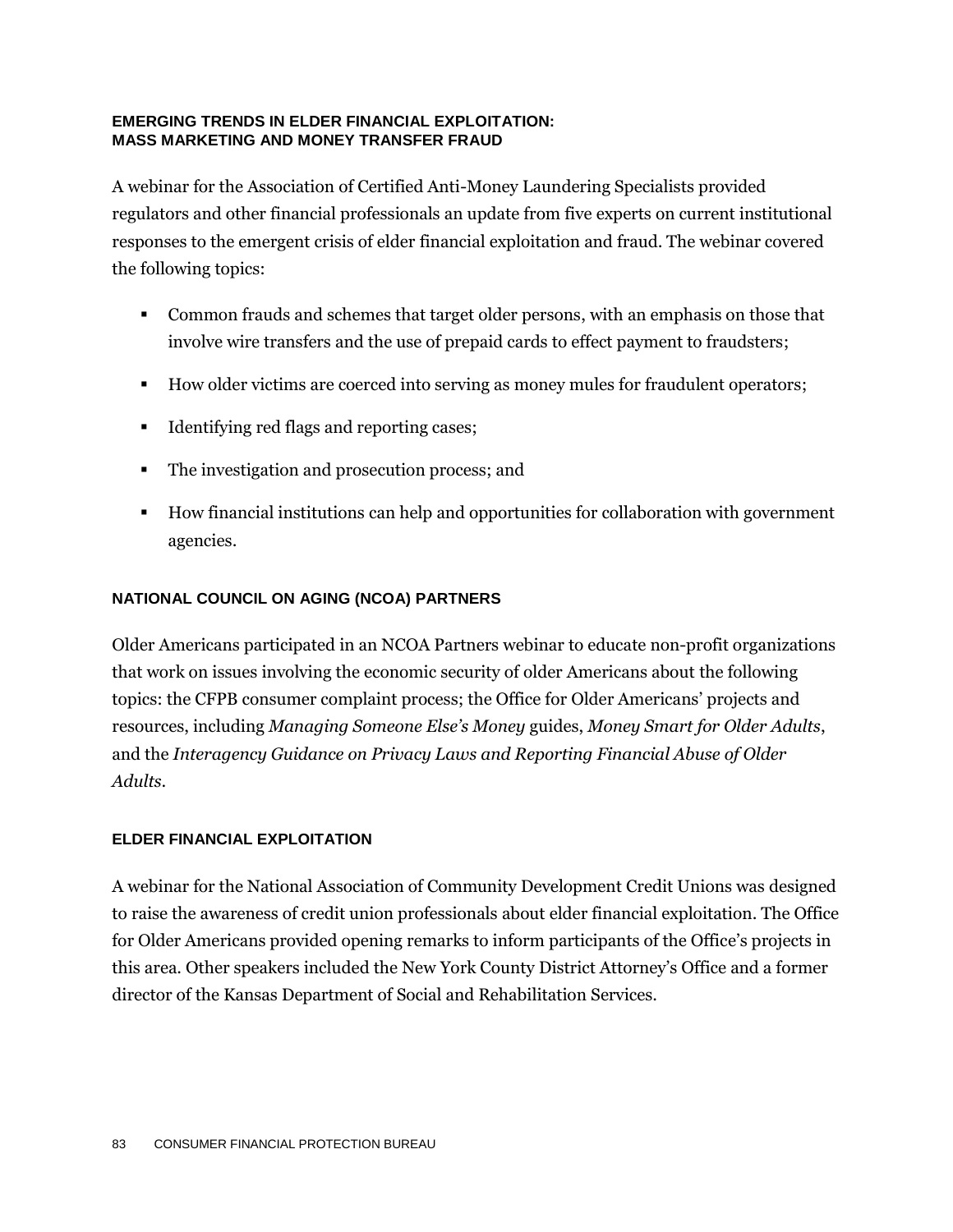### EMERGING TRENDS IN ELDER FINANCIAL EXPLOITATION: MASS MARKETING AND MONEY TRANSFER FRAUD

A webinar for the Association of Certified Anti-Money Laundering Specialists provided regulators and other financial professionals an update from five experts on current institutional responses to the emergent crisis of elder financial exploitation and fraud. The webinar covered the following topics:

- Common frauds and schemes that target older persons, with an emphasis on those that involve wire transfers and the use of prepaid cards to effect payment to fraudsters;
- How older victims are coerced into serving as money mules for fraudulent operators;
- Identifying red flags and reporting cases;
- The investigation and prosecution process; and
- How financial institutions can help and opportunities for collaboration with government agencies.

### NATIONAL COUNCIL ON AGING (NCOA) PARTNERS

Older Americans participated in an NCOA Partners webinar to educate non-profit organizations that work on issues involving the economic security of older Americans about the following topics: the CFPB consumer complaint process; the Office for Older Americans' projects and resources, including *Managing Someone Else's Money* guides, *Money Smart for Older Adults*, and the *Interagency Guidance on Privacy Laws and Reporting Financial Abuse of Older Adults*.

### ELDER FINANCIAL EXPLOITATION

A webinar for the National Association of Community Development Credit Unions was designed to raise the awareness of credit union professionals about elder financial exploitation. The Office for Older Americans provided opening remarks to inform participants of the Office's projects in this area. Other speakers included the New York County District Attorney's Office and a former director of the Kansas Department of Social and Rehabilitation Services.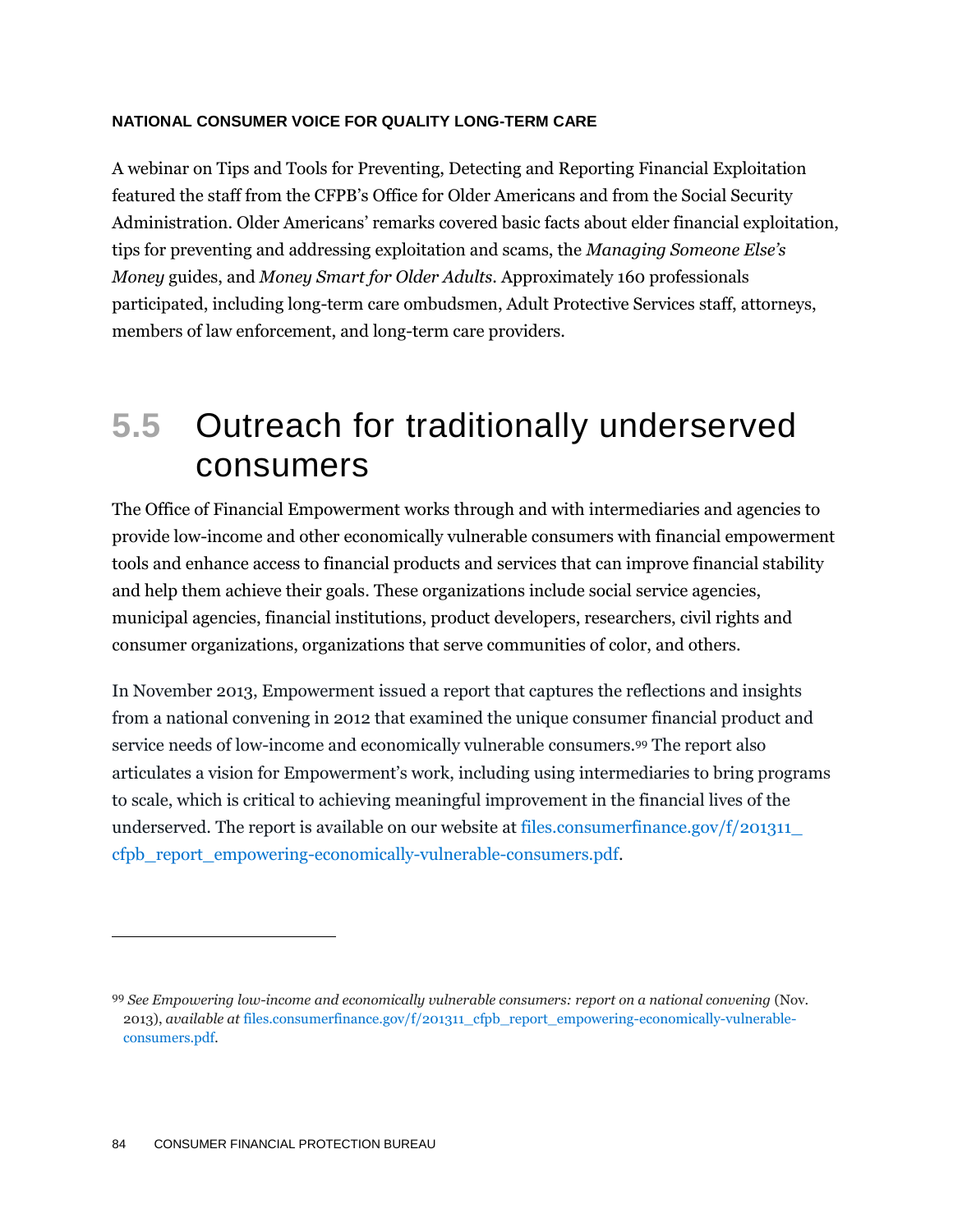#### NATIONAL CONSUMER VOICE FOR QUALITY LONG-TERM CARE

A webinar on Tips and Tools for Preventing, Detecting and Reporting Financial Exploitation featured the staff from the CFPB's Office for Older Americans and from the Social Security Administration. Older Americans' remarks covered basic facts about elder financial exploitation, tips for preventing and addressing exploitation and scams, the *Managing Someone Else's Money* guides, and *Money Smart for Older Adults*. Approximately 160 professionals participated, including long-term care ombudsmen, Adult Protective Services staff, attorneys, members of law enforcement, and long-term care providers.

## 5.5 Outreach for traditionally underserved consumers

The Office of Financial Empowerment works through and with intermediaries and agencies to provide low-income and other economically vulnerable consumers with financial empowerment tools and enhance access to financial products and services that can improve financial stability and help them achieve their goals. These organizations include social service agencies, municipal agencies, financial institutions, product developers, researchers, civil rights and consumer organizations, organizations that serve communities of color, and others.

In November 2013, Empowerment issued a report that captures the reflections and insights from a national convening in 2012 that examined the unique consumer financial product and service needs of low-income and economically vulnerable consumers.[99] The report also articulates a vision for Empowerment's work, including using intermediaries to bring programs to scale, which is critical to achieving meaningful improvement in the financial lives of the underserved. The report is available on our website at files.consumerfinance.gov/f/201311_cfpb_report_empowering-economically-vulnerable-consumers.pdf.

---

[99] *See Empowering low-income and economically vulnerable consumers: report on a national convening* (Nov. 2013), *available at* files.consumerfinance.gov/f/201311_cfpb_report_empowering-economically-vulnerable-consumers.pdf.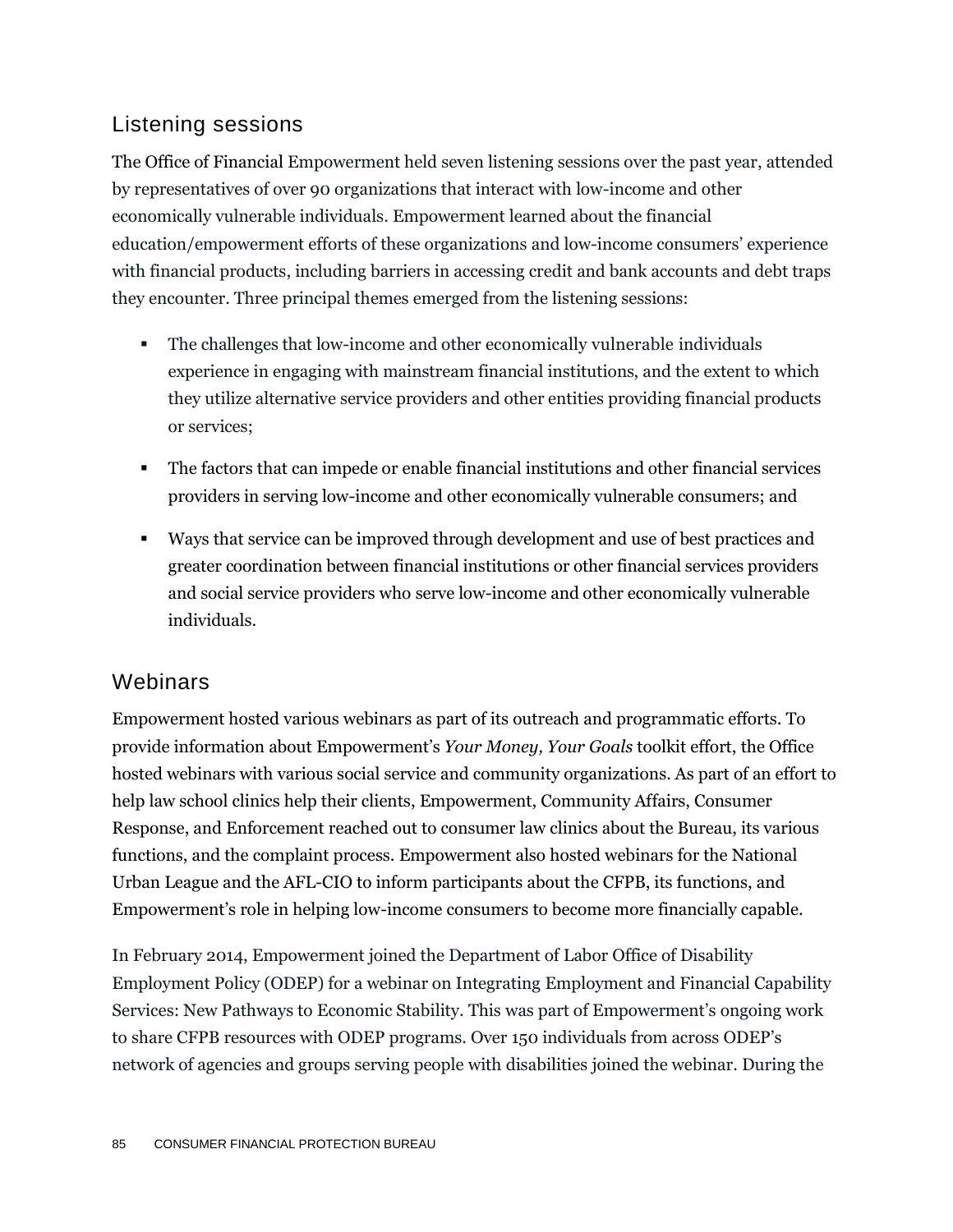## Listening sessions

The Office of Financial Empowerment held seven listening sessions over the past year, attended by representatives of over 90 organizations that interact with low-income and other economically vulnerable individuals. Empowerment learned about the financial education/empowerment efforts of these organizations and low-income consumers' experience with financial products, including barriers in accessing credit and bank accounts and debt traps they encounter. Three principal themes emerged from the listening sessions:

- The challenges that low-income and other economically vulnerable individuals experience in engaging with mainstream financial institutions, and the extent to which they utilize alternative service providers and other entities providing financial products or services;
- The factors that can impede or enable financial institutions and other financial services providers in serving low-income and other economically vulnerable consumers; and
- Ways that service can be improved through development and use of best practices and greater coordination between financial institutions or other financial services providers and social service providers who serve low-income and other economically vulnerable individuals.

## Webinars

Empowerment hosted various webinars as part of its outreach and programmatic efforts. To provide information about Empowerment's *Your Money, Your Goals* toolkit effort, the Office hosted webinars with various social service and community organizations. As part of an effort to help law school clinics help their clients, Empowerment, Community Affairs, Consumer Response, and Enforcement reached out to consumer law clinics about the Bureau, its various functions, and the complaint process. Empowerment also hosted webinars for the National Urban League and the AFL-CIO to inform participants about the CFPB, its functions, and Empowerment's role in helping low-income consumers to become more financially capable.

In February 2014, Empowerment joined the Department of Labor Office of Disability Employment Policy (ODEP) for a webinar on Integrating Employment and Financial Capability Services: New Pathways to Economic Stability. This was part of Empowerment's ongoing work to share CFPB resources with ODEP programs. Over 150 individuals from across ODEP's network of agencies and groups serving people with disabilities joined the webinar. During the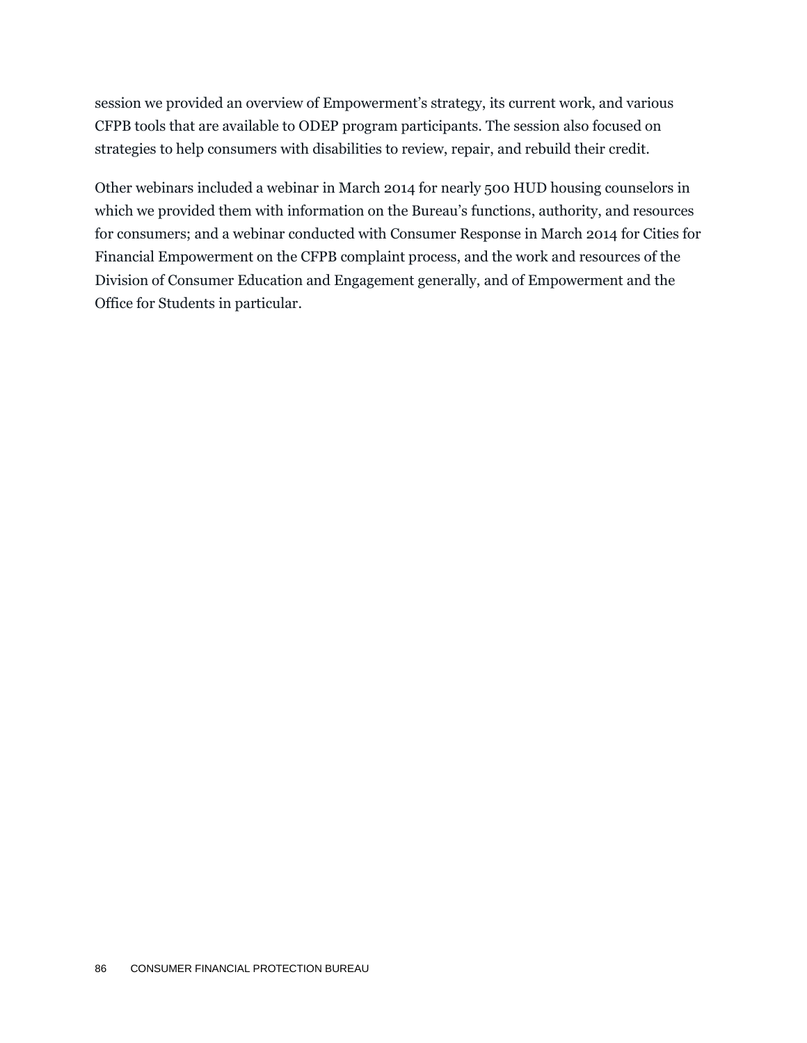session we provided an overview of Empowerment's strategy, its current work, and various CFPB tools that are available to ODEP program participants. The session also focused on strategies to help consumers with disabilities to review, repair, and rebuild their credit.

Other webinars included a webinar in March 2014 for nearly 500 HUD housing counselors in which we provided them with information on the Bureau's functions, authority, and resources for consumers; and a webinar conducted with Consumer Response in March 2014 for Cities for Financial Empowerment on the CFPB complaint process, and the work and resources of the Division of Consumer Education and Engagement generally, and of Empowerment and the Office for Students in particular.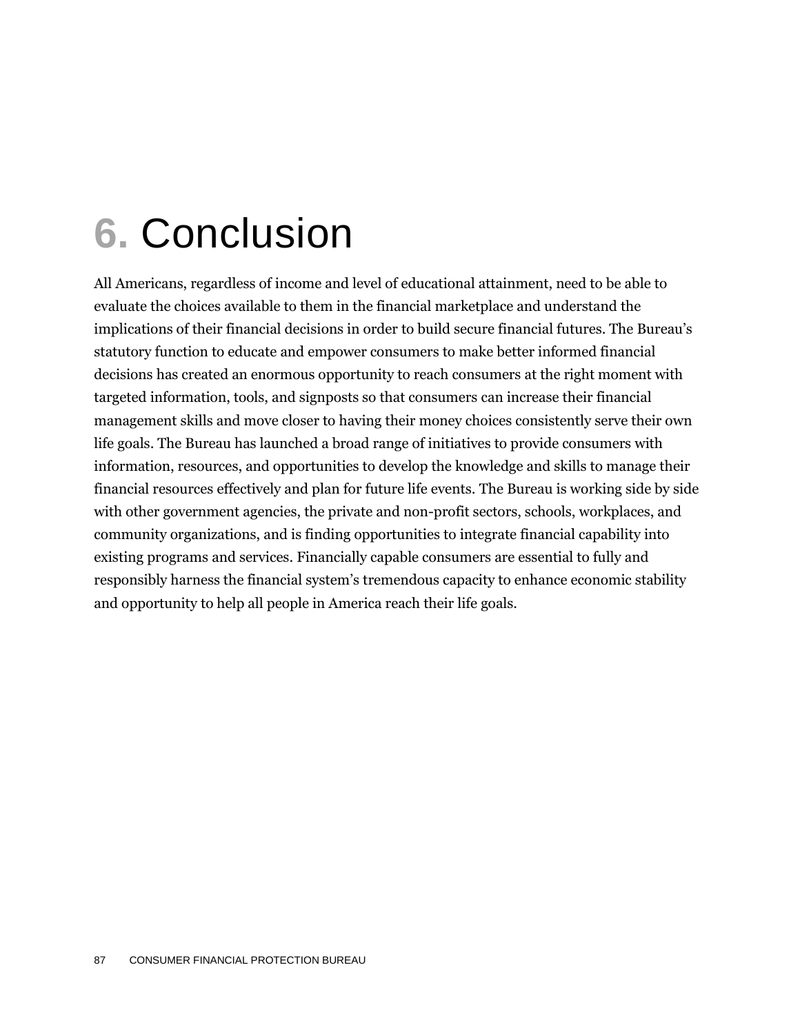# 6. Conclusion

All Americans, regardless of income and level of educational attainment, need to be able to evaluate the choices available to them in the financial marketplace and understand the implications of their financial decisions in order to build secure financial futures. The Bureau's statutory function to educate and empower consumers to make better informed financial decisions has created an enormous opportunity to reach consumers at the right moment with targeted information, tools, and signposts so that consumers can increase their financial management skills and move closer to having their money choices consistently serve their own life goals. The Bureau has launched a broad range of initiatives to provide consumers with information, resources, and opportunities to develop the knowledge and skills to manage their financial resources effectively and plan for future life events. The Bureau is working side by side with other government agencies, the private and non-profit sectors, schools, workplaces, and community organizations, and is finding opportunities to integrate financial capability into existing programs and services. Financially capable consumers are essential to fully and responsibly harness the financial system's tremendous capacity to enhance economic stability and opportunity to help all people in America reach their life goals.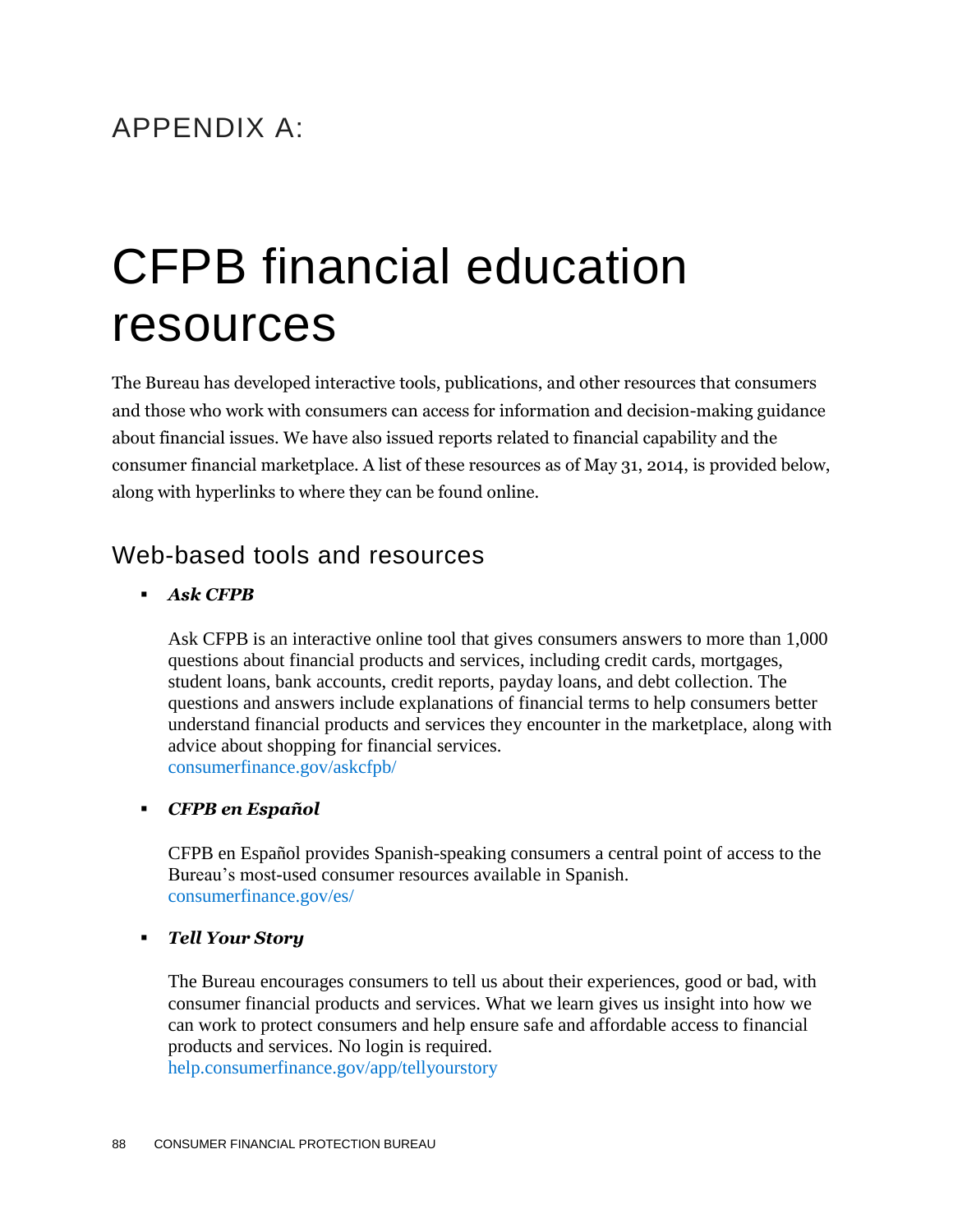# APPENDIX A:

# CFPB financial education resources

The Bureau has developed interactive tools, publications, and other resources that consumers and those who work with consumers can access for information and decision-making guidance about financial issues. We have also issued reports related to financial capability and the consumer financial marketplace. A list of these resources as of May 31, 2014, is provided below, along with hyperlinks to where they can be found online.

## Web-based tools and resources

- ***Ask CFPB***

  Ask CFPB is an interactive online tool that gives consumers answers to more than 1,000 questions about financial products and services, including credit cards, mortgages, student loans, bank accounts, credit reports, payday loans, and debt collection. The questions and answers include explanations of financial terms to help consumers better understand financial products and services they encounter in the marketplace, along with advice about shopping for financial services.
  consumerfinance.gov/askcfpb/

- ***CFPB en Español***

  CFPB en Español provides Spanish-speaking consumers a central point of access to the Bureau's most-used consumer resources available in Spanish.
  consumerfinance.gov/es/

- ***Tell Your Story***

  The Bureau encourages consumers to tell us about their experiences, good or bad, with consumer financial products and services. What we learn gives us insight into how we can work to protect consumers and help ensure safe and affordable access to financial products and services. No login is required.
  help.consumerfinance.gov/app/tellyourstory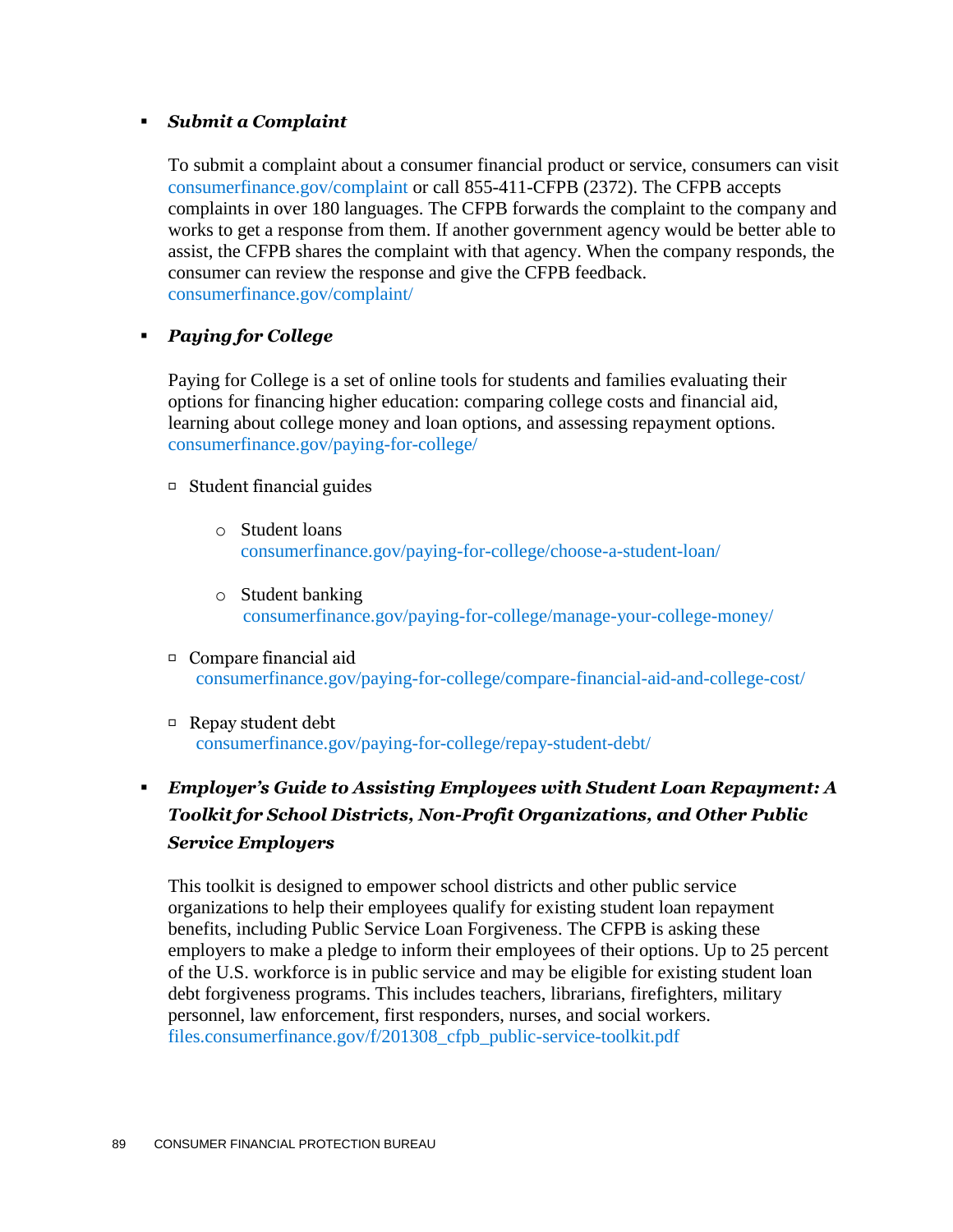- ***Submit a Complaint***

  To submit a complaint about a consumer financial product or service, consumers can visit consumerfinance.gov/complaint or call 855-411-CFPB (2372). The CFPB accepts complaints in over 180 languages. The CFPB forwards the complaint to the company and works to get a response from them. If another government agency would be better able to assist, the CFPB shares the complaint with that agency. When the company responds, the consumer can review the response and give the CFPB feedback. consumerfinance.gov/complaint/

- ***Paying for College***

  Paying for College is a set of online tools for students and families evaluating their options for financing higher education: comparing college costs and financial aid, learning about college money and loan options, and assessing repayment options. consumerfinance.gov/paying-for-college/

  - Student financial guides
    - Student loans
      consumerfinance.gov/paying-for-college/choose-a-student-loan/
    - Student banking
      consumerfinance.gov/paying-for-college/manage-your-college-money/
  - Compare financial aid
    consumerfinance.gov/paying-for-college/compare-financial-aid-and-college-cost/
  - Repay student debt
    consumerfinance.gov/paying-for-college/repay-student-debt/

- ***Employer's Guide to Assisting Employees with Student Loan Repayment: A Toolkit for School Districts, Non-Profit Organizations, and Other Public Service Employers***

  This toolkit is designed to empower school districts and other public service organizations to help their employees qualify for existing student loan repayment benefits, including Public Service Loan Forgiveness. The CFPB is asking these employers to make a pledge to inform their employees of their options. Up to 25 percent of the U.S. workforce is in public service and may be eligible for existing student loan debt forgiveness programs. This includes teachers, librarians, firefighters, military personnel, law enforcement, first responders, nurses, and social workers. files.consumerfinance.gov/f/201308_cfpb_public-service-toolkit.pdf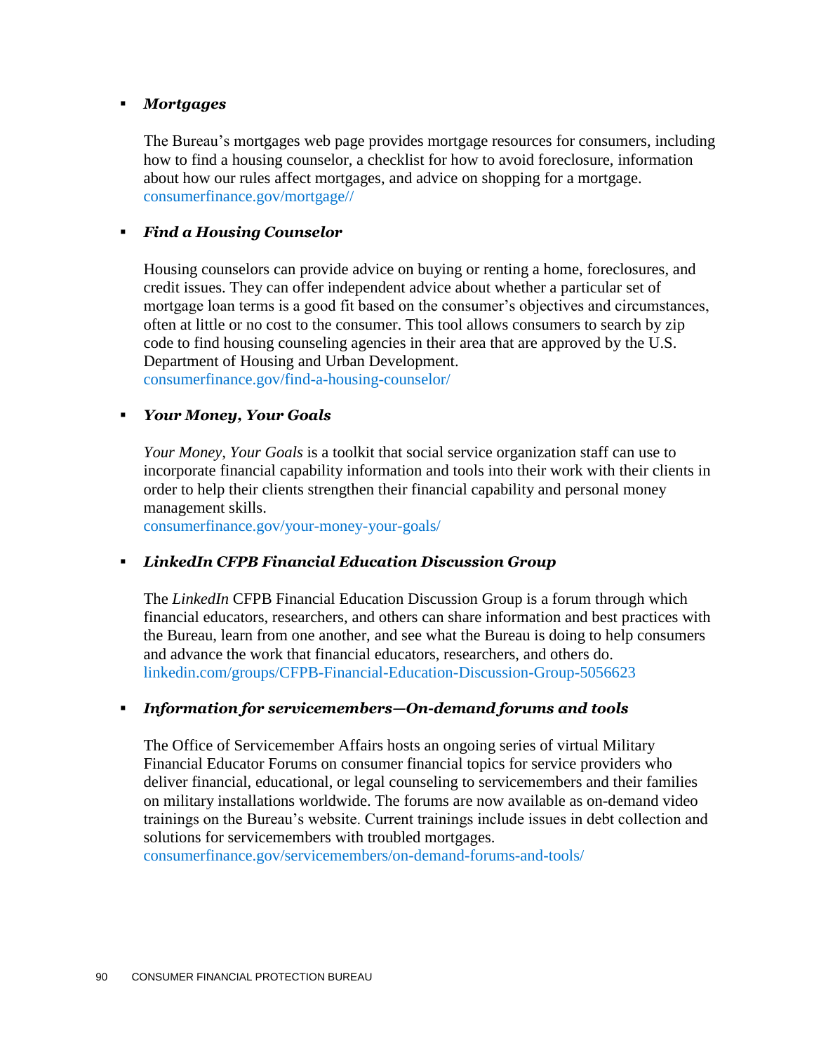- ***Mortgages***

  The Bureau's mortgages web page provides mortgage resources for consumers, including how to find a housing counselor, a checklist for how to avoid foreclosure, information about how our rules affect mortgages, and advice on shopping for a mortgage. consumerfinance.gov/mortgage//

- ***Find a Housing Counselor***

  Housing counselors can provide advice on buying or renting a home, foreclosures, and credit issues. They can offer independent advice about whether a particular set of mortgage loan terms is a good fit based on the consumer's objectives and circumstances, often at little or no cost to the consumer. This tool allows consumers to search by zip code to find housing counseling agencies in their area that are approved by the U.S. Department of Housing and Urban Development. consumerfinance.gov/find-a-housing-counselor/

- ***Your Money, Your Goals***

  *Your Money, Your Goals* is a toolkit that social service organization staff can use to incorporate financial capability information and tools into their work with their clients in order to help their clients strengthen their financial capability and personal money management skills. consumerfinance.gov/your-money-your-goals/

- ***LinkedIn CFPB Financial Education Discussion Group***

  The *LinkedIn* CFPB Financial Education Discussion Group is a forum through which financial educators, researchers, and others can share information and best practices with the Bureau, learn from one another, and see what the Bureau is doing to help consumers and advance the work that financial educators, researchers, and others do. linkedin.com/groups/CFPB-Financial-Education-Discussion-Group-5056623

- ***Information for servicemembers—On-demand forums and tools***

  The Office of Servicemember Affairs hosts an ongoing series of virtual Military Financial Educator Forums on consumer financial topics for service providers who deliver financial, educational, or legal counseling to servicemembers and their families on military installations worldwide. The forums are now available as on-demand video trainings on the Bureau's website. Current trainings include issues in debt collection and solutions for servicemembers with troubled mortgages. consumerfinance.gov/servicemembers/on-demand-forums-and-tools/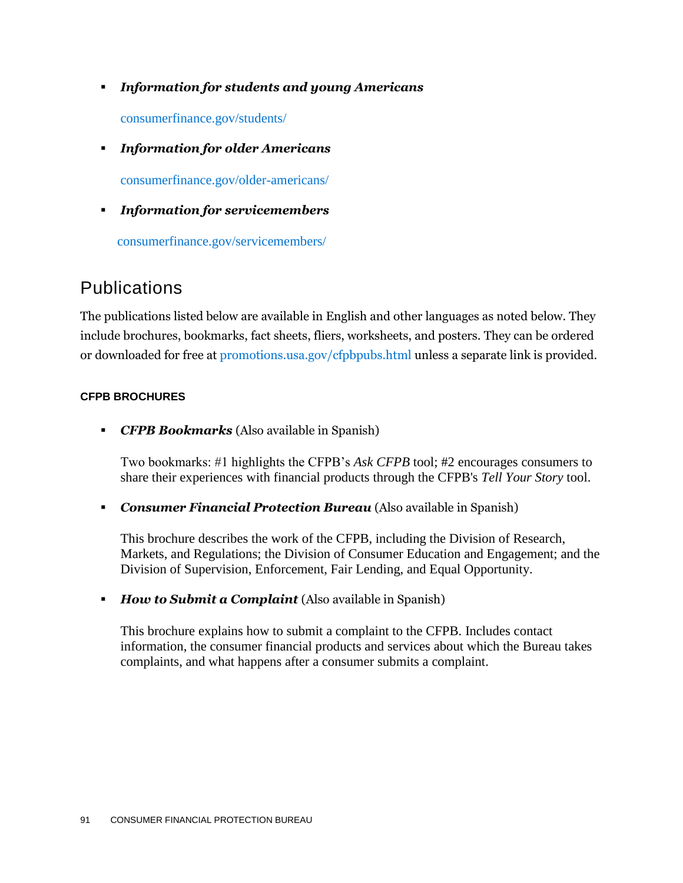- ***Information for students and young Americans***

  consumerfinance.gov/students/

- ***Information for older Americans***

  consumerfinance.gov/older-americans/

- ***Information for servicemembers***

  consumerfinance.gov/servicemembers/

## Publications

The publications listed below are available in English and other languages as noted below. They include brochures, bookmarks, fact sheets, fliers, worksheets, and posters. They can be ordered or downloaded for free at promotions.usa.gov/cfpbpubs.html unless a separate link is provided.

#### CFPB BROCHURES

- ***CFPB Bookmarks*** (Also available in Spanish)

  Two bookmarks: #1 highlights the CFPB's *Ask CFPB* tool; #2 encourages consumers to share their experiences with financial products through the CFPB's *Tell Your Story* tool.

- ***Consumer Financial Protection Bureau*** (Also available in Spanish)

  This brochure describes the work of the CFPB, including the Division of Research, Markets, and Regulations; the Division of Consumer Education and Engagement; and the Division of Supervision, Enforcement, Fair Lending, and Equal Opportunity.

- ***How to Submit a Complaint*** (Also available in Spanish)

  This brochure explains how to submit a complaint to the CFPB. Includes contact information, the consumer financial products and services about which the Bureau takes complaints, and what happens after a consumer submits a complaint.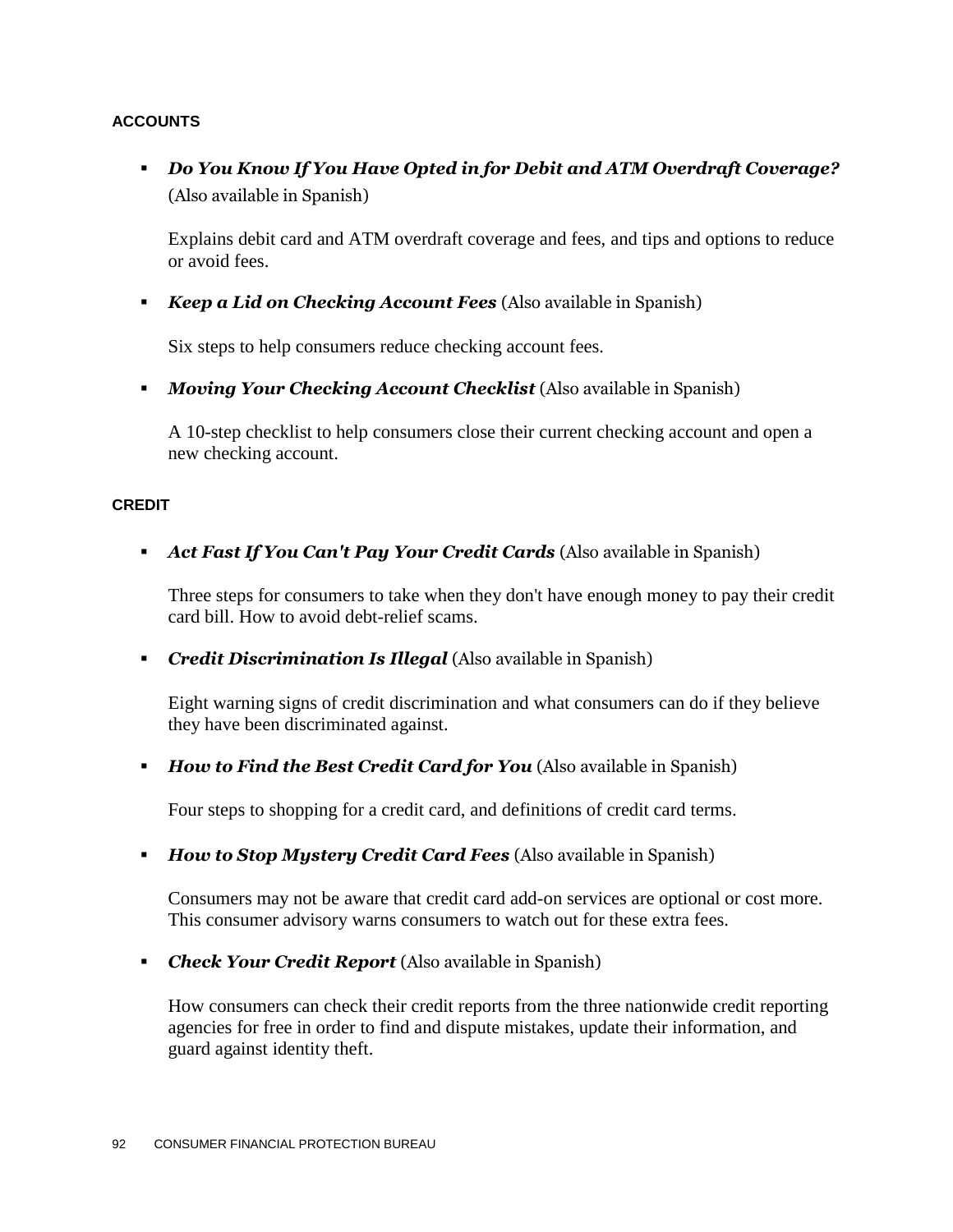### ACCOUNTS

- ***Do You Know If You Have Opted in for Debit and ATM Overdraft Coverage?*** (Also available in Spanish)

  Explains debit card and ATM overdraft coverage and fees, and tips and options to reduce or avoid fees.

- ***Keep a Lid on Checking Account Fees*** (Also available in Spanish)

  Six steps to help consumers reduce checking account fees.

- ***Moving Your Checking Account Checklist*** (Also available in Spanish)

  A 10-step checklist to help consumers close their current checking account and open a new checking account.

### CREDIT

- ***Act Fast If You Can't Pay Your Credit Cards*** (Also available in Spanish)

  Three steps for consumers to take when they don't have enough money to pay their credit card bill. How to avoid debt-relief scams.

- ***Credit Discrimination Is Illegal*** (Also available in Spanish)

  Eight warning signs of credit discrimination and what consumers can do if they believe they have been discriminated against.

- ***How to Find the Best Credit Card for You*** (Also available in Spanish)

  Four steps to shopping for a credit card, and definitions of credit card terms.

- ***How to Stop Mystery Credit Card Fees*** (Also available in Spanish)

  Consumers may not be aware that credit card add-on services are optional or cost more. This consumer advisory warns consumers to watch out for these extra fees.

- ***Check Your Credit Report*** (Also available in Spanish)

  How consumers can check their credit reports from the three nationwide credit reporting agencies for free in order to find and dispute mistakes, update their information, and guard against identity theft.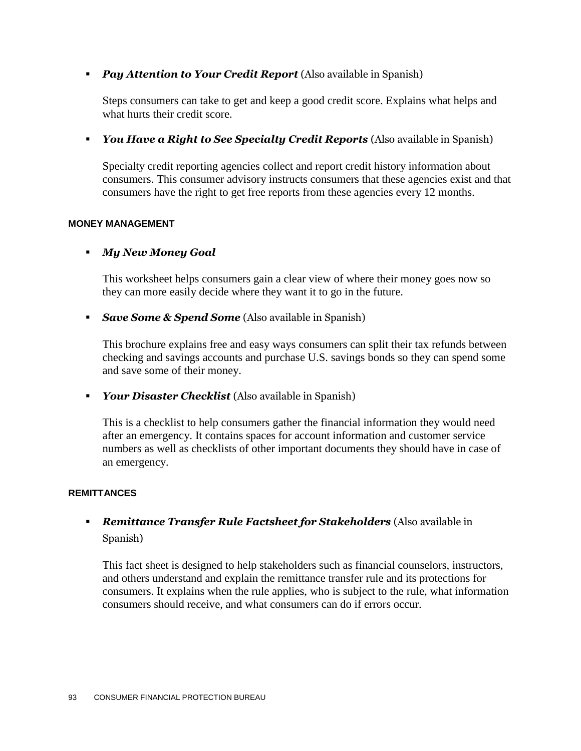- ***Pay Attention to Your Credit Report*** (Also available in Spanish)

  Steps consumers can take to get and keep a good credit score. Explains what helps and what hurts their credit score.

- ***You Have a Right to See Specialty Credit Reports*** (Also available in Spanish)

  Specialty credit reporting agencies collect and report credit history information about consumers. This consumer advisory instructs consumers that these agencies exist and that consumers have the right to get free reports from these agencies every 12 months.

#### MONEY MANAGEMENT

- ***My New Money Goal***

  This worksheet helps consumers gain a clear view of where their money goes now so they can more easily decide where they want it to go in the future.

- ***Save Some & Spend Some*** (Also available in Spanish)

  This brochure explains free and easy ways consumers can split their tax refunds between checking and savings accounts and purchase U.S. savings bonds so they can spend some and save some of their money.

- ***Your Disaster Checklist*** (Also available in Spanish)

  This is a checklist to help consumers gather the financial information they would need after an emergency. It contains spaces for account information and customer service numbers as well as checklists of other important documents they should have in case of an emergency.

#### REMITTANCES

- ***Remittance Transfer Rule Factsheet for Stakeholders*** (Also available in Spanish)

  This fact sheet is designed to help stakeholders such as financial counselors, instructors, and others understand and explain the remittance transfer rule and its protections for consumers. It explains when the rule applies, who is subject to the rule, what information consumers should receive, and what consumers can do if errors occur.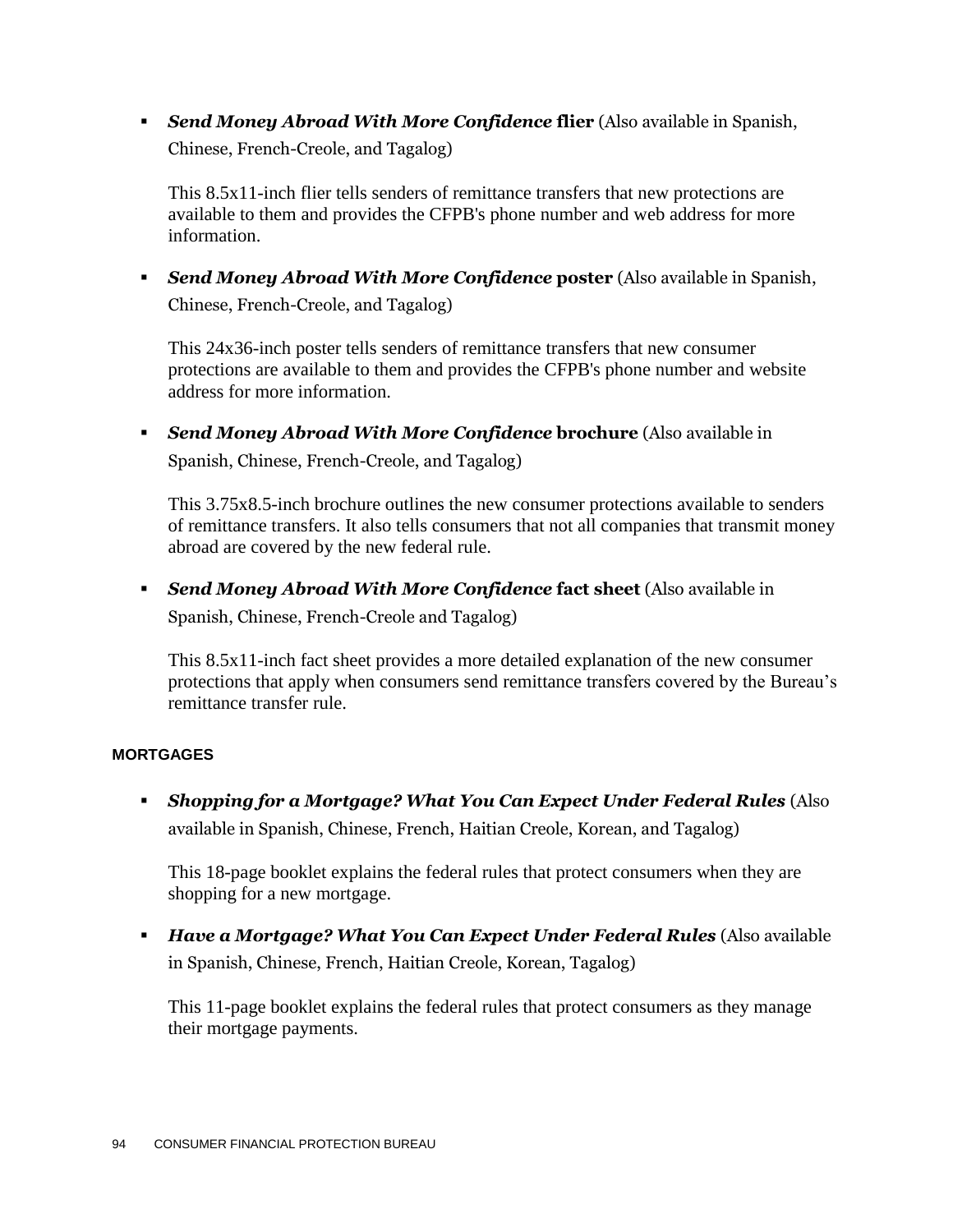- ***Send Money Abroad With More Confidence* flier** (Also available in Spanish, Chinese, French-Creole, and Tagalog)

  This 8.5x11-inch flier tells senders of remittance transfers that new protections are available to them and provides the CFPB's phone number and web address for more information.

- ***Send Money Abroad With More Confidence* poster** (Also available in Spanish, Chinese, French-Creole, and Tagalog)

  This 24x36-inch poster tells senders of remittance transfers that new consumer protections are available to them and provides the CFPB's phone number and website address for more information.

- ***Send Money Abroad With More Confidence* brochure** (Also available in Spanish, Chinese, French-Creole, and Tagalog)

  This 3.75x8.5-inch brochure outlines the new consumer protections available to senders of remittance transfers. It also tells consumers that not all companies that transmit money abroad are covered by the new federal rule.

- ***Send Money Abroad With More Confidence* fact sheet** (Also available in Spanish, Chinese, French-Creole and Tagalog)

  This 8.5x11-inch fact sheet provides a more detailed explanation of the new consumer protections that apply when consumers send remittance transfers covered by the Bureau's remittance transfer rule.

#### MORTGAGES

- ***Shopping for a Mortgage? What You Can Expect Under Federal Rules*** (Also available in Spanish, Chinese, French, Haitian Creole, Korean, and Tagalog)

  This 18-page booklet explains the federal rules that protect consumers when they are shopping for a new mortgage.

- ***Have a Mortgage? What You Can Expect Under Federal Rules*** (Also available in Spanish, Chinese, French, Haitian Creole, Korean, Tagalog)

  This 11-page booklet explains the federal rules that protect consumers as they manage their mortgage payments.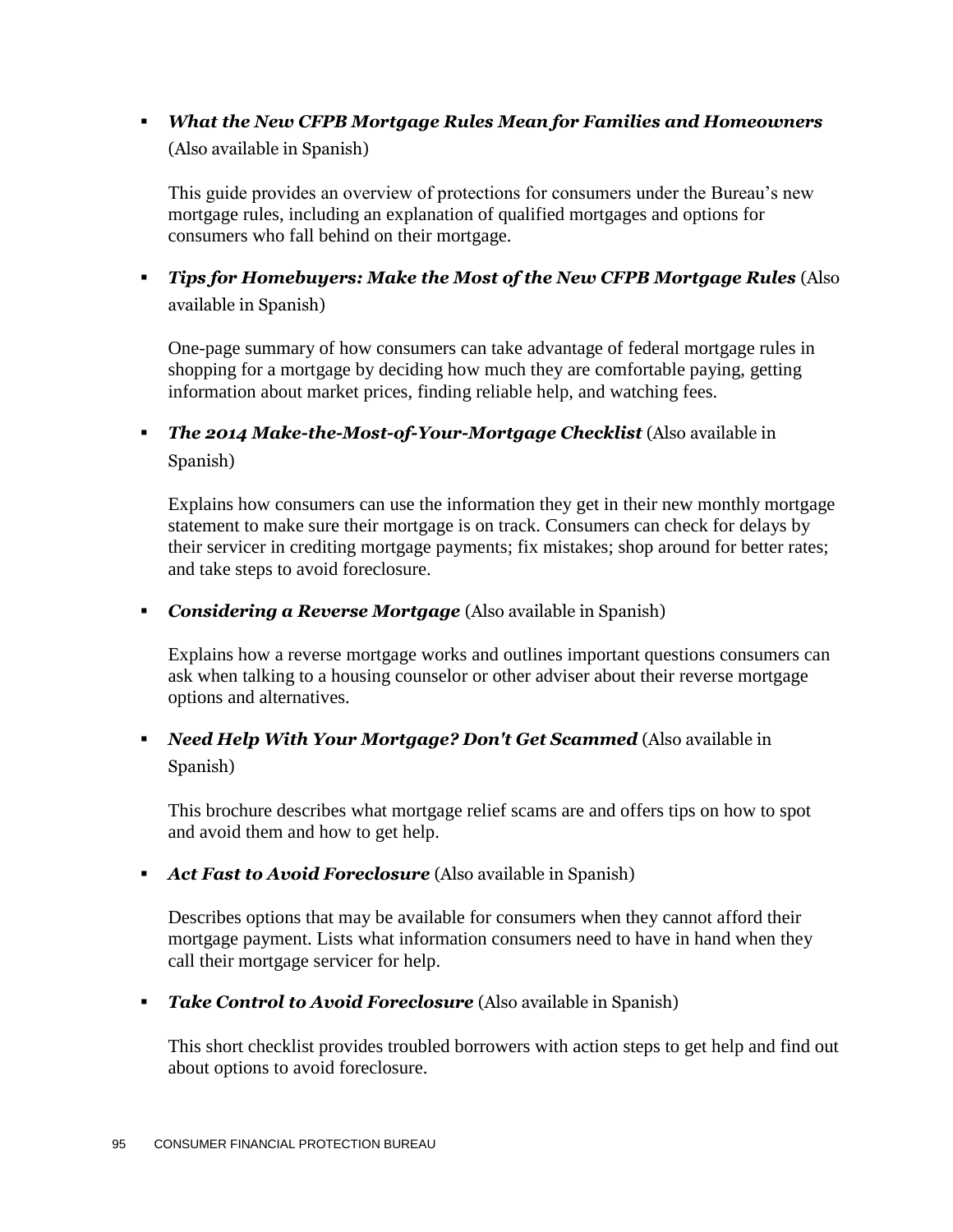- ***What the New CFPB Mortgage Rules Mean for Families and Homeowners*** (Also available in Spanish)

  This guide provides an overview of protections for consumers under the Bureau's new mortgage rules, including an explanation of qualified mortgages and options for consumers who fall behind on their mortgage.

- ***Tips for Homebuyers: Make the Most of the New CFPB Mortgage Rules*** (Also available in Spanish)

  One-page summary of how consumers can take advantage of federal mortgage rules in shopping for a mortgage by deciding how much they are comfortable paying, getting information about market prices, finding reliable help, and watching fees.

- ***The 2014 Make-the-Most-of-Your-Mortgage Checklist*** (Also available in Spanish)

  Explains how consumers can use the information they get in their new monthly mortgage statement to make sure their mortgage is on track. Consumers can check for delays by their servicer in crediting mortgage payments; fix mistakes; shop around for better rates; and take steps to avoid foreclosure.

- ***Considering a Reverse Mortgage*** (Also available in Spanish)

  Explains how a reverse mortgage works and outlines important questions consumers can ask when talking to a housing counselor or other adviser about their reverse mortgage options and alternatives.

- ***Need Help With Your Mortgage? Don't Get Scammed*** (Also available in Spanish)

  This brochure describes what mortgage relief scams are and offers tips on how to spot and avoid them and how to get help.

- ***Act Fast to Avoid Foreclosure*** (Also available in Spanish)

  Describes options that may be available for consumers when they cannot afford their mortgage payment. Lists what information consumers need to have in hand when they call their mortgage servicer for help.

- ***Take Control to Avoid Foreclosure*** (Also available in Spanish)

  This short checklist provides troubled borrowers with action steps to get help and find out about options to avoid foreclosure.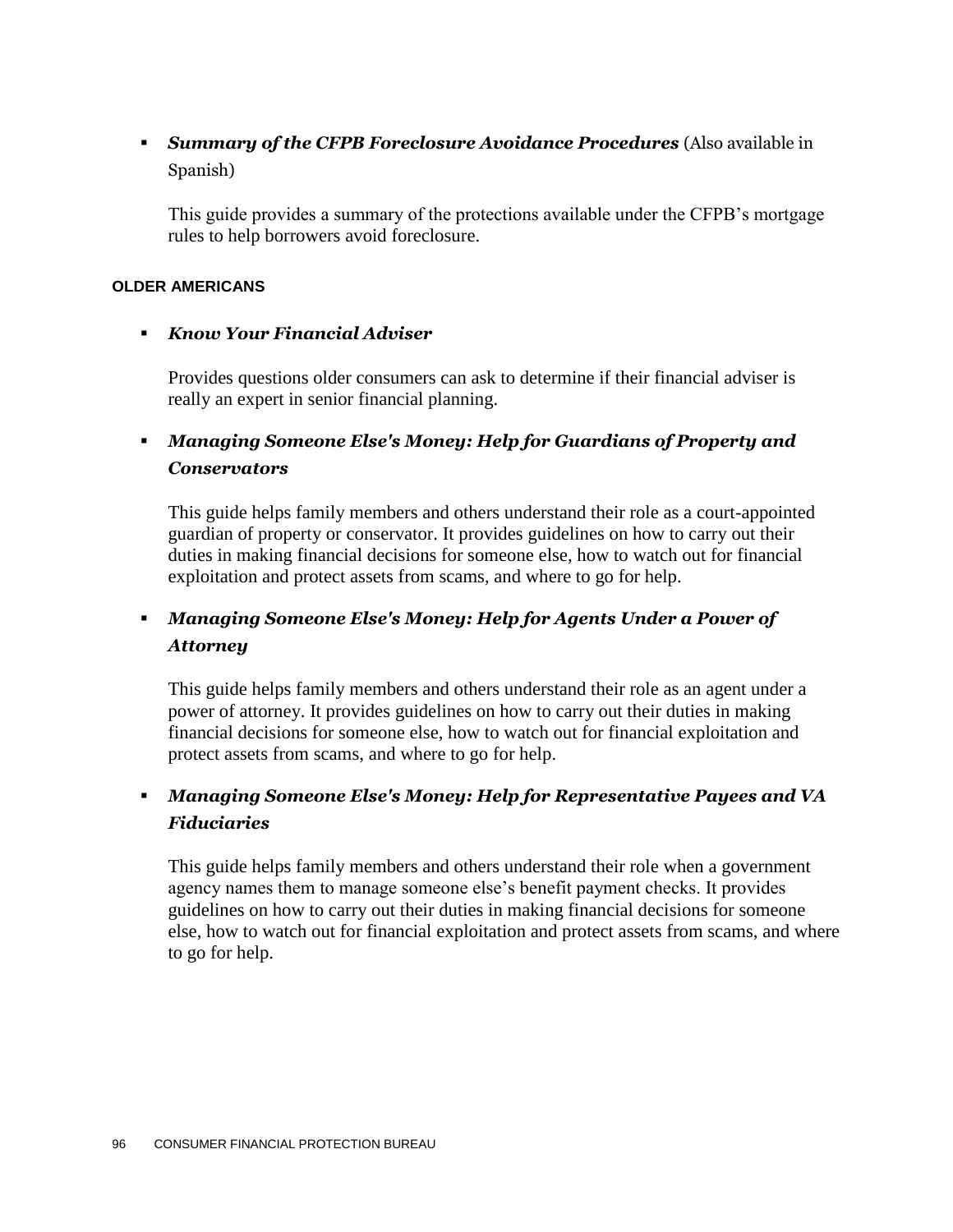- ***Summary of the CFPB Foreclosure Avoidance Procedures*** (Also available in Spanish)

  This guide provides a summary of the protections available under the CFPB's mortgage rules to help borrowers avoid foreclosure.

#### OLDER AMERICANS

- ***Know Your Financial Adviser***

  Provides questions older consumers can ask to determine if their financial adviser is really an expert in senior financial planning.

- ***Managing Someone Else's Money: Help for Guardians of Property and Conservators***

  This guide helps family members and others understand their role as a court-appointed guardian of property or conservator. It provides guidelines on how to carry out their duties in making financial decisions for someone else, how to watch out for financial exploitation and protect assets from scams, and where to go for help.

- ***Managing Someone Else's Money: Help for Agents Under a Power of Attorney***

  This guide helps family members and others understand their role as an agent under a power of attorney. It provides guidelines on how to carry out their duties in making financial decisions for someone else, how to watch out for financial exploitation and protect assets from scams, and where to go for help.

- ***Managing Someone Else's Money: Help for Representative Payees and VA Fiduciaries***

  This guide helps family members and others understand their role when a government agency names them to manage someone else's benefit payment checks. It provides guidelines on how to carry out their duties in making financial decisions for someone else, how to watch out for financial exploitation and protect assets from scams, and where to go for help.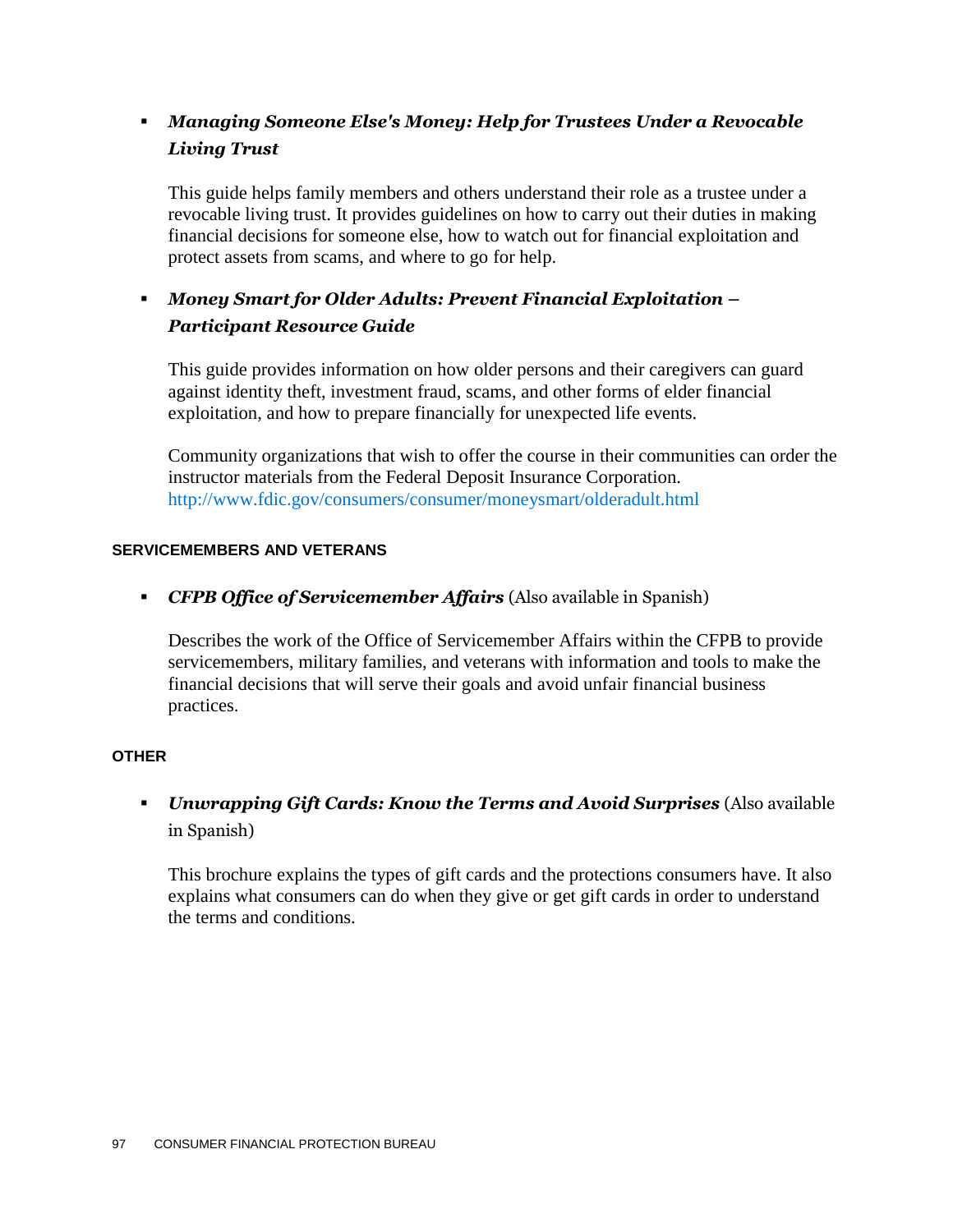- ***Managing Someone Else's Money: Help for Trustees Under a Revocable Living Trust***

  This guide helps family members and others understand their role as a trustee under a revocable living trust. It provides guidelines on how to carry out their duties in making financial decisions for someone else, how to watch out for financial exploitation and protect assets from scams, and where to go for help.

- ***Money Smart for Older Adults: Prevent Financial Exploitation – Participant Resource Guide***

  This guide provides information on how older persons and their caregivers can guard against identity theft, investment fraud, scams, and other forms of elder financial exploitation, and how to prepare financially for unexpected life events.

  Community organizations that wish to offer the course in their communities can order the instructor materials from the Federal Deposit Insurance Corporation. http://www.fdic.gov/consumers/consumer/moneysmart/olderadult.html

#### SERVICEMEMBERS AND VETERANS

- ***CFPB Office of Servicemember Affairs*** (Also available in Spanish)

  Describes the work of the Office of Servicemember Affairs within the CFPB to provide servicemembers, military families, and veterans with information and tools to make the financial decisions that will serve their goals and avoid unfair financial business practices.

#### OTHER

- ***Unwrapping Gift Cards: Know the Terms and Avoid Surprises*** (Also available in Spanish)

  This brochure explains the types of gift cards and the protections consumers have. It also explains what consumers can do when they give or get gift cards in order to understand the terms and conditions.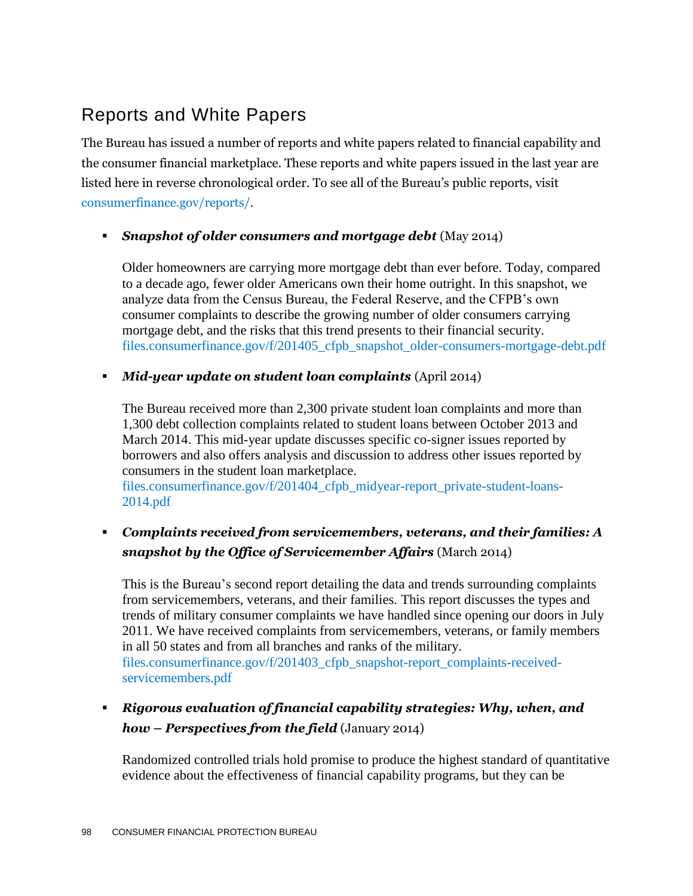## Reports and White Papers

The Bureau has issued a number of reports and white papers related to financial capability and the consumer financial marketplace. These reports and white papers issued in the last year are listed here in reverse chronological order. To see all of the Bureau's public reports, visit consumerfinance.gov/reports/.

- ***Snapshot of older consumers and mortgage debt*** (May 2014)

  Older homeowners are carrying more mortgage debt than ever before. Today, compared to a decade ago, fewer older Americans own their home outright. In this snapshot, we analyze data from the Census Bureau, the Federal Reserve, and the CFPB's own consumer complaints to describe the growing number of older consumers carrying mortgage debt, and the risks that this trend presents to their financial security. files.consumerfinance.gov/f/201405_cfpb_snapshot_older-consumers-mortgage-debt.pdf

- ***Mid-year update on student loan complaints*** (April 2014)

  The Bureau received more than 2,300 private student loan complaints and more than 1,300 debt collection complaints related to student loans between October 2013 and March 2014. This mid-year update discusses specific co-signer issues reported by borrowers and also offers analysis and discussion to address other issues reported by consumers in the student loan marketplace. files.consumerfinance.gov/f/201404_cfpb_midyear-report_private-student-loans-2014.pdf

- ***Complaints received from servicemembers, veterans, and their families: A snapshot by the Office of Servicemember Affairs*** (March 2014)

  This is the Bureau's second report detailing the data and trends surrounding complaints from servicemembers, veterans, and their families. This report discusses the types and trends of military consumer complaints we have handled since opening our doors in July 2011. We have received complaints from servicemembers, veterans, or family members in all 50 states and from all branches and ranks of the military. files.consumerfinance.gov/f/201403_cfpb_snapshot-report_complaints-received-servicemembers.pdf

- ***Rigorous evaluation of financial capability strategies: Why, when, and how – Perspectives from the field*** (January 2014)

  Randomized controlled trials hold promise to produce the highest standard of quantitative evidence about the effectiveness of financial capability programs, but they can be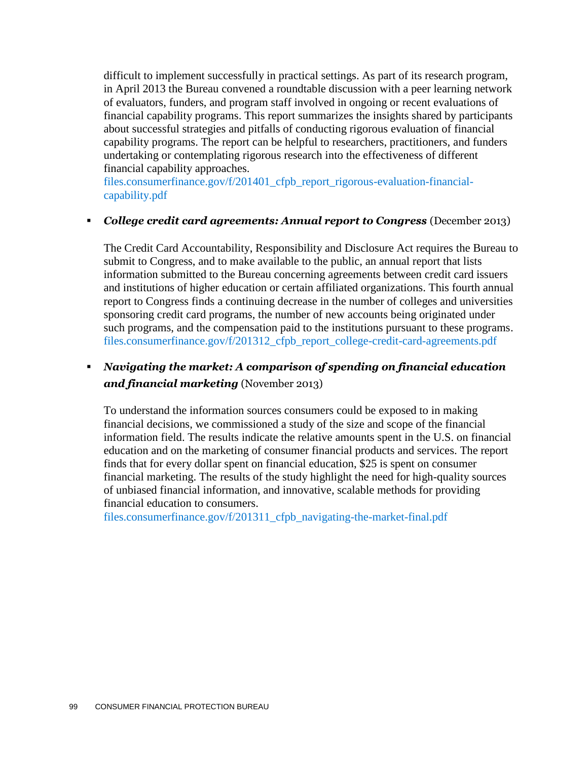difficult to implement successfully in practical settings. As part of its research program, in April 2013 the Bureau convened a roundtable discussion with a peer learning network of evaluators, funders, and program staff involved in ongoing or recent evaluations of financial capability programs. This report summarizes the insights shared by participants about successful strategies and pitfalls of conducting rigorous evaluation of financial capability programs. The report can be helpful to researchers, practitioners, and funders undertaking or contemplating rigorous research into the effectiveness of different financial capability approaches.
files.consumerfinance.gov/f/201401_cfpb_report_rigorous-evaluation-financial-capability.pdf

- ***College credit card agreements: Annual report to Congress*** (December 2013)

  The Credit Card Accountability, Responsibility and Disclosure Act requires the Bureau to submit to Congress, and to make available to the public, an annual report that lists information submitted to the Bureau concerning agreements between credit card issuers and institutions of higher education or certain affiliated organizations. This fourth annual report to Congress finds a continuing decrease in the number of colleges and universities sponsoring credit card programs, the number of new accounts being originated under such programs, and the compensation paid to the institutions pursuant to these programs.
  files.consumerfinance.gov/f/201312_cfpb_report_college-credit-card-agreements.pdf

- ***Navigating the market: A comparison of spending on financial education and financial marketing*** (November 2013)

  To understand the information sources consumers could be exposed to in making financial decisions, we commissioned a study of the size and scope of the financial information field. The results indicate the relative amounts spent in the U.S. on financial education and on the marketing of consumer financial products and services. The report finds that for every dollar spent on financial education, $25 is spent on consumer financial marketing. The results of the study highlight the need for high-quality sources of unbiased financial information, and innovative, scalable methods for providing financial education to consumers.
  files.consumerfinance.gov/f/201311_cfpb_navigating-the-market-final.pdf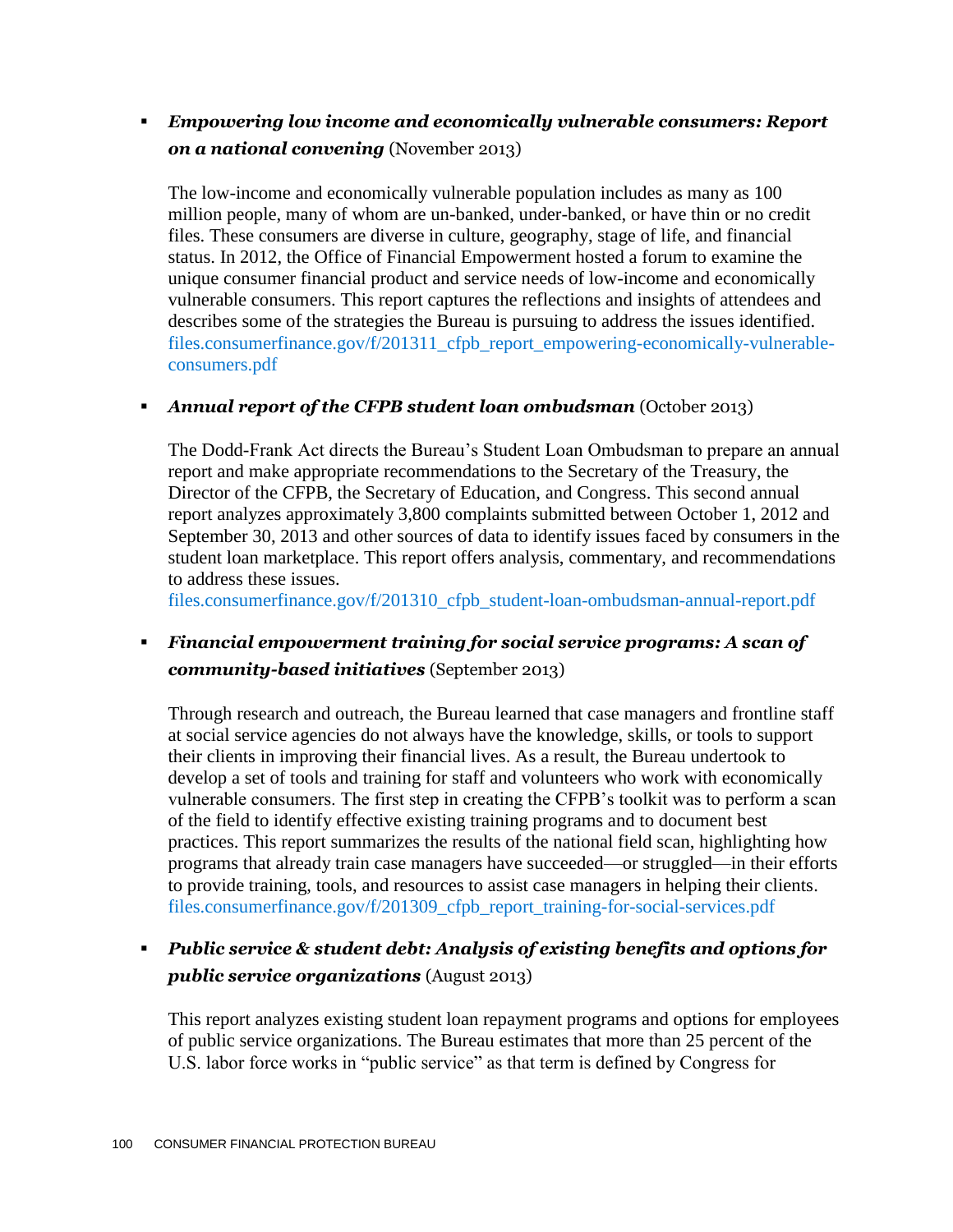- ***Empowering low income and economically vulnerable consumers: Report on a national convening*** (November 2013)

  The low-income and economically vulnerable population includes as many as 100 million people, many of whom are un-banked, under-banked, or have thin or no credit files. These consumers are diverse in culture, geography, stage of life, and financial status. In 2012, the Office of Financial Empowerment hosted a forum to examine the unique consumer financial product and service needs of low-income and economically vulnerable consumers. This report captures the reflections and insights of attendees and describes some of the strategies the Bureau is pursuing to address the issues identified. files.consumerfinance.gov/f/201311_cfpb_report_empowering-economically-vulnerable-consumers.pdf

- ***Annual report of the CFPB student loan ombudsman*** (October 2013)

  The Dodd-Frank Act directs the Bureau's Student Loan Ombudsman to prepare an annual report and make appropriate recommendations to the Secretary of the Treasury, the Director of the CFPB, the Secretary of Education, and Congress. This second annual report analyzes approximately 3,800 complaints submitted between October 1, 2012 and September 30, 2013 and other sources of data to identify issues faced by consumers in the student loan marketplace. This report offers analysis, commentary, and recommendations to address these issues.
  files.consumerfinance.gov/f/201310_cfpb_student-loan-ombudsman-annual-report.pdf

- ***Financial empowerment training for social service programs: A scan of community-based initiatives*** (September 2013)

  Through research and outreach, the Bureau learned that case managers and frontline staff at social service agencies do not always have the knowledge, skills, or tools to support their clients in improving their financial lives. As a result, the Bureau undertook to develop a set of tools and training for staff and volunteers who work with economically vulnerable consumers. The first step in creating the CFPB's toolkit was to perform a scan of the field to identify effective existing training programs and to document best practices. This report summarizes the results of the national field scan, highlighting how programs that already train case managers have succeeded—or struggled—in their efforts to provide training, tools, and resources to assist case managers in helping their clients. files.consumerfinance.gov/f/201309_cfpb_report_training-for-social-services.pdf

- ***Public service & student debt: Analysis of existing benefits and options for public service organizations*** (August 2013)

  This report analyzes existing student loan repayment programs and options for employees of public service organizations. The Bureau estimates that more than 25 percent of the U.S. labor force works in "public service" as that term is defined by Congress for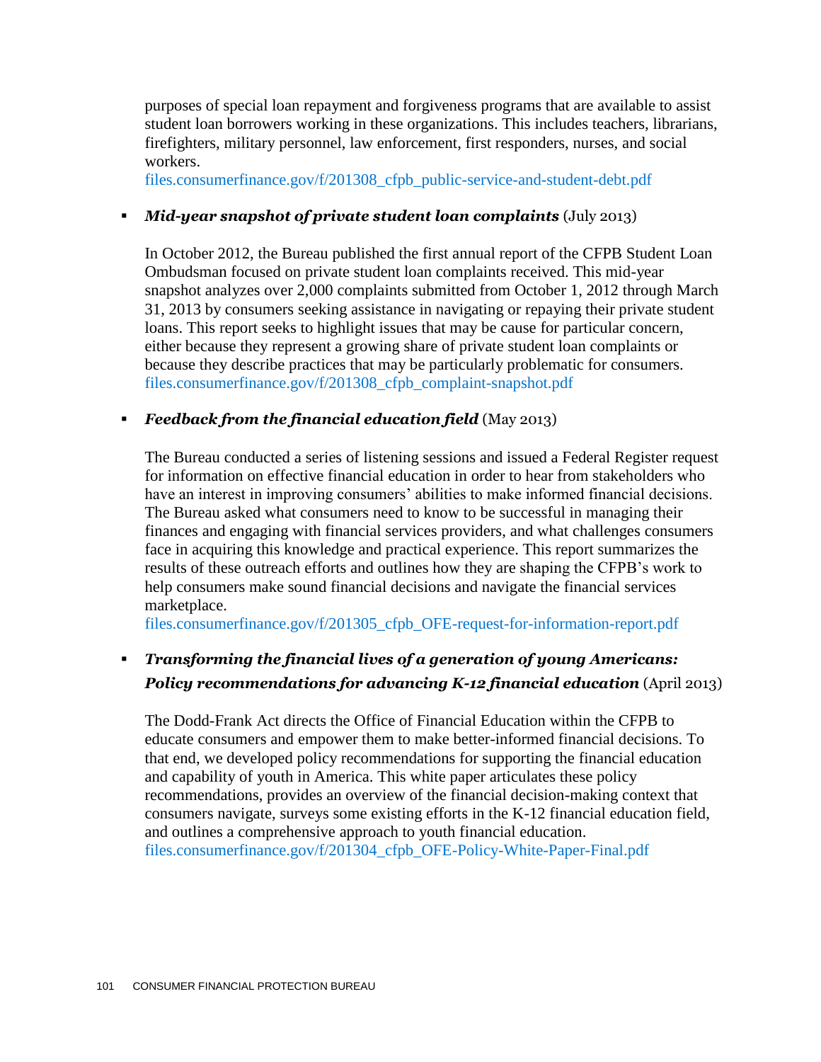purposes of special loan repayment and forgiveness programs that are available to assist student loan borrowers working in these organizations. This includes teachers, librarians, firefighters, military personnel, law enforcement, first responders, nurses, and social workers.
files.consumerfinance.gov/f/201308_cfpb_public-service-and-student-debt.pdf

- ***Mid-year snapshot of private student loan complaints*** (July 2013)

  In October 2012, the Bureau published the first annual report of the CFPB Student Loan Ombudsman focused on private student loan complaints received. This mid-year snapshot analyzes over 2,000 complaints submitted from October 1, 2012 through March 31, 2013 by consumers seeking assistance in navigating or repaying their private student loans. This report seeks to highlight issues that may be cause for particular concern, either because they represent a growing share of private student loan complaints or because they describe practices that may be particularly problematic for consumers.
  files.consumerfinance.gov/f/201308_cfpb_complaint-snapshot.pdf

- ***Feedback from the financial education field*** (May 2013)

  The Bureau conducted a series of listening sessions and issued a Federal Register request for information on effective financial education in order to hear from stakeholders who have an interest in improving consumers' abilities to make informed financial decisions. The Bureau asked what consumers need to know to be successful in managing their finances and engaging with financial services providers, and what challenges consumers face in acquiring this knowledge and practical experience. This report summarizes the results of these outreach efforts and outlines how they are shaping the CFPB's work to help consumers make sound financial decisions and navigate the financial services marketplace.
  files.consumerfinance.gov/f/201305_cfpb_OFE-request-for-information-report.pdf

- ***Transforming the financial lives of a generation of young Americans: Policy recommendations for advancing K-12 financial education*** (April 2013)

  The Dodd-Frank Act directs the Office of Financial Education within the CFPB to educate consumers and empower them to make better-informed financial decisions. To that end, we developed policy recommendations for supporting the financial education and capability of youth in America. This white paper articulates these policy recommendations, provides an overview of the financial decision-making context that consumers navigate, surveys some existing efforts in the K-12 financial education field, and outlines a comprehensive approach to youth financial education.
  files.consumerfinance.gov/f/201304_cfpb_OFE-Policy-White-Paper-Final.pdf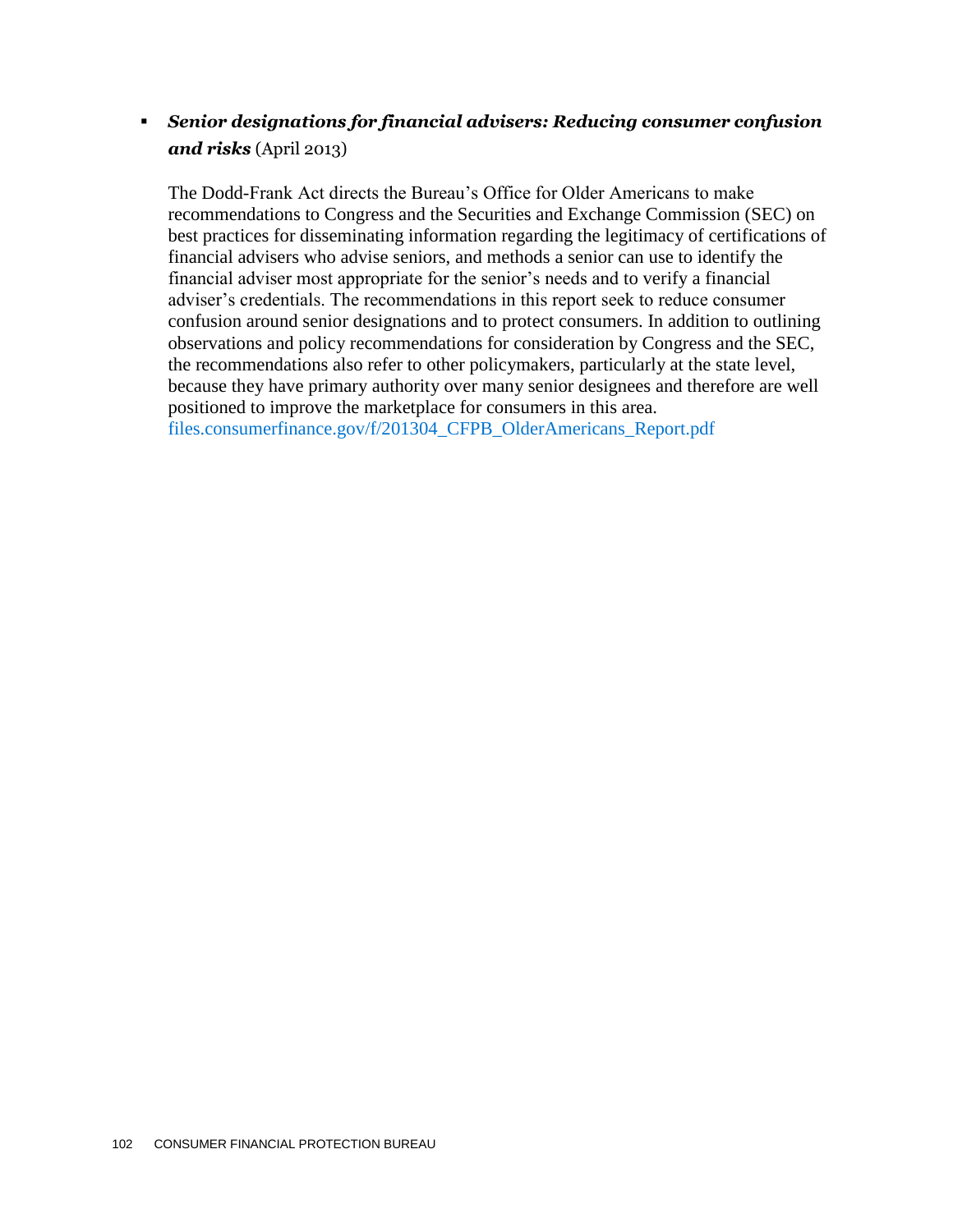- ***Senior designations for financial advisers: Reducing consumer confusion and risks*** (April 2013)

  The Dodd-Frank Act directs the Bureau's Office for Older Americans to make recommendations to Congress and the Securities and Exchange Commission (SEC) on best practices for disseminating information regarding the legitimacy of certifications of financial advisers who advise seniors, and methods a senior can use to identify the financial adviser most appropriate for the senior's needs and to verify a financial adviser's credentials. The recommendations in this report seek to reduce consumer confusion around senior designations and to protect consumers. In addition to outlining observations and policy recommendations for consideration by Congress and the SEC, the recommendations also refer to other policymakers, particularly at the state level, because they have primary authority over many senior designees and therefore are well positioned to improve the marketplace for consumers in this area. files.consumerfinance.gov/f/201304_CFPB_OlderAmericans_Report.pdf